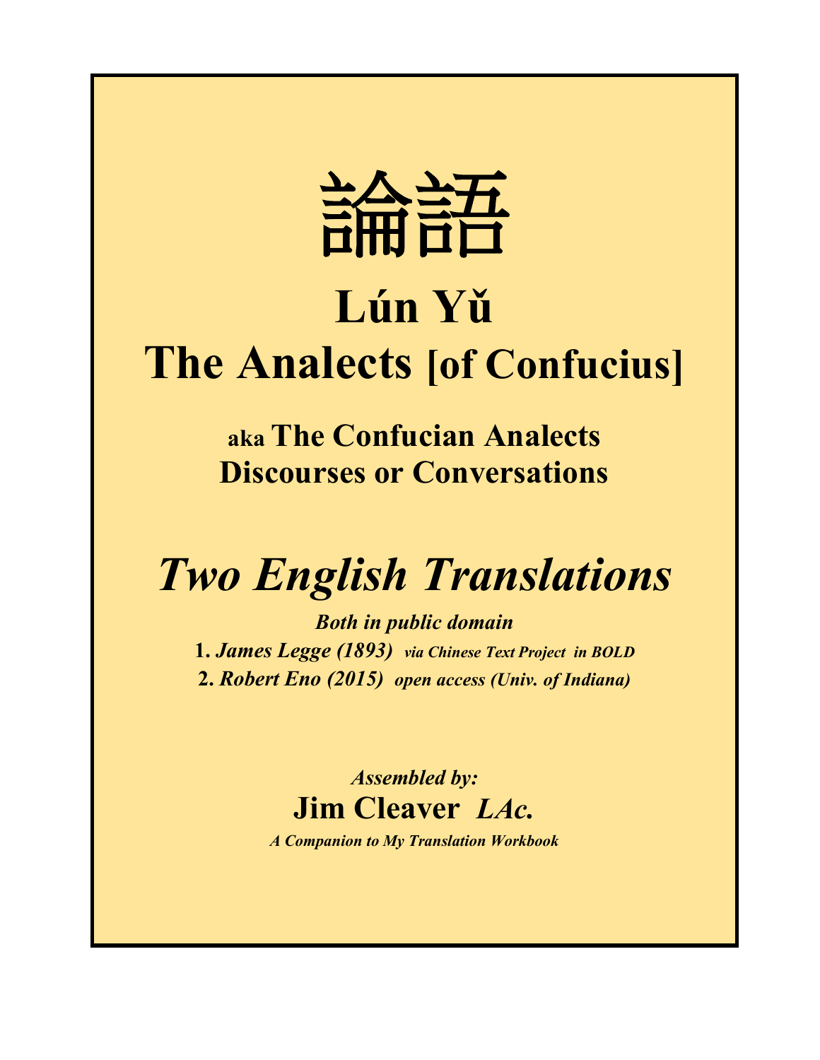# 論語

# Lún Yǔ

# The Analects [of Confucius]

## aka The Confucian Analects Discourses or Conversations

## *Two English Translations*

***Both in public domain***

**1.** ***James Legge (1893)*** ***via Chinese Text Project in BOLD***

**2.** ***Robert Eno (2015)*** ***open access (Univ. of Indiana)***

***Assembled by:***

**Jim Cleaver** ***LAc.***

***A Companion to My Translation Workbook***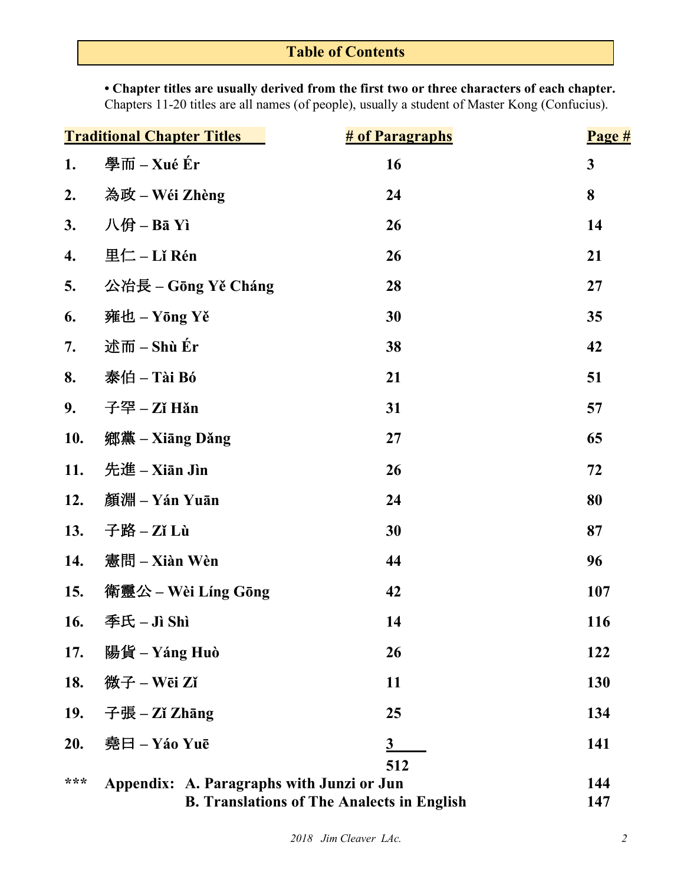# Table of Contents

**• Chapter titles are usually derived from the first two or three characters of each chapter.**
Chapters 11-20 titles are all names (of people), usually a student of Master Kong (Confucius).

| | Traditional Chapter Titles | # of Paragraphs | Page # |
|---|---|---|---|
| **1.** | **學而 – Xué Ér** | **16** | **3** |
| **2.** | **為政 – Wéi Zhèng** | **24** | **8** |
| **3.** | **八佾 – Bā Yì** | **26** | **14** |
| **4.** | **里仁 – Lǐ Rén** | **26** | **21** |
| **5.** | **公冶長 – Gōng Yě Cháng** | **28** | **27** |
| **6.** | **雍也 – Yōng Yě** | **30** | **35** |
| **7.** | **述而 – Shù Ér** | **38** | **42** |
| **8.** | **泰伯 – Tài Bó** | **21** | **51** |
| **9.** | **子罕 – Zǐ Hǎn** | **31** | **57** |
| **10.** | **鄉黨 – Xiāng Dǎng** | **27** | **65** |
| **11.** | **先進 – Xiān Jìn** | **26** | **72** |
| **12.** | **顏淵 – Yán Yuān** | **24** | **80** |
| **13.** | **子路 – Zǐ Lù** | **30** | **87** |
| **14.** | **憲問 – Xiàn Wèn** | **44** | **96** |
| **15.** | **衛靈公 – Wèi Líng Gōng** | **42** | **107** |
| **16.** | **季氏 – Jì Shì** | **14** | **116** |
| **17.** | **陽貨 – Yáng Huò** | **26** | **122** |
| **18.** | **微子 – Wēi Zǐ** | **11** | **130** |
| **19.** | **子張 – Zǐ Zhāng** | **25** | **134** |
| **20.** | **堯曰 – Yáo Yuē** | **3** | **141** |
| | | **512** | |
| **\*\*\*** | **Appendix: A. Paragraphs with Junzi or Jun** | | **144** |
| | **B. Translations of The Analects in English** | | **147** |

*2018 Jim Cleaver LAc.*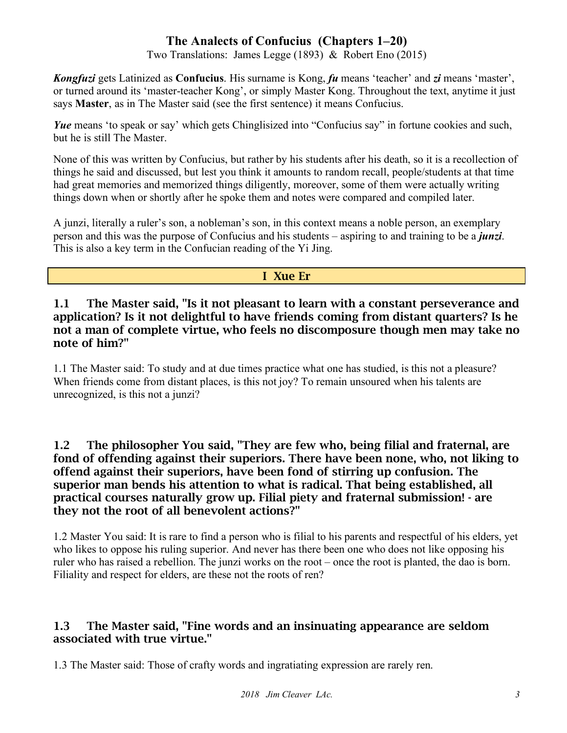# The Analects of Confucius (Chapters 1–20)

Two Translations: James Legge (1893) & Robert Eno (2015)

***Kongfuzi*** gets Latinized as **Confucius**. His surname is Kong, ***fu*** means 'teacher' and ***zi*** means 'master', or turned around its 'master-teacher Kong', or simply Master Kong. Throughout the text, anytime it just says **Master**, as in The Master said (see the first sentence) it means Confucius.

***Yue*** means 'to speak or say' which gets Chinglisized into "Confucius say" in fortune cookies and such, but he is still The Master.

None of this was written by Confucius, but rather by his students after his death, so it is a recollection of things he said and discussed, but lest you think it amounts to random recall, people/students at that time had great memories and memorized things diligently, moreover, some of them were actually writing things down when or shortly after he spoke them and notes were compared and compiled later.

A junzi, literally a ruler's son, a nobleman's son, in this context means a noble person, an exemplary person and this was the purpose of Confucius and his students – aspiring to and training to be a ***junzi***. This is also a key term in the Confucian reading of the Yi Jing.

## I Xue Er

### 1.1 The Master said, "Is it not pleasant to learn with a constant perseverance and application? Is it not delightful to have friends coming from distant quarters? Is he not a man of complete virtue, who feels no discomposure though men may take no note of him?"

1.1 The Master said: To study and at due times practice what one has studied, is this not a pleasure? When friends come from distant places, is this not joy? To remain unsoured when his talents are unrecognized, is this not a junzi?

### 1.2 The philosopher You said, "They are few who, being filial and fraternal, are fond of offending against their superiors. There have been none, who, not liking to offend against their superiors, have been fond of stirring up confusion. The superior man bends his attention to what is radical. That being established, all practical courses naturally grow up. Filial piety and fraternal submission! - are they not the root of all benevolent actions?"

1.2 Master You said: It is rare to find a person who is filial to his parents and respectful of his elders, yet who likes to oppose his ruling superior. And never has there been one who does not like opposing his ruler who has raised a rebellion. The junzi works on the root – once the root is planted, the dao is born. Filiality and respect for elders, are these not the roots of ren?

### 1.3 The Master said, "Fine words and an insinuating appearance are seldom associated with true virtue."

1.3 The Master said: Those of crafty words and ingratiating expression are rarely ren.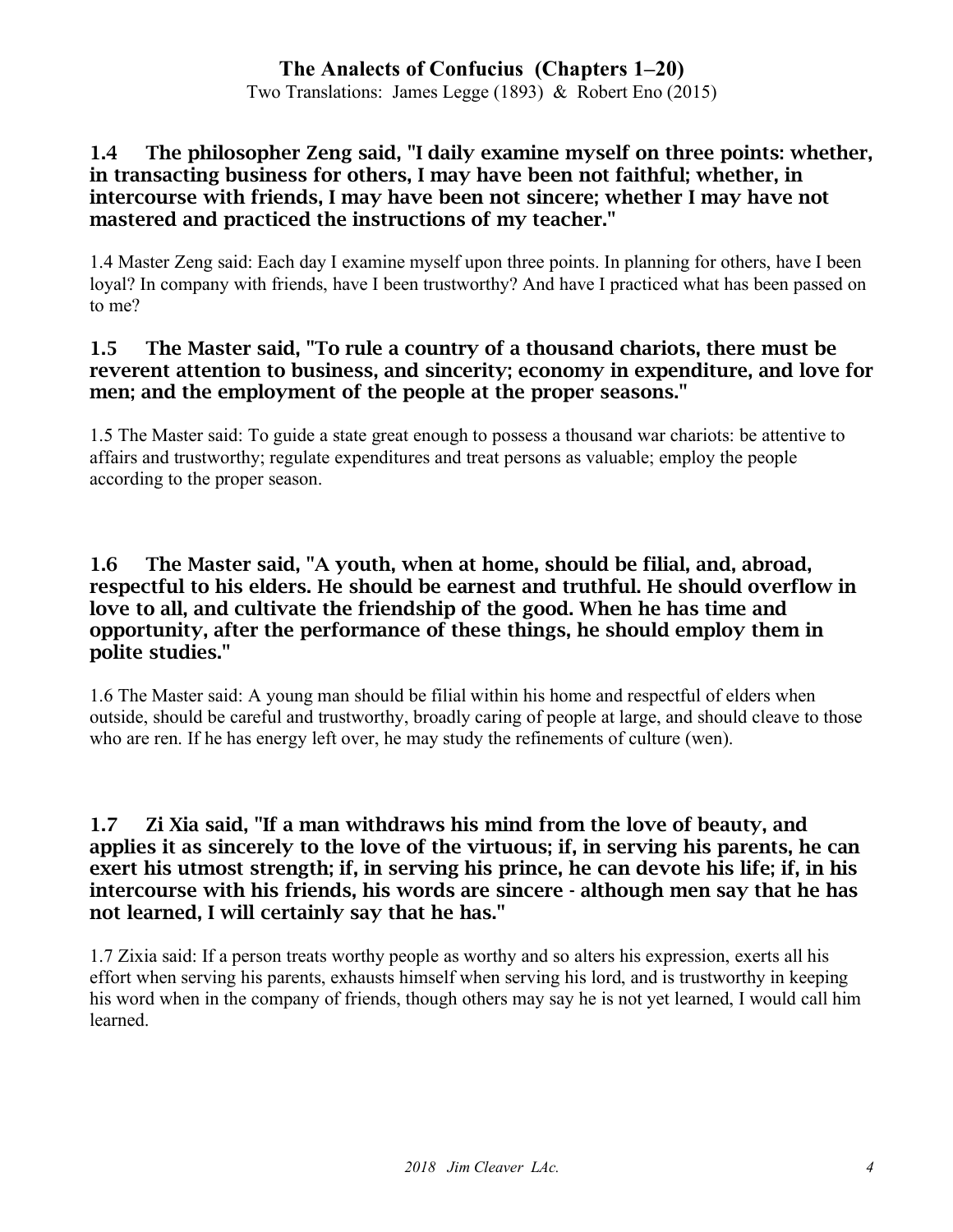### 1.4 The philosopher Zeng said, "I daily examine myself on three points: whether, in transacting business for others, I may have been not faithful; whether, in intercourse with friends, I may have been not sincere; whether I may have not mastered and practiced the instructions of my teacher."

1.4 Master Zeng said: Each day I examine myself upon three points. In planning for others, have I been loyal? In company with friends, have I been trustworthy? And have I practiced what has been passed on to me?

### 1.5 The Master said, "To rule a country of a thousand chariots, there must be reverent attention to business, and sincerity; economy in expenditure, and love for men; and the employment of the people at the proper seasons."

1.5 The Master said: To guide a state great enough to possess a thousand war chariots: be attentive to affairs and trustworthy; regulate expenditures and treat persons as valuable; employ the people according to the proper season.

### 1.6 The Master said, "A youth, when at home, should be filial, and, abroad, respectful to his elders. He should be earnest and truthful. He should overflow in love to all, and cultivate the friendship of the good. When he has time and opportunity, after the performance of these things, he should employ them in polite studies."

1.6 The Master said: A young man should be filial within his home and respectful of elders when outside, should be careful and trustworthy, broadly caring of people at large, and should cleave to those who are ren. If he has energy left over, he may study the refinements of culture (wen).

### 1.7 Zi Xia said, "If a man withdraws his mind from the love of beauty, and applies it as sincerely to the love of the virtuous; if, in serving his parents, he can exert his utmost strength; if, in serving his prince, he can devote his life; if, in his intercourse with his friends, his words are sincere - although men say that he has not learned, I will certainly say that he has."

1.7 Zixia said: If a person treats worthy people as worthy and so alters his expression, exerts all his effort when serving his parents, exhausts himself when serving his lord, and is trustworthy in keeping his word when in the company of friends, though others may say he is not yet learned, I would call him learned.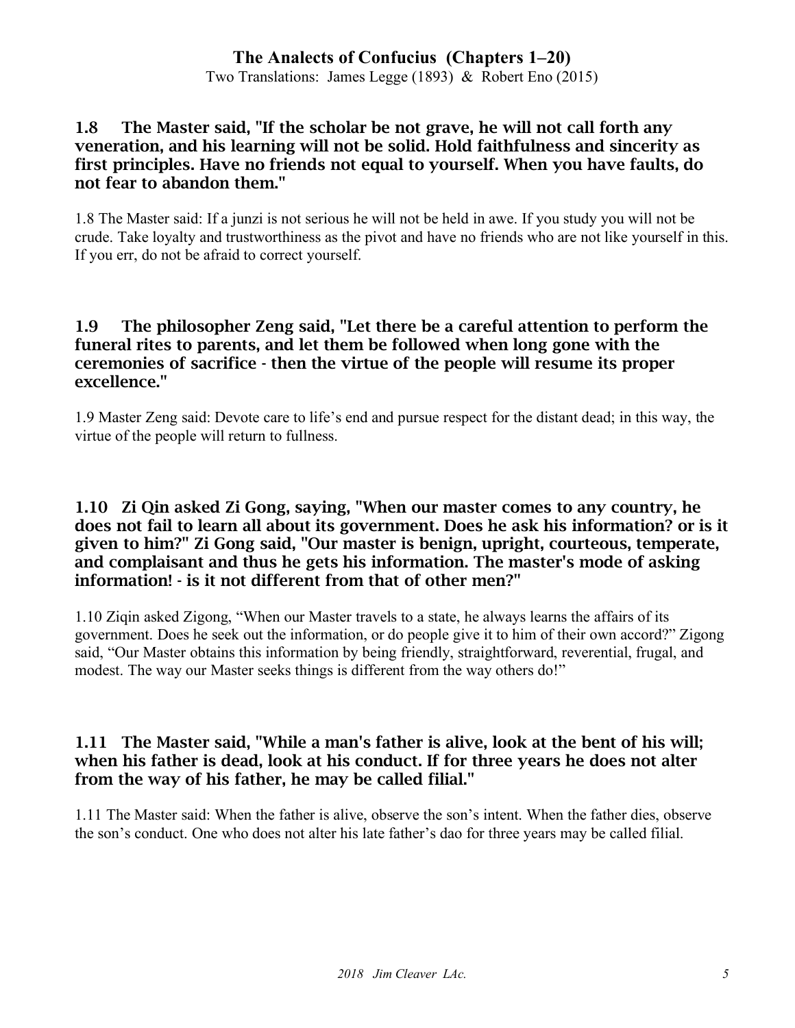**1.8 The Master said, "If the scholar be not grave, he will not call forth any veneration, and his learning will not be solid. Hold faithfulness and sincerity as first principles. Have no friends not equal to yourself. When you have faults, do not fear to abandon them."**

1.8 The Master said: If a junzi is not serious he will not be held in awe. If you study you will not be crude. Take loyalty and trustworthiness as the pivot and have no friends who are not like yourself in this. If you err, do not be afraid to correct yourself.

**1.9 The philosopher Zeng said, "Let there be a careful attention to perform the funeral rites to parents, and let them be followed when long gone with the ceremonies of sacrifice - then the virtue of the people will resume its proper excellence."**

1.9 Master Zeng said: Devote care to life's end and pursue respect for the distant dead; in this way, the virtue of the people will return to fullness.

**1.10 Zi Qin asked Zi Gong, saying, "When our master comes to any country, he does not fail to learn all about its government. Does he ask his information? or is it given to him?" Zi Gong said, "Our master is benign, upright, courteous, temperate, and complaisant and thus he gets his information. The master's mode of asking information! - is it not different from that of other men?"**

1.10 Ziqin asked Zigong, "When our Master travels to a state, he always learns the affairs of its government. Does he seek out the information, or do people give it to him of their own accord?" Zigong said, "Our Master obtains this information by being friendly, straightforward, reverential, frugal, and modest. The way our Master seeks things is different from the way others do!"

**1.11 The Master said, "While a man's father is alive, look at the bent of his will; when his father is dead, look at his conduct. If for three years he does not alter from the way of his father, he may be called filial."**

1.11 The Master said: When the father is alive, observe the son's intent. When the father dies, observe the son's conduct. One who does not alter his late father's dao for three years may be called filial.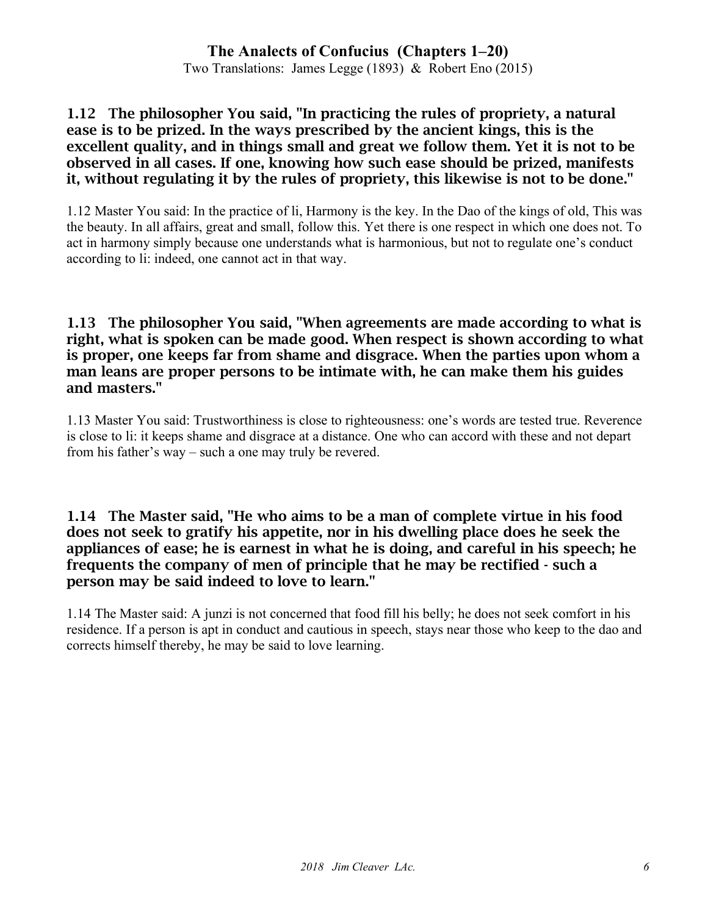**1.12 The philosopher You said, "In practicing the rules of propriety, a natural ease is to be prized. In the ways prescribed by the ancient kings, this is the excellent quality, and in things small and great we follow them. Yet it is not to be observed in all cases. If one, knowing how such ease should be prized, manifests it, without regulating it by the rules of propriety, this likewise is not to be done."**

1.12 Master You said: In the practice of li, Harmony is the key. In the Dao of the kings of old, This was the beauty. In all affairs, great and small, follow this. Yet there is one respect in which one does not. To act in harmony simply because one understands what is harmonious, but not to regulate one's conduct according to li: indeed, one cannot act in that way.

**1.13 The philosopher You said, "When agreements are made according to what is right, what is spoken can be made good. When respect is shown according to what is proper, one keeps far from shame and disgrace. When the parties upon whom a man leans are proper persons to be intimate with, he can make them his guides and masters."**

1.13 Master You said: Trustworthiness is close to righteousness: one's words are tested true. Reverence is close to li: it keeps shame and disgrace at a distance. One who can accord with these and not depart from his father's way – such a one may truly be revered.

**1.14 The Master said, "He who aims to be a man of complete virtue in his food does not seek to gratify his appetite, nor in his dwelling place does he seek the appliances of ease; he is earnest in what he is doing, and careful in his speech; he frequents the company of men of principle that he may be rectified - such a person may be said indeed to love to learn."**

1.14 The Master said: A junzi is not concerned that food fill his belly; he does not seek comfort in his residence. If a person is apt in conduct and cautious in speech, stays near those who keep to the dao and corrects himself thereby, he may be said to love learning.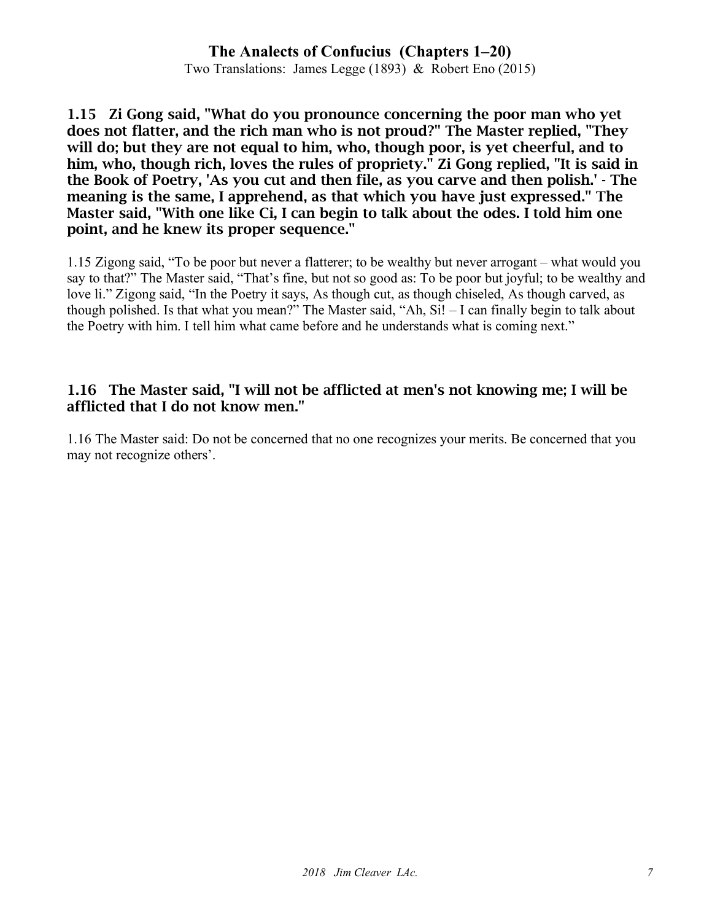**1.15 Zi Gong said, "What do you pronounce concerning the poor man who yet does not flatter, and the rich man who is not proud?" The Master replied, "They will do; but they are not equal to him, who, though poor, is yet cheerful, and to him, who, though rich, loves the rules of propriety." Zi Gong replied, "It is said in the Book of Poetry, 'As you cut and then file, as you carve and then polish.' - The meaning is the same, I apprehend, as that which you have just expressed." The Master said, "With one like Ci, I can begin to talk about the odes. I told him one point, and he knew its proper sequence."**

1.15 Zigong said, "To be poor but never a flatterer; to be wealthy but never arrogant – what would you say to that?" The Master said, "That's fine, but not so good as: To be poor but joyful; to be wealthy and love li." Zigong said, "In the Poetry it says, As though cut, as though chiseled, As though carved, as though polished. Is that what you mean?" The Master said, "Ah, Si! – I can finally begin to talk about the Poetry with him. I tell him what came before and he understands what is coming next."

**1.16 The Master said, "I will not be afflicted at men's not knowing me; I will be afflicted that I do not know men."**

1.16 The Master said: Do not be concerned that no one recognizes your merits. Be concerned that you may not recognize others'.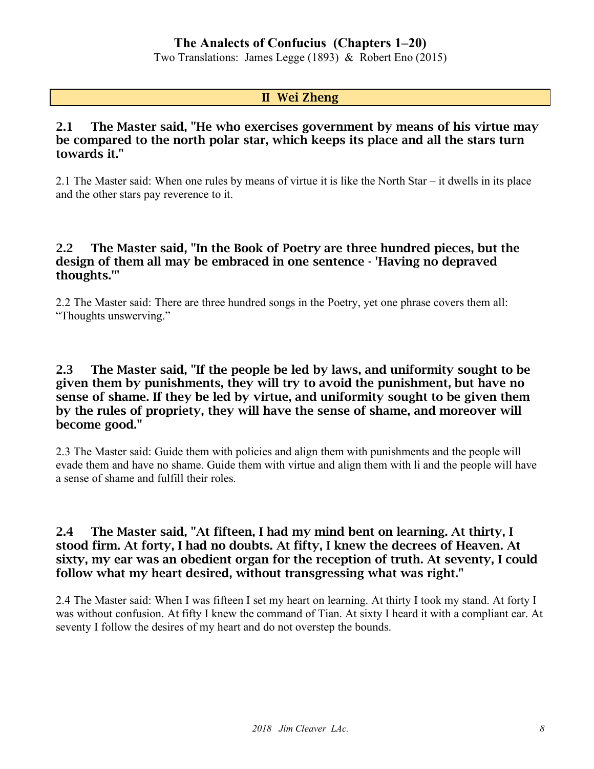## II Wei Zheng

### 2.1 The Master said, "He who exercises government by means of his virtue may be compared to the north polar star, which keeps its place and all the stars turn towards it."

2.1 The Master said: When one rules by means of virtue it is like the North Star – it dwells in its place and the other stars pay reverence to it.

### 2.2 The Master said, "In the Book of Poetry are three hundred pieces, but the design of them all may be embraced in one sentence - 'Having no depraved thoughts.'"

2.2 The Master said: There are three hundred songs in the Poetry, yet one phrase covers them all: "Thoughts unswerving."

### 2.3 The Master said, "If the people be led by laws, and uniformity sought to be given them by punishments, they will try to avoid the punishment, but have no sense of shame. If they be led by virtue, and uniformity sought to be given them by the rules of propriety, they will have the sense of shame, and moreover will become good."

2.3 The Master said: Guide them with policies and align them with punishments and the people will evade them and have no shame. Guide them with virtue and align them with li and the people will have a sense of shame and fulfill their roles.

### 2.4 The Master said, "At fifteen, I had my mind bent on learning. At thirty, I stood firm. At forty, I had no doubts. At fifty, I knew the decrees of Heaven. At sixty, my ear was an obedient organ for the reception of truth. At seventy, I could follow what my heart desired, without transgressing what was right."

2.4 The Master said: When I was fifteen I set my heart on learning. At thirty I took my stand. At forty I was without confusion. At fifty I knew the command of Tian. At sixty I heard it with a compliant ear. At seventy I follow the desires of my heart and do not overstep the bounds.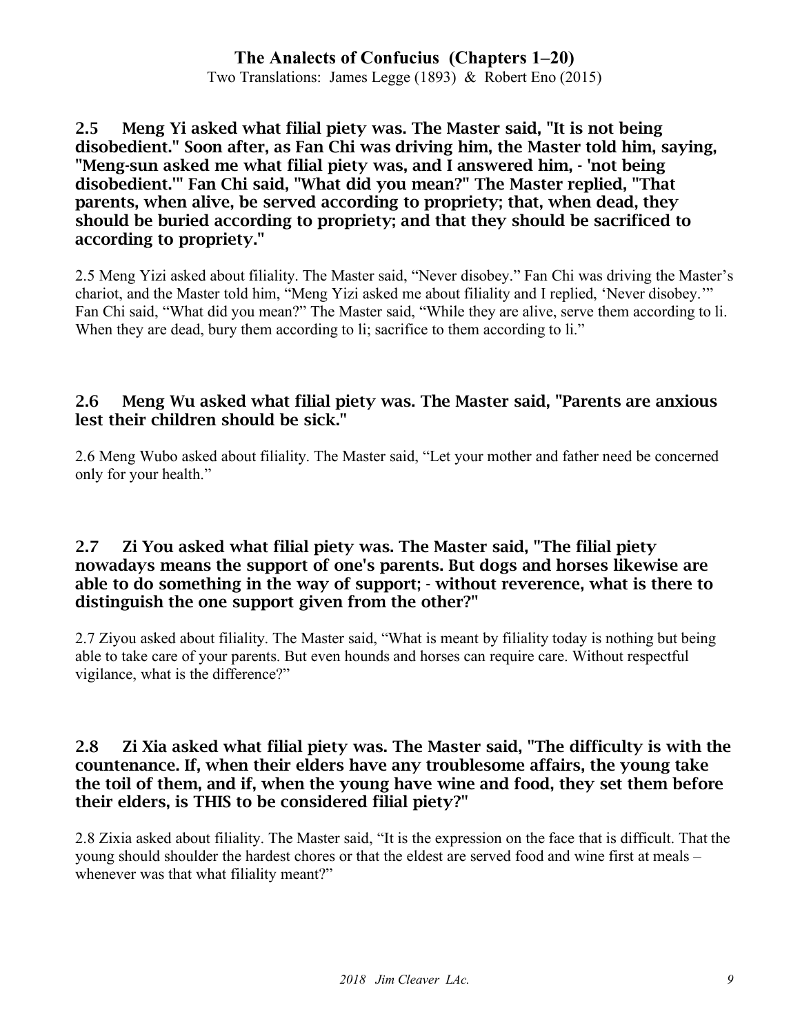**2.5 Meng Yi asked what filial piety was. The Master said, "It is not being disobedient." Soon after, as Fan Chi was driving him, the Master told him, saying, "Meng-sun asked me what filial piety was, and I answered him, - 'not being disobedient.'" Fan Chi said, "What did you mean?" The Master replied, "That parents, when alive, be served according to propriety; that, when dead, they should be buried according to propriety; and that they should be sacrificed to according to propriety."**

2.5 Meng Yizi asked about filiality. The Master said, "Never disobey." Fan Chi was driving the Master's chariot, and the Master told him, "Meng Yizi asked me about filiality and I replied, 'Never disobey.'" Fan Chi said, "What did you mean?" The Master said, "While they are alive, serve them according to li. When they are dead, bury them according to li; sacrifice to them according to li."

**2.6 Meng Wu asked what filial piety was. The Master said, "Parents are anxious lest their children should be sick."**

2.6 Meng Wubo asked about filiality. The Master said, "Let your mother and father need be concerned only for your health."

**2.7 Zi You asked what filial piety was. The Master said, "The filial piety nowadays means the support of one's parents. But dogs and horses likewise are able to do something in the way of support; - without reverence, what is there to distinguish the one support given from the other?"**

2.7 Ziyou asked about filiality. The Master said, "What is meant by filiality today is nothing but being able to take care of your parents. But even hounds and horses can require care. Without respectful vigilance, what is the difference?"

**2.8 Zi Xia asked what filial piety was. The Master said, "The difficulty is with the countenance. If, when their elders have any troublesome affairs, the young take the toil of them, and if, when the young have wine and food, they set them before their elders, is THIS to be considered filial piety?"**

2.8 Zixia asked about filiality. The Master said, "It is the expression on the face that is difficult. That the young should shoulder the hardest chores or that the eldest are served food and wine first at meals – whenever was that what filiality meant?"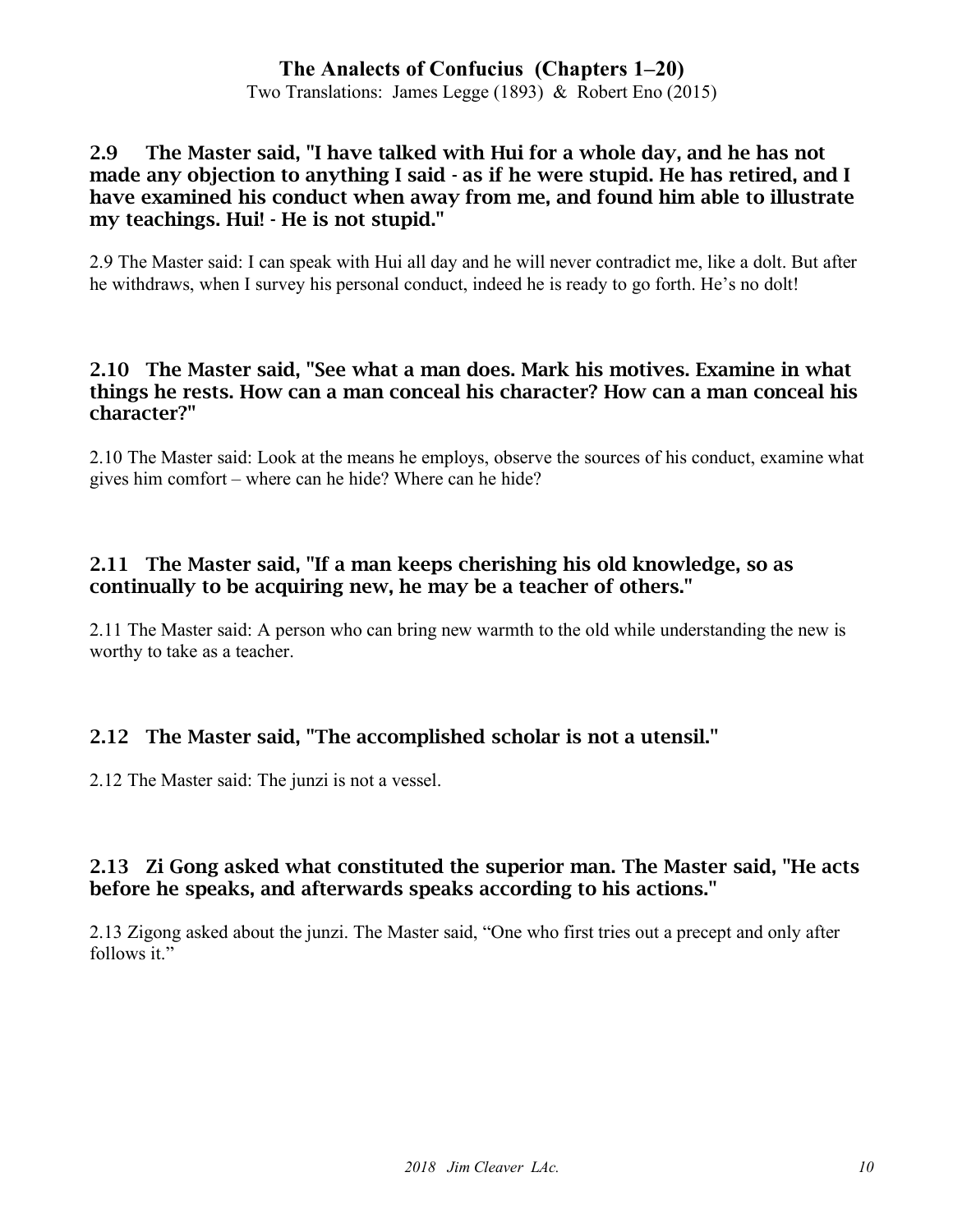### 2.9 The Master said, "I have talked with Hui for a whole day, and he has not made any objection to anything I said - as if he were stupid. He has retired, and I have examined his conduct when away from me, and found him able to illustrate my teachings. Hui! - He is not stupid."

2.9 The Master said: I can speak with Hui all day and he will never contradict me, like a dolt. But after he withdraws, when I survey his personal conduct, indeed he is ready to go forth. He's no dolt!

### 2.10 The Master said, "See what a man does. Mark his motives. Examine in what things he rests. How can a man conceal his character? How can a man conceal his character?"

2.10 The Master said: Look at the means he employs, observe the sources of his conduct, examine what gives him comfort – where can he hide? Where can he hide?

### 2.11 The Master said, "If a man keeps cherishing his old knowledge, so as continually to be acquiring new, he may be a teacher of others."

2.11 The Master said: A person who can bring new warmth to the old while understanding the new is worthy to take as a teacher.

### 2.12 The Master said, "The accomplished scholar is not a utensil."

2.12 The Master said: The junzi is not a vessel.

### 2.13 Zi Gong asked what constituted the superior man. The Master said, "He acts before he speaks, and afterwards speaks according to his actions."

2.13 Zigong asked about the junzi. The Master said, "One who first tries out a precept and only after follows it."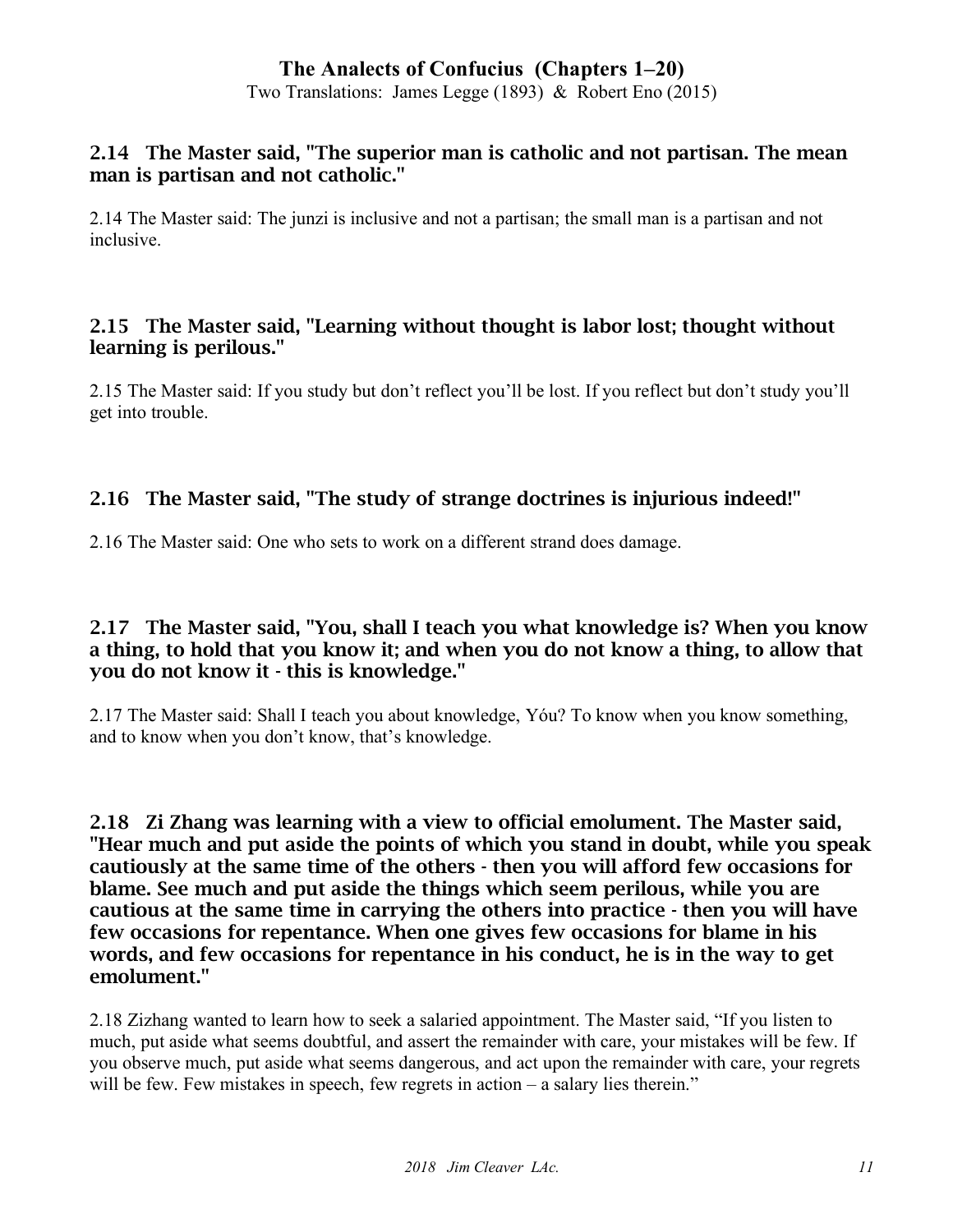### 2.14 The Master said, "The superior man is catholic and not partisan. The mean man is partisan and not catholic."

2.14 The Master said: The junzi is inclusive and not a partisan; the small man is a partisan and not inclusive.

### 2.15 The Master said, "Learning without thought is labor lost; thought without learning is perilous."

2.15 The Master said: If you study but don't reflect you'll be lost. If you reflect but don't study you'll get into trouble.

### 2.16 The Master said, "The study of strange doctrines is injurious indeed!"

2.16 The Master said: One who sets to work on a different strand does damage.

### 2.17 The Master said, "You, shall I teach you what knowledge is? When you know a thing, to hold that you know it; and when you do not know a thing, to allow that you do not know it - this is knowledge."

2.17 The Master said: Shall I teach you about knowledge, Yóu? To know when you know something, and to know when you don't know, that's knowledge.

### 2.18 Zi Zhang was learning with a view to official emolument. The Master said, "Hear much and put aside the points of which you stand in doubt, while you speak cautiously at the same time of the others - then you will afford few occasions for blame. See much and put aside the things which seem perilous, while you are cautious at the same time in carrying the others into practice - then you will have few occasions for repentance. When one gives few occasions for blame in his words, and few occasions for repentance in his conduct, he is in the way to get emolument."

2.18 Zizhang wanted to learn how to seek a salaried appointment. The Master said, "If you listen to much, put aside what seems doubtful, and assert the remainder with care, your mistakes will be few. If you observe much, put aside what seems dangerous, and act upon the remainder with care, your regrets will be few. Few mistakes in speech, few regrets in action – a salary lies therein."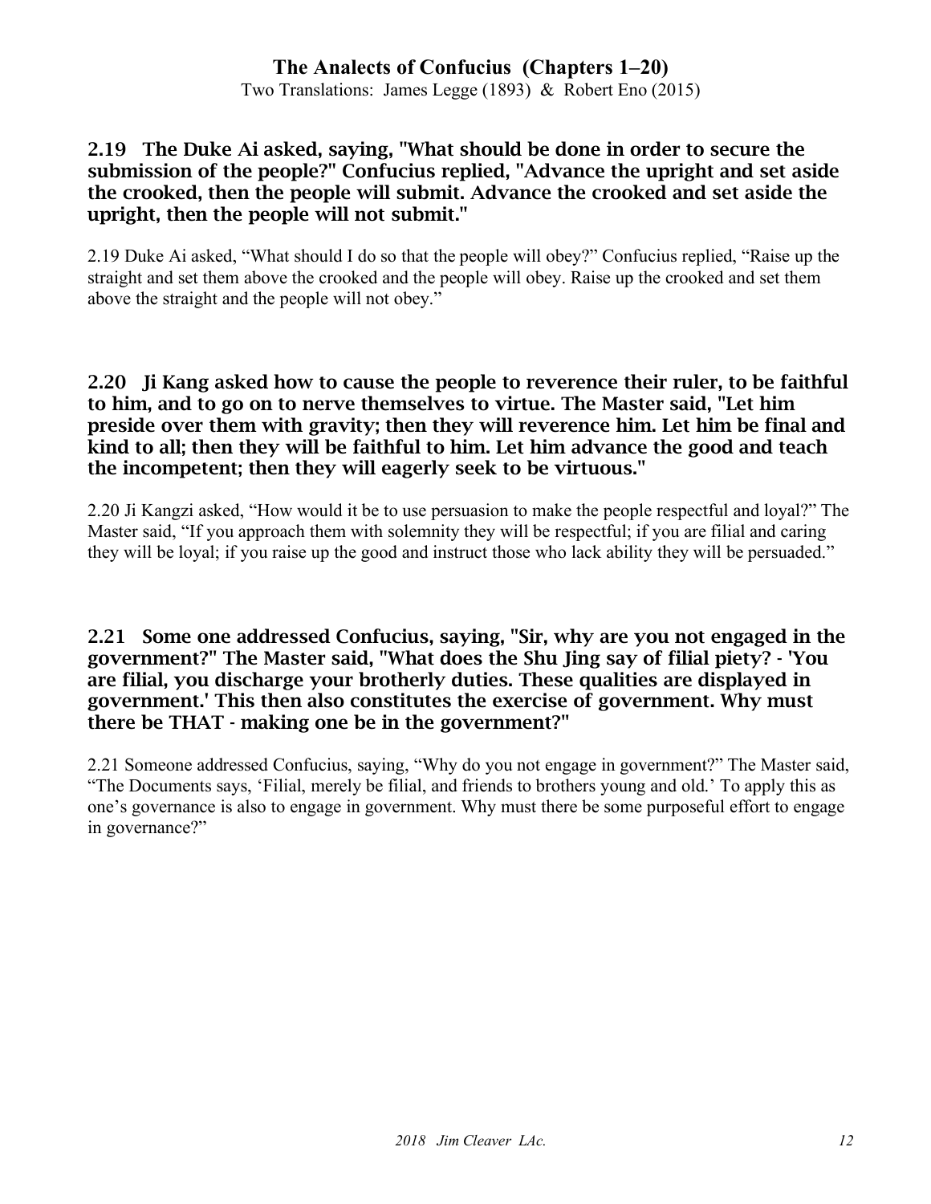**2.19 The Duke Ai asked, saying, "What should be done in order to secure the submission of the people?" Confucius replied, "Advance the upright and set aside the crooked, then the people will submit. Advance the crooked and set aside the upright, then the people will not submit."**

2.19 Duke Ai asked, “What should I do so that the people will obey?” Confucius replied, “Raise up the straight and set them above the crooked and the people will obey. Raise up the crooked and set them above the straight and the people will not obey.”

**2.20 Ji Kang asked how to cause the people to reverence their ruler, to be faithful to him, and to go on to nerve themselves to virtue. The Master said, "Let him preside over them with gravity; then they will reverence him. Let him be final and kind to all; then they will be faithful to him. Let him advance the good and teach the incompetent; then they will eagerly seek to be virtuous."**

2.20 Ji Kangzi asked, “How would it be to use persuasion to make the people respectful and loyal?” The Master said, “If you approach them with solemnity they will be respectful; if you are filial and caring they will be loyal; if you raise up the good and instruct those who lack ability they will be persuaded.”

**2.21 Some one addressed Confucius, saying, "Sir, why are you not engaged in the government?" The Master said, "What does the Shu Jing say of filial piety? - 'You are filial, you discharge your brotherly duties. These qualities are displayed in government.' This then also constitutes the exercise of government. Why must there be THAT - making one be in the government?"**

2.21 Someone addressed Confucius, saying, “Why do you not engage in government?” The Master said, “The Documents says, ‘Filial, merely be filial, and friends to brothers young and old.’ To apply this as one’s governance is also to engage in government. Why must there be some purposeful effort to engage in governance?”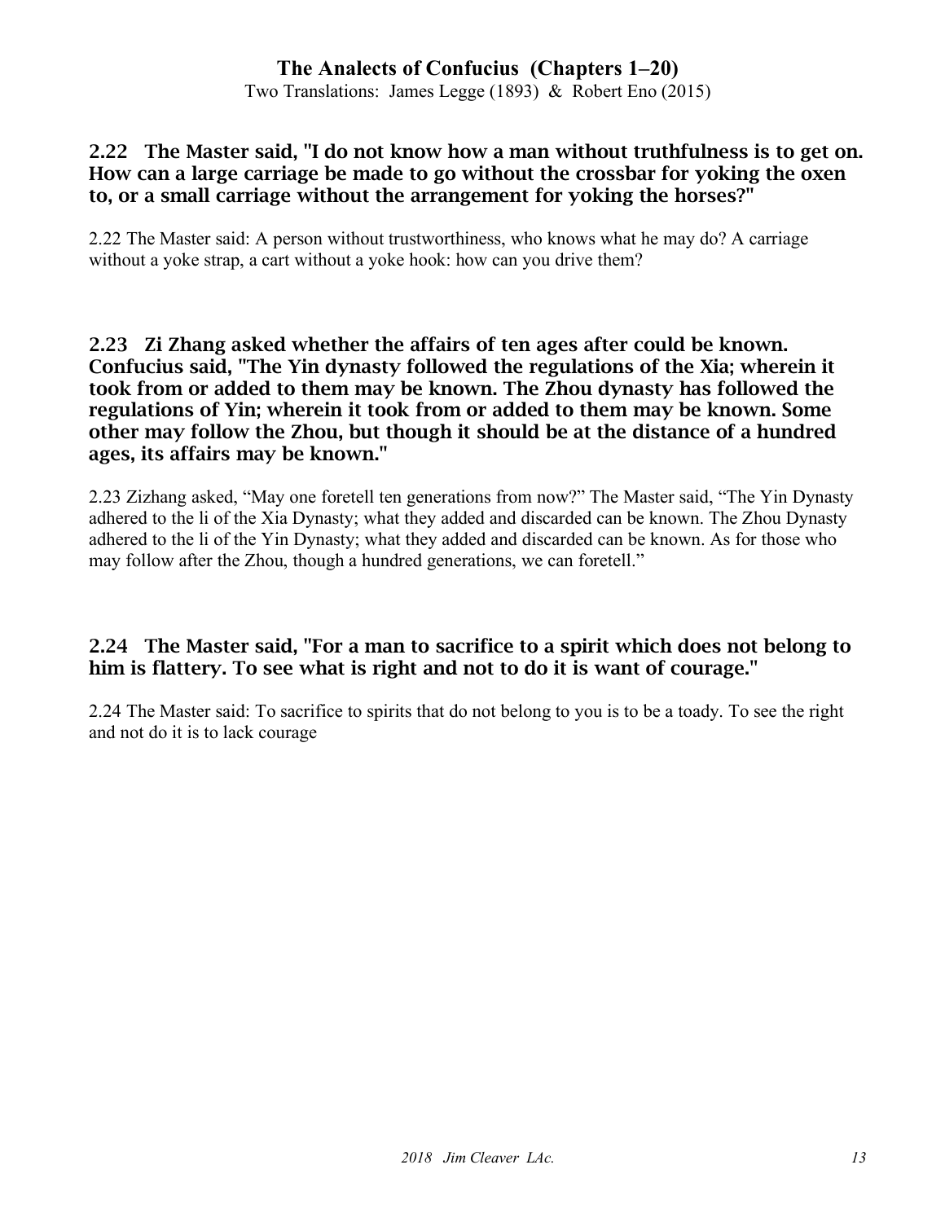### 2.22 The Master said, "I do not know how a man without truthfulness is to get on. How can a large carriage be made to go without the crossbar for yoking the oxen to, or a small carriage without the arrangement for yoking the horses?"

2.22 The Master said: A person without trustworthiness, who knows what he may do? A carriage without a yoke strap, a cart without a yoke hook: how can you drive them?

### 2.23 Zi Zhang asked whether the affairs of ten ages after could be known. Confucius said, "The Yin dynasty followed the regulations of the Xia; wherein it took from or added to them may be known. The Zhou dynasty has followed the regulations of Yin; wherein it took from or added to them may be known. Some other may follow the Zhou, but though it should be at the distance of a hundred ages, its affairs may be known."

2.23 Zizhang asked, "May one foretell ten generations from now?" The Master said, "The Yin Dynasty adhered to the li of the Xia Dynasty; what they added and discarded can be known. The Zhou Dynasty adhered to the li of the Yin Dynasty; what they added and discarded can be known. As for those who may follow after the Zhou, though a hundred generations, we can foretell."

### 2.24 The Master said, "For a man to sacrifice to a spirit which does not belong to him is flattery. To see what is right and not to do it is want of courage."

2.24 The Master said: To sacrifice to spirits that do not belong to you is to be a toady. To see the right and not do it is to lack courage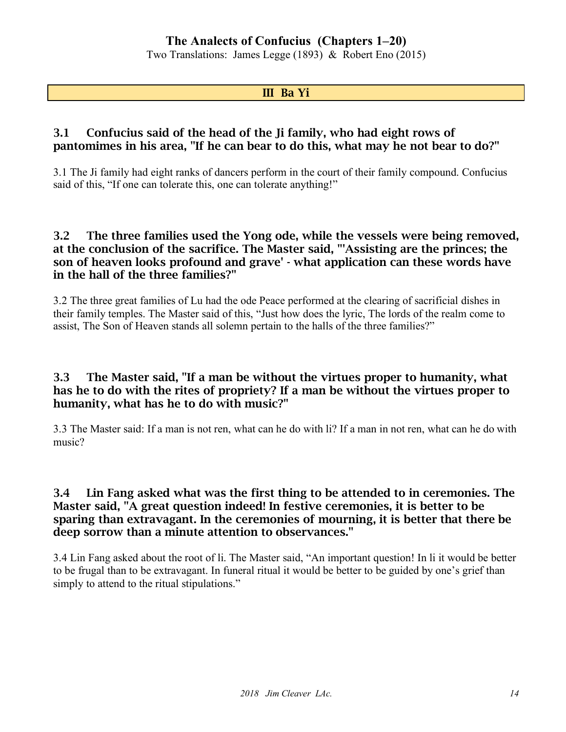## III Ba Yi

### 3.1 Confucius said of the head of the Ji family, who had eight rows of pantomimes in his area, "If he can bear to do this, what may he not bear to do?"

3.1 The Ji family had eight ranks of dancers perform in the court of their family compound. Confucius said of this, "If one can tolerate this, one can tolerate anything!"

### 3.2 The three families used the Yong ode, while the vessels were being removed, at the conclusion of the sacrifice. The Master said, "'Assisting are the princes; the son of heaven looks profound and grave' - what application can these words have in the hall of the three families?"

3.2 The three great families of Lu had the ode Peace performed at the clearing of sacrificial dishes in their family temples. The Master said of this, "Just how does the lyric, The lords of the realm come to assist, The Son of Heaven stands all solemn pertain to the halls of the three families?"

### 3.3 The Master said, "If a man be without the virtues proper to humanity, what has he to do with the rites of propriety? If a man be without the virtues proper to humanity, what has he to do with music?"

3.3 The Master said: If a man is not ren, what can he do with li? If a man in not ren, what can he do with music?

### 3.4 Lin Fang asked what was the first thing to be attended to in ceremonies. The Master said, "A great question indeed! In festive ceremonies, it is better to be sparing than extravagant. In the ceremonies of mourning, it is better that there be deep sorrow than a minute attention to observances."

3.4 Lin Fang asked about the root of li. The Master said, "An important question! In li it would be better to be frugal than to be extravagant. In funeral ritual it would be better to be guided by one's grief than simply to attend to the ritual stipulations."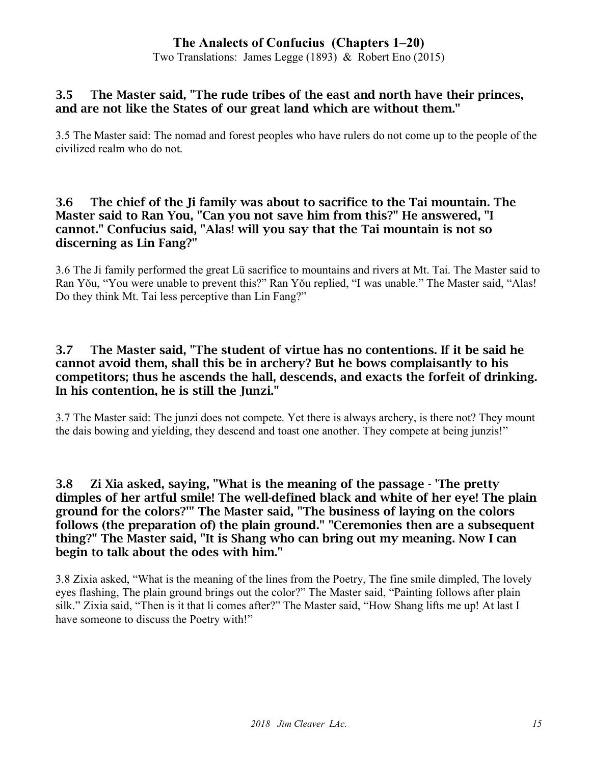### 3.5 The Master said, "The rude tribes of the east and north have their princes, and are not like the States of our great land which are without them."

3.5 The Master said: The nomad and forest peoples who have rulers do not come up to the people of the civilized realm who do not.

### 3.6 The chief of the Ji family was about to sacrifice to the Tai mountain. The Master said to Ran You, "Can you not save him from this?" He answered, "I cannot." Confucius said, "Alas! will you say that the Tai mountain is not so discerning as Lin Fang?"

3.6 The Ji family performed the great Lü sacrifice to mountains and rivers at Mt. Tai. The Master said to Ran Yǒu, "You were unable to prevent this?" Ran Yǒu replied, "I was unable." The Master said, "Alas! Do they think Mt. Tai less perceptive than Lin Fang?"

### 3.7 The Master said, "The student of virtue has no contentions. If it be said he cannot avoid them, shall this be in archery? But he bows complaisantly to his competitors; thus he ascends the hall, descends, and exacts the forfeit of drinking. In his contention, he is still the Junzi."

3.7 The Master said: The junzi does not compete. Yet there is always archery, is there not? They mount the dais bowing and yielding, they descend and toast one another. They compete at being junzis!"

### 3.8 Zi Xia asked, saying, "What is the meaning of the passage - 'The pretty dimples of her artful smile! The well-defined black and white of her eye! The plain ground for the colors?'" The Master said, "The business of laying on the colors follows (the preparation of) the plain ground." "Ceremonies then are a subsequent thing?" The Master said, "It is Shang who can bring out my meaning. Now I can begin to talk about the odes with him."

3.8 Zixia asked, "What is the meaning of the lines from the Poetry, The fine smile dimpled, The lovely eyes flashing, The plain ground brings out the color?" The Master said, "Painting follows after plain silk." Zixia said, "Then is it that li comes after?" The Master said, "How Shang lifts me up! At last I have someone to discuss the Poetry with!"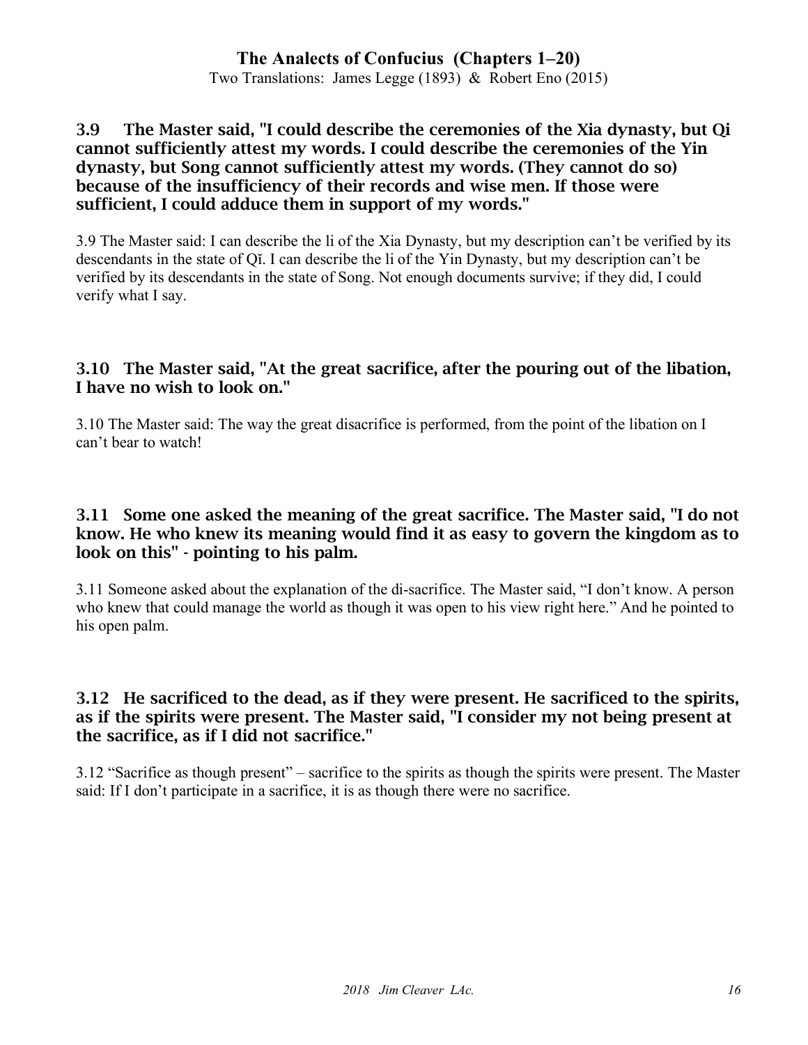### 3.9 The Master said, "I could describe the ceremonies of the Xia dynasty, but Qi cannot sufficiently attest my words. I could describe the ceremonies of the Yin dynasty, but Song cannot sufficiently attest my words. (They cannot do so) because of the insufficiency of their records and wise men. If those were sufficient, I could adduce them in support of my words."

3.9 The Master said: I can describe the li of the Xia Dynasty, but my description can't be verified by its descendants in the state of Qĭ. I can describe the li of the Yin Dynasty, but my description can't be verified by its descendants in the state of Song. Not enough documents survive; if they did, I could verify what I say.

### 3.10 The Master said, "At the great sacrifice, after the pouring out of the libation, I have no wish to look on."

3.10 The Master said: The way the great disacrifice is performed, from the point of the libation on I can't bear to watch!

### 3.11 Some one asked the meaning of the great sacrifice. The Master said, "I do not know. He who knew its meaning would find it as easy to govern the kingdom as to look on this" - pointing to his palm.

3.11 Someone asked about the explanation of the di-sacrifice. The Master said, "I don't know. A person who knew that could manage the world as though it was open to his view right here." And he pointed to his open palm.

### 3.12 He sacrificed to the dead, as if they were present. He sacrificed to the spirits, as if the spirits were present. The Master said, "I consider my not being present at the sacrifice, as if I did not sacrifice."

3.12 "Sacrifice as though present" – sacrifice to the spirits as though the spirits were present. The Master said: If I don't participate in a sacrifice, it is as though there were no sacrifice.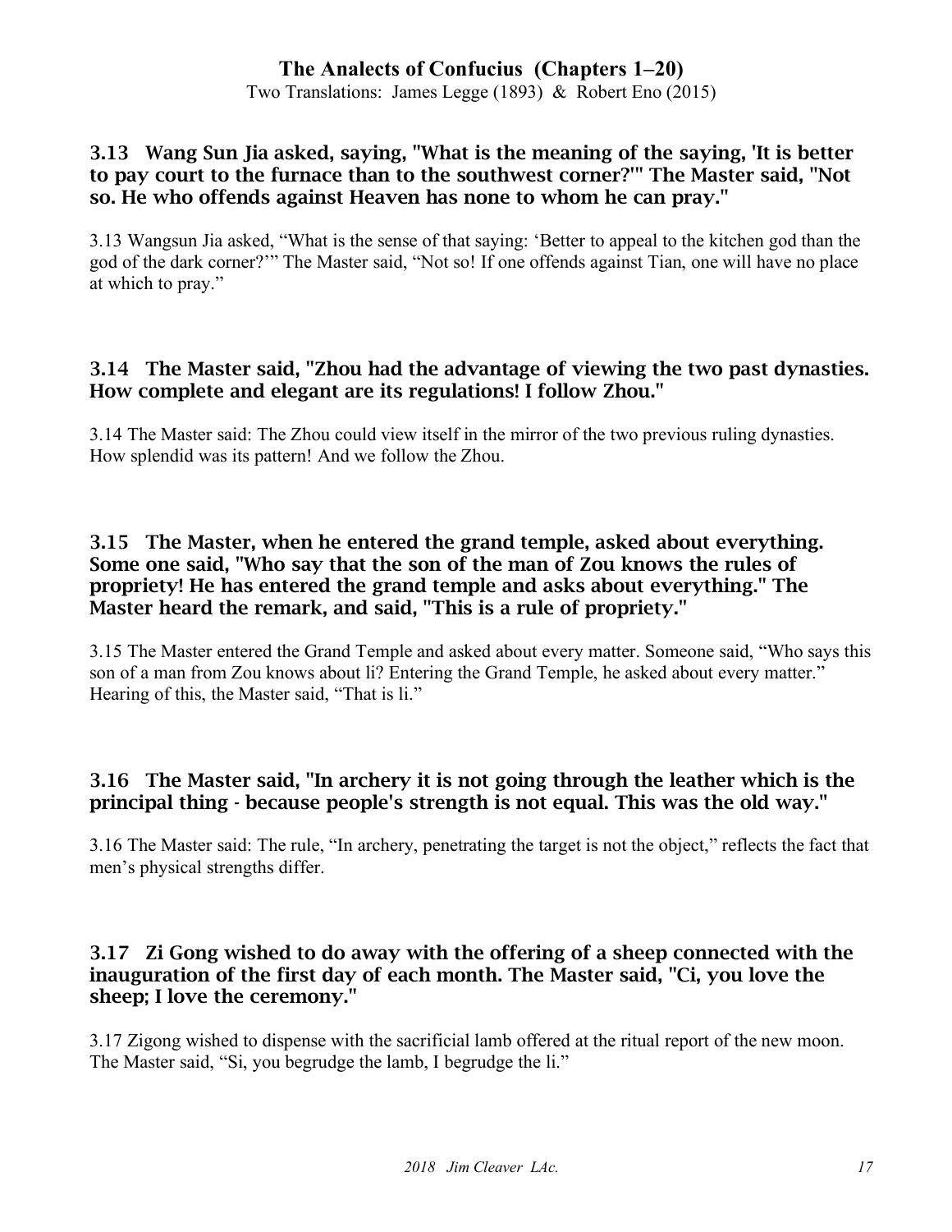### 3.13 Wang Sun Jia asked, saying, "What is the meaning of the saying, 'It is better to pay court to the furnace than to the southwest corner?'" The Master said, "Not so. He who offends against Heaven has none to whom he can pray."

3.13 Wangsun Jia asked, "What is the sense of that saying: 'Better to appeal to the kitchen god than the god of the dark corner?'" The Master said, "Not so! If one offends against Tian, one will have no place at which to pray."

### 3.14 The Master said, "Zhou had the advantage of viewing the two past dynasties. How complete and elegant are its regulations! I follow Zhou."

3.14 The Master said: The Zhou could view itself in the mirror of the two previous ruling dynasties. How splendid was its pattern! And we follow the Zhou.

### 3.15 The Master, when he entered the grand temple, asked about everything. Some one said, "Who say that the son of the man of Zou knows the rules of propriety! He has entered the grand temple and asks about everything." The Master heard the remark, and said, "This is a rule of propriety."

3.15 The Master entered the Grand Temple and asked about every matter. Someone said, "Who says this son of a man from Zou knows about li? Entering the Grand Temple, he asked about every matter." Hearing of this, the Master said, "That is li."

### 3.16 The Master said, "In archery it is not going through the leather which is the principal thing - because people's strength is not equal. This was the old way."

3.16 The Master said: The rule, "In archery, penetrating the target is not the object," reflects the fact that men's physical strengths differ.

### 3.17 Zi Gong wished to do away with the offering of a sheep connected with the inauguration of the first day of each month. The Master said, "Ci, you love the sheep; I love the ceremony."

3.17 Zigong wished to dispense with the sacrificial lamb offered at the ritual report of the new moon. The Master said, "Si, you begrudge the lamb, I begrudge the li."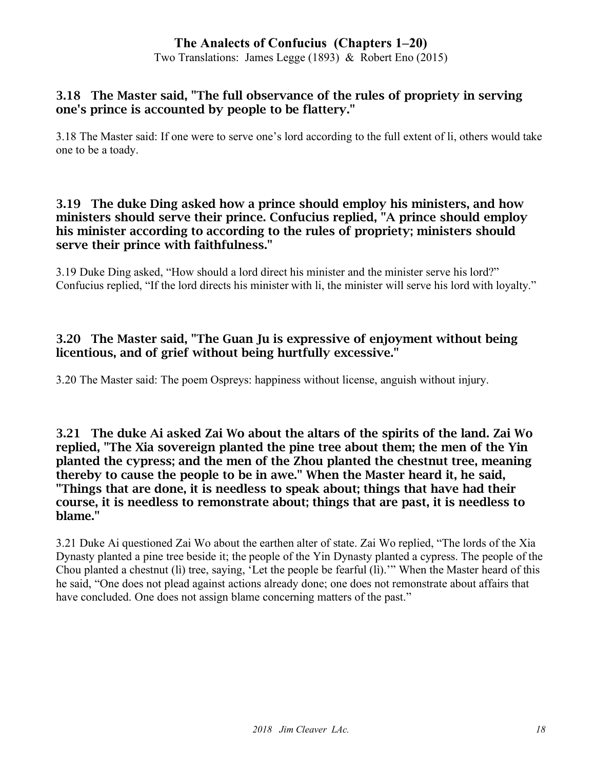### 3.18 The Master said, "The full observance of the rules of propriety in serving one's prince is accounted by people to be flattery."

3.18 The Master said: If one were to serve one's lord according to the full extent of li, others would take one to be a toady.

### 3.19 The duke Ding asked how a prince should employ his ministers, and how ministers should serve their prince. Confucius replied, "A prince should employ his minister according to according to the rules of propriety; ministers should serve their prince with faithfulness."

3.19 Duke Ding asked, "How should a lord direct his minister and the minister serve his lord?" Confucius replied, "If the lord directs his minister with li, the minister will serve his lord with loyalty."

### 3.20 The Master said, "The Guan Ju is expressive of enjoyment without being licentious, and of grief without being hurtfully excessive."

3.20 The Master said: The poem Ospreys: happiness without license, anguish without injury.

### 3.21 The duke Ai asked Zai Wo about the altars of the spirits of the land. Zai Wo replied, "The Xia sovereign planted the pine tree about them; the men of the Yin planted the cypress; and the men of the Zhou planted the chestnut tree, meaning thereby to cause the people to be in awe." When the Master heard it, he said, "Things that are done, it is needless to speak about; things that have had their course, it is needless to remonstrate about; things that are past, it is needless to blame."

3.21 Duke Ai questioned Zai Wo about the earthen alter of state. Zai Wo replied, "The lords of the Xia Dynasty planted a pine tree beside it; the people of the Yin Dynasty planted a cypress. The people of the Chou planted a chestnut (lì) tree, saying, 'Let the people be fearful (lì).'" When the Master heard of this he said, "One does not plead against actions already done; one does not remonstrate about affairs that have concluded. One does not assign blame concerning matters of the past."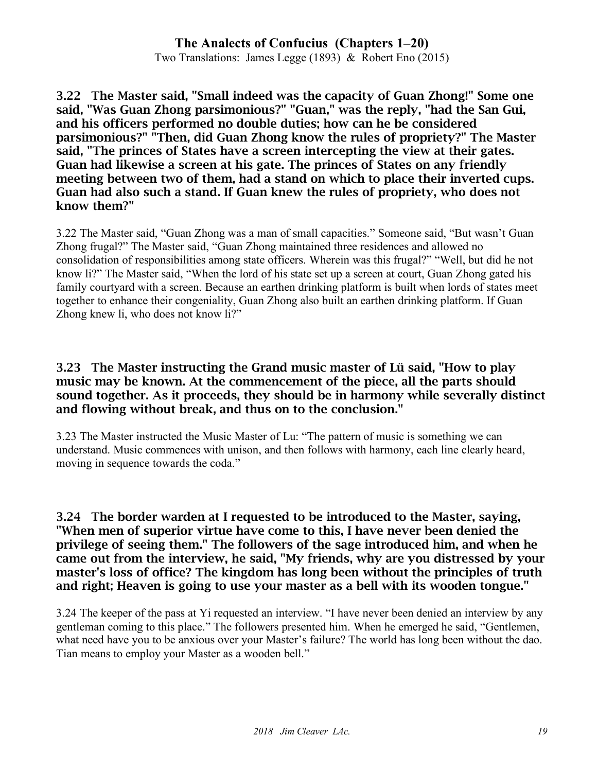**3.22 The Master said, "Small indeed was the capacity of Guan Zhong!" Some one said, "Was Guan Zhong parsimonious?" "Guan," was the reply, "had the San Gui, and his officers performed no double duties; how can he be considered parsimonious?" "Then, did Guan Zhong know the rules of propriety?" The Master said, "The princes of States have a screen intercepting the view at their gates. Guan had likewise a screen at his gate. The princes of States on any friendly meeting between two of them, had a stand on which to place their inverted cups. Guan had also such a stand. If Guan knew the rules of propriety, who does not know them?"**

3.22 The Master said, "Guan Zhong was a man of small capacities." Someone said, "But wasn't Guan Zhong frugal?" The Master said, "Guan Zhong maintained three residences and allowed no consolidation of responsibilities among state officers. Wherein was this frugal?" "Well, but did he not know li?" The Master said, "When the lord of his state set up a screen at court, Guan Zhong gated his family courtyard with a screen. Because an earthen drinking platform is built when lords of states meet together to enhance their congeniality, Guan Zhong also built an earthen drinking platform. If Guan Zhong knew li, who does not know li?"

**3.23 The Master instructing the Grand music master of Lü said, "How to play music may be known. At the commencement of the piece, all the parts should sound together. As it proceeds, they should be in harmony while severally distinct and flowing without break, and thus on to the conclusion."**

3.23 The Master instructed the Music Master of Lu: "The pattern of music is something we can understand. Music commences with unison, and then follows with harmony, each line clearly heard, moving in sequence towards the coda."

**3.24 The border warden at I requested to be introduced to the Master, saying, "When men of superior virtue have come to this, I have never been denied the privilege of seeing them." The followers of the sage introduced him, and when he came out from the interview, he said, "My friends, why are you distressed by your master's loss of office? The kingdom has long been without the principles of truth and right; Heaven is going to use your master as a bell with its wooden tongue."**

3.24 The keeper of the pass at Yi requested an interview. "I have never been denied an interview by any gentleman coming to this place." The followers presented him. When he emerged he said, "Gentlemen, what need have you to be anxious over your Master's failure? The world has long been without the dao. Tian means to employ your Master as a wooden bell."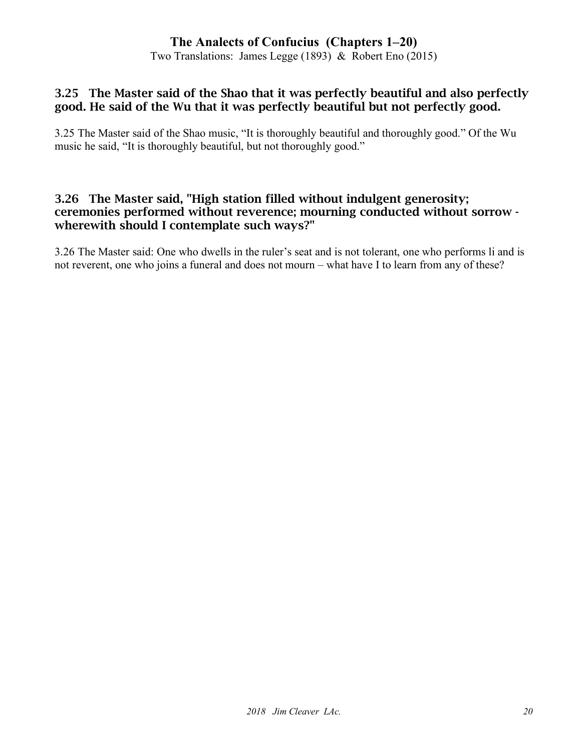### 3.25 The Master said of the Shao that it was perfectly beautiful and also perfectly good. He said of the Wu that it was perfectly beautiful but not perfectly good.

3.25 The Master said of the Shao music, “It is thoroughly beautiful and thoroughly good.” Of the Wu music he said, “It is thoroughly beautiful, but not thoroughly good.”

### 3.26 The Master said, "High station filled without indulgent generosity; ceremonies performed without reverence; mourning conducted without sorrow - wherewith should I contemplate such ways?"

3.26 The Master said: One who dwells in the ruler’s seat and is not tolerant, one who performs li and is not reverent, one who joins a funeral and does not mourn – what have I to learn from any of these?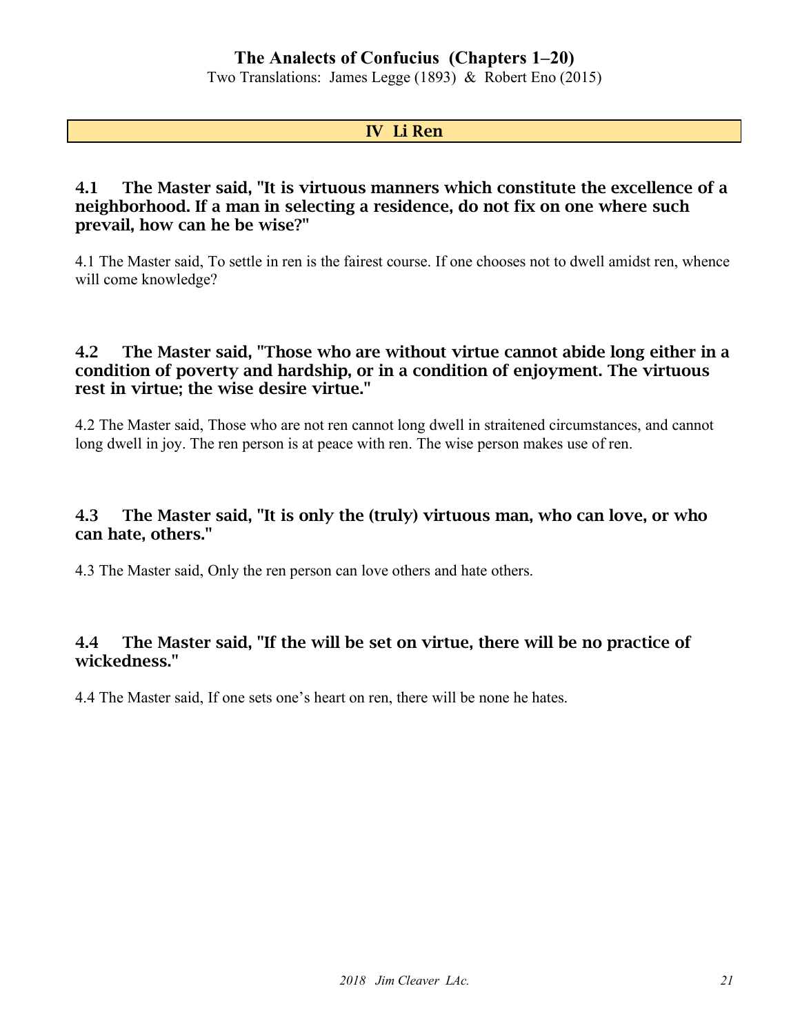## IV Li Ren

**4.1 The Master said, "It is virtuous manners which constitute the excellence of a neighborhood. If a man in selecting a residence, do not fix on one where such prevail, how can he be wise?"**

4.1 The Master said, To settle in ren is the fairest course. If one chooses not to dwell amidst ren, whence will come knowledge?

**4.2 The Master said, "Those who are without virtue cannot abide long either in a condition of poverty and hardship, or in a condition of enjoyment. The virtuous rest in virtue; the wise desire virtue."**

4.2 The Master said, Those who are not ren cannot long dwell in straitened circumstances, and cannot long dwell in joy. The ren person is at peace with ren. The wise person makes use of ren.

**4.3 The Master said, "It is only the (truly) virtuous man, who can love, or who can hate, others."**

4.3 The Master said, Only the ren person can love others and hate others.

**4.4 The Master said, "If the will be set on virtue, there will be no practice of wickedness."**

4.4 The Master said, If one sets one's heart on ren, there will be none he hates.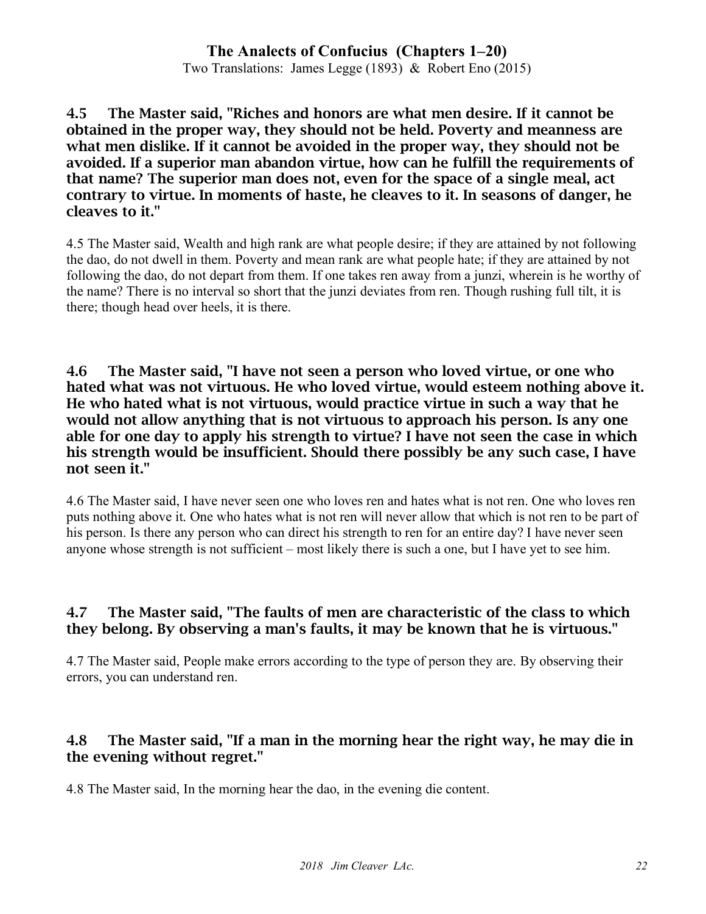**4.5 The Master said, "Riches and honors are what men desire. If it cannot be obtained in the proper way, they should not be held. Poverty and meanness are what men dislike. If it cannot be avoided in the proper way, they should not be avoided. If a superior man abandon virtue, how can he fulfill the requirements of that name? The superior man does not, even for the space of a single meal, act contrary to virtue. In moments of haste, he cleaves to it. In seasons of danger, he cleaves to it."**

4.5 The Master said, Wealth and high rank are what people desire; if they are attained by not following the dao, do not dwell in them. Poverty and mean rank are what people hate; if they are attained by not following the dao, do not depart from them. If one takes ren away from a junzi, wherein is he worthy of the name? There is no interval so short that the junzi deviates from ren. Though rushing full tilt, it is there; though head over heels, it is there.

**4.6 The Master said, "I have not seen a person who loved virtue, or one who hated what was not virtuous. He who loved virtue, would esteem nothing above it. He who hated what is not virtuous, would practice virtue in such a way that he would not allow anything that is not virtuous to approach his person. Is any one able for one day to apply his strength to virtue? I have not seen the case in which his strength would be insufficient. Should there possibly be any such case, I have not seen it."**

4.6 The Master said, I have never seen one who loves ren and hates what is not ren. One who loves ren puts nothing above it. One who hates what is not ren will never allow that which is not ren to be part of his person. Is there any person who can direct his strength to ren for an entire day? I have never seen anyone whose strength is not sufficient – most likely there is such a one, but I have yet to see him.

**4.7 The Master said, "The faults of men are characteristic of the class to which they belong. By observing a man's faults, it may be known that he is virtuous."**

4.7 The Master said, People make errors according to the type of person they are. By observing their errors, you can understand ren.

**4.8 The Master said, "If a man in the morning hear the right way, he may die in the evening without regret."**

4.8 The Master said, In the morning hear the dao, in the evening die content.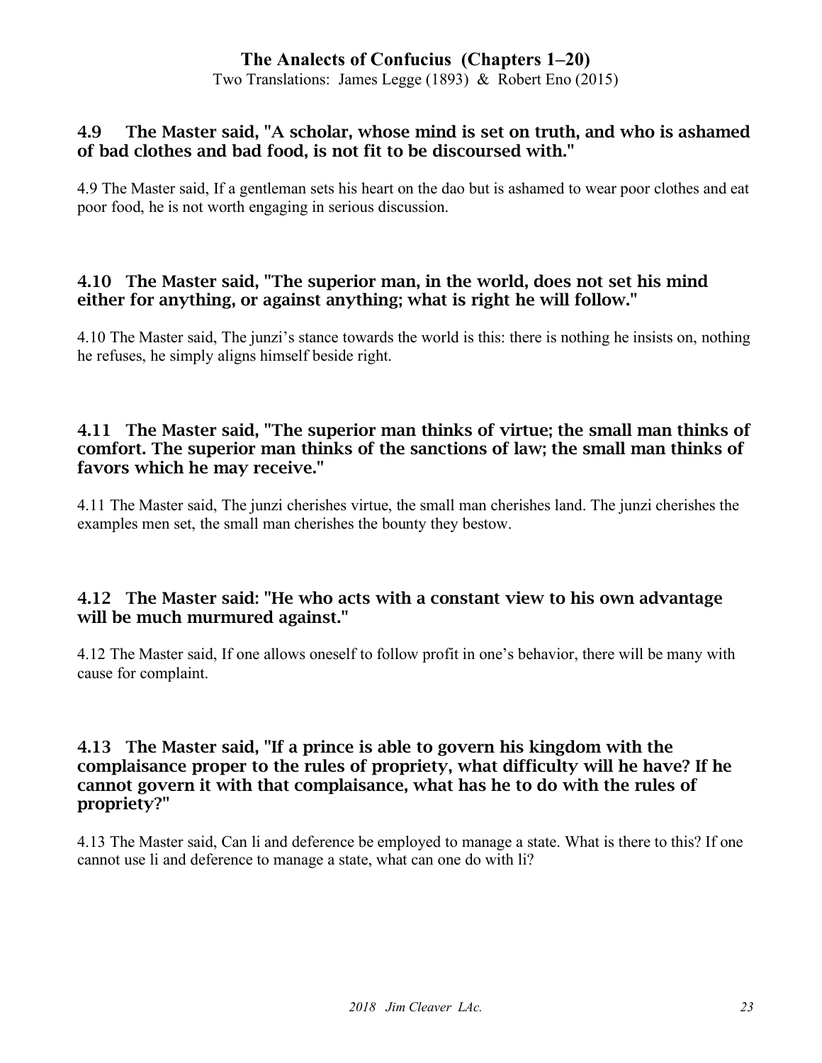### 4.9 The Master said, "A scholar, whose mind is set on truth, and who is ashamed of bad clothes and bad food, is not fit to be discoursed with."

4.9 The Master said, If a gentleman sets his heart on the dao but is ashamed to wear poor clothes and eat poor food, he is not worth engaging in serious discussion.

### 4.10 The Master said, "The superior man, in the world, does not set his mind either for anything, or against anything; what is right he will follow."

4.10 The Master said, The junzi's stance towards the world is this: there is nothing he insists on, nothing he refuses, he simply aligns himself beside right.

### 4.11 The Master said, "The superior man thinks of virtue; the small man thinks of comfort. The superior man thinks of the sanctions of law; the small man thinks of favors which he may receive."

4.11 The Master said, The junzi cherishes virtue, the small man cherishes land. The junzi cherishes the examples men set, the small man cherishes the bounty they bestow.

### 4.12 The Master said: "He who acts with a constant view to his own advantage will be much murmured against."

4.12 The Master said, If one allows oneself to follow profit in one's behavior, there will be many with cause for complaint.

### 4.13 The Master said, "If a prince is able to govern his kingdom with the complaisance proper to the rules of propriety, what difficulty will he have? If he cannot govern it with that complaisance, what has he to do with the rules of propriety?"

4.13 The Master said, Can li and deference be employed to manage a state. What is there to this? If one cannot use li and deference to manage a state, what can one do with li?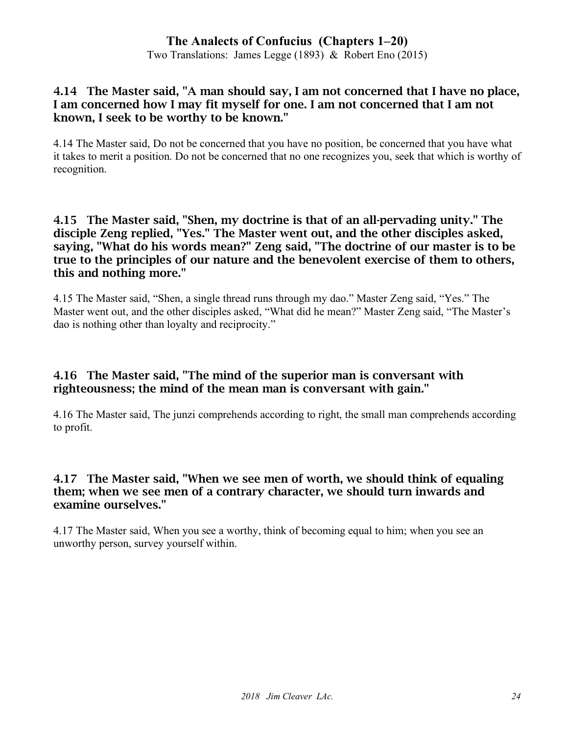### 4.14 The Master said, "A man should say, I am not concerned that I have no place, I am concerned how I may fit myself for one. I am not concerned that I am not known, I seek to be worthy to be known."

4.14 The Master said, Do not be concerned that you have no position, be concerned that you have what it takes to merit a position. Do not be concerned that no one recognizes you, seek that which is worthy of recognition.

### 4.15 The Master said, "Shen, my doctrine is that of an all-pervading unity." The disciple Zeng replied, "Yes." The Master went out, and the other disciples asked, saying, "What do his words mean?" Zeng said, "The doctrine of our master is to be true to the principles of our nature and the benevolent exercise of them to others, this and nothing more."

4.15 The Master said, "Shen, a single thread runs through my dao." Master Zeng said, "Yes." The Master went out, and the other disciples asked, "What did he mean?" Master Zeng said, "The Master's dao is nothing other than loyalty and reciprocity."

### 4.16 The Master said, "The mind of the superior man is conversant with righteousness; the mind of the mean man is conversant with gain."

4.16 The Master said, The junzi comprehends according to right, the small man comprehends according to profit.

### 4.17 The Master said, "When we see men of worth, we should think of equaling them; when we see men of a contrary character, we should turn inwards and examine ourselves."

4.17 The Master said, When you see a worthy, think of becoming equal to him; when you see an unworthy person, survey yourself within.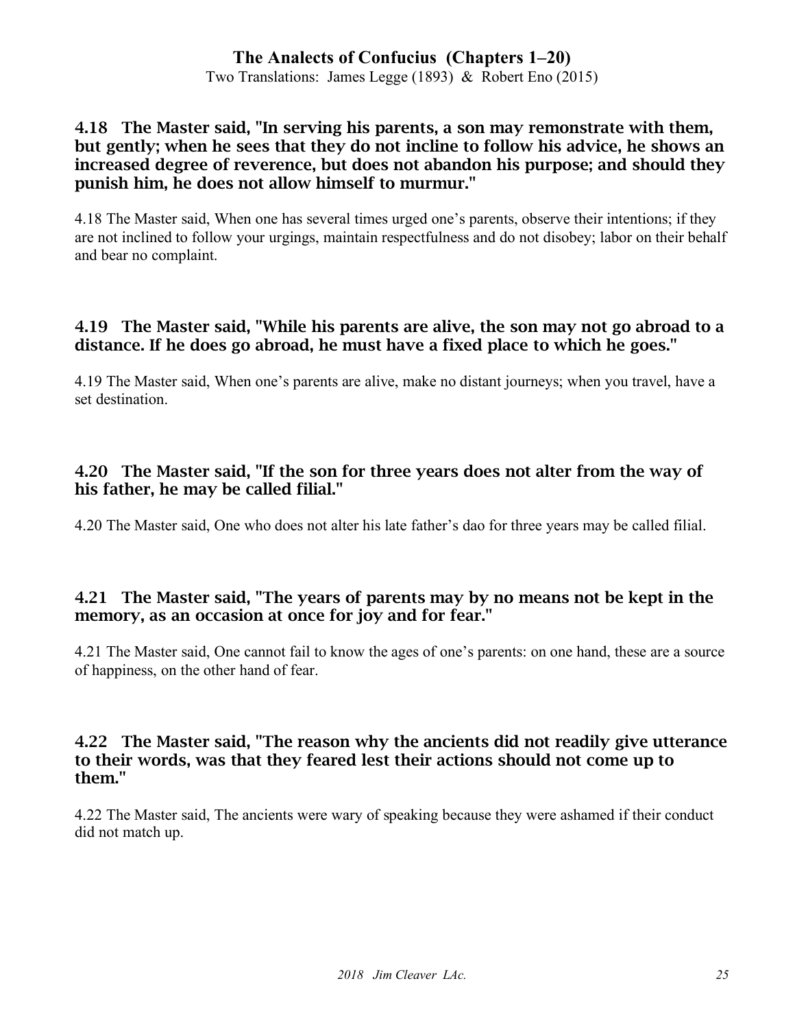### 4.18 The Master said, "In serving his parents, a son may remonstrate with them, but gently; when he sees that they do not incline to follow his advice, he shows an increased degree of reverence, but does not abandon his purpose; and should they punish him, he does not allow himself to murmur."

4.18 The Master said, When one has several times urged one's parents, observe their intentions; if they are not inclined to follow your urgings, maintain respectfulness and do not disobey; labor on their behalf and bear no complaint.

### 4.19 The Master said, "While his parents are alive, the son may not go abroad to a distance. If he does go abroad, he must have a fixed place to which he goes."

4.19 The Master said, When one's parents are alive, make no distant journeys; when you travel, have a set destination.

### 4.20 The Master said, "If the son for three years does not alter from the way of his father, he may be called filial."

4.20 The Master said, One who does not alter his late father's dao for three years may be called filial.

### 4.21 The Master said, "The years of parents may by no means not be kept in the memory, as an occasion at once for joy and for fear."

4.21 The Master said, One cannot fail to know the ages of one's parents: on one hand, these are a source of happiness, on the other hand of fear.

### 4.22 The Master said, "The reason why the ancients did not readily give utterance to their words, was that they feared lest their actions should not come up to them."

4.22 The Master said, The ancients were wary of speaking because they were ashamed if their conduct did not match up.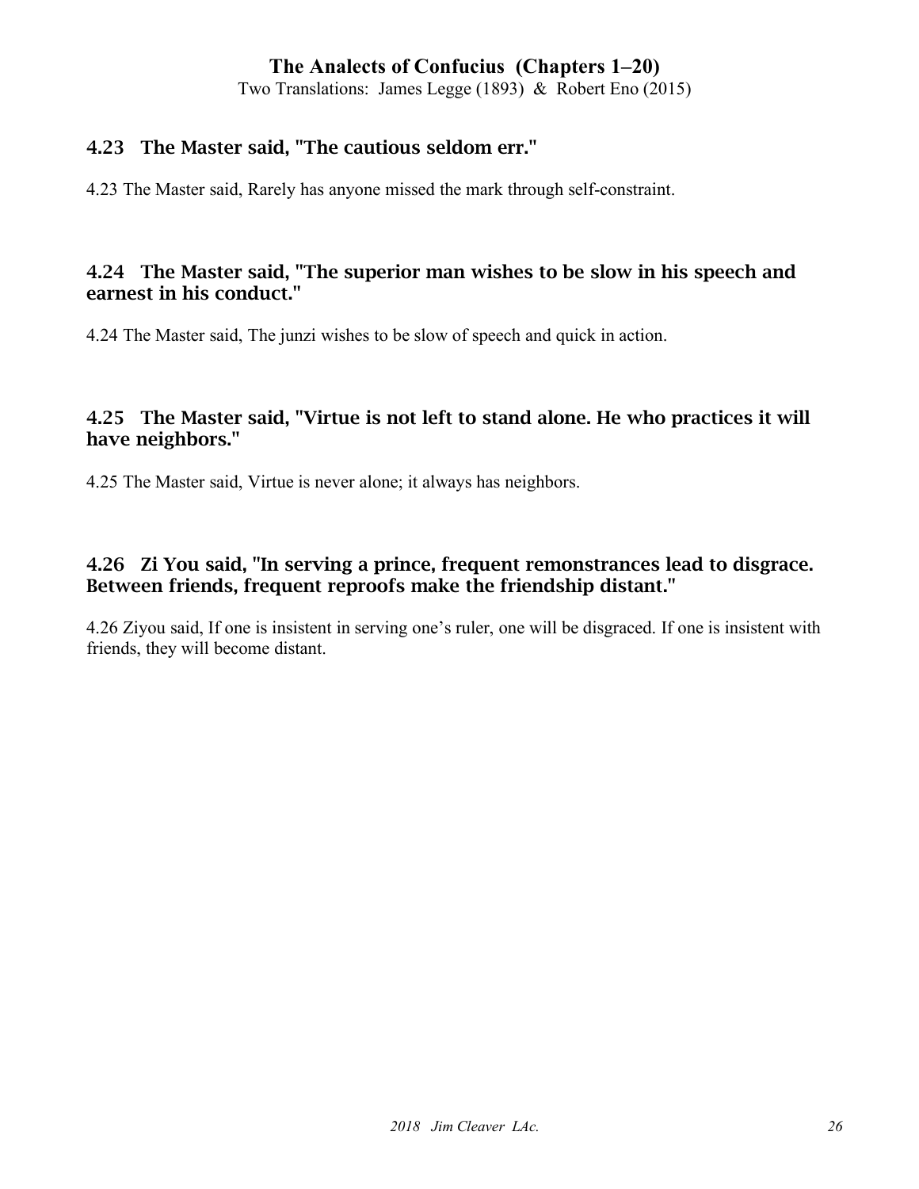### 4.23 The Master said, "The cautious seldom err."

4.23 The Master said, Rarely has anyone missed the mark through self-constraint.

### 4.24 The Master said, "The superior man wishes to be slow in his speech and earnest in his conduct."

4.24 The Master said, The junzi wishes to be slow of speech and quick in action.

### 4.25 The Master said, "Virtue is not left to stand alone. He who practices it will have neighbors."

4.25 The Master said, Virtue is never alone; it always has neighbors.

### 4.26 Zi You said, "In serving a prince, frequent remonstrances lead to disgrace. Between friends, frequent reproofs make the friendship distant."

4.26 Ziyou said, If one is insistent in serving one's ruler, one will be disgraced. If one is insistent with friends, they will become distant.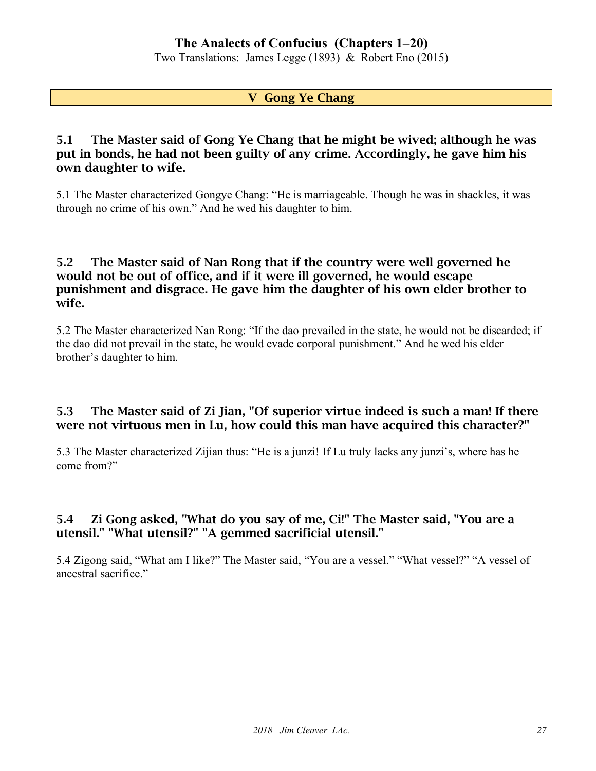## V Gong Ye Chang

### 5.1 The Master said of Gong Ye Chang that he might be wived; although he was put in bonds, he had not been guilty of any crime. Accordingly, he gave him his own daughter to wife.

5.1 The Master characterized Gongye Chang: "He is marriageable. Though he was in shackles, it was through no crime of his own." And he wed his daughter to him.

### 5.2 The Master said of Nan Rong that if the country were well governed he would not be out of office, and if it were ill governed, he would escape punishment and disgrace. He gave him the daughter of his own elder brother to wife.

5.2 The Master characterized Nan Rong: "If the dao prevailed in the state, he would not be discarded; if the dao did not prevail in the state, he would evade corporal punishment." And he wed his elder brother's daughter to him.

### 5.3 The Master said of Zi Jian, "Of superior virtue indeed is such a man! If there were not virtuous men in Lu, how could this man have acquired this character?"

5.3 The Master characterized Zijian thus: "He is a junzi! If Lu truly lacks any junzi's, where has he come from?"

### 5.4 Zi Gong asked, "What do you say of me, Ci!" The Master said, "You are a utensil." "What utensil?" "A gemmed sacrificial utensil."

5.4 Zigong said, "What am I like?" The Master said, "You are a vessel." "What vessel?" "A vessel of ancestral sacrifice."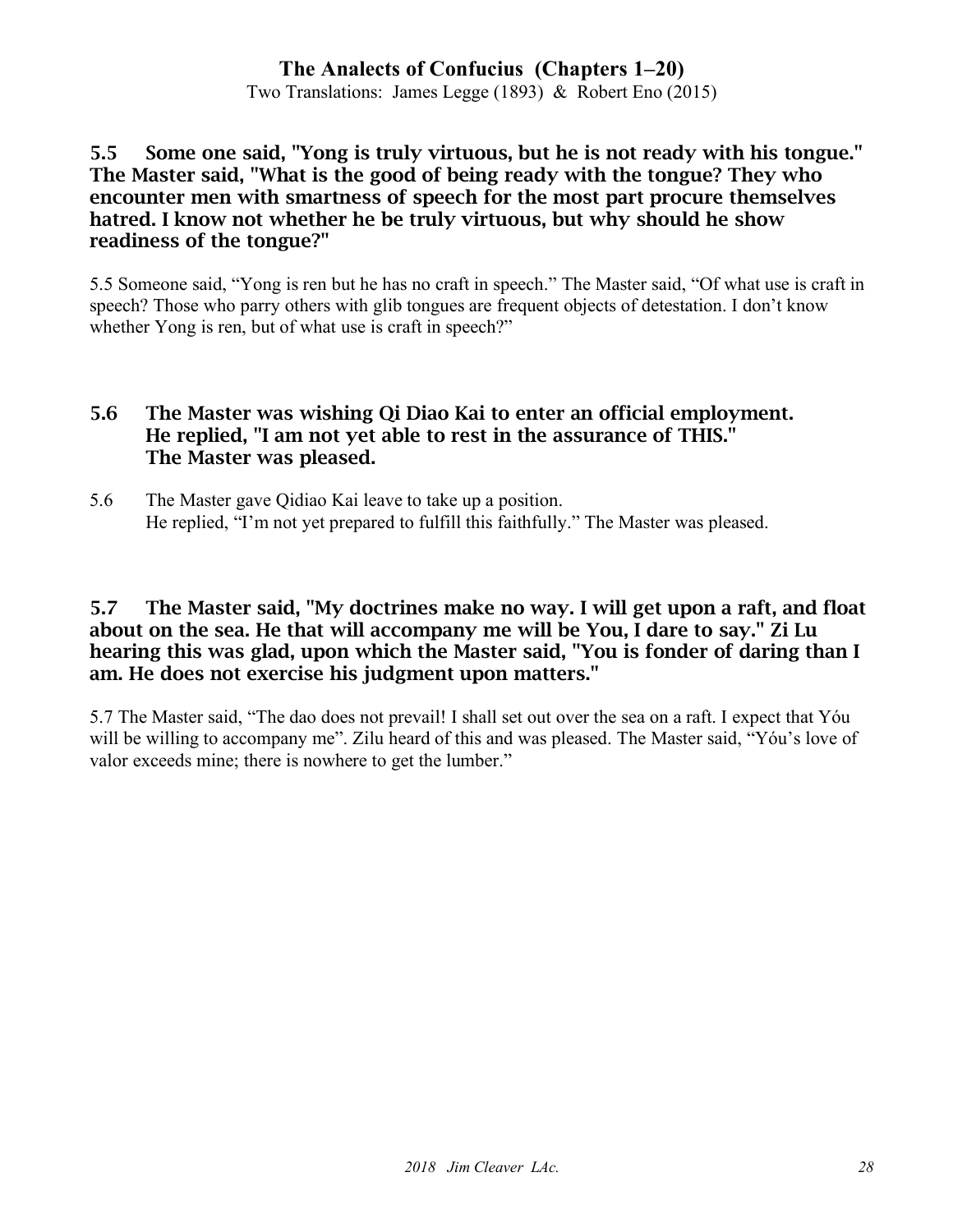**5.5 Some one said, "Yong is truly virtuous, but he is not ready with his tongue." The Master said, "What is the good of being ready with the tongue? They who encounter men with smartness of speech for the most part procure themselves hatred. I know not whether he be truly virtuous, but why should he show readiness of the tongue?"**

5.5 Someone said, "Yong is ren but he has no craft in speech." The Master said, "Of what use is craft in speech? Those who parry others with glib tongues are frequent objects of detestation. I don't know whether Yong is ren, but of what use is craft in speech?"

**5.6 The Master was wishing Qi Diao Kai to enter an official employment. He replied, "I am not yet able to rest in the assurance of THIS." The Master was pleased.**

5.6 The Master gave Qidiao Kai leave to take up a position. He replied, "I'm not yet prepared to fulfill this faithfully." The Master was pleased.

**5.7 The Master said, "My doctrines make no way. I will get upon a raft, and float about on the sea. He that will accompany me will be You, I dare to say." Zi Lu hearing this was glad, upon which the Master said, "You is fonder of daring than I am. He does not exercise his judgment upon matters."**

5.7 The Master said, "The dao does not prevail! I shall set out over the sea on a raft. I expect that Yóu will be willing to accompany me". Zilu heard of this and was pleased. The Master said, "Yóu's love of valor exceeds mine; there is nowhere to get the lumber."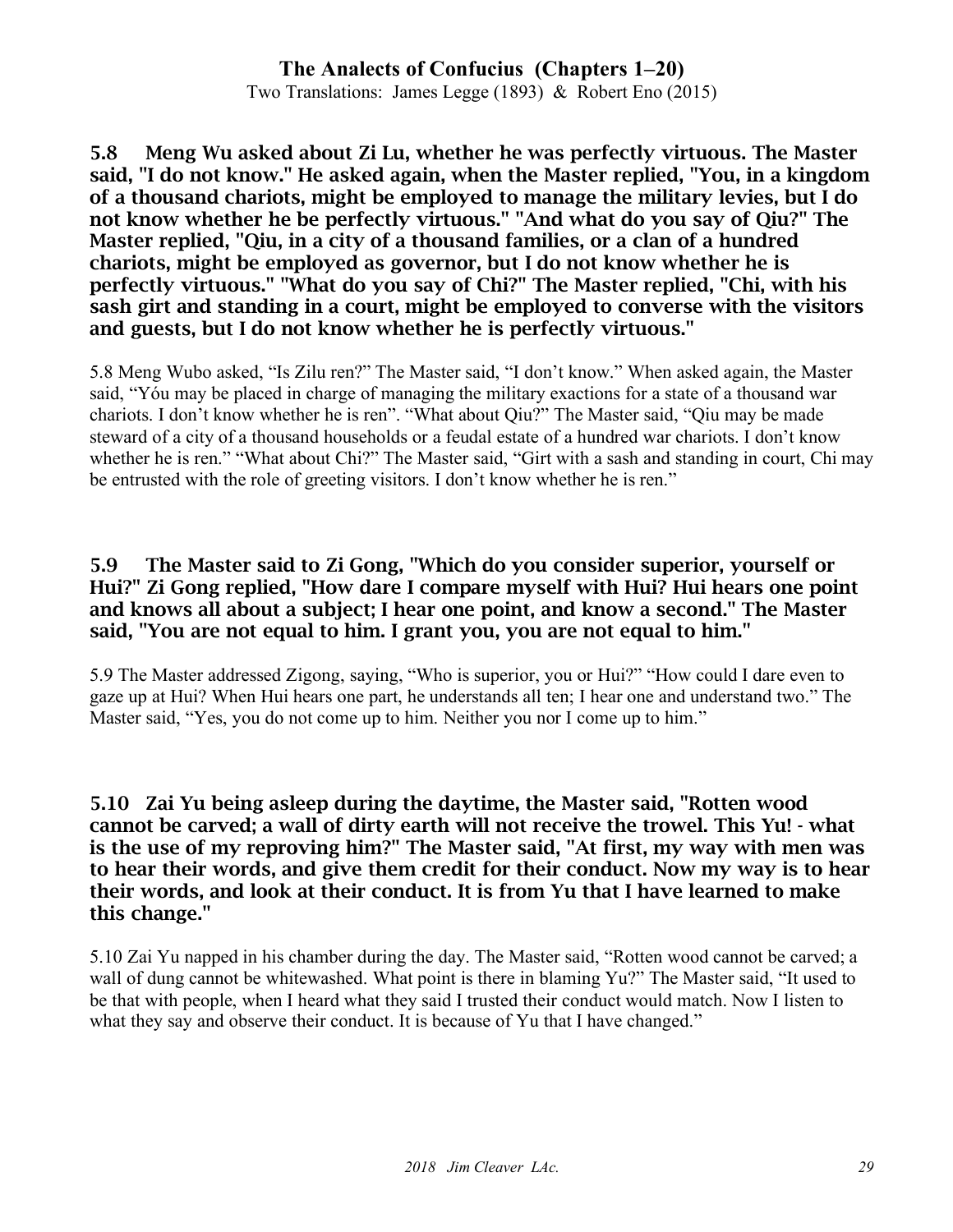**5.8 Meng Wu asked about Zi Lu, whether he was perfectly virtuous. The Master said, "I do not know." He asked again, when the Master replied, "You, in a kingdom of a thousand chariots, might be employed to manage the military levies, but I do not know whether he be perfectly virtuous." "And what do you say of Qiu?" The Master replied, "Qiu, in a city of a thousand families, or a clan of a hundred chariots, might be employed as governor, but I do not know whether he is perfectly virtuous." "What do you say of Chi?" The Master replied, "Chi, with his sash girt and standing in a court, might be employed to converse with the visitors and guests, but I do not know whether he is perfectly virtuous."**

5.8 Meng Wubo asked, "Is Zilu ren?" The Master said, "I don't know." When asked again, the Master said, "Yóu may be placed in charge of managing the military exactions for a state of a thousand war chariots. I don't know whether he is ren". "What about Qiu?" The Master said, "Qiu may be made steward of a city of a thousand households or a feudal estate of a hundred war chariots. I don't know whether he is ren." "What about Chi?" The Master said, "Girt with a sash and standing in court, Chi may be entrusted with the role of greeting visitors. I don't know whether he is ren."

**5.9 The Master said to Zi Gong, "Which do you consider superior, yourself or Hui?" Zi Gong replied, "How dare I compare myself with Hui? Hui hears one point and knows all about a subject; I hear one point, and know a second." The Master said, "You are not equal to him. I grant you, you are not equal to him."**

5.9 The Master addressed Zigong, saying, "Who is superior, you or Hui?" "How could I dare even to gaze up at Hui? When Hui hears one part, he understands all ten; I hear one and understand two." The Master said, "Yes, you do not come up to him. Neither you nor I come up to him."

**5.10 Zai Yu being asleep during the daytime, the Master said, "Rotten wood cannot be carved; a wall of dirty earth will not receive the trowel. This Yu! - what is the use of my reproving him?" The Master said, "At first, my way with men was to hear their words, and give them credit for their conduct. Now my way is to hear their words, and look at their conduct. It is from Yu that I have learned to make this change."**

5.10 Zai Yu napped in his chamber during the day. The Master said, "Rotten wood cannot be carved; a wall of dung cannot be whitewashed. What point is there in blaming Yu?" The Master said, "It used to be that with people, when I heard what they said I trusted their conduct would match. Now I listen to what they say and observe their conduct. It is because of Yu that I have changed."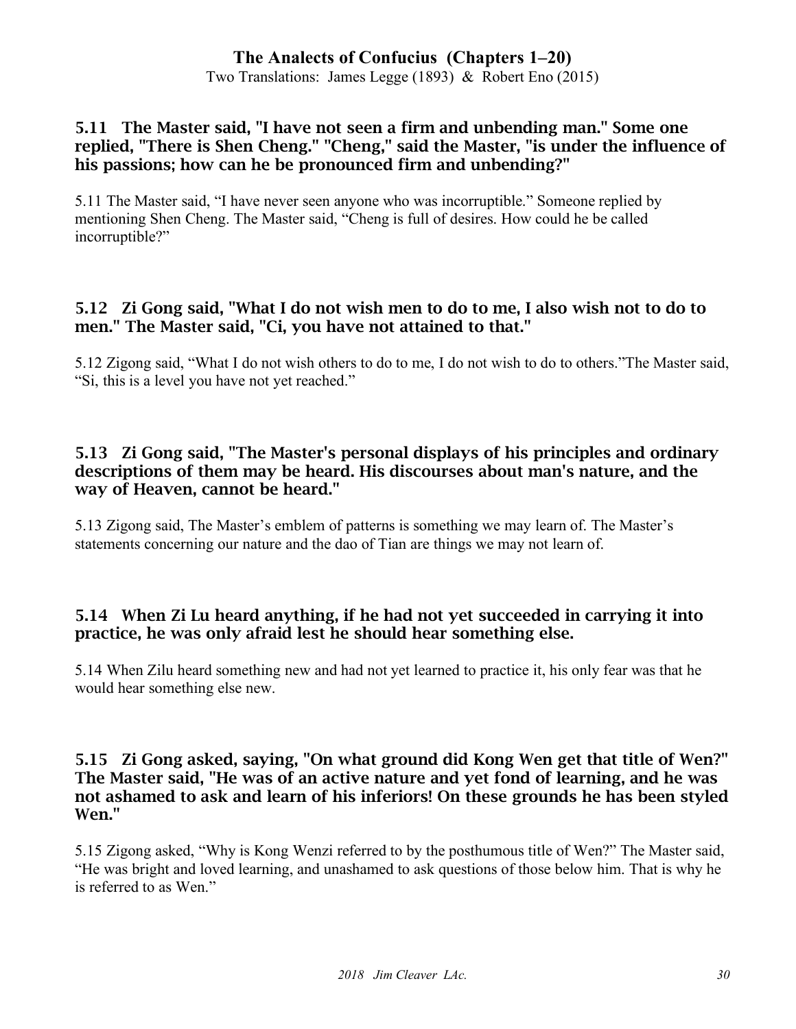### 5.11 The Master said, "I have not seen a firm and unbending man." Some one replied, "There is Shen Cheng." "Cheng," said the Master, "is under the influence of his passions; how can he be pronounced firm and unbending?"

5.11 The Master said, "I have never seen anyone who was incorruptible." Someone replied by mentioning Shen Cheng. The Master said, "Cheng is full of desires. How could he be called incorruptible?"

### 5.12 Zi Gong said, "What I do not wish men to do to me, I also wish not to do to men." The Master said, "Ci, you have not attained to that."

5.12 Zigong said, "What I do not wish others to do to me, I do not wish to do to others."The Master said, "Si, this is a level you have not yet reached."

### 5.13 Zi Gong said, "The Master's personal displays of his principles and ordinary descriptions of them may be heard. His discourses about man's nature, and the way of Heaven, cannot be heard."

5.13 Zigong said, The Master's emblem of patterns is something we may learn of. The Master's statements concerning our nature and the dao of Tian are things we may not learn of.

### 5.14 When Zi Lu heard anything, if he had not yet succeeded in carrying it into practice, he was only afraid lest he should hear something else.

5.14 When Zilu heard something new and had not yet learned to practice it, his only fear was that he would hear something else new.

### 5.15 Zi Gong asked, saying, "On what ground did Kong Wen get that title of Wen?" The Master said, "He was of an active nature and yet fond of learning, and he was not ashamed to ask and learn of his inferiors! On these grounds he has been styled Wen."

5.15 Zigong asked, "Why is Kong Wenzi referred to by the posthumous title of Wen?" The Master said, "He was bright and loved learning, and unashamed to ask questions of those below him. That is why he is referred to as Wen."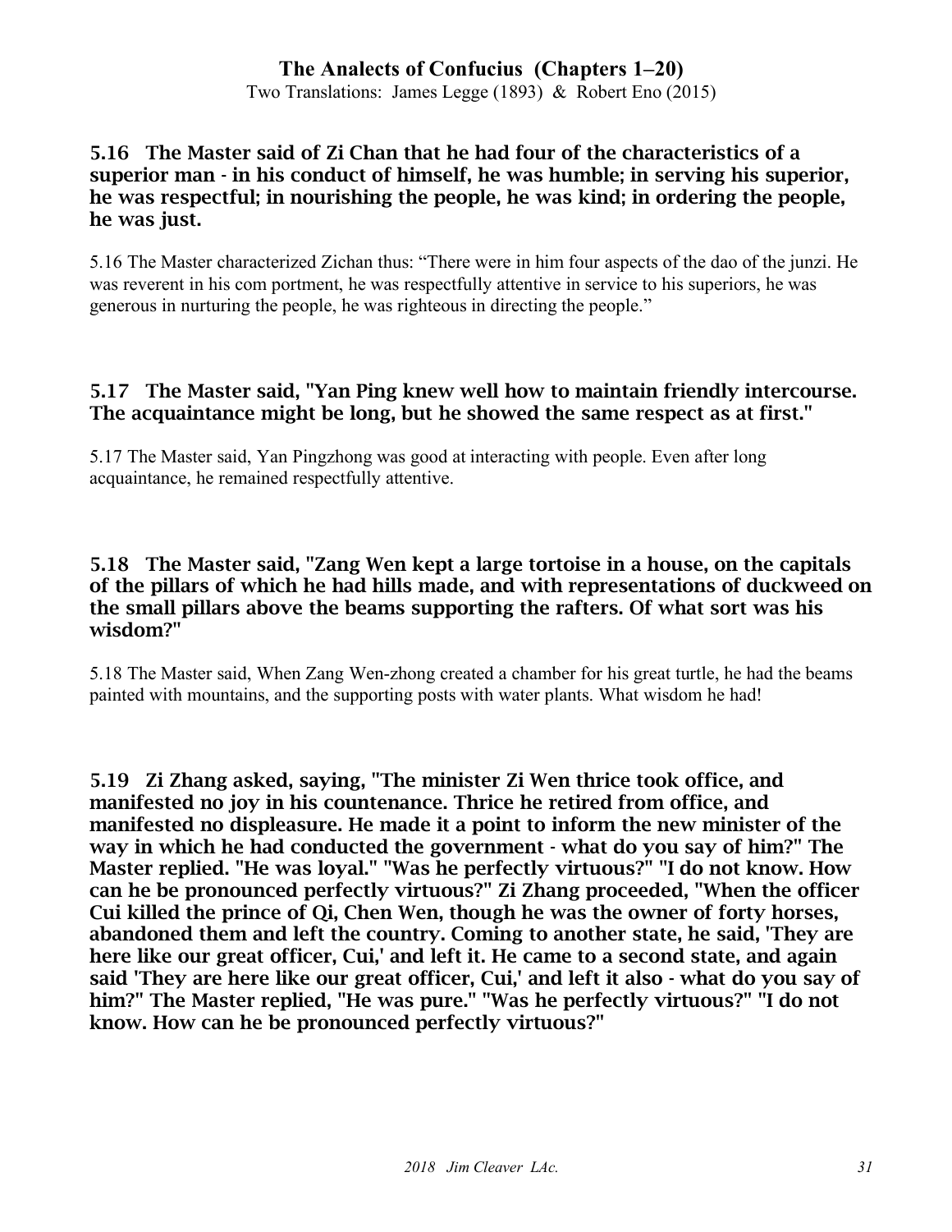### 5.16 The Master said of Zi Chan that he had four of the characteristics of a superior man - in his conduct of himself, he was humble; in serving his superior, he was respectful; in nourishing the people, he was kind; in ordering the people, he was just.

5.16 The Master characterized Zichan thus: "There were in him four aspects of the dao of the junzi. He was reverent in his com portment, he was respectfully attentive in service to his superiors, he was generous in nurturing the people, he was righteous in directing the people."

### 5.17 The Master said, "Yan Ping knew well how to maintain friendly intercourse. The acquaintance might be long, but he showed the same respect as at first."

5.17 The Master said, Yan Pingzhong was good at interacting with people. Even after long acquaintance, he remained respectfully attentive.

### 5.18 The Master said, "Zang Wen kept a large tortoise in a house, on the capitals of the pillars of which he had hills made, and with representations of duckweed on the small pillars above the beams supporting the rafters. Of what sort was his wisdom?"

5.18 The Master said, When Zang Wen-zhong created a chamber for his great turtle, he had the beams painted with mountains, and the supporting posts with water plants. What wisdom he had!

### 5.19 Zi Zhang asked, saying, "The minister Zi Wen thrice took office, and manifested no joy in his countenance. Thrice he retired from office, and manifested no displeasure. He made it a point to inform the new minister of the way in which he had conducted the government - what do you say of him?" The Master replied. "He was loyal." "Was he perfectly virtuous?" "I do not know. How can he be pronounced perfectly virtuous?" Zi Zhang proceeded, "When the officer Cui killed the prince of Qi, Chen Wen, though he was the owner of forty horses, abandoned them and left the country. Coming to another state, he said, 'They are here like our great officer, Cui,' and left it. He came to a second state, and again said 'They are here like our great officer, Cui,' and left it also - what do you say of him?" The Master replied, "He was pure." "Was he perfectly virtuous?" "I do not know. How can he be pronounced perfectly virtuous?"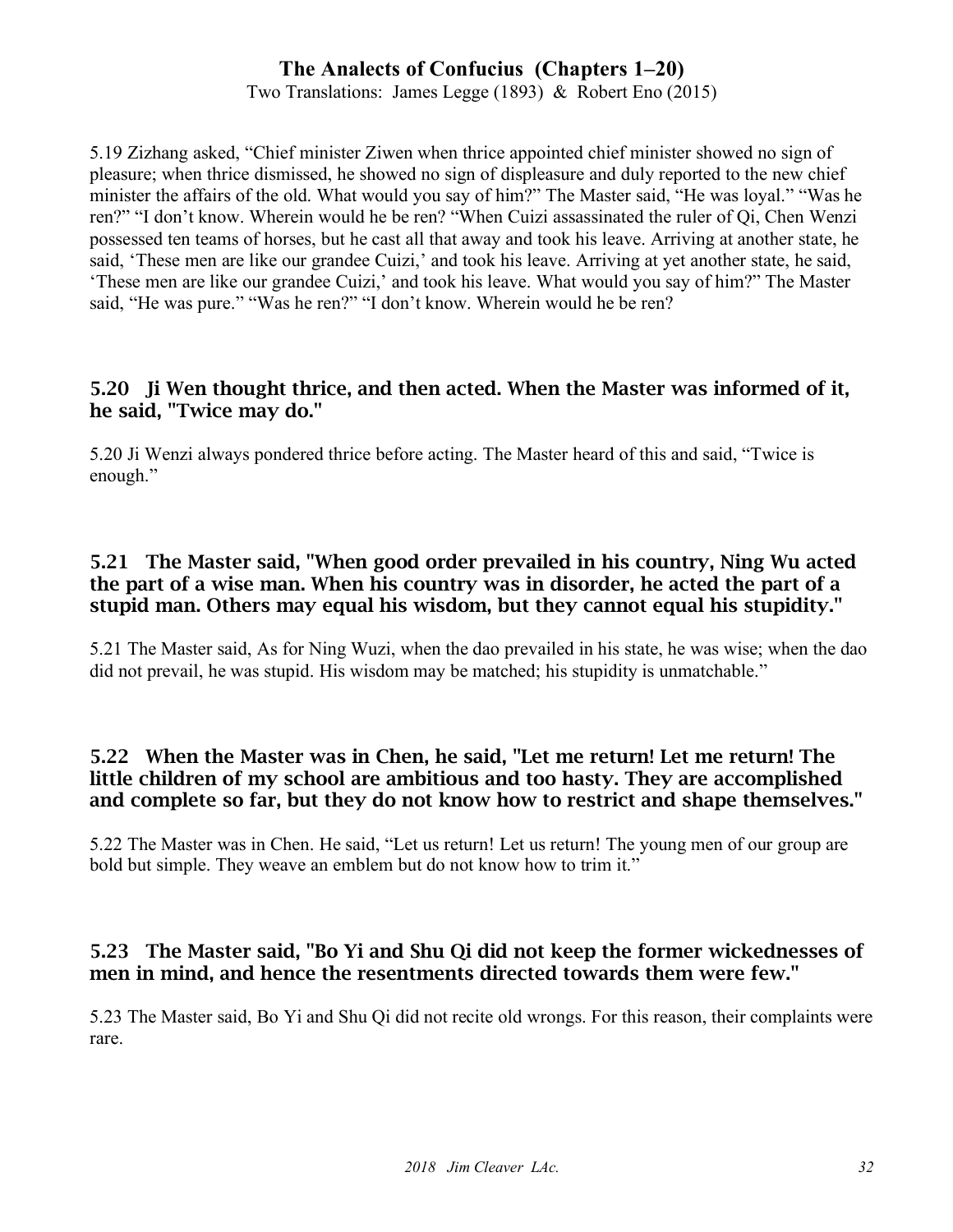5.19 Zizhang asked, “Chief minister Ziwen when thrice appointed chief minister showed no sign of pleasure; when thrice dismissed, he showed no sign of displeasure and duly reported to the new chief minister the affairs of the old. What would you say of him?” The Master said, “He was loyal.” “Was he ren?” “I don’t know. Wherein would he be ren? “When Cuizi assassinated the ruler of Qi, Chen Wenzi possessed ten teams of horses, but he cast all that away and took his leave. Arriving at another state, he said, ‘These men are like our grandee Cuizi,’ and took his leave. Arriving at yet another state, he said, ‘These men are like our grandee Cuizi,’ and took his leave. What would you say of him?” The Master said, “He was pure.” “Was he ren?” “I don’t know. Wherein would he be ren?

### 5.20 Ji Wen thought thrice, and then acted. When the Master was informed of it, he said, "Twice may do."

5.20 Ji Wenzi always pondered thrice before acting. The Master heard of this and said, “Twice is enough.”

### 5.21 The Master said, "When good order prevailed in his country, Ning Wu acted the part of a wise man. When his country was in disorder, he acted the part of a stupid man. Others may equal his wisdom, but they cannot equal his stupidity."

5.21 The Master said, As for Ning Wuzi, when the dao prevailed in his state, he was wise; when the dao did not prevail, he was stupid. His wisdom may be matched; his stupidity is unmatchable.”

### 5.22 When the Master was in Chen, he said, "Let me return! Let me return! The little children of my school are ambitious and too hasty. They are accomplished and complete so far, but they do not know how to restrict and shape themselves."

5.22 The Master was in Chen. He said, “Let us return! Let us return! The young men of our group are bold but simple. They weave an emblem but do not know how to trim it.”

### 5.23 The Master said, "Bo Yi and Shu Qi did not keep the former wickednesses of men in mind, and hence the resentments directed towards them were few."

5.23 The Master said, Bo Yi and Shu Qi did not recite old wrongs. For this reason, their complaints were rare.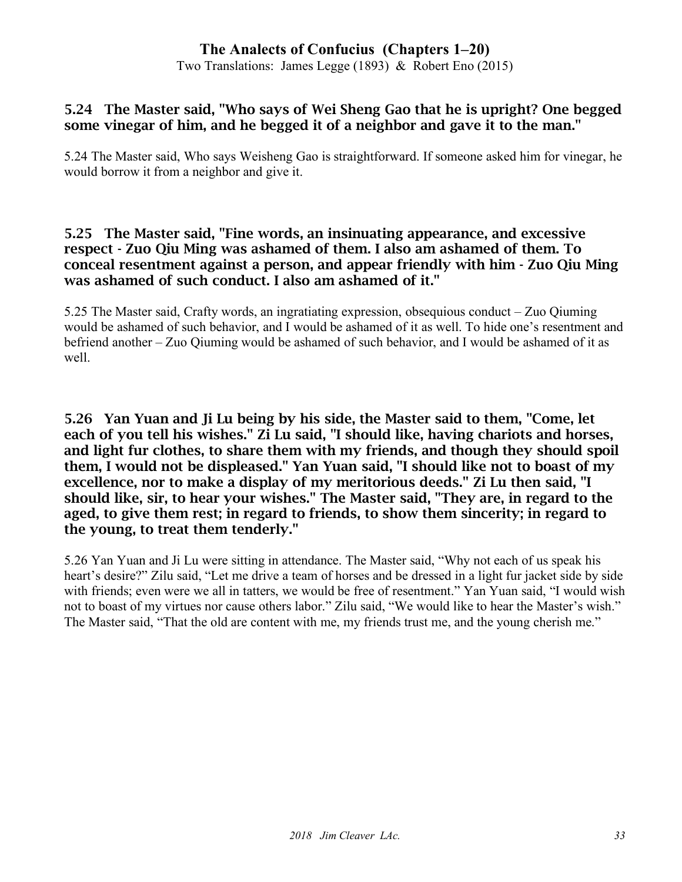### 5.24 The Master said, "Who says of Wei Sheng Gao that he is upright? One begged some vinegar of him, and he begged it of a neighbor and gave it to the man."

5.24 The Master said, Who says Weisheng Gao is straightforward. If someone asked him for vinegar, he would borrow it from a neighbor and give it.

### 5.25 The Master said, "Fine words, an insinuating appearance, and excessive respect - Zuo Qiu Ming was ashamed of them. I also am ashamed of them. To conceal resentment against a person, and appear friendly with him - Zuo Qiu Ming was ashamed of such conduct. I also am ashamed of it."

5.25 The Master said, Crafty words, an ingratiating expression, obsequious conduct – Zuo Qiuming would be ashamed of such behavior, and I would be ashamed of it as well. To hide one's resentment and befriend another – Zuo Qiuming would be ashamed of such behavior, and I would be ashamed of it as well.

### 5.26 Yan Yuan and Ji Lu being by his side, the Master said to them, "Come, let each of you tell his wishes." Zi Lu said, "I should like, having chariots and horses, and light fur clothes, to share them with my friends, and though they should spoil them, I would not be displeased." Yan Yuan said, "I should like not to boast of my excellence, nor to make a display of my meritorious deeds." Zi Lu then said, "I should like, sir, to hear your wishes." The Master said, "They are, in regard to the aged, to give them rest; in regard to friends, to show them sincerity; in regard to the young, to treat them tenderly."

5.26 Yan Yuan and Ji Lu were sitting in attendance. The Master said, "Why not each of us speak his heart's desire?" Zilu said, "Let me drive a team of horses and be dressed in a light fur jacket side by side with friends; even were we all in tatters, we would be free of resentment." Yan Yuan said, "I would wish not to boast of my virtues nor cause others labor." Zilu said, "We would like to hear the Master's wish." The Master said, "That the old are content with me, my friends trust me, and the young cherish me."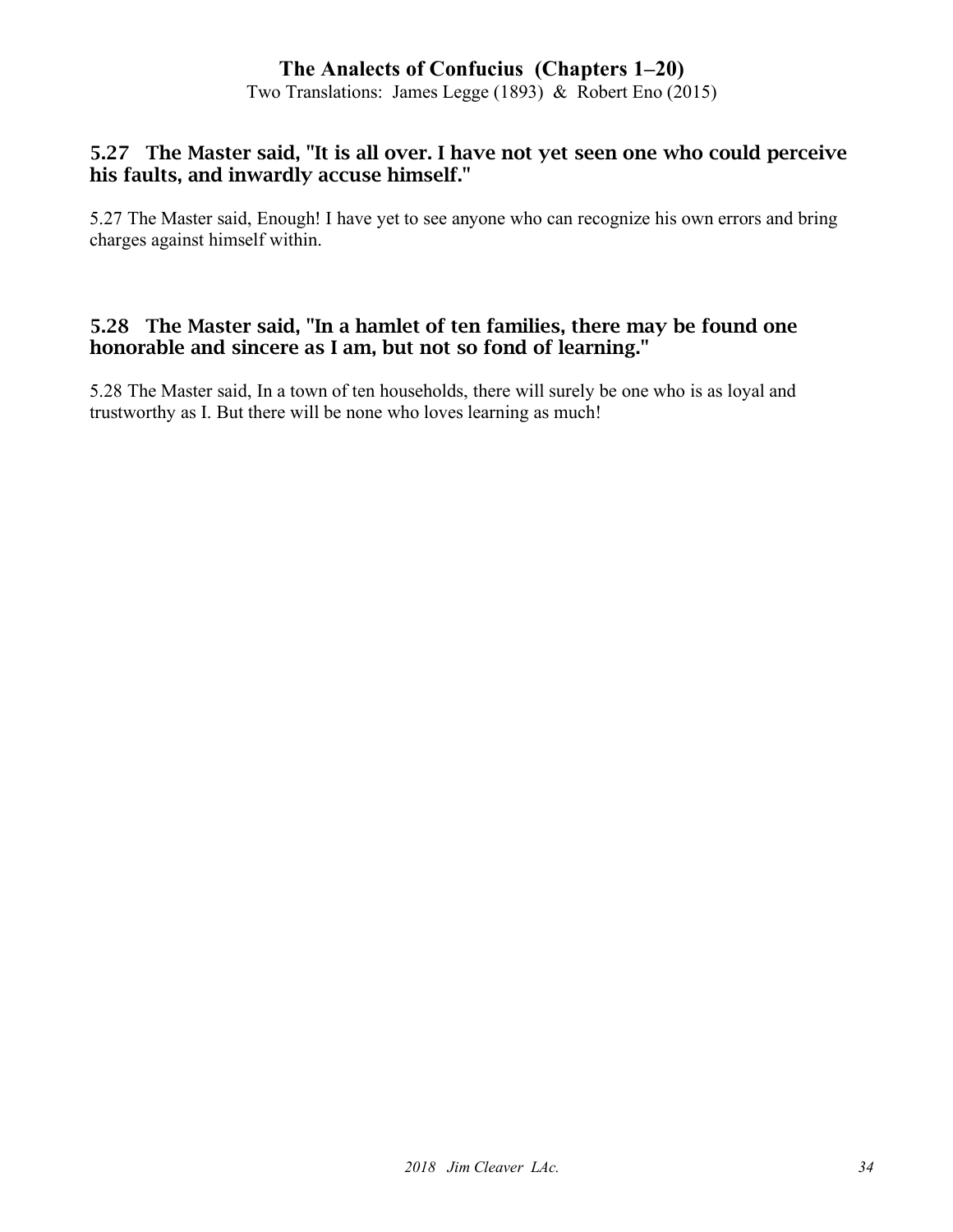### 5.27 The Master said, "It is all over. I have not yet seen one who could perceive his faults, and inwardly accuse himself."

5.27 The Master said, Enough! I have yet to see anyone who can recognize his own errors and bring charges against himself within.

### 5.28 The Master said, "In a hamlet of ten families, there may be found one honorable and sincere as I am, but not so fond of learning."

5.28 The Master said, In a town of ten households, there will surely be one who is as loyal and trustworthy as I. But there will be none who loves learning as much!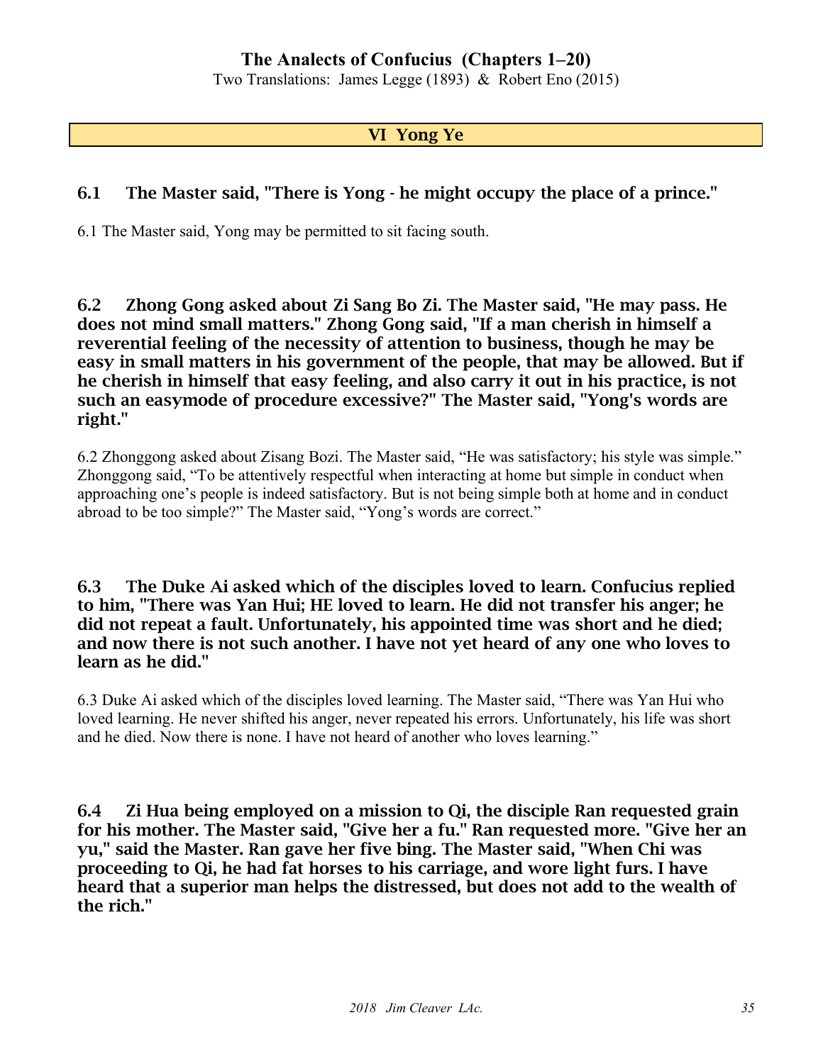## VI Yong Ye

### 6.1 The Master said, "There is Yong - he might occupy the place of a prince."

6.1 The Master said, Yong may be permitted to sit facing south.

### 6.2 Zhong Gong asked about Zi Sang Bo Zi. The Master said, "He may pass. He does not mind small matters." Zhong Gong said, "If a man cherish in himself a reverential feeling of the necessity of attention to business, though he may be easy in small matters in his government of the people, that may be allowed. But if he cherish in himself that easy feeling, and also carry it out in his practice, is not such an easymode of procedure excessive?" The Master said, "Yong's words are right."

6.2 Zhonggong asked about Zisang Bozi. The Master said, "He was satisfactory; his style was simple." Zhonggong said, "To be attentively respectful when interacting at home but simple in conduct when approaching one's people is indeed satisfactory. But is not being simple both at home and in conduct abroad to be too simple?" The Master said, "Yong's words are correct."

### 6.3 The Duke Ai asked which of the disciples loved to learn. Confucius replied to him, "There was Yan Hui; HE loved to learn. He did not transfer his anger; he did not repeat a fault. Unfortunately, his appointed time was short and he died; and now there is not such another. I have not yet heard of any one who loves to learn as he did."

6.3 Duke Ai asked which of the disciples loved learning. The Master said, "There was Yan Hui who loved learning. He never shifted his anger, never repeated his errors. Unfortunately, his life was short and he died. Now there is none. I have not heard of another who loves learning."

### 6.4 Zi Hua being employed on a mission to Qi, the disciple Ran requested grain for his mother. The Master said, "Give her a fu." Ran requested more. "Give her an yu," said the Master. Ran gave her five bing. The Master said, "When Chi was proceeding to Qi, he had fat horses to his carriage, and wore light furs. I have heard that a superior man helps the distressed, but does not add to the wealth of the rich."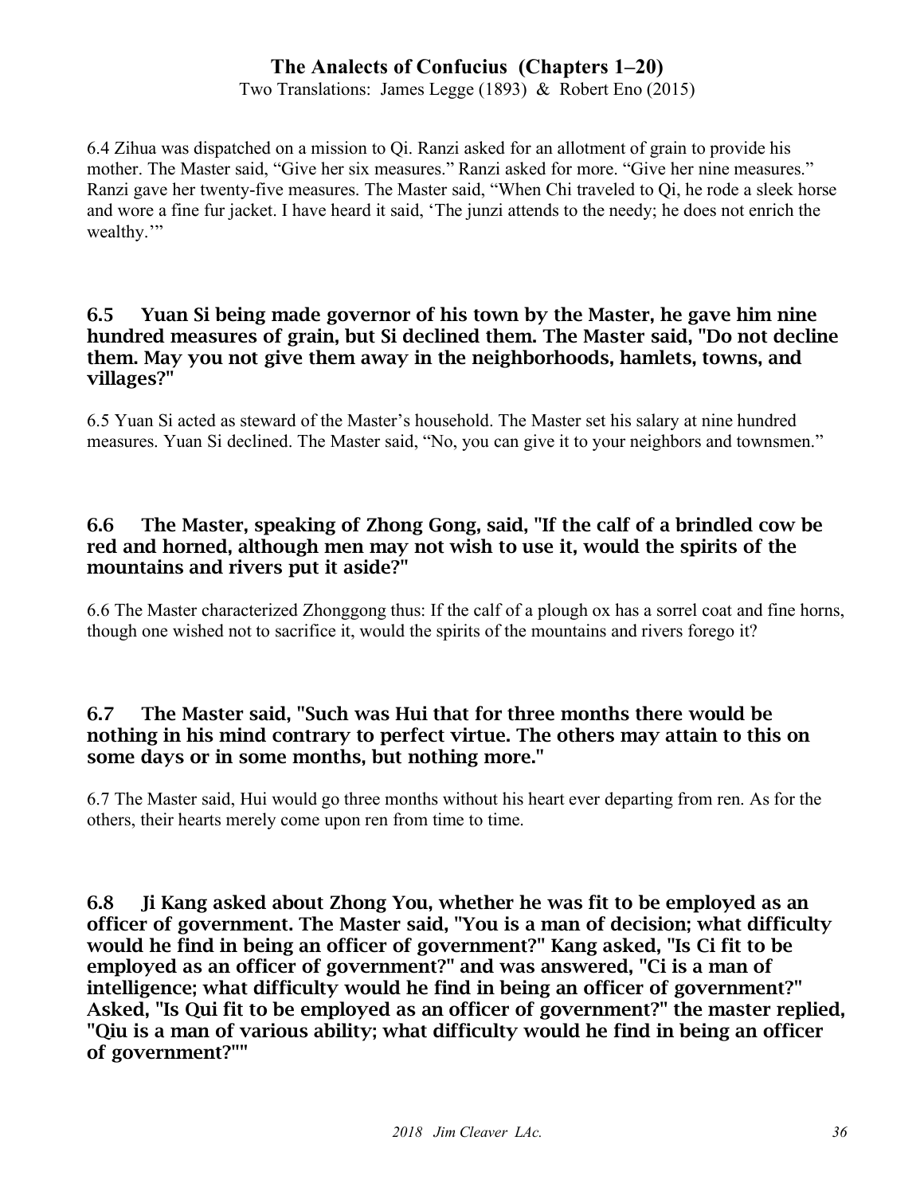6.4 Zihua was dispatched on a mission to Qi. Ranzi asked for an allotment of grain to provide his mother. The Master said, "Give her six measures." Ranzi asked for more. "Give her nine measures." Ranzi gave her twenty-five measures. The Master said, "When Chi traveled to Qi, he rode a sleek horse and wore a fine fur jacket. I have heard it said, 'The junzi attends to the needy; he does not enrich the wealthy.'"

### 6.5 Yuan Si being made governor of his town by the Master, he gave him nine hundred measures of grain, but Si declined them. The Master said, "Do not decline them. May you not give them away in the neighborhoods, hamlets, towns, and villages?"

6.5 Yuan Si acted as steward of the Master's household. The Master set his salary at nine hundred measures. Yuan Si declined. The Master said, "No, you can give it to your neighbors and townsmen."

### 6.6 The Master, speaking of Zhong Gong, said, "If the calf of a brindled cow be red and horned, although men may not wish to use it, would the spirits of the mountains and rivers put it aside?"

6.6 The Master characterized Zhonggong thus: If the calf of a plough ox has a sorrel coat and fine horns, though one wished not to sacrifice it, would the spirits of the mountains and rivers forego it?

### 6.7 The Master said, "Such was Hui that for three months there would be nothing in his mind contrary to perfect virtue. The others may attain to this on some days or in some months, but nothing more."

6.7 The Master said, Hui would go three months without his heart ever departing from ren. As for the others, their hearts merely come upon ren from time to time.

### 6.8 Ji Kang asked about Zhong You, whether he was fit to be employed as an officer of government. The Master said, "You is a man of decision; what difficulty would he find in being an officer of government?" Kang asked, "Is Ci fit to be employed as an officer of government?" and was answered, "Ci is a man of intelligence; what difficulty would he find in being an officer of government?" Asked, "Is Qui fit to be employed as an officer of government?" the master replied, "Qiu is a man of various ability; what difficulty would he find in being an officer of government?""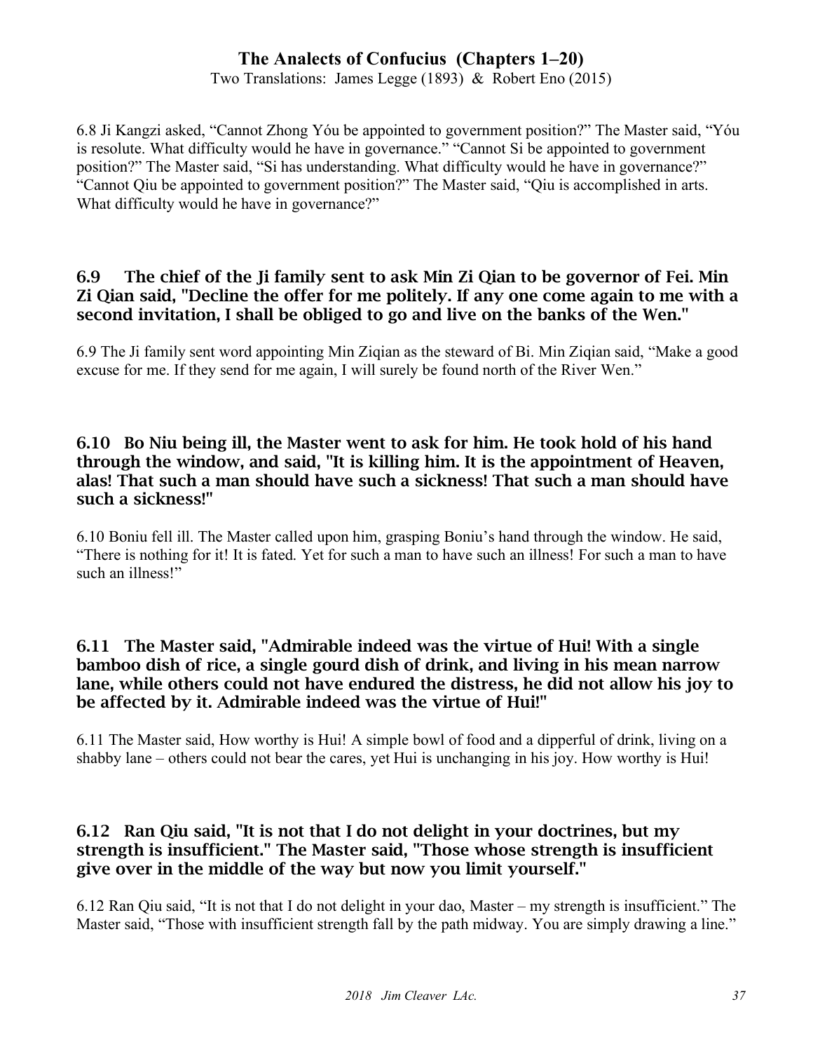6.8 Ji Kangzi asked, “Cannot Zhong Yóu be appointed to government position?” The Master said, “Yóu is resolute. What difficulty would he have in governance.” “Cannot Si be appointed to government position?” The Master said, “Si has understanding. What difficulty would he have in governance?” “Cannot Qiu be appointed to government position?” The Master said, “Qiu is accomplished in arts. What difficulty would he have in governance?”

### 6.9 The chief of the Ji family sent to ask Min Zi Qian to be governor of Fei. Min Zi Qian said, "Decline the offer for me politely. If any one come again to me with a second invitation, I shall be obliged to go and live on the banks of the Wen."

6.9 The Ji family sent word appointing Min Ziqian as the steward of Bi. Min Ziqian said, “Make a good excuse for me. If they send for me again, I will surely be found north of the River Wen.”

### 6.10 Bo Niu being ill, the Master went to ask for him. He took hold of his hand through the window, and said, "It is killing him. It is the appointment of Heaven, alas! That such a man should have such a sickness! That such a man should have such a sickness!"

6.10 Boniu fell ill. The Master called upon him, grasping Boniu’s hand through the window. He said, “There is nothing for it! It is fated. Yet for such a man to have such an illness! For such a man to have such an illness!”

### 6.11 The Master said, "Admirable indeed was the virtue of Hui! With a single bamboo dish of rice, a single gourd dish of drink, and living in his mean narrow lane, while others could not have endured the distress, he did not allow his joy to be affected by it. Admirable indeed was the virtue of Hui!"

6.11 The Master said, How worthy is Hui! A simple bowl of food and a dipperful of drink, living on a shabby lane – others could not bear the cares, yet Hui is unchanging in his joy. How worthy is Hui!

### 6.12 Ran Qiu said, "It is not that I do not delight in your doctrines, but my strength is insufficient." The Master said, "Those whose strength is insufficient give over in the middle of the way but now you limit yourself."

6.12 Ran Qiu said, “It is not that I do not delight in your dao, Master – my strength is insufficient.” The Master said, “Those with insufficient strength fall by the path midway. You are simply drawing a line.”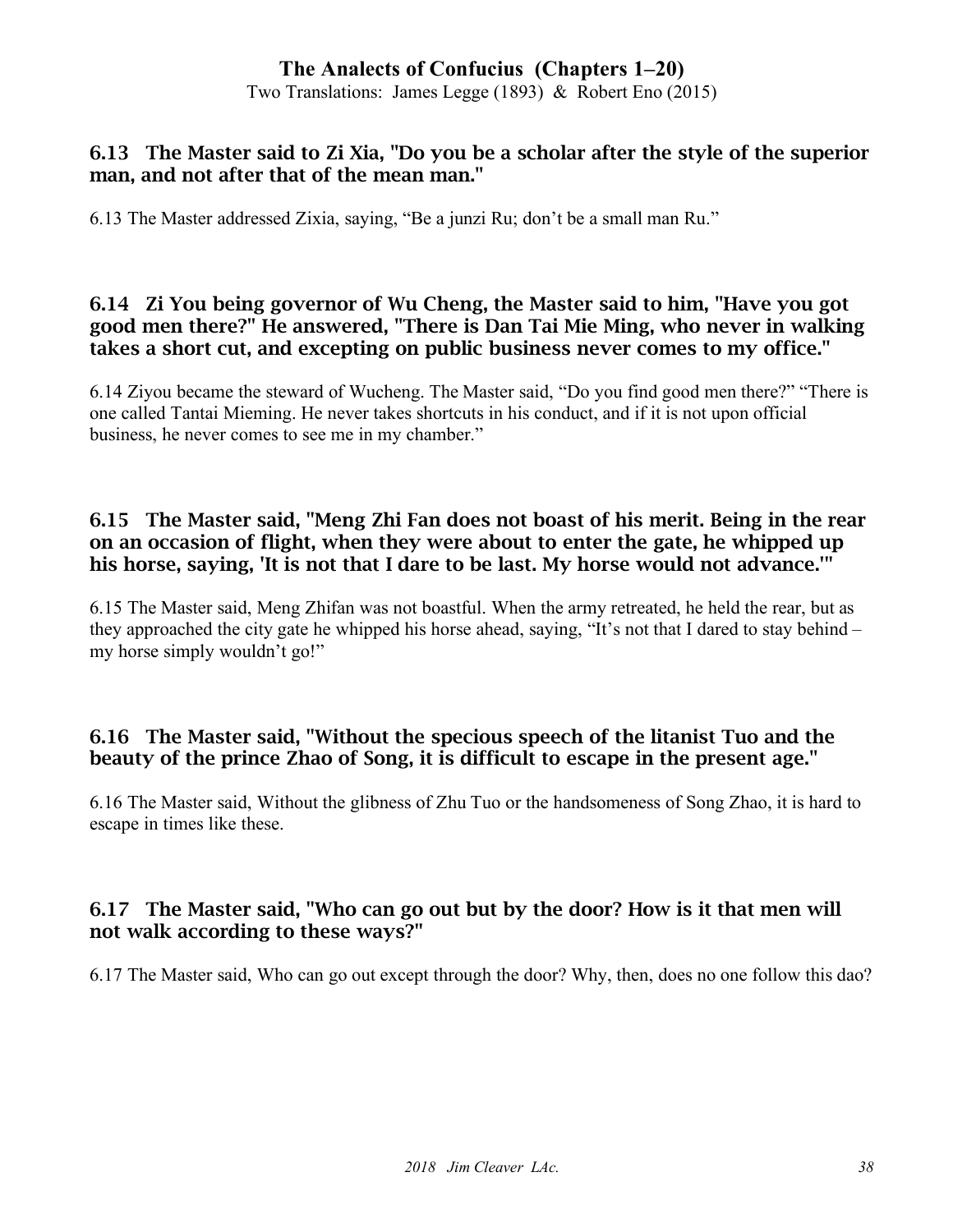### 6.13 The Master said to Zi Xia, "Do you be a scholar after the style of the superior man, and not after that of the mean man."

6.13 The Master addressed Zixia, saying, "Be a junzi Ru; don't be a small man Ru."

### 6.14 Zi You being governor of Wu Cheng, the Master said to him, "Have you got good men there?" He answered, "There is Dan Tai Mie Ming, who never in walking takes a short cut, and excepting on public business never comes to my office."

6.14 Ziyou became the steward of Wucheng. The Master said, "Do you find good men there?" "There is one called Tantai Mieming. He never takes shortcuts in his conduct, and if it is not upon official business, he never comes to see me in my chamber."

### 6.15 The Master said, "Meng Zhi Fan does not boast of his merit. Being in the rear on an occasion of flight, when they were about to enter the gate, he whipped up his horse, saying, 'It is not that I dare to be last. My horse would not advance.'"

6.15 The Master said, Meng Zhifan was not boastful. When the army retreated, he held the rear, but as they approached the city gate he whipped his horse ahead, saying, "It's not that I dared to stay behind – my horse simply wouldn't go!"

### 6.16 The Master said, "Without the specious speech of the litanist Tuo and the beauty of the prince Zhao of Song, it is difficult to escape in the present age."

6.16 The Master said, Without the glibness of Zhu Tuo or the handsomeness of Song Zhao, it is hard to escape in times like these.

### 6.17 The Master said, "Who can go out but by the door? How is it that men will not walk according to these ways?"

6.17 The Master said, Who can go out except through the door? Why, then, does no one follow this dao?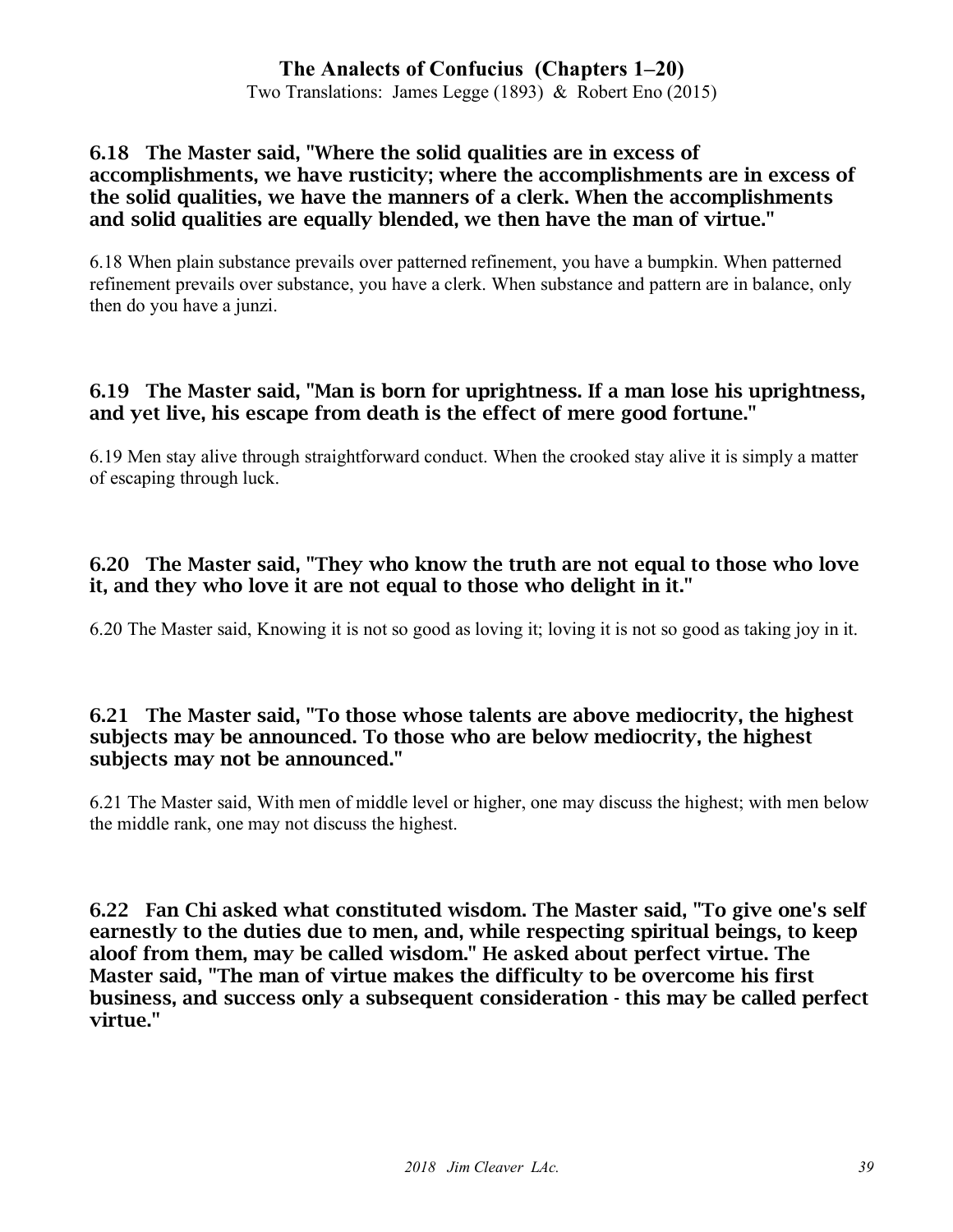**6.18 The Master said, "Where the solid qualities are in excess of accomplishments, we have rusticity; where the accomplishments are in excess of the solid qualities, we have the manners of a clerk. When the accomplishments and solid qualities are equally blended, we then have the man of virtue."**

6.18 When plain substance prevails over patterned refinement, you have a bumpkin. When patterned refinement prevails over substance, you have a clerk. When substance and pattern are in balance, only then do you have a junzi.

**6.19 The Master said, "Man is born for uprightness. If a man lose his uprightness, and yet live, his escape from death is the effect of mere good fortune."**

6.19 Men stay alive through straightforward conduct. When the crooked stay alive it is simply a matter of escaping through luck.

**6.20 The Master said, "They who know the truth are not equal to those who love it, and they who love it are not equal to those who delight in it."**

6.20 The Master said, Knowing it is not so good as loving it; loving it is not so good as taking joy in it.

**6.21 The Master said, "To those whose talents are above mediocrity, the highest subjects may be announced. To those who are below mediocrity, the highest subjects may not be announced."**

6.21 The Master said, With men of middle level or higher, one may discuss the highest; with men below the middle rank, one may not discuss the highest.

**6.22 Fan Chi asked what constituted wisdom. The Master said, "To give one's self earnestly to the duties due to men, and, while respecting spiritual beings, to keep aloof from them, may be called wisdom." He asked about perfect virtue. The Master said, "The man of virtue makes the difficulty to be overcome his first business, and success only a subsequent consideration - this may be called perfect virtue."**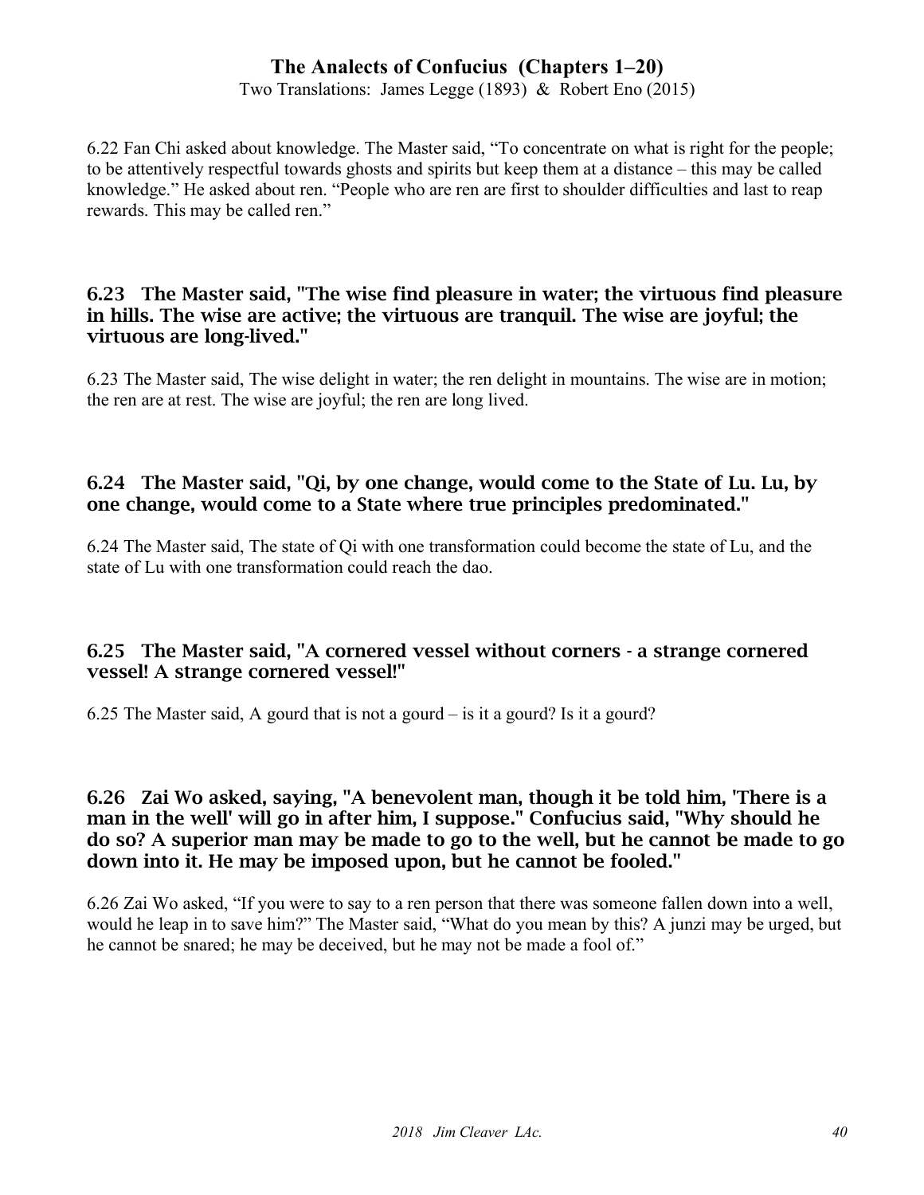6.22 Fan Chi asked about knowledge. The Master said, "To concentrate on what is right for the people; to be attentively respectful towards ghosts and spirits but keep them at a distance – this may be called knowledge." He asked about ren. "People who are ren are first to shoulder difficulties and last to reap rewards. This may be called ren."

### 6.23 The Master said, "The wise find pleasure in water; the virtuous find pleasure in hills. The wise are active; the virtuous are tranquil. The wise are joyful; the virtuous are long-lived."

6.23 The Master said, The wise delight in water; the ren delight in mountains. The wise are in motion; the ren are at rest. The wise are joyful; the ren are long lived.

### 6.24 The Master said, "Qi, by one change, would come to the State of Lu. Lu, by one change, would come to a State where true principles predominated."

6.24 The Master said, The state of Qi with one transformation could become the state of Lu, and the state of Lu with one transformation could reach the dao.

### 6.25 The Master said, "A cornered vessel without corners - a strange cornered vessel! A strange cornered vessel!"

6.25 The Master said, A gourd that is not a gourd – is it a gourd? Is it a gourd?

### 6.26 Zai Wo asked, saying, "A benevolent man, though it be told him, 'There is a man in the well' will go in after him, I suppose." Confucius said, "Why should he do so? A superior man may be made to go to the well, but he cannot be made to go down into it. He may be imposed upon, but he cannot be fooled."

6.26 Zai Wo asked, "If you were to say to a ren person that there was someone fallen down into a well, would he leap in to save him?" The Master said, "What do you mean by this? A junzi may be urged, but he cannot be snared; he may be deceived, but he may not be made a fool of."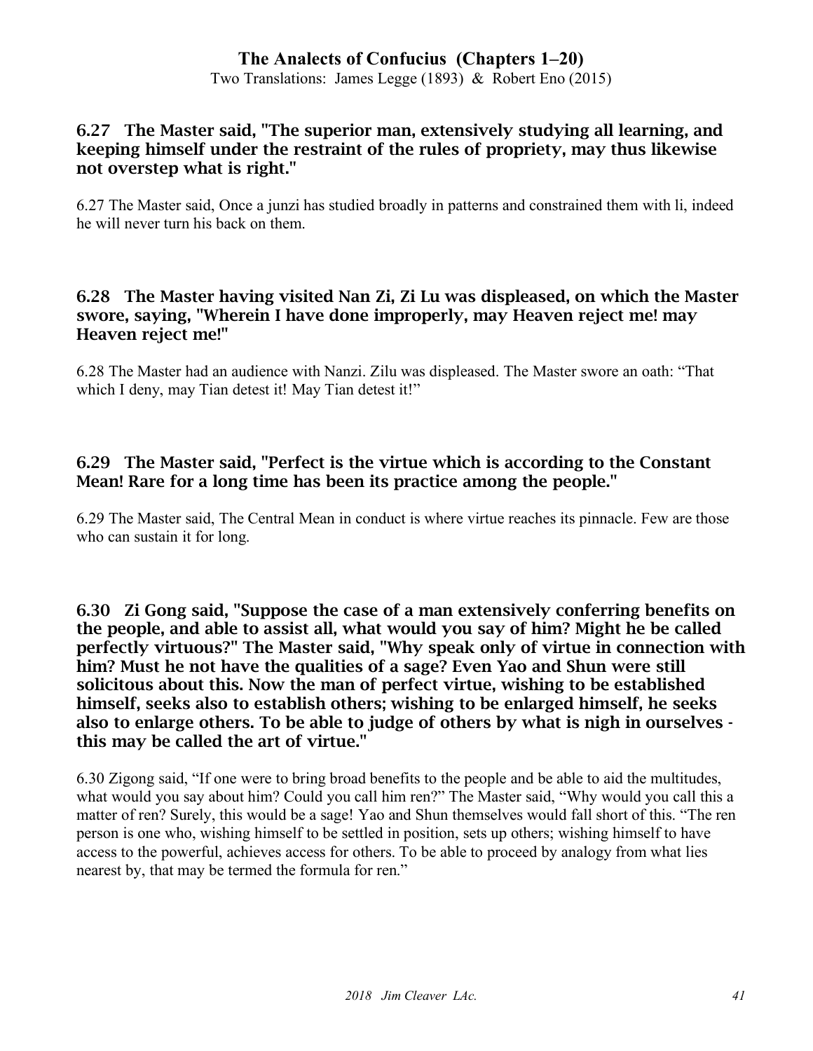### 6.27 The Master said, "The superior man, extensively studying all learning, and keeping himself under the restraint of the rules of propriety, may thus likewise not overstep what is right."

6.27 The Master said, Once a junzi has studied broadly in patterns and constrained them with li, indeed he will never turn his back on them.

### 6.28 The Master having visited Nan Zi, Zi Lu was displeased, on which the Master swore, saying, "Wherein I have done improperly, may Heaven reject me! may Heaven reject me!"

6.28 The Master had an audience with Nanzi. Zilu was displeased. The Master swore an oath: "That which I deny, may Tian detest it! May Tian detest it!"

### 6.29 The Master said, "Perfect is the virtue which is according to the Constant Mean! Rare for a long time has been its practice among the people."

6.29 The Master said, The Central Mean in conduct is where virtue reaches its pinnacle. Few are those who can sustain it for long.

### 6.30 Zi Gong said, "Suppose the case of a man extensively conferring benefits on the people, and able to assist all, what would you say of him? Might he be called perfectly virtuous?" The Master said, "Why speak only of virtue in connection with him? Must he not have the qualities of a sage? Even Yao and Shun were still solicitous about this. Now the man of perfect virtue, wishing to be established himself, seeks also to establish others; wishing to be enlarged himself, he seeks also to enlarge others. To be able to judge of others by what is nigh in ourselves - this may be called the art of virtue."

6.30 Zigong said, "If one were to bring broad benefits to the people and be able to aid the multitudes, what would you say about him? Could you call him ren?" The Master said, "Why would you call this a matter of ren? Surely, this would be a sage! Yao and Shun themselves would fall short of this. "The ren person is one who, wishing himself to be settled in position, sets up others; wishing himself to have access to the powerful, achieves access for others. To be able to proceed by analogy from what lies nearest by, that may be termed the formula for ren."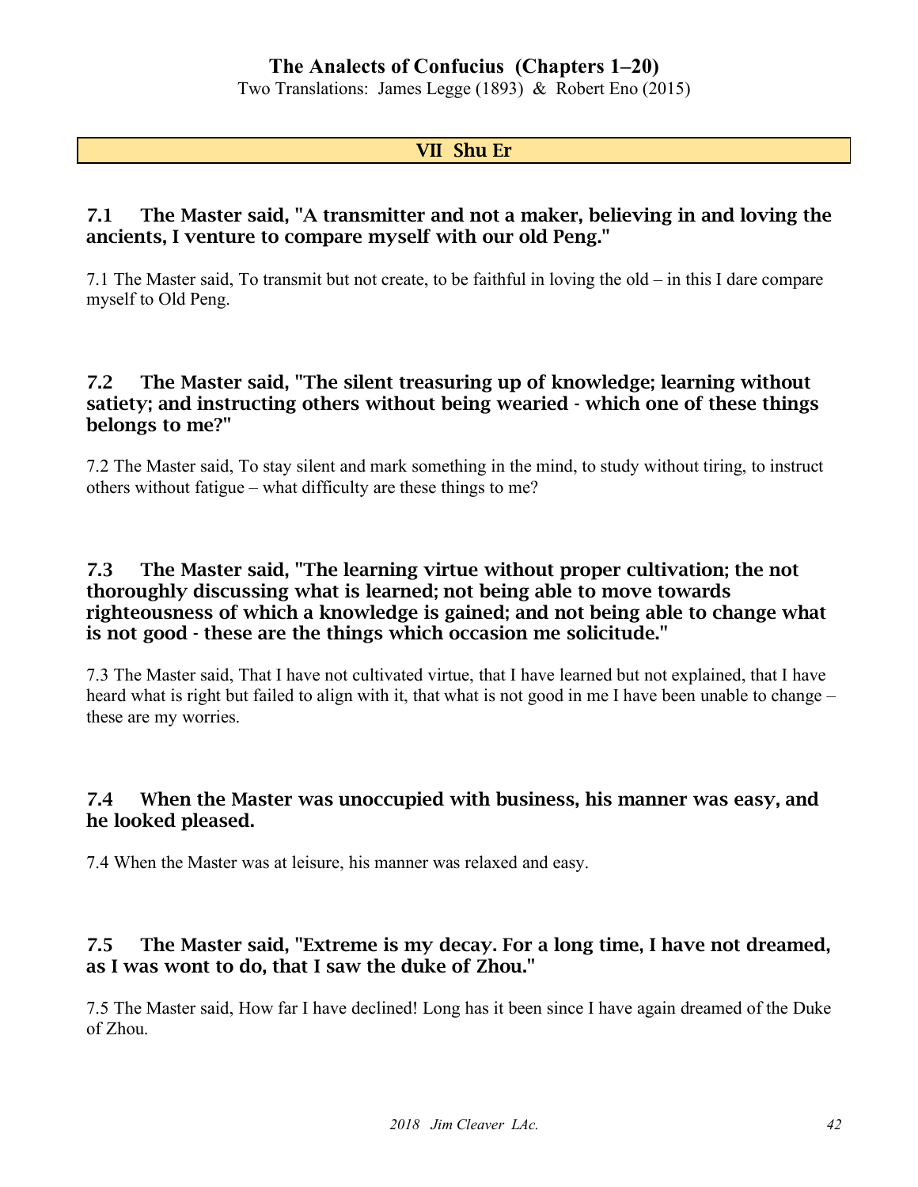## VII Shu Er

### 7.1 The Master said, "A transmitter and not a maker, believing in and loving the ancients, I venture to compare myself with our old Peng."

7.1 The Master said, To transmit but not create, to be faithful in loving the old – in this I dare compare myself to Old Peng.

### 7.2 The Master said, "The silent treasuring up of knowledge; learning without satiety; and instructing others without being wearied - which one of these things belongs to me?"

7.2 The Master said, To stay silent and mark something in the mind, to study without tiring, to instruct others without fatigue – what difficulty are these things to me?

### 7.3 The Master said, "The learning virtue without proper cultivation; the not thoroughly discussing what is learned; not being able to move towards righteousness of which a knowledge is gained; and not being able to change what is not good - these are the things which occasion me solicitude."

7.3 The Master said, That I have not cultivated virtue, that I have learned but not explained, that I have heard what is right but failed to align with it, that what is not good in me I have been unable to change – these are my worries.

### 7.4 When the Master was unoccupied with business, his manner was easy, and he looked pleased.

7.4 When the Master was at leisure, his manner was relaxed and easy.

### 7.5 The Master said, "Extreme is my decay. For a long time, I have not dreamed, as I was wont to do, that I saw the duke of Zhou."

7.5 The Master said, How far I have declined! Long has it been since I have again dreamed of the Duke of Zhou.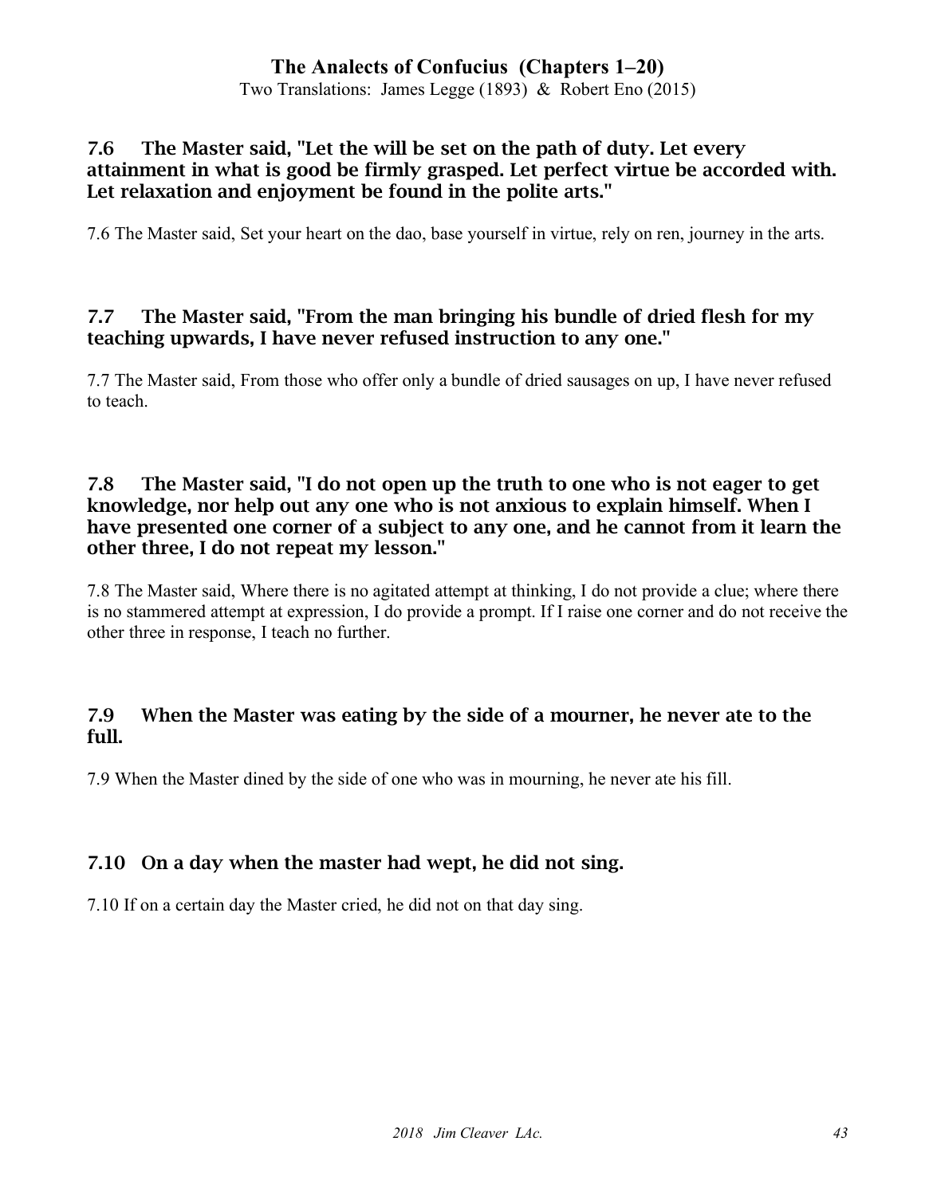### 7.6 The Master said, "Let the will be set on the path of duty. Let every attainment in what is good be firmly grasped. Let perfect virtue be accorded with. Let relaxation and enjoyment be found in the polite arts."

7.6 The Master said, Set your heart on the dao, base yourself in virtue, rely on ren, journey in the arts.

### 7.7 The Master said, "From the man bringing his bundle of dried flesh for my teaching upwards, I have never refused instruction to any one."

7.7 The Master said, From those who offer only a bundle of dried sausages on up, I have never refused to teach.

### 7.8 The Master said, "I do not open up the truth to one who is not eager to get knowledge, nor help out any one who is not anxious to explain himself. When I have presented one corner of a subject to any one, and he cannot from it learn the other three, I do not repeat my lesson."

7.8 The Master said, Where there is no agitated attempt at thinking, I do not provide a clue; where there is no stammered attempt at expression, I do provide a prompt. If I raise one corner and do not receive the other three in response, I teach no further.

### 7.9 When the Master was eating by the side of a mourner, he never ate to the full.

7.9 When the Master dined by the side of one who was in mourning, he never ate his fill.

### 7.10 On a day when the master had wept, he did not sing.

7.10 If on a certain day the Master cried, he did not on that day sing.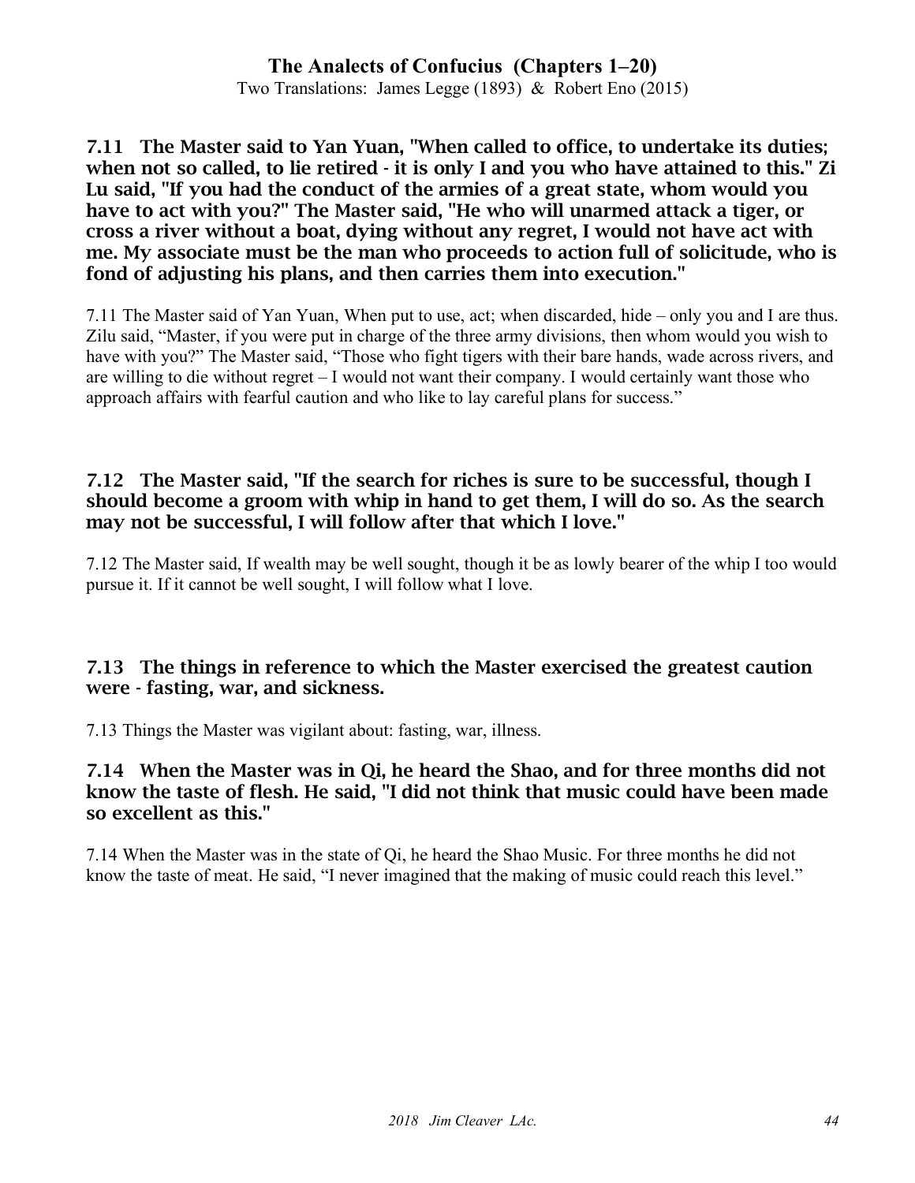**7.11 The Master said to Yan Yuan, "When called to office, to undertake its duties; when not so called, to lie retired - it is only I and you who have attained to this." Zi Lu said, "If you had the conduct of the armies of a great state, whom would you have to act with you?" The Master said, "He who will unarmed attack a tiger, or cross a river without a boat, dying without any regret, I would not have act with me. My associate must be the man who proceeds to action full of solicitude, who is fond of adjusting his plans, and then carries them into execution."**

7.11 The Master said of Yan Yuan, When put to use, act; when discarded, hide – only you and I are thus. Zilu said, "Master, if you were put in charge of the three army divisions, then whom would you wish to have with you?" The Master said, "Those who fight tigers with their bare hands, wade across rivers, and are willing to die without regret – I would not want their company. I would certainly want those who approach affairs with fearful caution and who like to lay careful plans for success."

**7.12 The Master said, "If the search for riches is sure to be successful, though I should become a groom with whip in hand to get them, I will do so. As the search may not be successful, I will follow after that which I love."**

7.12 The Master said, If wealth may be well sought, though it be as lowly bearer of the whip I too would pursue it. If it cannot be well sought, I will follow what I love.

**7.13 The things in reference to which the Master exercised the greatest caution were - fasting, war, and sickness.**

7.13 Things the Master was vigilant about: fasting, war, illness.

**7.14 When the Master was in Qi, he heard the Shao, and for three months did not know the taste of flesh. He said, "I did not think that music could have been made so excellent as this."**

7.14 When the Master was in the state of Qi, he heard the Shao Music. For three months he did not know the taste of meat. He said, "I never imagined that the making of music could reach this level."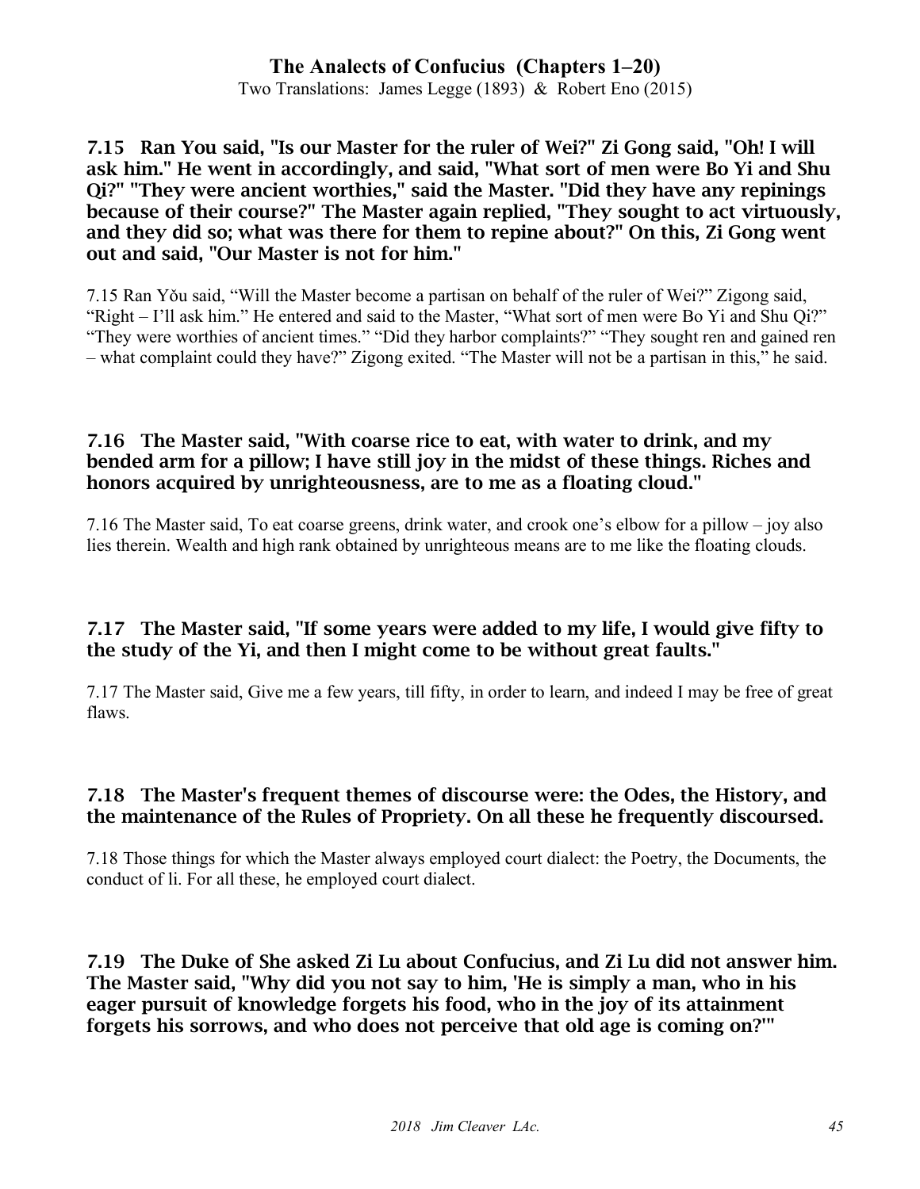### 7.15 Ran You said, "Is our Master for the ruler of Wei?" Zi Gong said, "Oh! I will ask him." He went in accordingly, and said, "What sort of men were Bo Yi and Shu Qi?" "They were ancient worthies," said the Master. "Did they have any repinings because of their course?" The Master again replied, "They sought to act virtuously, and they did so; what was there for them to repine about?" On this, Zi Gong went out and said, "Our Master is not for him."

7.15 Ran Yǒu said, "Will the Master become a partisan on behalf of the ruler of Wei?" Zigong said, "Right – I'll ask him." He entered and said to the Master, "What sort of men were Bo Yi and Shu Qi?" "They were worthies of ancient times." "Did they harbor complaints?" "They sought ren and gained ren – what complaint could they have?" Zigong exited. "The Master will not be a partisan in this," he said.

### 7.16 The Master said, "With coarse rice to eat, with water to drink, and my bended arm for a pillow; I have still joy in the midst of these things. Riches and honors acquired by unrighteousness, are to me as a floating cloud."

7.16 The Master said, To eat coarse greens, drink water, and crook one's elbow for a pillow – joy also lies therein. Wealth and high rank obtained by unrighteous means are to me like the floating clouds.

### 7.17 The Master said, "If some years were added to my life, I would give fifty to the study of the Yi, and then I might come to be without great faults."

7.17 The Master said, Give me a few years, till fifty, in order to learn, and indeed I may be free of great flaws.

### 7.18 The Master's frequent themes of discourse were: the Odes, the History, and the maintenance of the Rules of Propriety. On all these he frequently discoursed.

7.18 Those things for which the Master always employed court dialect: the Poetry, the Documents, the conduct of li. For all these, he employed court dialect.

### 7.19 The Duke of She asked Zi Lu about Confucius, and Zi Lu did not answer him. The Master said, "Why did you not say to him, 'He is simply a man, who in his eager pursuit of knowledge forgets his food, who in the joy of its attainment forgets his sorrows, and who does not perceive that old age is coming on?'"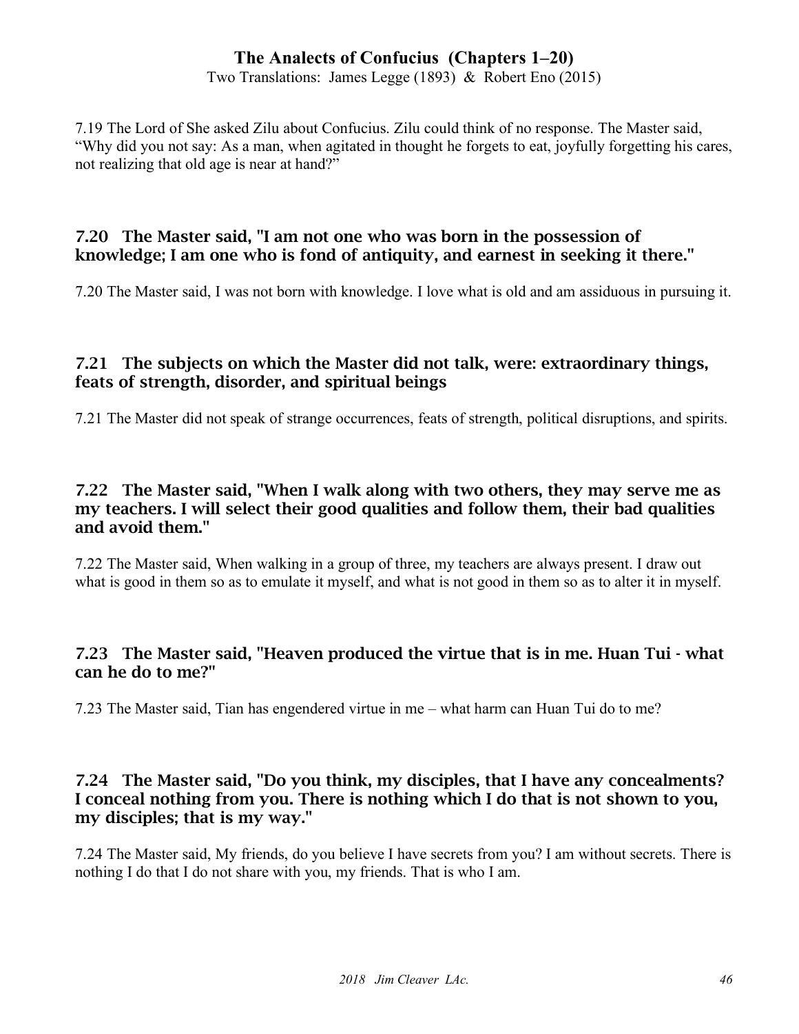7.19 The Lord of She asked Zilu about Confucius. Zilu could think of no response. The Master said, “Why did you not say: As a man, when agitated in thought he forgets to eat, joyfully forgetting his cares, not realizing that old age is near at hand?”

### 7.20 The Master said, "I am not one who was born in the possession of knowledge; I am one who is fond of antiquity, and earnest in seeking it there."

7.20 The Master said, I was not born with knowledge. I love what is old and am assiduous in pursuing it.

### 7.21 The subjects on which the Master did not talk, were: extraordinary things, feats of strength, disorder, and spiritual beings

7.21 The Master did not speak of strange occurrences, feats of strength, political disruptions, and spirits.

### 7.22 The Master said, "When I walk along with two others, they may serve me as my teachers. I will select their good qualities and follow them, their bad qualities and avoid them."

7.22 The Master said, When walking in a group of three, my teachers are always present. I draw out what is good in them so as to emulate it myself, and what is not good in them so as to alter it in myself.

### 7.23 The Master said, "Heaven produced the virtue that is in me. Huan Tui - what can he do to me?"

7.23 The Master said, Tian has engendered virtue in me – what harm can Huan Tui do to me?

### 7.24 The Master said, "Do you think, my disciples, that I have any concealments? I conceal nothing from you. There is nothing which I do that is not shown to you, my disciples; that is my way."

7.24 The Master said, My friends, do you believe I have secrets from you? I am without secrets. There is nothing I do that I do not share with you, my friends. That is who I am.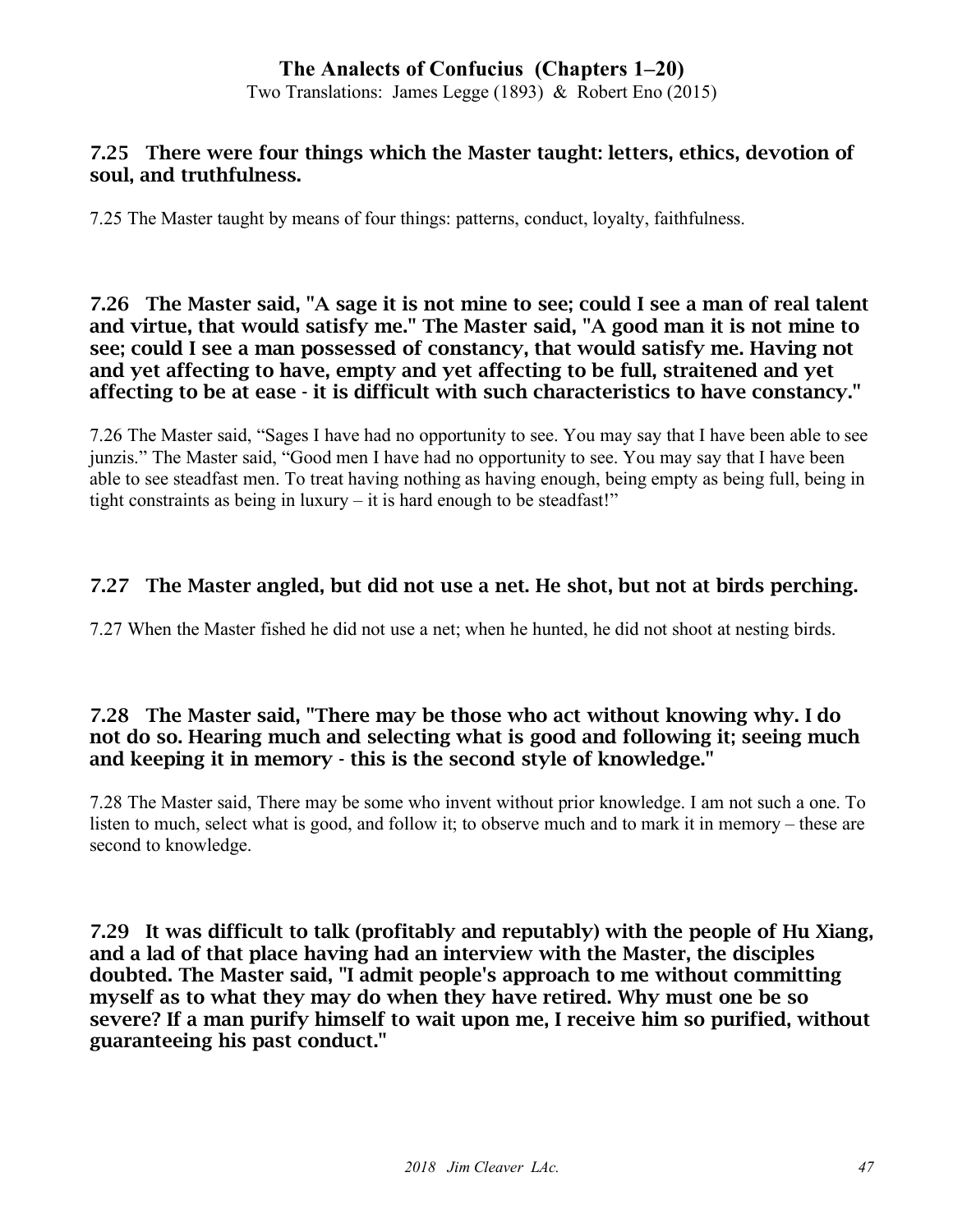### 7.25 There were four things which the Master taught: letters, ethics, devotion of soul, and truthfulness.

7.25 The Master taught by means of four things: patterns, conduct, loyalty, faithfulness.

### 7.26 The Master said, "A sage it is not mine to see; could I see a man of real talent and virtue, that would satisfy me." The Master said, "A good man it is not mine to see; could I see a man possessed of constancy, that would satisfy me. Having not and yet affecting to have, empty and yet affecting to be full, straitened and yet affecting to be at ease - it is difficult with such characteristics to have constancy."

7.26 The Master said, "Sages I have had no opportunity to see. You may say that I have been able to see junzis." The Master said, "Good men I have had no opportunity to see. You may say that I have been able to see steadfast men. To treat having nothing as having enough, being empty as being full, being in tight constraints as being in luxury – it is hard enough to be steadfast!"

### 7.27 The Master angled, but did not use a net. He shot, but not at birds perching.

7.27 When the Master fished he did not use a net; when he hunted, he did not shoot at nesting birds.

### 7.28 The Master said, "There may be those who act without knowing why. I do not do so. Hearing much and selecting what is good and following it; seeing much and keeping it in memory - this is the second style of knowledge."

7.28 The Master said, There may be some who invent without prior knowledge. I am not such a one. To listen to much, select what is good, and follow it; to observe much and to mark it in memory – these are second to knowledge.

### 7.29 It was difficult to talk (profitably and reputably) with the people of Hu Xiang, and a lad of that place having had an interview with the Master, the disciples doubted. The Master said, "I admit people's approach to me without committing myself as to what they may do when they have retired. Why must one be so severe? If a man purify himself to wait upon me, I receive him so purified, without guaranteeing his past conduct."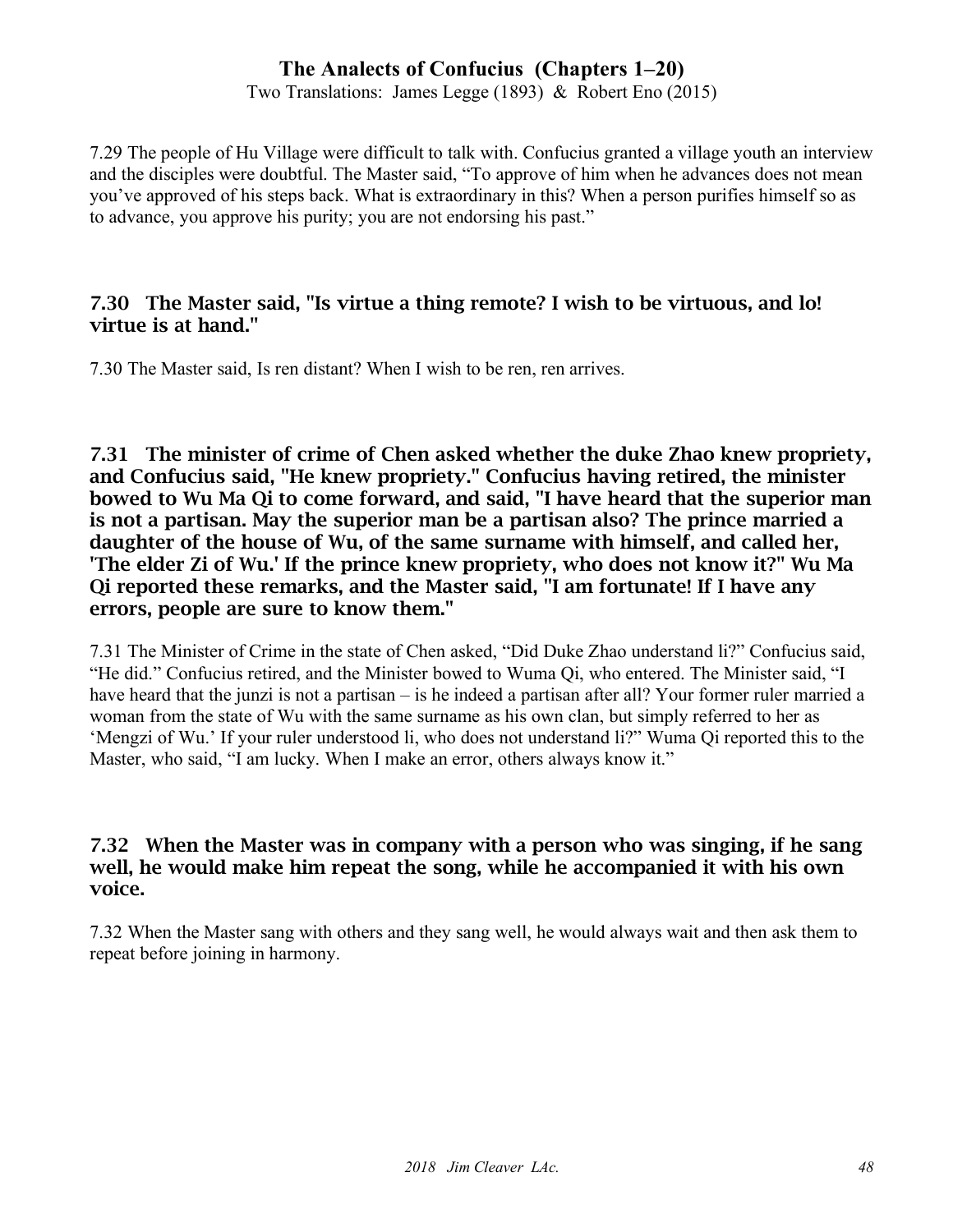7.29 The people of Hu Village were difficult to talk with. Confucius granted a village youth an interview and the disciples were doubtful. The Master said, “To approve of him when he advances does not mean you’ve approved of his steps back. What is extraordinary in this? When a person purifies himself so as to advance, you approve his purity; you are not endorsing his past.”

### 7.30 The Master said, "Is virtue a thing remote? I wish to be virtuous, and lo! virtue is at hand."

7.30 The Master said, Is ren distant? When I wish to be ren, ren arrives.

### 7.31 The minister of crime of Chen asked whether the duke Zhao knew propriety, and Confucius said, "He knew propriety." Confucius having retired, the minister bowed to Wu Ma Qi to come forward, and said, "I have heard that the superior man is not a partisan. May the superior man be a partisan also? The prince married a daughter of the house of Wu, of the same surname with himself, and called her, 'The elder Zi of Wu.' If the prince knew propriety, who does not know it?" Wu Ma Qi reported these remarks, and the Master said, "I am fortunate! If I have any errors, people are sure to know them."

7.31 The Minister of Crime in the state of Chen asked, “Did Duke Zhao understand li?” Confucius said, “He did.” Confucius retired, and the Minister bowed to Wuma Qi, who entered. The Minister said, “I have heard that the junzi is not a partisan – is he indeed a partisan after all? Your former ruler married a woman from the state of Wu with the same surname as his own clan, but simply referred to her as ‘Mengzi of Wu.’ If your ruler understood li, who does not understand li?” Wuma Qi reported this to the Master, who said, “I am lucky. When I make an error, others always know it.”

### 7.32 When the Master was in company with a person who was singing, if he sang well, he would make him repeat the song, while he accompanied it with his own voice.

7.32 When the Master sang with others and they sang well, he would always wait and then ask them to repeat before joining in harmony.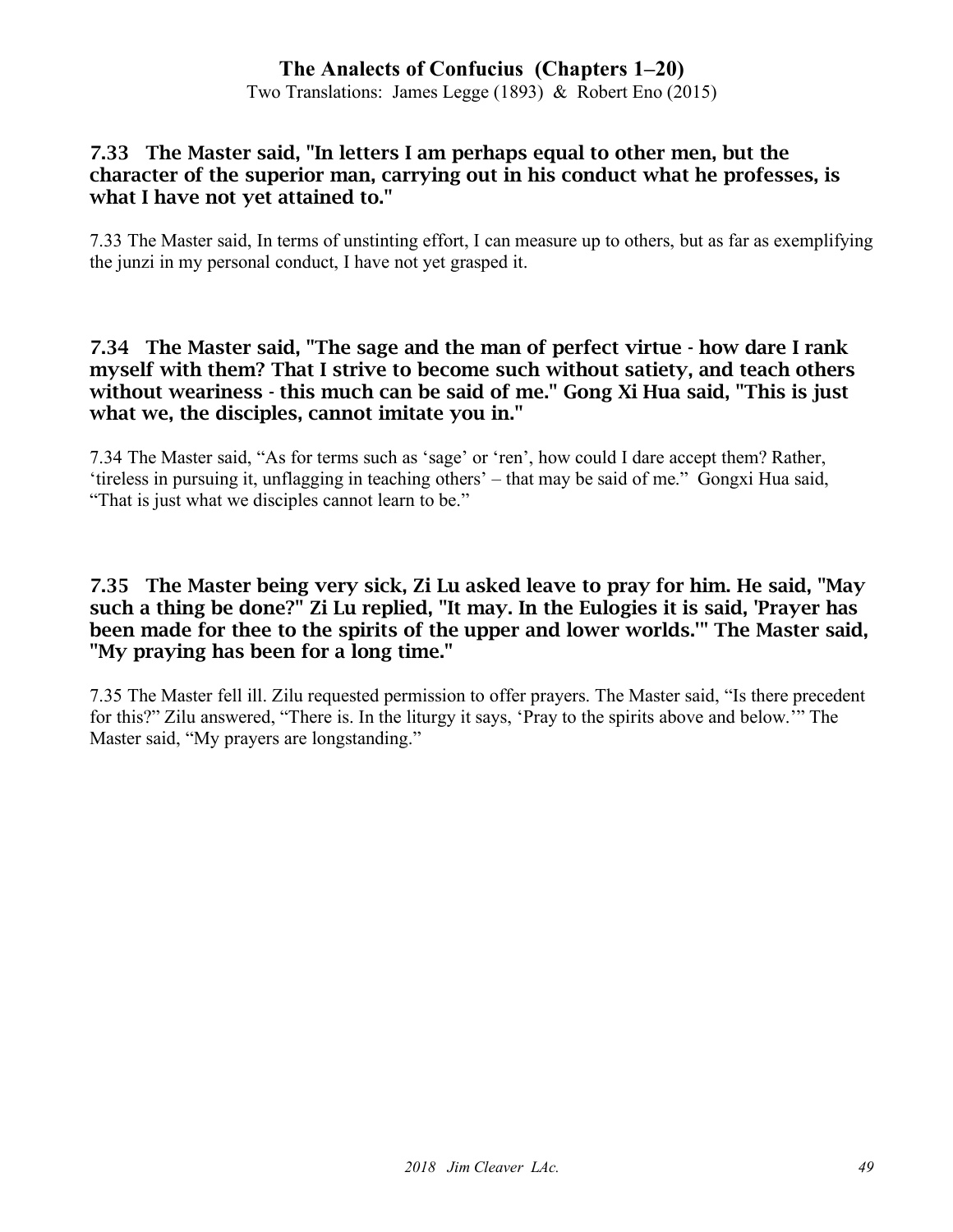### 7.33 The Master said, "In letters I am perhaps equal to other men, but the character of the superior man, carrying out in his conduct what he professes, is what I have not yet attained to."

7.33 The Master said, In terms of unstinting effort, I can measure up to others, but as far as exemplifying the junzi in my personal conduct, I have not yet grasped it.

### 7.34 The Master said, "The sage and the man of perfect virtue - how dare I rank myself with them? That I strive to become such without satiety, and teach others without weariness - this much can be said of me." Gong Xi Hua said, "This is just what we, the disciples, cannot imitate you in."

7.34 The Master said, "As for terms such as 'sage' or 'ren', how could I dare accept them? Rather, 'tireless in pursuing it, unflagging in teaching others' – that may be said of me." Gongxi Hua said, "That is just what we disciples cannot learn to be."

### 7.35 The Master being very sick, Zi Lu asked leave to pray for him. He said, "May such a thing be done?" Zi Lu replied, "It may. In the Eulogies it is said, 'Prayer has been made for thee to the spirits of the upper and lower worlds.'" The Master said, "My praying has been for a long time."

7.35 The Master fell ill. Zilu requested permission to offer prayers. The Master said, "Is there precedent for this?" Zilu answered, "There is. In the liturgy it says, 'Pray to the spirits above and below.'" The Master said, "My prayers are longstanding."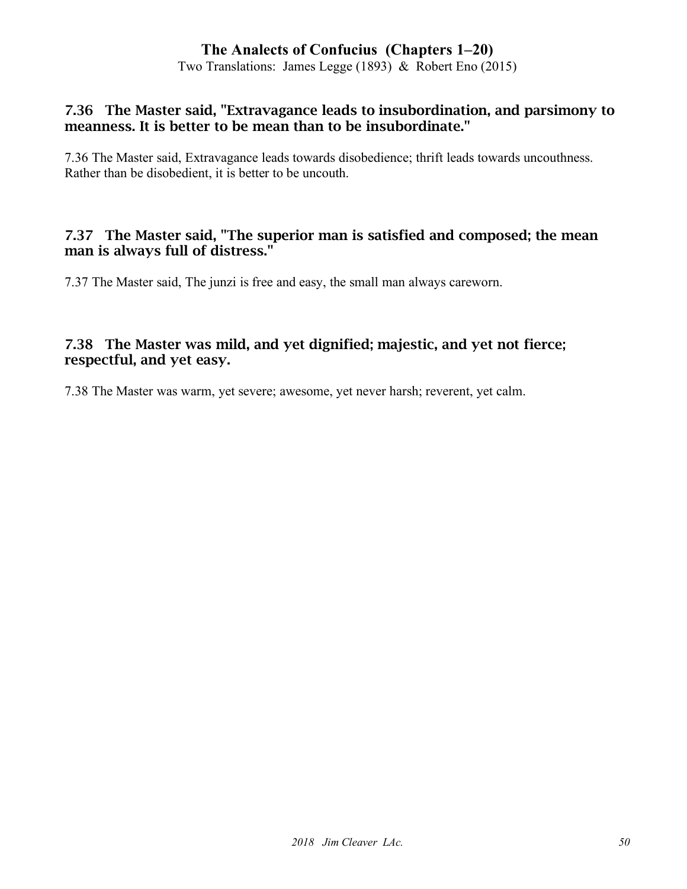### 7.36 The Master said, "Extravagance leads to insubordination, and parsimony to meanness. It is better to be mean than to be insubordinate."

7.36 The Master said, Extravagance leads towards disobedience; thrift leads towards uncouthness. Rather than be disobedient, it is better to be uncouth.

### 7.37 The Master said, "The superior man is satisfied and composed; the mean man is always full of distress."

7.37 The Master said, The junzi is free and easy, the small man always careworn.

### 7.38 The Master was mild, and yet dignified; majestic, and yet not fierce; respectful, and yet easy.

7.38 The Master was warm, yet severe; awesome, yet never harsh; reverent, yet calm.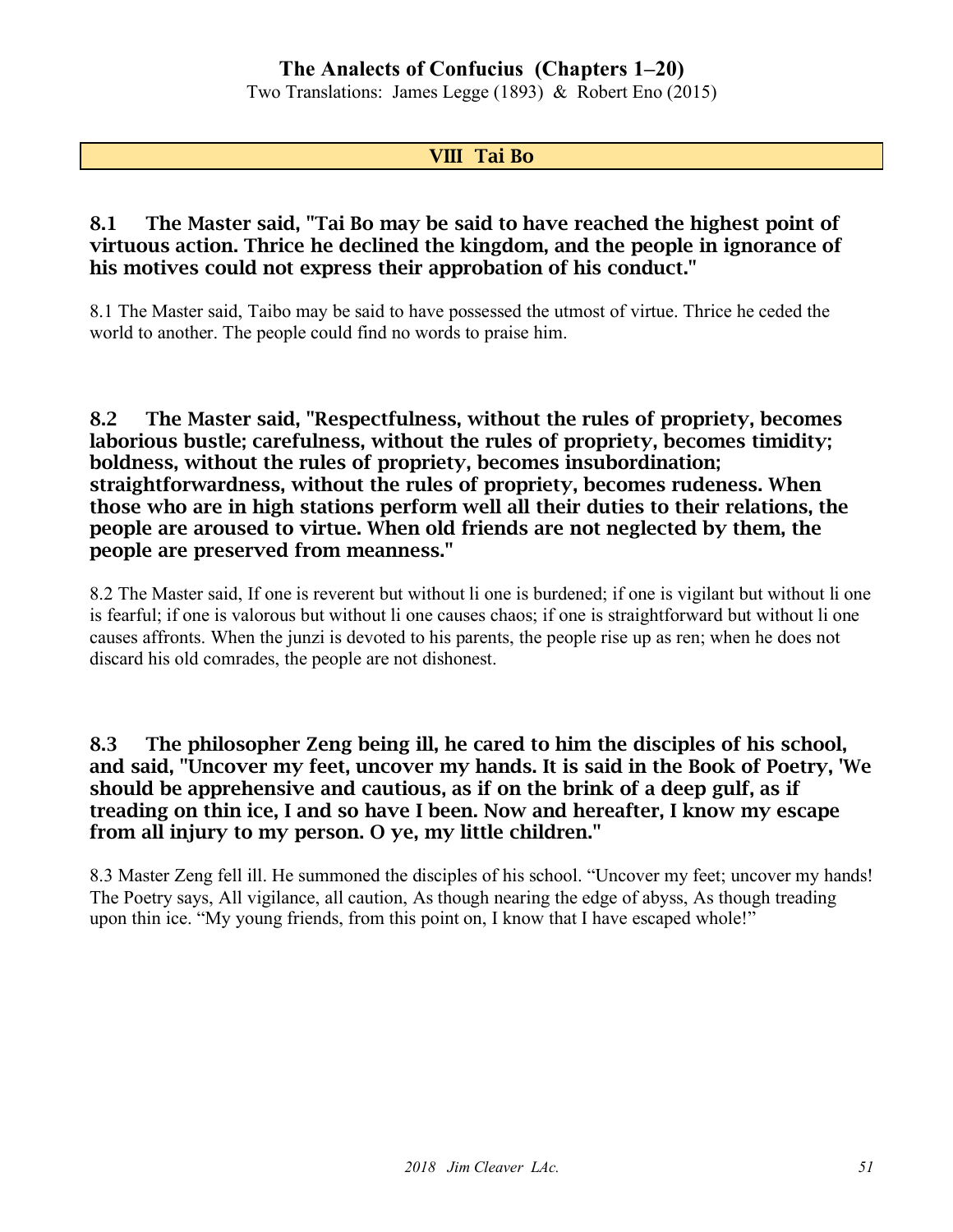## VIII Tai Bo

**8.1 The Master said, "Tai Bo may be said to have reached the highest point of virtuous action. Thrice he declined the kingdom, and the people in ignorance of his motives could not express their approbation of his conduct."**

8.1 The Master said, Taibo may be said to have possessed the utmost of virtue. Thrice he ceded the world to another. The people could find no words to praise him.

**8.2 The Master said, "Respectfulness, without the rules of propriety, becomes laborious bustle; carefulness, without the rules of propriety, becomes timidity; boldness, without the rules of propriety, becomes insubordination; straightforwardness, without the rules of propriety, becomes rudeness. When those who are in high stations perform well all their duties to their relations, the people are aroused to virtue. When old friends are not neglected by them, the people are preserved from meanness."**

8.2 The Master said, If one is reverent but without li one is burdened; if one is vigilant but without li one is fearful; if one is valorous but without li one causes chaos; if one is straightforward but without li one causes affronts. When the junzi is devoted to his parents, the people rise up as ren; when he does not discard his old comrades, the people are not dishonest.

**8.3 The philosopher Zeng being ill, he cared to him the disciples of his school, and said, "Uncover my feet, uncover my hands. It is said in the Book of Poetry, 'We should be apprehensive and cautious, as if on the brink of a deep gulf, as if treading on thin ice, I and so have I been. Now and hereafter, I know my escape from all injury to my person. O ye, my little children."**

8.3 Master Zeng fell ill. He summoned the disciples of his school. "Uncover my feet; uncover my hands! The Poetry says, All vigilance, all caution, As though nearing the edge of abyss, As though treading upon thin ice. "My young friends, from this point on, I know that I have escaped whole!"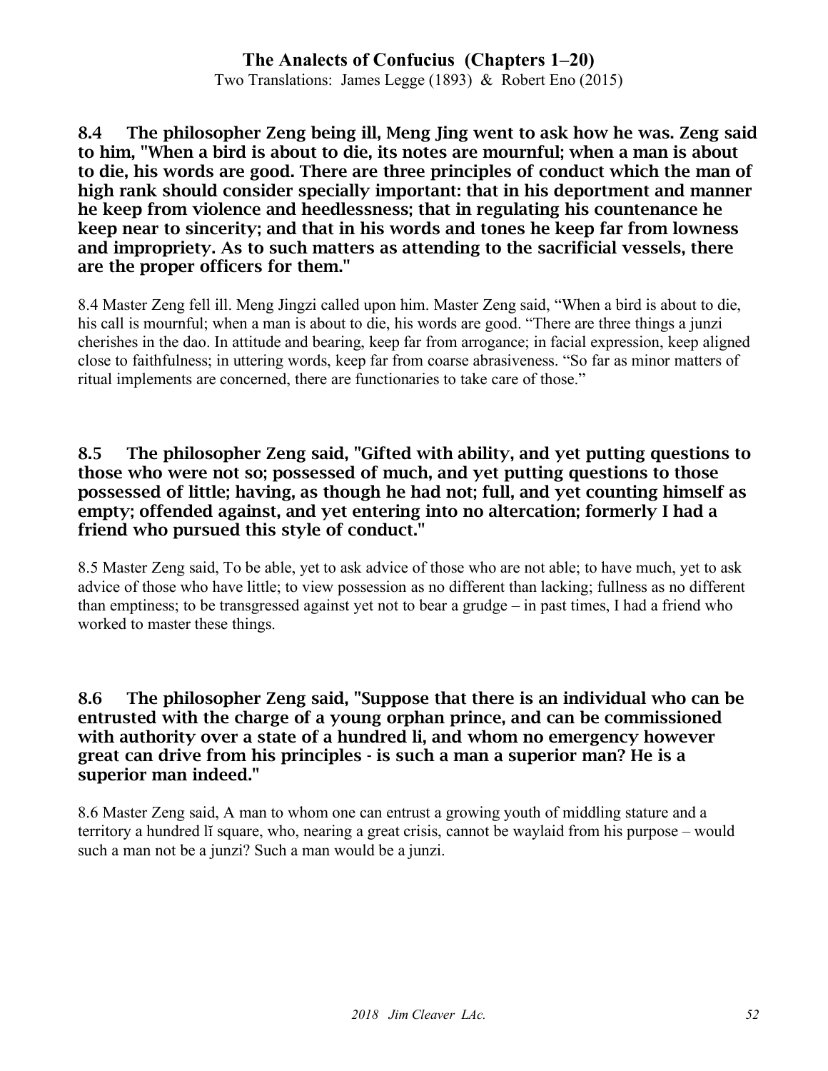**8.4 The philosopher Zeng being ill, Meng Jing went to ask how he was. Zeng said to him, "When a bird is about to die, its notes are mournful; when a man is about to die, his words are good. There are three principles of conduct which the man of high rank should consider specially important: that in his deportment and manner he keep from violence and heedlessness; that in regulating his countenance he keep near to sincerity; and that in his words and tones he keep far from lowness and impropriety. As to such matters as attending to the sacrificial vessels, there are the proper officers for them."**

8.4 Master Zeng fell ill. Meng Jingzi called upon him. Master Zeng said, "When a bird is about to die, his call is mournful; when a man is about to die, his words are good. "There are three things a junzi cherishes in the dao. In attitude and bearing, keep far from arrogance; in facial expression, keep aligned close to faithfulness; in uttering words, keep far from coarse abrasiveness. "So far as minor matters of ritual implements are concerned, there are functionaries to take care of those."

**8.5 The philosopher Zeng said, "Gifted with ability, and yet putting questions to those who were not so; possessed of much, and yet putting questions to those possessed of little; having, as though he had not; full, and yet counting himself as empty; offended against, and yet entering into no altercation; formerly I had a friend who pursued this style of conduct."**

8.5 Master Zeng said, To be able, yet to ask advice of those who are not able; to have much, yet to ask advice of those who have little; to view possession as no different than lacking; fullness as no different than emptiness; to be transgressed against yet not to bear a grudge – in past times, I had a friend who worked to master these things.

**8.6 The philosopher Zeng said, "Suppose that there is an individual who can be entrusted with the charge of a young orphan prince, and can be commissioned with authority over a state of a hundred li, and whom no emergency however great can drive from his principles - is such a man a superior man? He is a superior man indeed."**

8.6 Master Zeng said, A man to whom one can entrust a growing youth of middling stature and a territory a hundred lĭ square, who, nearing a great crisis, cannot be waylaid from his purpose – would such a man not be a junzi? Such a man would be a junzi.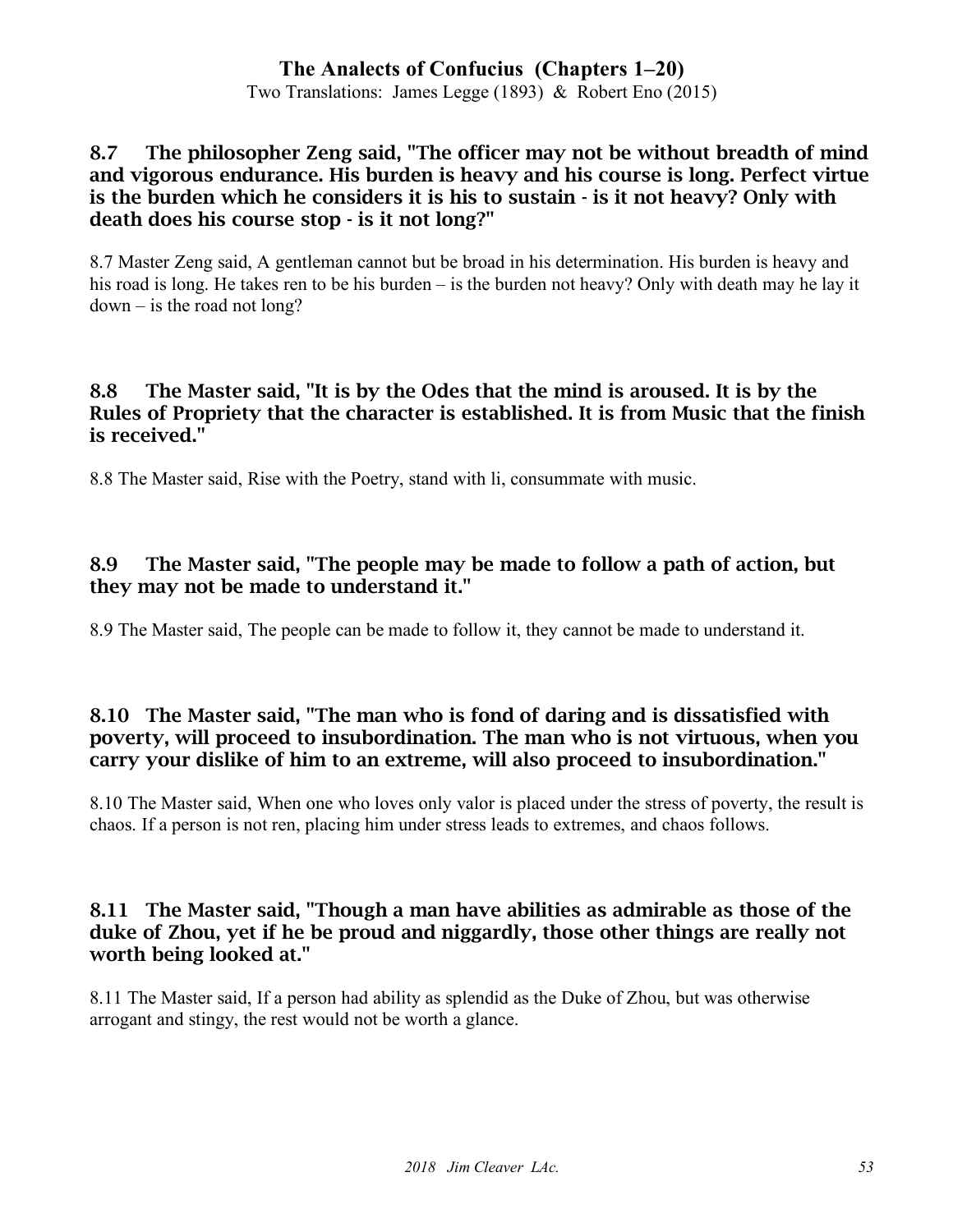### 8.7 The philosopher Zeng said, "The officer may not be without breadth of mind and vigorous endurance. His burden is heavy and his course is long. Perfect virtue is the burden which he considers it is his to sustain - is it not heavy? Only with death does his course stop - is it not long?"

8.7 Master Zeng said, A gentleman cannot but be broad in his determination. His burden is heavy and his road is long. He takes ren to be his burden – is the burden not heavy? Only with death may he lay it down – is the road not long?

### 8.8 The Master said, "It is by the Odes that the mind is aroused. It is by the Rules of Propriety that the character is established. It is from Music that the finish is received."

8.8 The Master said, Rise with the Poetry, stand with li, consummate with music.

### 8.9 The Master said, "The people may be made to follow a path of action, but they may not be made to understand it."

8.9 The Master said, The people can be made to follow it, they cannot be made to understand it.

### 8.10 The Master said, "The man who is fond of daring and is dissatisfied with poverty, will proceed to insubordination. The man who is not virtuous, when you carry your dislike of him to an extreme, will also proceed to insubordination."

8.10 The Master said, When one who loves only valor is placed under the stress of poverty, the result is chaos. If a person is not ren, placing him under stress leads to extremes, and chaos follows.

### 8.11 The Master said, "Though a man have abilities as admirable as those of the duke of Zhou, yet if he be proud and niggardly, those other things are really not worth being looked at."

8.11 The Master said, If a person had ability as splendid as the Duke of Zhou, but was otherwise arrogant and stingy, the rest would not be worth a glance.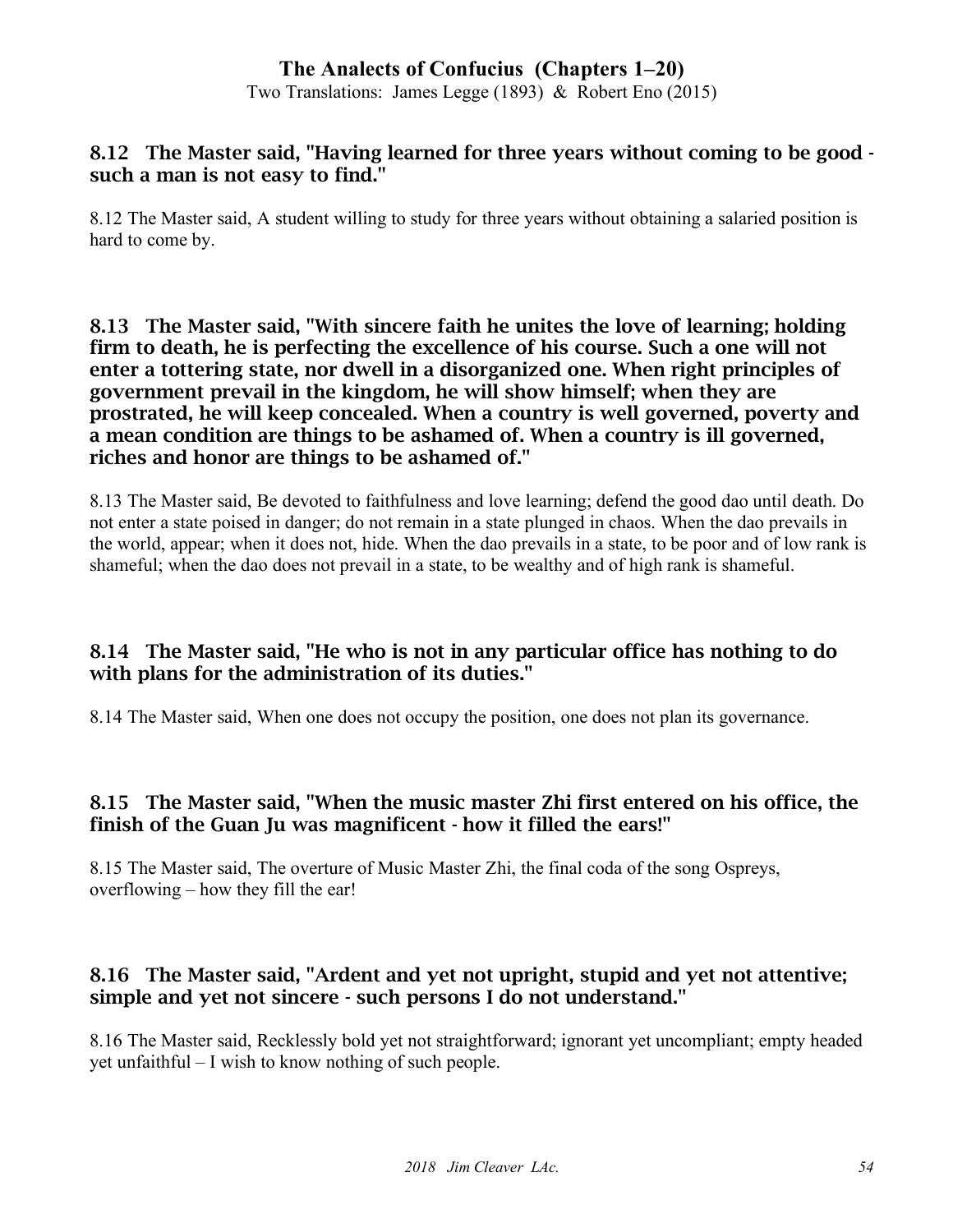### 8.12 The Master said, "Having learned for three years without coming to be good - such a man is not easy to find."

8.12 The Master said, A student willing to study for three years without obtaining a salaried position is hard to come by.

### 8.13 The Master said, "With sincere faith he unites the love of learning; holding firm to death, he is perfecting the excellence of his course. Such a one will not enter a tottering state, nor dwell in a disorganized one. When right principles of government prevail in the kingdom, he will show himself; when they are prostrated, he will keep concealed. When a country is well governed, poverty and a mean condition are things to be ashamed of. When a country is ill governed, riches and honor are things to be ashamed of."

8.13 The Master said, Be devoted to faithfulness and love learning; defend the good dao until death. Do not enter a state poised in danger; do not remain in a state plunged in chaos. When the dao prevails in the world, appear; when it does not, hide. When the dao prevails in a state, to be poor and of low rank is shameful; when the dao does not prevail in a state, to be wealthy and of high rank is shameful.

### 8.14 The Master said, "He who is not in any particular office has nothing to do with plans for the administration of its duties."

8.14 The Master said, When one does not occupy the position, one does not plan its governance.

### 8.15 The Master said, "When the music master Zhi first entered on his office, the finish of the Guan Ju was magnificent - how it filled the ears!"

8.15 The Master said, The overture of Music Master Zhi, the final coda of the song Ospreys, overflowing – how they fill the ear!

### 8.16 The Master said, "Ardent and yet not upright, stupid and yet not attentive; simple and yet not sincere - such persons I do not understand."

8.16 The Master said, Recklessly bold yet not straightforward; ignorant yet uncompliant; empty headed yet unfaithful – I wish to know nothing of such people.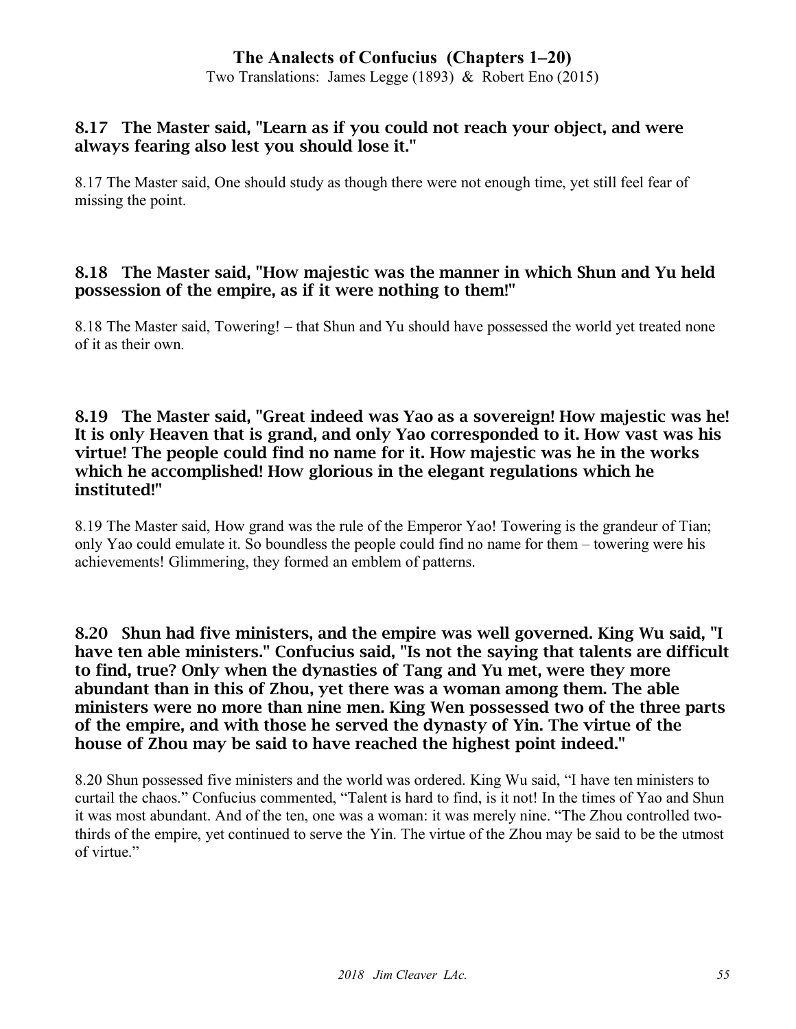### 8.17 The Master said, "Learn as if you could not reach your object, and were always fearing also lest you should lose it."

8.17 The Master said, One should study as though there were not enough time, yet still feel fear of missing the point.

### 8.18 The Master said, "How majestic was the manner in which Shun and Yu held possession of the empire, as if it were nothing to them!"

8.18 The Master said, Towering! – that Shun and Yu should have possessed the world yet treated none of it as their own.

### 8.19 The Master said, "Great indeed was Yao as a sovereign! How majestic was he! It is only Heaven that is grand, and only Yao corresponded to it. How vast was his virtue! The people could find no name for it. How majestic was he in the works which he accomplished! How glorious in the elegant regulations which he instituted!"

8.19 The Master said, How grand was the rule of the Emperor Yao! Towering is the grandeur of Tian; only Yao could emulate it. So boundless the people could find no name for them – towering were his achievements! Glimmering, they formed an emblem of patterns.

### 8.20 Shun had five ministers, and the empire was well governed. King Wu said, "I have ten able ministers." Confucius said, "Is not the saying that talents are difficult to find, true? Only when the dynasties of Tang and Yu met, were they more abundant than in this of Zhou, yet there was a woman among them. The able ministers were no more than nine men. King Wen possessed two of the three parts of the empire, and with those he served the dynasty of Yin. The virtue of the house of Zhou may be said to have reached the highest point indeed."

8.20 Shun possessed five ministers and the world was ordered. King Wu said, "I have ten ministers to curtail the chaos." Confucius commented, "Talent is hard to find, is it not! In the times of Yao and Shun it was most abundant. And of the ten, one was a woman: it was merely nine. "The Zhou controlled two-thirds of the empire, yet continued to serve the Yin. The virtue of the Zhou may be said to be the utmost of virtue."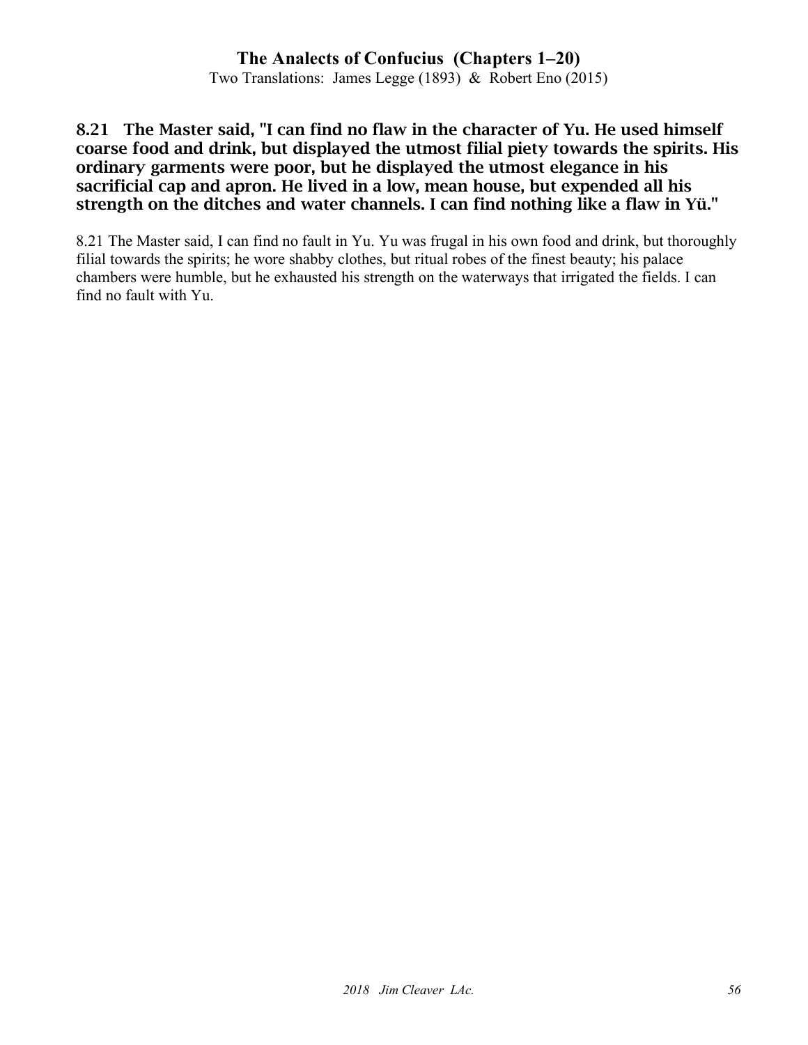**8.21 The Master said, "I can find no flaw in the character of Yu. He used himself coarse food and drink, but displayed the utmost filial piety towards the spirits. His ordinary garments were poor, but he displayed the utmost elegance in his sacrificial cap and apron. He lived in a low, mean house, but expended all his strength on the ditches and water channels. I can find nothing like a flaw in Yü."**

8.21 The Master said, I can find no fault in Yu. Yu was frugal in his own food and drink, but thoroughly filial towards the spirits; he wore shabby clothes, but ritual robes of the finest beauty; his palace chambers were humble, but he exhausted his strength on the waterways that irrigated the fields. I can find no fault with Yu.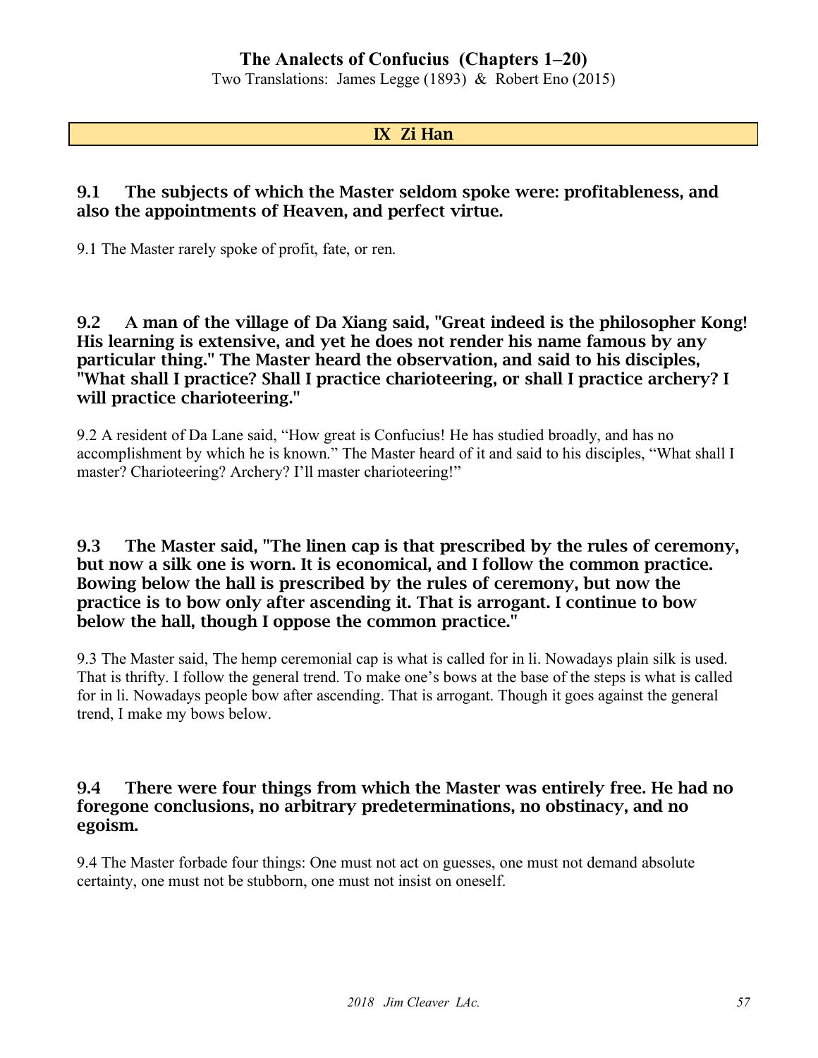## IX Zi Han

**9.1 The subjects of which the Master seldom spoke were: profitableness, and also the appointments of Heaven, and perfect virtue.**

9.1 The Master rarely spoke of profit, fate, or ren.

**9.2 A man of the village of Da Xiang said, "Great indeed is the philosopher Kong! His learning is extensive, and yet he does not render his name famous by any particular thing." The Master heard the observation, and said to his disciples, "What shall I practice? Shall I practice charioteering, or shall I practice archery? I will practice charioteering."**

9.2 A resident of Da Lane said, "How great is Confucius! He has studied broadly, and has no accomplishment by which he is known." The Master heard of it and said to his disciples, "What shall I master? Charioteering? Archery? I'll master charioteering!"

**9.3 The Master said, "The linen cap is that prescribed by the rules of ceremony, but now a silk one is worn. It is economical, and I follow the common practice. Bowing below the hall is prescribed by the rules of ceremony, but now the practice is to bow only after ascending it. That is arrogant. I continue to bow below the hall, though I oppose the common practice."**

9.3 The Master said, The hemp ceremonial cap is what is called for in li. Nowadays plain silk is used. That is thrifty. I follow the general trend. To make one's bows at the base of the steps is what is called for in li. Nowadays people bow after ascending. That is arrogant. Though it goes against the general trend, I make my bows below.

**9.4 There were four things from which the Master was entirely free. He had no foregone conclusions, no arbitrary predeterminations, no obstinacy, and no egoism.**

9.4 The Master forbade four things: One must not act on guesses, one must not demand absolute certainty, one must not be stubborn, one must not insist on oneself.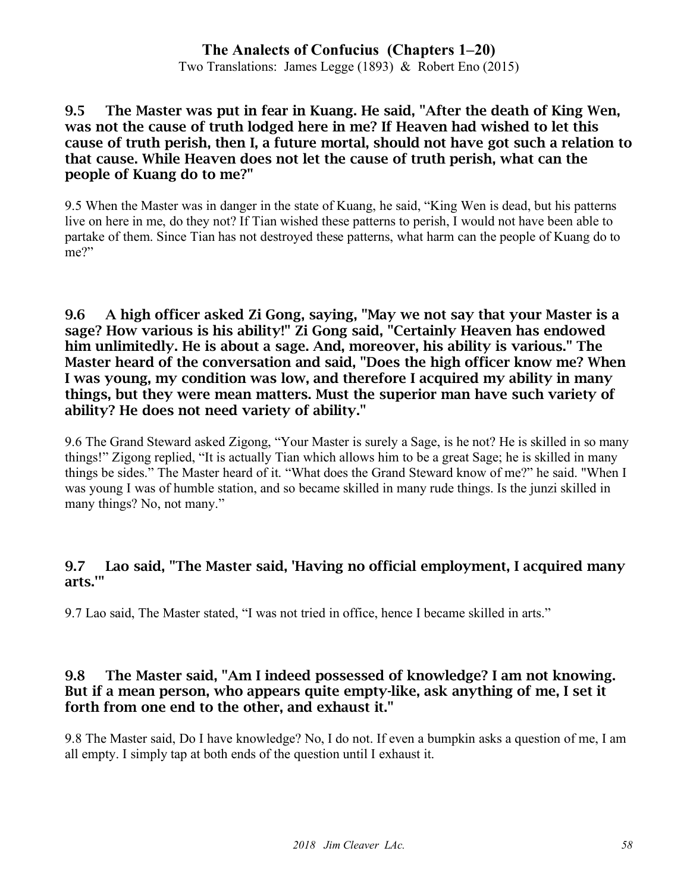### 9.5 The Master was put in fear in Kuang. He said, "After the death of King Wen, was not the cause of truth lodged here in me? If Heaven had wished to let this cause of truth perish, then I, a future mortal, should not have got such a relation to that cause. While Heaven does not let the cause of truth perish, what can the people of Kuang do to me?"

9.5 When the Master was in danger in the state of Kuang, he said, "King Wen is dead, but his patterns live on here in me, do they not? If Tian wished these patterns to perish, I would not have been able to partake of them. Since Tian has not destroyed these patterns, what harm can the people of Kuang do to me?"

### 9.6 A high officer asked Zi Gong, saying, "May we not say that your Master is a sage? How various is his ability!" Zi Gong said, "Certainly Heaven has endowed him unlimitedly. He is about a sage. And, moreover, his ability is various." The Master heard of the conversation and said, "Does the high officer know me? When I was young, my condition was low, and therefore I acquired my ability in many things, but they were mean matters. Must the superior man have such variety of ability? He does not need variety of ability."

9.6 The Grand Steward asked Zigong, "Your Master is surely a Sage, is he not? He is skilled in so many things!" Zigong replied, "It is actually Tian which allows him to be a great Sage; he is skilled in many things be sides." The Master heard of it. "What does the Grand Steward know of me?" he said. "When I was young I was of humble station, and so became skilled in many rude things. Is the junzi skilled in many things? No, not many."

### 9.7 Lao said, "The Master said, 'Having no official employment, I acquired many arts.'"

9.7 Lao said, The Master stated, "I was not tried in office, hence I became skilled in arts."

### 9.8 The Master said, "Am I indeed possessed of knowledge? I am not knowing. But if a mean person, who appears quite empty-like, ask anything of me, I set it forth from one end to the other, and exhaust it."

9.8 The Master said, Do I have knowledge? No, I do not. If even a bumpkin asks a question of me, I am all empty. I simply tap at both ends of the question until I exhaust it.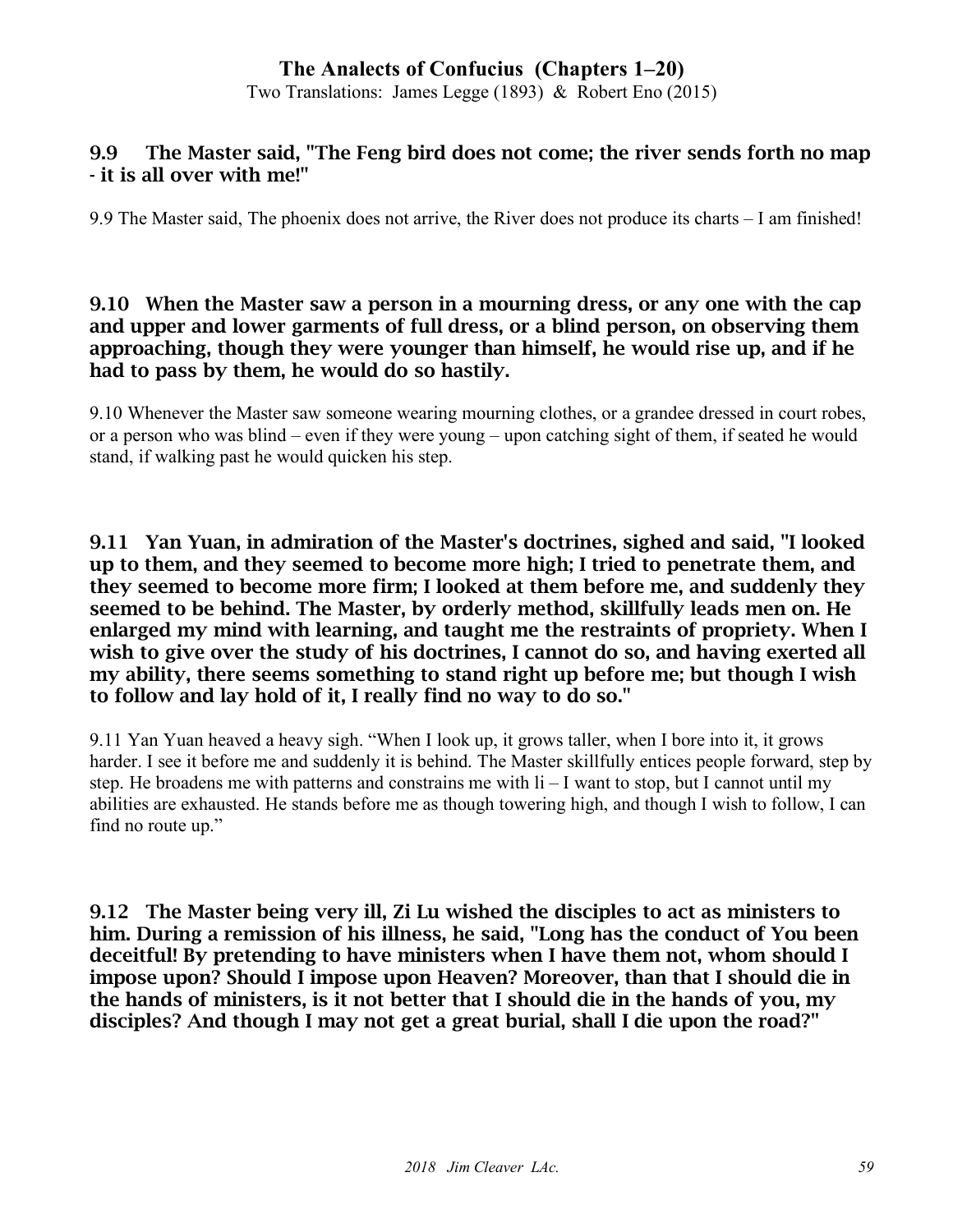### 9.9 The Master said, "The Feng bird does not come; the river sends forth no map - it is all over with me!"

9.9 The Master said, The phoenix does not arrive, the River does not produce its charts – I am finished!

### 9.10 When the Master saw a person in a mourning dress, or any one with the cap and upper and lower garments of full dress, or a blind person, on observing them approaching, though they were younger than himself, he would rise up, and if he had to pass by them, he would do so hastily.

9.10 Whenever the Master saw someone wearing mourning clothes, or a grandee dressed in court robes, or a person who was blind – even if they were young – upon catching sight of them, if seated he would stand, if walking past he would quicken his step.

### 9.11 Yan Yuan, in admiration of the Master's doctrines, sighed and said, "I looked up to them, and they seemed to become more high; I tried to penetrate them, and they seemed to become more firm; I looked at them before me, and suddenly they seemed to be behind. The Master, by orderly method, skillfully leads men on. He enlarged my mind with learning, and taught me the restraints of propriety. When I wish to give over the study of his doctrines, I cannot do so, and having exerted all my ability, there seems something to stand right up before me; but though I wish to follow and lay hold of it, I really find no way to do so."

9.11 Yan Yuan heaved a heavy sigh. "When I look up, it grows taller, when I bore into it, it grows harder. I see it before me and suddenly it is behind. The Master skillfully entices people forward, step by step. He broadens me with patterns and constrains me with li – I want to stop, but I cannot until my abilities are exhausted. He stands before me as though towering high, and though I wish to follow, I can find no route up."

### 9.12 The Master being very ill, Zi Lu wished the disciples to act as ministers to him. During a remission of his illness, he said, "Long has the conduct of You been deceitful! By pretending to have ministers when I have them not, whom should I impose upon? Should I impose upon Heaven? Moreover, than that I should die in the hands of ministers, is it not better that I should die in the hands of you, my disciples? And though I may not get a great burial, shall I die upon the road?"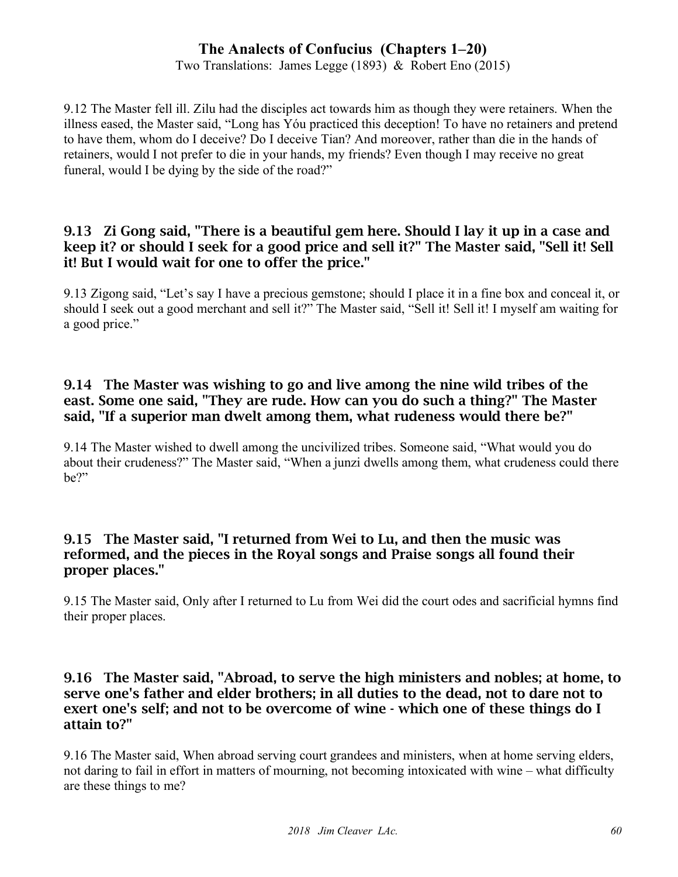9.12 The Master fell ill. Zilu had the disciples act towards him as though they were retainers. When the illness eased, the Master said, "Long has Yóu practiced this deception! To have no retainers and pretend to have them, whom do I deceive? Do I deceive Tian? And moreover, rather than die in the hands of retainers, would I not prefer to die in your hands, my friends? Even though I may receive no great funeral, would I be dying by the side of the road?"

### 9.13 Zi Gong said, "There is a beautiful gem here. Should I lay it up in a case and keep it? or should I seek for a good price and sell it?" The Master said, "Sell it! Sell it! But I would wait for one to offer the price."

9.13 Zigong said, "Let's say I have a precious gemstone; should I place it in a fine box and conceal it, or should I seek out a good merchant and sell it?" The Master said, "Sell it! Sell it! I myself am waiting for a good price."

### 9.14 The Master was wishing to go and live among the nine wild tribes of the east. Some one said, "They are rude. How can you do such a thing?" The Master said, "If a superior man dwelt among them, what rudeness would there be?"

9.14 The Master wished to dwell among the uncivilized tribes. Someone said, "What would you do about their crudeness?" The Master said, "When a junzi dwells among them, what crudeness could there be?"

### 9.15 The Master said, "I returned from Wei to Lu, and then the music was reformed, and the pieces in the Royal songs and Praise songs all found their proper places."

9.15 The Master said, Only after I returned to Lu from Wei did the court odes and sacrificial hymns find their proper places.

### 9.16 The Master said, "Abroad, to serve the high ministers and nobles; at home, to serve one's father and elder brothers; in all duties to the dead, not to dare not to exert one's self; and not to be overcome of wine - which one of these things do I attain to?"

9.16 The Master said, When abroad serving court grandees and ministers, when at home serving elders, not daring to fail in effort in matters of mourning, not becoming intoxicated with wine – what difficulty are these things to me?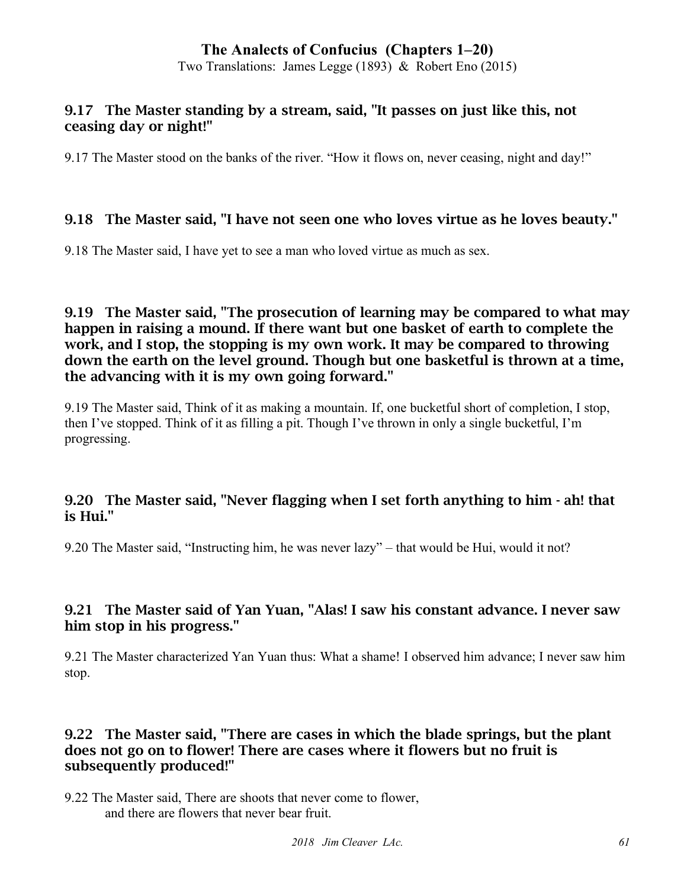### 9.17 The Master standing by a stream, said, "It passes on just like this, not ceasing day or night!"

9.17 The Master stood on the banks of the river. "How it flows on, never ceasing, night and day!"

### 9.18 The Master said, "I have not seen one who loves virtue as he loves beauty."

9.18 The Master said, I have yet to see a man who loved virtue as much as sex.

### 9.19 The Master said, "The prosecution of learning may be compared to what may happen in raising a mound. If there want but one basket of earth to complete the work, and I stop, the stopping is my own work. It may be compared to throwing down the earth on the level ground. Though but one basketful is thrown at a time, the advancing with it is my own going forward."

9.19 The Master said, Think of it as making a mountain. If, one bucketful short of completion, I stop, then I've stopped. Think of it as filling a pit. Though I've thrown in only a single bucketful, I'm progressing.

### 9.20 The Master said, "Never flagging when I set forth anything to him - ah! that is Hui."

9.20 The Master said, "Instructing him, he was never lazy" – that would be Hui, would it not?

### 9.21 The Master said of Yan Yuan, "Alas! I saw his constant advance. I never saw him stop in his progress."

9.21 The Master characterized Yan Yuan thus: What a shame! I observed him advance; I never saw him stop.

### 9.22 The Master said, "There are cases in which the blade springs, but the plant does not go on to flower! There are cases where it flowers but no fruit is subsequently produced!"

9.22 The Master said, There are shoots that never come to flower,
and there are flowers that never bear fruit.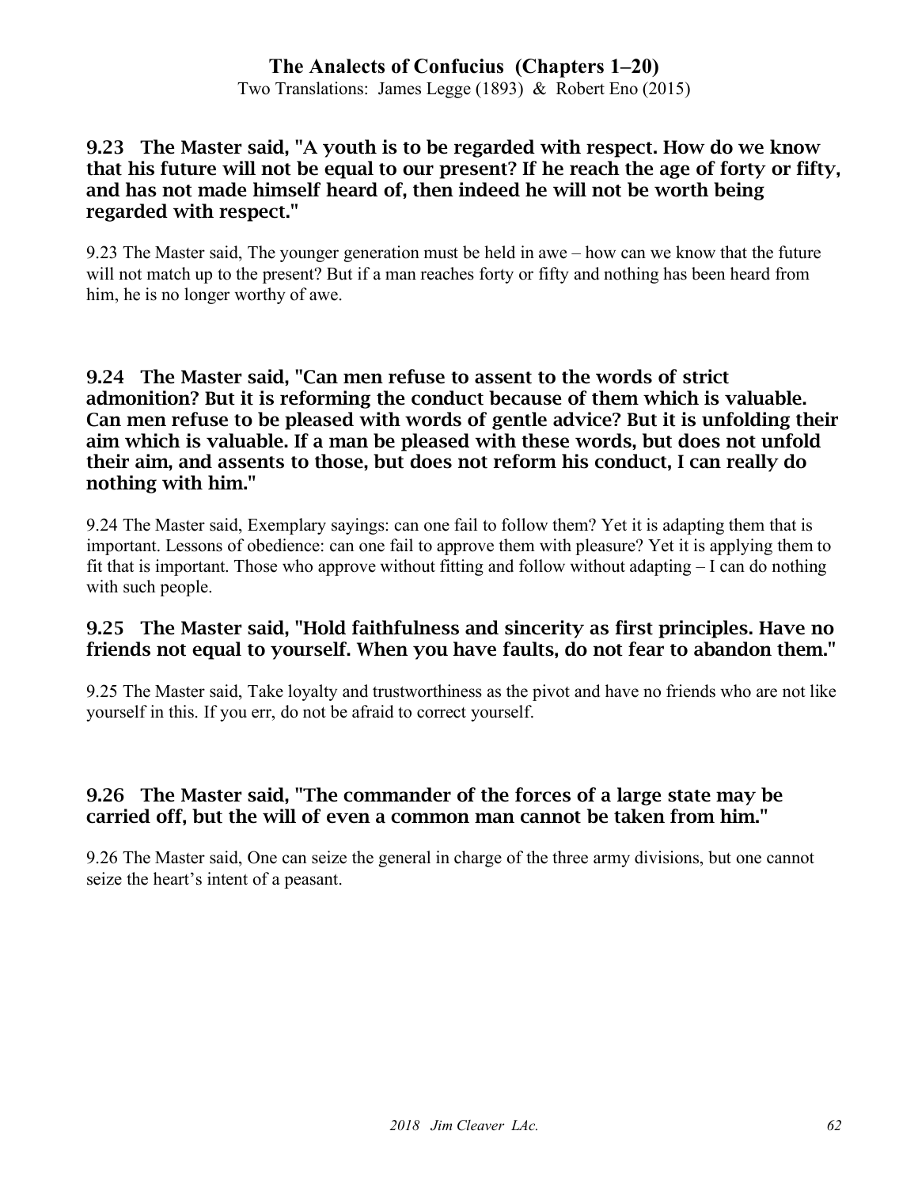### 9.23 The Master said, "A youth is to be regarded with respect. How do we know that his future will not be equal to our present? If he reach the age of forty or fifty, and has not made himself heard of, then indeed he will not be worth being regarded with respect."

9.23 The Master said, The younger generation must be held in awe – how can we know that the future will not match up to the present? But if a man reaches forty or fifty and nothing has been heard from him, he is no longer worthy of awe.

### 9.24 The Master said, "Can men refuse to assent to the words of strict admonition? But it is reforming the conduct because of them which is valuable. Can men refuse to be pleased with words of gentle advice? But it is unfolding their aim which is valuable. If a man be pleased with these words, but does not unfold their aim, and assents to those, but does not reform his conduct, I can really do nothing with him."

9.24 The Master said, Exemplary sayings: can one fail to follow them? Yet it is adapting them that is important. Lessons of obedience: can one fail to approve them with pleasure? Yet it is applying them to fit that is important. Those who approve without fitting and follow without adapting – I can do nothing with such people.

### 9.25 The Master said, "Hold faithfulness and sincerity as first principles. Have no friends not equal to yourself. When you have faults, do not fear to abandon them."

9.25 The Master said, Take loyalty and trustworthiness as the pivot and have no friends who are not like yourself in this. If you err, do not be afraid to correct yourself.

### 9.26 The Master said, "The commander of the forces of a large state may be carried off, but the will of even a common man cannot be taken from him."

9.26 The Master said, One can seize the general in charge of the three army divisions, but one cannot seize the heart's intent of a peasant.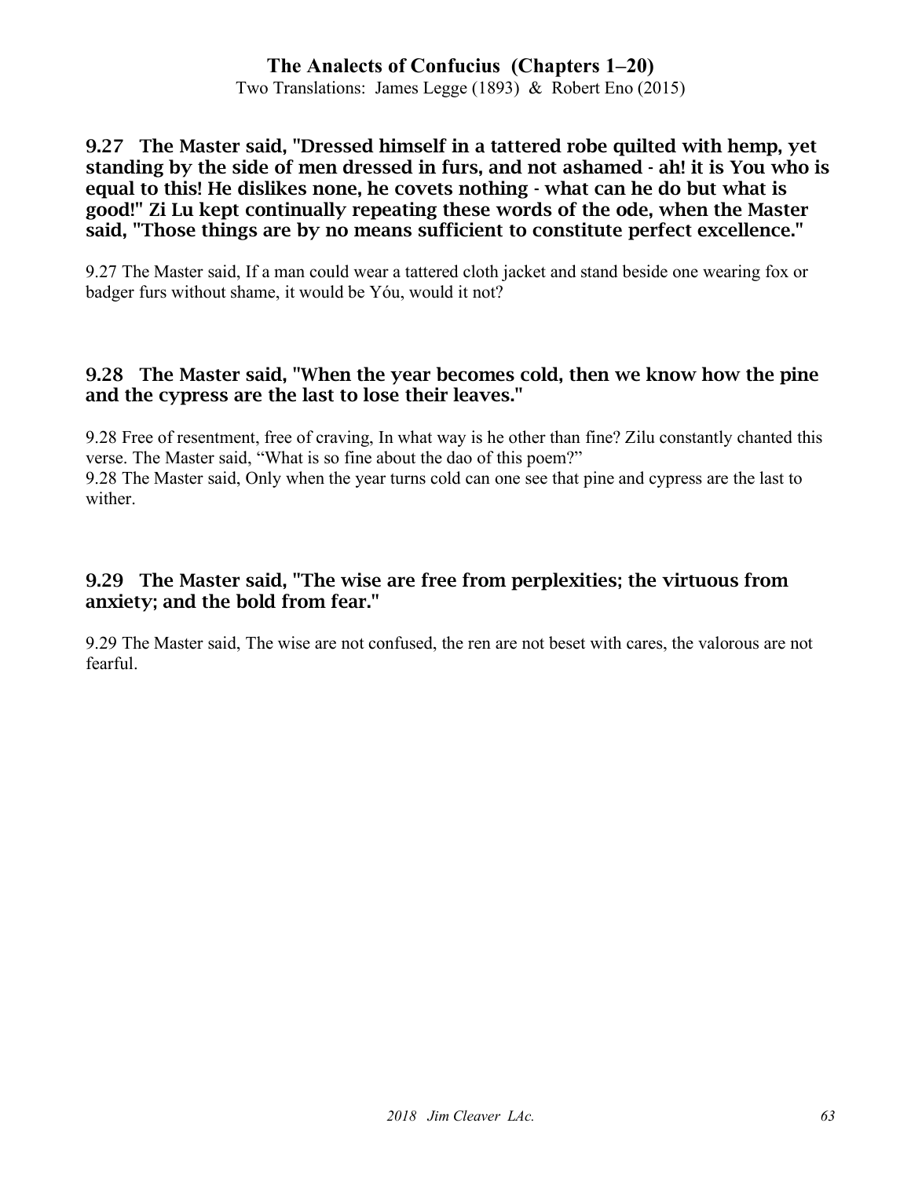## 9.27 The Master said, "Dressed himself in a tattered robe quilted with hemp, yet standing by the side of men dressed in furs, and not ashamed - ah! it is You who is equal to this! He dislikes none, he covets nothing - what can he do but what is good!" Zi Lu kept continually repeating these words of the ode, when the Master said, "Those things are by no means sufficient to constitute perfect excellence."

9.27 The Master said, If a man could wear a tattered cloth jacket and stand beside one wearing fox or badger furs without shame, it would be Yóu, would it not?

## 9.28 The Master said, "When the year becomes cold, then we know how the pine and the cypress are the last to lose their leaves."

9.28 Free of resentment, free of craving, In what way is he other than fine? Zilu constantly chanted this verse. The Master said, "What is so fine about the dao of this poem?"
9.28 The Master said, Only when the year turns cold can one see that pine and cypress are the last to wither.

## 9.29 The Master said, "The wise are free from perplexities; the virtuous from anxiety; and the bold from fear."

9.29 The Master said, The wise are not confused, the ren are not beset with cares, the valorous are not fearful.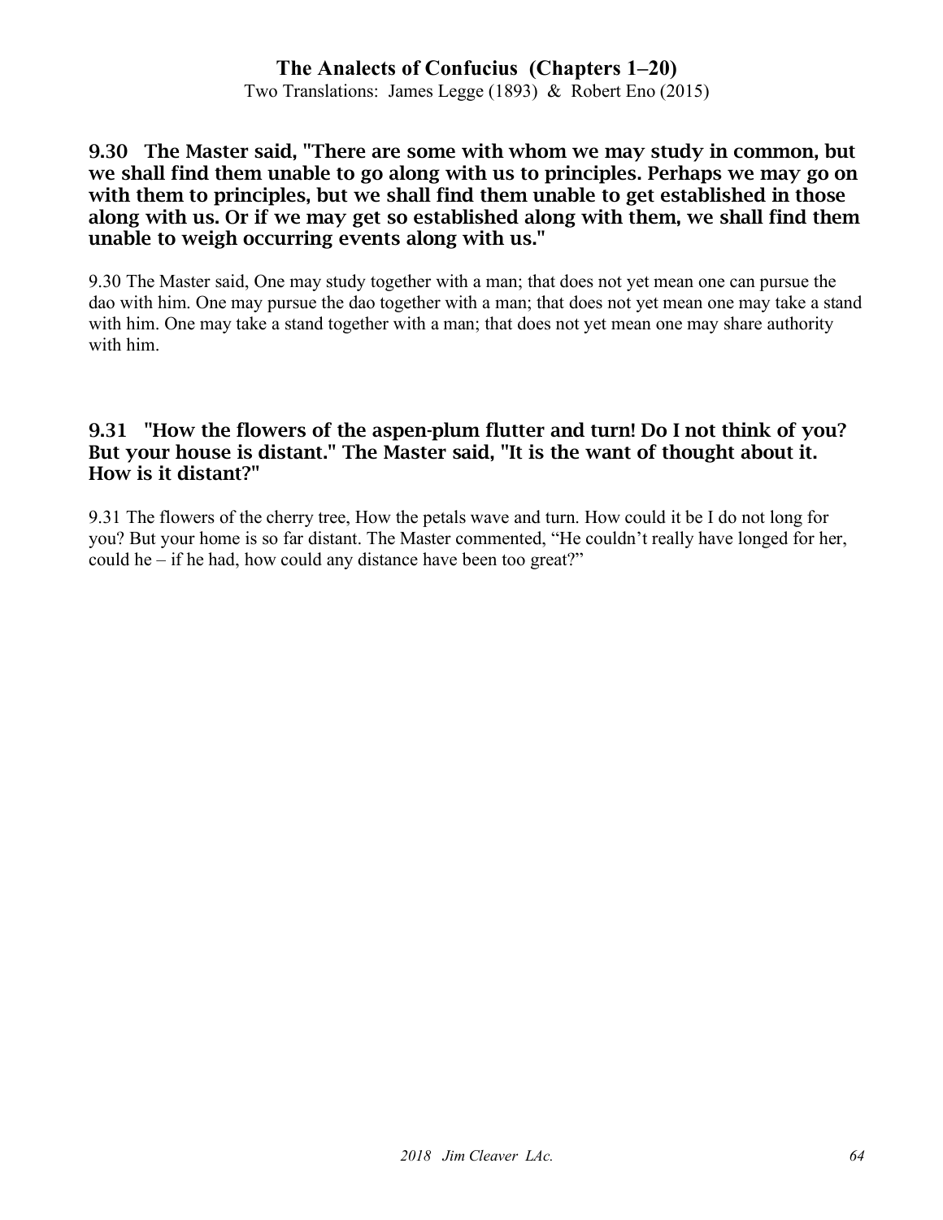### 9.30 The Master said, "There are some with whom we may study in common, but we shall find them unable to go along with us to principles. Perhaps we may go on with them to principles, but we shall find them unable to get established in those along with us. Or if we may get so established along with them, we shall find them unable to weigh occurring events along with us."

9.30 The Master said, One may study together with a man; that does not yet mean one can pursue the dao with him. One may pursue the dao together with a man; that does not yet mean one may take a stand with him. One may take a stand together with a man; that does not yet mean one may share authority with him.

### 9.31 "How the flowers of the aspen-plum flutter and turn! Do I not think of you? But your house is distant." The Master said, "It is the want of thought about it. How is it distant?"

9.31 The flowers of the cherry tree, How the petals wave and turn. How could it be I do not long for you? But your home is so far distant. The Master commented, "He couldn't really have longed for her, could he – if he had, how could any distance have been too great?"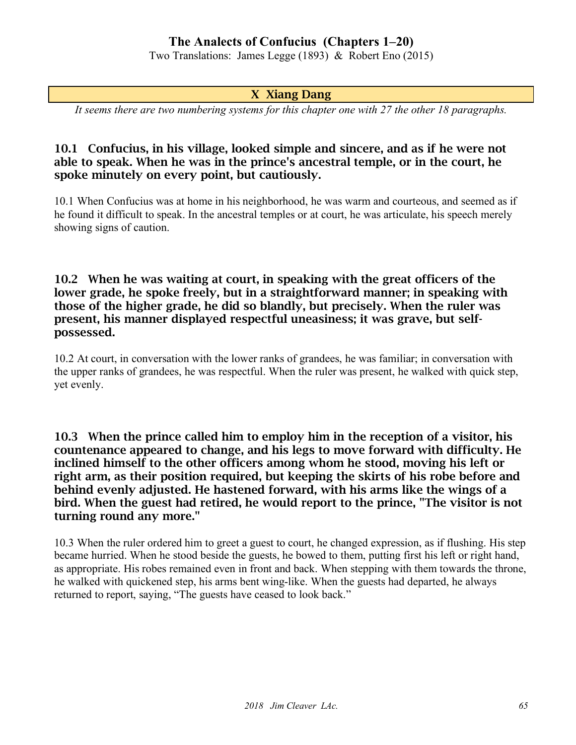## X Xiang Dang

*It seems there are two numbering systems for this chapter one with 27 the other 18 paragraphs.*

### 10.1 Confucius, in his village, looked simple and sincere, and as if he were not able to speak. When he was in the prince's ancestral temple, or in the court, he spoke minutely on every point, but cautiously.

10.1 When Confucius was at home in his neighborhood, he was warm and courteous, and seemed as if he found it difficult to speak. In the ancestral temples or at court, he was articulate, his speech merely showing signs of caution.

### 10.2 When he was waiting at court, in speaking with the great officers of the lower grade, he spoke freely, but in a straightforward manner; in speaking with those of the higher grade, he did so blandly, but precisely. When the ruler was present, his manner displayed respectful uneasiness; it was grave, but self-possessed.

10.2 At court, in conversation with the lower ranks of grandees, he was familiar; in conversation with the upper ranks of grandees, he was respectful. When the ruler was present, he walked with quick step, yet evenly.

### 10.3 When the prince called him to employ him in the reception of a visitor, his countenance appeared to change, and his legs to move forward with difficulty. He inclined himself to the other officers among whom he stood, moving his left or right arm, as their position required, but keeping the skirts of his robe before and behind evenly adjusted. He hastened forward, with his arms like the wings of a bird. When the guest had retired, he would report to the prince, "The visitor is not turning round any more."

10.3 When the ruler ordered him to greet a guest to court, he changed expression, as if flushing. His step became hurried. When he stood beside the guests, he bowed to them, putting first his left or right hand, as appropriate. His robes remained even in front and back. When stepping with them towards the throne, he walked with quickened step, his arms bent wing-like. When the guests had departed, he always returned to report, saying, "The guests have ceased to look back."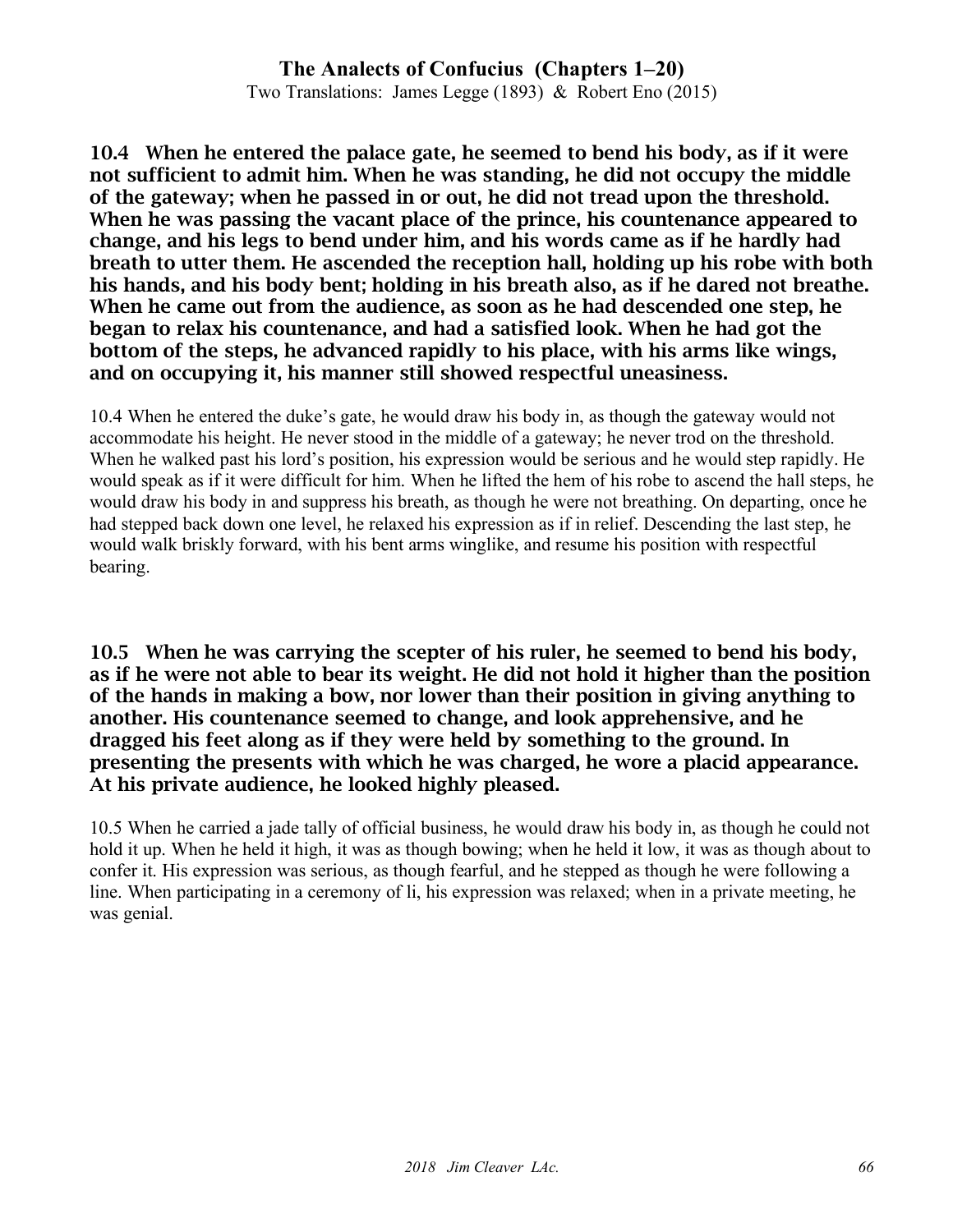**10.4 When he entered the palace gate, he seemed to bend his body, as if it were not sufficient to admit him. When he was standing, he did not occupy the middle of the gateway; when he passed in or out, he did not tread upon the threshold. When he was passing the vacant place of the prince, his countenance appeared to change, and his legs to bend under him, and his words came as if he hardly had breath to utter them. He ascended the reception hall, holding up his robe with both his hands, and his body bent; holding in his breath also, as if he dared not breathe. When he came out from the audience, as soon as he had descended one step, he began to relax his countenance, and had a satisfied look. When he had got the bottom of the steps, he advanced rapidly to his place, with his arms like wings, and on occupying it, his manner still showed respectful uneasiness.**

10.4 When he entered the duke's gate, he would draw his body in, as though the gateway would not accommodate his height. He never stood in the middle of a gateway; he never trod on the threshold. When he walked past his lord's position, his expression would be serious and he would step rapidly. He would speak as if it were difficult for him. When he lifted the hem of his robe to ascend the hall steps, he would draw his body in and suppress his breath, as though he were not breathing. On departing, once he had stepped back down one level, he relaxed his expression as if in relief. Descending the last step, he would walk briskly forward, with his bent arms winglike, and resume his position with respectful bearing.

**10.5 When he was carrying the scepter of his ruler, he seemed to bend his body, as if he were not able to bear its weight. He did not hold it higher than the position of the hands in making a bow, nor lower than their position in giving anything to another. His countenance seemed to change, and look apprehensive, and he dragged his feet along as if they were held by something to the ground. In presenting the presents with which he was charged, he wore a placid appearance. At his private audience, he looked highly pleased.**

10.5 When he carried a jade tally of official business, he would draw his body in, as though he could not hold it up. When he held it high, it was as though bowing; when he held it low, it was as though about to confer it. His expression was serious, as though fearful, and he stepped as though he were following a line. When participating in a ceremony of li, his expression was relaxed; when in a private meeting, he was genial.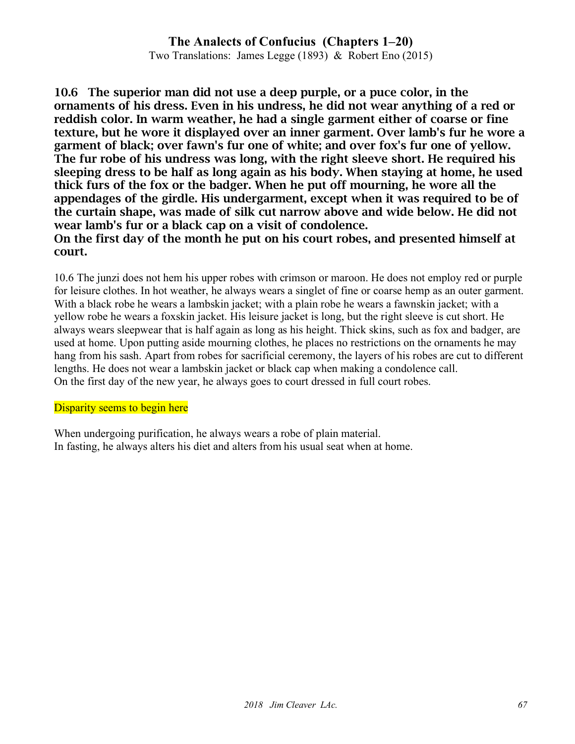**10.6 The superior man did not use a deep purple, or a puce color, in the ornaments of his dress. Even in his undress, he did not wear anything of a red or reddish color. In warm weather, he had a single garment either of coarse or fine texture, but he wore it displayed over an inner garment. Over lamb's fur he wore a garment of black; over fawn's fur one of white; and over fox's fur one of yellow. The fur robe of his undress was long, with the right sleeve short. He required his sleeping dress to be half as long again as his body. When staying at home, he used thick furs of the fox or the badger. When he put off mourning, he wore all the appendages of the girdle. His undergarment, except when it was required to be of the curtain shape, was made of silk cut narrow above and wide below. He did not wear lamb's fur or a black cap on a visit of condolence.**
**On the first day of the month he put on his court robes, and presented himself at court.**

10.6 The junzi does not hem his upper robes with crimson or maroon. He does not employ red or purple for leisure clothes. In hot weather, he always wears a singlet of fine or coarse hemp as an outer garment. With a black robe he wears a lambskin jacket; with a plain robe he wears a fawnskin jacket; with a yellow robe he wears a foxskin jacket. His leisure jacket is long, but the right sleeve is cut short. He always wears sleepwear that is half again as long as his height. Thick skins, such as fox and badger, are used at home. Upon putting aside mourning clothes, he places no restrictions on the ornaments he may hang from his sash. Apart from robes for sacrificial ceremony, the layers of his robes are cut to different lengths. He does not wear a lambskin jacket or black cap when making a condolence call.
On the first day of the new year, he always goes to court dressed in full court robes.

Disparity seems to begin here

When undergoing purification, he always wears a robe of plain material.
In fasting, he always alters his diet and alters from his usual seat when at home.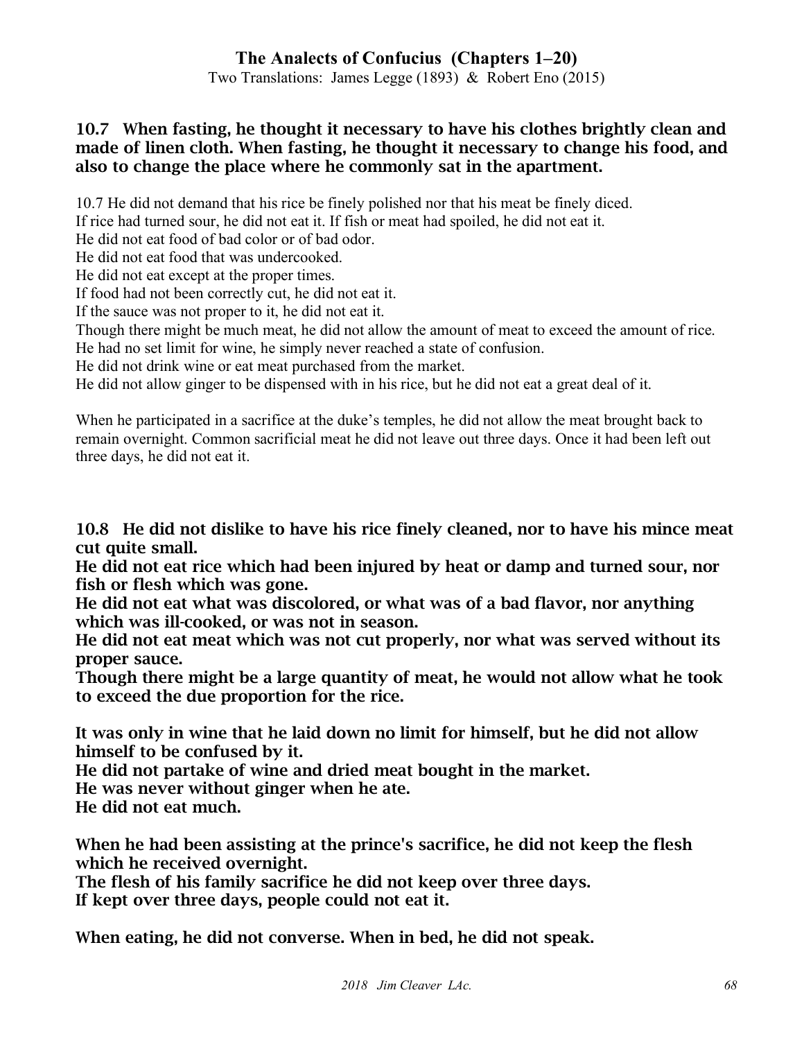**10.7 When fasting, he thought it necessary to have his clothes brightly clean and made of linen cloth. When fasting, he thought it necessary to change his food, and also to change the place where he commonly sat in the apartment.**

10.7 He did not demand that his rice be finely polished nor that his meat be finely diced.
If rice had turned sour, he did not eat it. If fish or meat had spoiled, he did not eat it.
He did not eat food of bad color or of bad odor.
He did not eat food that was undercooked.
He did not eat except at the proper times.
If food had not been correctly cut, he did not eat it.
If the sauce was not proper to it, he did not eat it.
Though there might be much meat, he did not allow the amount of meat to exceed the amount of rice.
He had no set limit for wine, he simply never reached a state of confusion.
He did not drink wine or eat meat purchased from the market.
He did not allow ginger to be dispensed with in his rice, but he did not eat a great deal of it.

When he participated in a sacrifice at the duke's temples, he did not allow the meat brought back to remain overnight. Common sacrificial meat he did not leave out three days. Once it had been left out three days, he did not eat it.

**10.8 He did not dislike to have his rice finely cleaned, nor to have his mince meat cut quite small.**
**He did not eat rice which had been injured by heat or damp and turned sour, nor fish or flesh which was gone.**
**He did not eat what was discolored, or what was of a bad flavor, nor anything which was ill-cooked, or was not in season.**
**He did not eat meat which was not cut properly, nor what was served without its proper sauce.**
**Though there might be a large quantity of meat, he would not allow what he took to exceed the due proportion for the rice.**

**It was only in wine that he laid down no limit for himself, but he did not allow himself to be confused by it.**
**He did not partake of wine and dried meat bought in the market.**
**He was never without ginger when he ate.**
**He did not eat much.**

**When he had been assisting at the prince's sacrifice, he did not keep the flesh which he received overnight.**
**The flesh of his family sacrifice he did not keep over three days.**
**If kept over three days, people could not eat it.**

**When eating, he did not converse. When in bed, he did not speak.**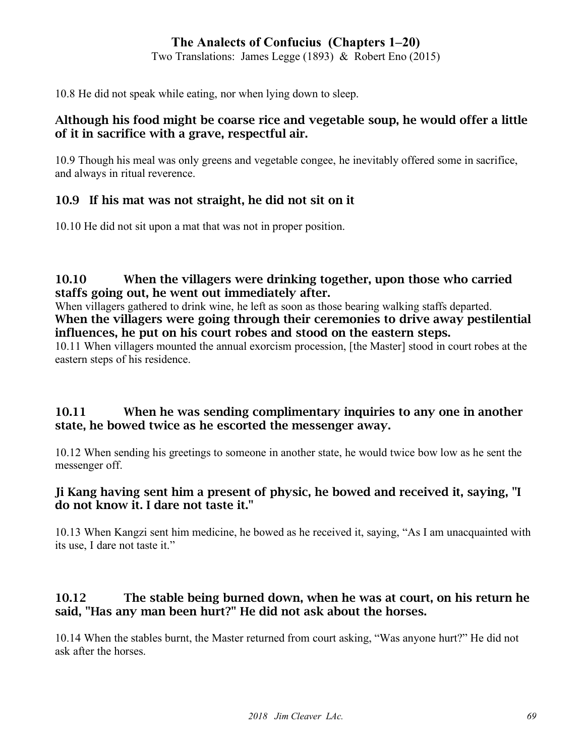10.8 He did not speak while eating, nor when lying down to sleep.

### Although his food might be coarse rice and vegetable soup, he would offer a little of it in sacrifice with a grave, respectful air.

10.9 Though his meal was only greens and vegetable congee, he inevitably offered some in sacrifice, and always in ritual reverence.

### 10.9 If his mat was not straight, he did not sit on it

10.10 He did not sit upon a mat that was not in proper position.

### 10.10 When the villagers were drinking together, upon those who carried staffs going out, he went out immediately after.

When villagers gathered to drink wine, he left as soon as those bearing walking staffs departed.

### When the villagers were going through their ceremonies to drive away pestilential influences, he put on his court robes and stood on the eastern steps.

10.11 When villagers mounted the annual exorcism procession, [the Master] stood in court robes at the eastern steps of his residence.

### 10.11 When he was sending complimentary inquiries to any one in another state, he bowed twice as he escorted the messenger away.

10.12 When sending his greetings to someone in another state, he would twice bow low as he sent the messenger off.

### Ji Kang having sent him a present of physic, he bowed and received it, saying, "I do not know it. I dare not taste it."

10.13 When Kangzi sent him medicine, he bowed as he received it, saying, "As I am unacquainted with its use, I dare not taste it."

### 10.12 The stable being burned down, when he was at court, on his return he said, "Has any man been hurt?" He did not ask about the horses.

10.14 When the stables burnt, the Master returned from court asking, "Was anyone hurt?" He did not ask after the horses.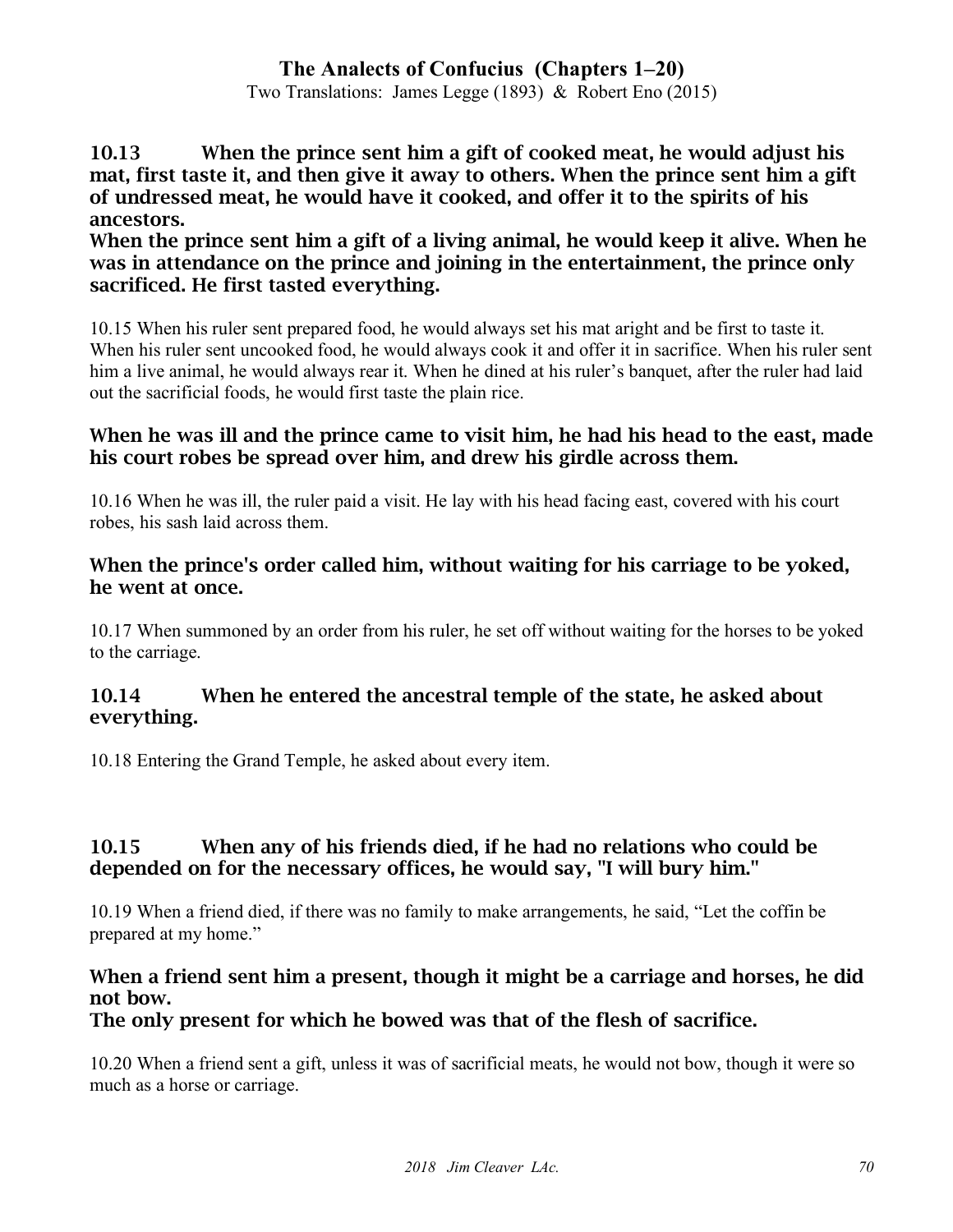**10.13 When the prince sent him a gift of cooked meat, he would adjust his mat, first taste it, and then give it away to others. When the prince sent him a gift of undressed meat, he would have it cooked, and offer it to the spirits of his ancestors.**
**When the prince sent him a gift of a living animal, he would keep it alive. When he was in attendance on the prince and joining in the entertainment, the prince only sacrificed. He first tasted everything.**

10.15 When his ruler sent prepared food, he would always set his mat aright and be first to taste it. When his ruler sent uncooked food, he would always cook it and offer it in sacrifice. When his ruler sent him a live animal, he would always rear it. When he dined at his ruler's banquet, after the ruler had laid out the sacrificial foods, he would first taste the plain rice.

**When he was ill and the prince came to visit him, he had his head to the east, made his court robes be spread over him, and drew his girdle across them.**

10.16 When he was ill, the ruler paid a visit. He lay with his head facing east, covered with his court robes, his sash laid across them.

**When the prince's order called him, without waiting for his carriage to be yoked, he went at once.**

10.17 When summoned by an order from his ruler, he set off without waiting for the horses to be yoked to the carriage.

**10.14 When he entered the ancestral temple of the state, he asked about everything.**

10.18 Entering the Grand Temple, he asked about every item.

**10.15 When any of his friends died, if he had no relations who could be depended on for the necessary offices, he would say, "I will bury him."**

10.19 When a friend died, if there was no family to make arrangements, he said, "Let the coffin be prepared at my home."

**When a friend sent him a present, though it might be a carriage and horses, he did not bow.**
**The only present for which he bowed was that of the flesh of sacrifice.**

10.20 When a friend sent a gift, unless it was of sacrificial meats, he would not bow, though it were so much as a horse or carriage.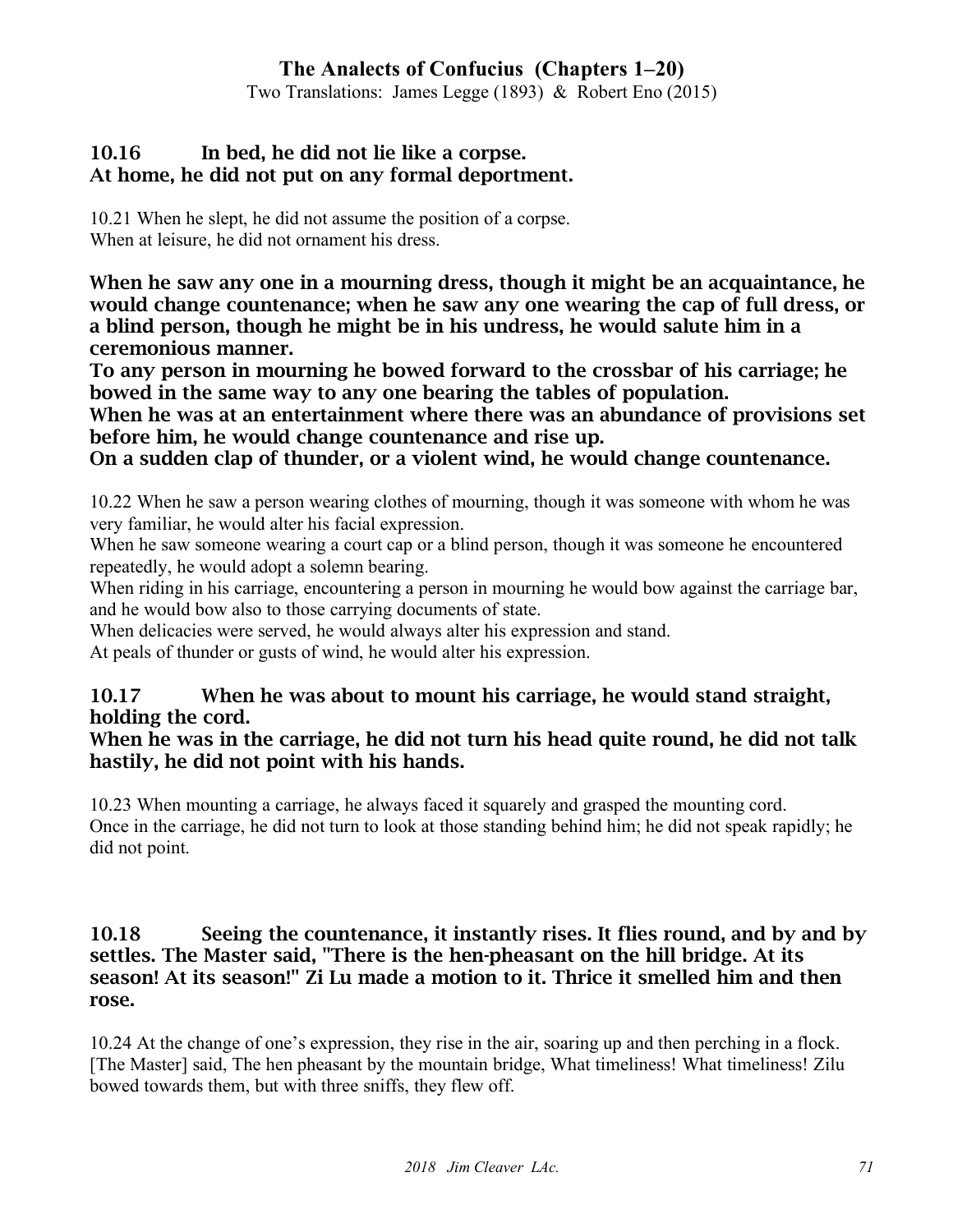### 10.16 In bed, he did not lie like a corpse. At home, he did not put on any formal deportment.

10.21 When he slept, he did not assume the position of a corpse.
When at leisure, he did not ornament his dress.

**When he saw any one in a mourning dress, though it might be an acquaintance, he would change countenance; when he saw any one wearing the cap of full dress, or a blind person, though he might be in his undress, he would salute him in a ceremonious manner.**
**To any person in mourning he bowed forward to the crossbar of his carriage; he bowed in the same way to any one bearing the tables of population.**
**When he was at an entertainment where there was an abundance of provisions set before him, he would change countenance and rise up.**
**On a sudden clap of thunder, or a violent wind, he would change countenance.**

10.22 When he saw a person wearing clothes of mourning, though it was someone with whom he was very familiar, he would alter his facial expression.
When he saw someone wearing a court cap or a blind person, though it was someone he encountered repeatedly, he would adopt a solemn bearing.
When riding in his carriage, encountering a person in mourning he would bow against the carriage bar, and he would bow also to those carrying documents of state.
When delicacies were served, he would always alter his expression and stand.
At peals of thunder or gusts of wind, he would alter his expression.

### 10.17 When he was about to mount his carriage, he would stand straight, holding the cord. When he was in the carriage, he did not turn his head quite round, he did not talk hastily, he did not point with his hands.

10.23 When mounting a carriage, he always faced it squarely and grasped the mounting cord.
Once in the carriage, he did not turn to look at those standing behind him; he did not speak rapidly; he did not point.

### 10.18 Seeing the countenance, it instantly rises. It flies round, and by and by settles. The Master said, "There is the hen-pheasant on the hill bridge. At its season! At its season!" Zi Lu made a motion to it. Thrice it smelled him and then rose.

10.24 At the change of one's expression, they rise in the air, soaring up and then perching in a flock. [The Master] said, The hen pheasant by the mountain bridge, What timeliness! What timeliness! Zilu bowed towards them, but with three sniffs, they flew off.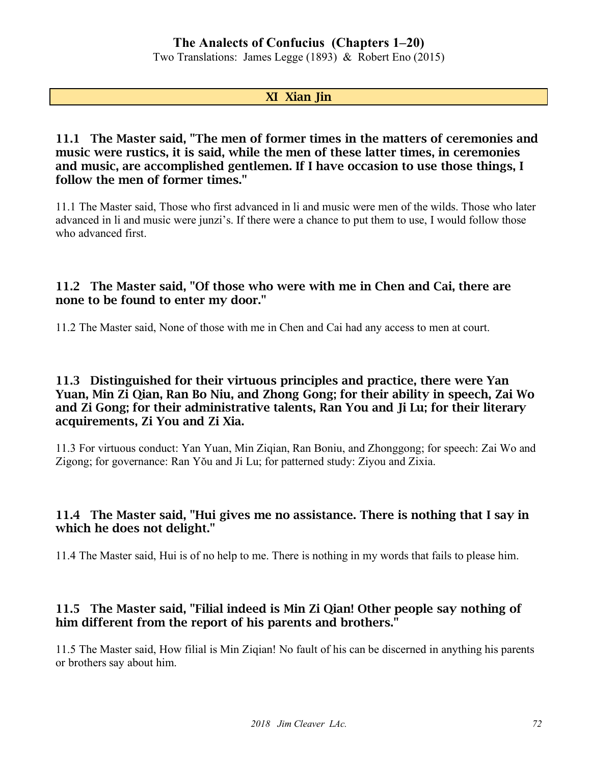## XI Xian Jin

### 11.1 The Master said, "The men of former times in the matters of ceremonies and music were rustics, it is said, while the men of these latter times, in ceremonies and music, are accomplished gentlemen. If I have occasion to use those things, I follow the men of former times."

11.1 The Master said, Those who first advanced in li and music were men of the wilds. Those who later advanced in li and music were junzi's. If there were a chance to put them to use, I would follow those who advanced first.

### 11.2 The Master said, "Of those who were with me in Chen and Cai, there are none to be found to enter my door."

11.2 The Master said, None of those with me in Chen and Cai had any access to men at court.

### 11.3 Distinguished for their virtuous principles and practice, there were Yan Yuan, Min Zi Qian, Ran Bo Niu, and Zhong Gong; for their ability in speech, Zai Wo and Zi Gong; for their administrative talents, Ran You and Ji Lu; for their literary acquirements, Zi You and Zi Xia.

11.3 For virtuous conduct: Yan Yuan, Min Ziqian, Ran Boniu, and Zhonggong; for speech: Zai Wo and Zigong; for governance: Ran Yǒu and Ji Lu; for patterned study: Ziyou and Zixia.

### 11.4 The Master said, "Hui gives me no assistance. There is nothing that I say in which he does not delight."

11.4 The Master said, Hui is of no help to me. There is nothing in my words that fails to please him.

### 11.5 The Master said, "Filial indeed is Min Zi Qian! Other people say nothing of him different from the report of his parents and brothers."

11.5 The Master said, How filial is Min Ziqian! No fault of his can be discerned in anything his parents or brothers say about him.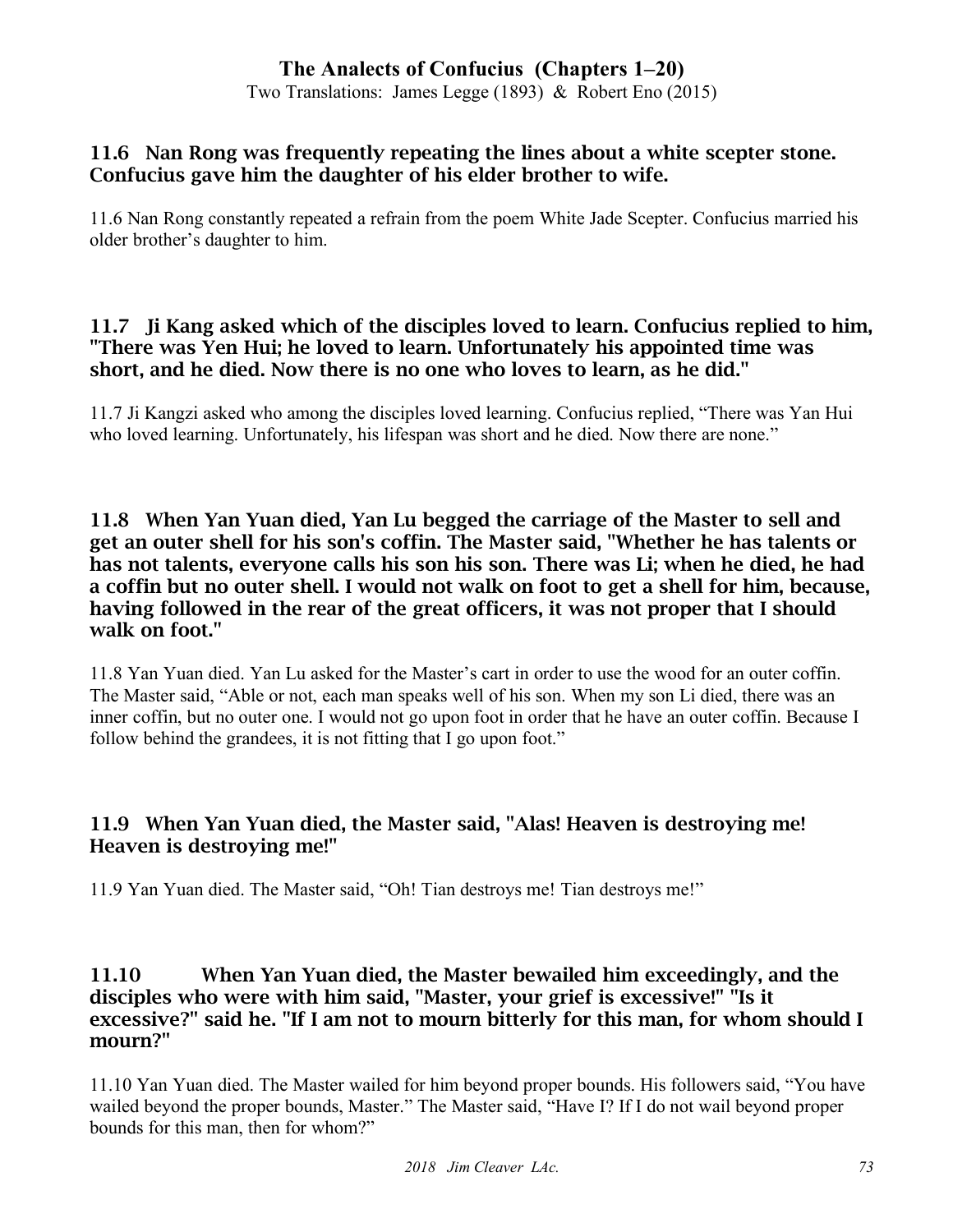### 11.6 Nan Rong was frequently repeating the lines about a white scepter stone. Confucius gave him the daughter of his elder brother to wife.

11.6 Nan Rong constantly repeated a refrain from the poem White Jade Scepter. Confucius married his older brother's daughter to him.

### 11.7 Ji Kang asked which of the disciples loved to learn. Confucius replied to him, "There was Yen Hui; he loved to learn. Unfortunately his appointed time was short, and he died. Now there is no one who loves to learn, as he did."

11.7 Ji Kangzi asked who among the disciples loved learning. Confucius replied, "There was Yan Hui who loved learning. Unfortunately, his lifespan was short and he died. Now there are none."

### 11.8 When Yan Yuan died, Yan Lu begged the carriage of the Master to sell and get an outer shell for his son's coffin. The Master said, "Whether he has talents or has not talents, everyone calls his son his son. There was Li; when he died, he had a coffin but no outer shell. I would not walk on foot to get a shell for him, because, having followed in the rear of the great officers, it was not proper that I should walk on foot."

11.8 Yan Yuan died. Yan Lu asked for the Master's cart in order to use the wood for an outer coffin. The Master said, "Able or not, each man speaks well of his son. When my son Li died, there was an inner coffin, but no outer one. I would not go upon foot in order that he have an outer coffin. Because I follow behind the grandees, it is not fitting that I go upon foot."

### 11.9 When Yan Yuan died, the Master said, "Alas! Heaven is destroying me! Heaven is destroying me!"

11.9 Yan Yuan died. The Master said, "Oh! Tian destroys me! Tian destroys me!"

### 11.10 When Yan Yuan died, the Master bewailed him exceedingly, and the disciples who were with him said, "Master, your grief is excessive!" "Is it excessive?" said he. "If I am not to mourn bitterly for this man, for whom should I mourn?"

11.10 Yan Yuan died. The Master wailed for him beyond proper bounds. His followers said, "You have wailed beyond the proper bounds, Master." The Master said, "Have I? If I do not wail beyond proper bounds for this man, then for whom?"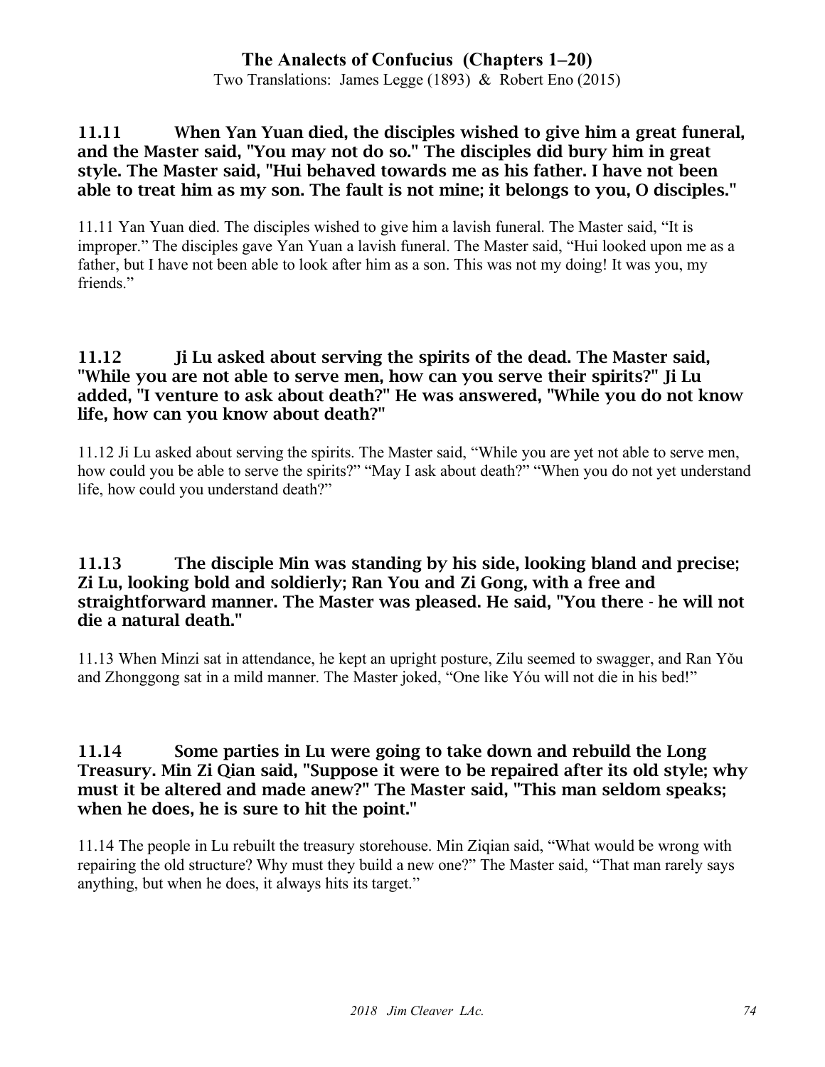**11.11 When Yan Yuan died, the disciples wished to give him a great funeral, and the Master said, "You may not do so." The disciples did bury him in great style. The Master said, "Hui behaved towards me as his father. I have not been able to treat him as my son. The fault is not mine; it belongs to you, O disciples."**

11.11 Yan Yuan died. The disciples wished to give him a lavish funeral. The Master said, "It is improper." The disciples gave Yan Yuan a lavish funeral. The Master said, "Hui looked upon me as a father, but I have not been able to look after him as a son. This was not my doing! It was you, my friends."

**11.12 Ji Lu asked about serving the spirits of the dead. The Master said, "While you are not able to serve men, how can you serve their spirits?" Ji Lu added, "I venture to ask about death?" He was answered, "While you do not know life, how can you know about death?"**

11.12 Ji Lu asked about serving the spirits. The Master said, "While you are yet not able to serve men, how could you be able to serve the spirits?" "May I ask about death?" "When you do not yet understand life, how could you understand death?"

**11.13 The disciple Min was standing by his side, looking bland and precise; Zi Lu, looking bold and soldierly; Ran You and Zi Gong, with a free and straightforward manner. The Master was pleased. He said, "You there - he will not die a natural death."**

11.13 When Minzi sat in attendance, he kept an upright posture, Zilu seemed to swagger, and Ran Yǒu and Zhonggong sat in a mild manner. The Master joked, "One like Yóu will not die in his bed!"

**11.14 Some parties in Lu were going to take down and rebuild the Long Treasury. Min Zi Qian said, "Suppose it were to be repaired after its old style; why must it be altered and made anew?" The Master said, "This man seldom speaks; when he does, he is sure to hit the point."**

11.14 The people in Lu rebuilt the treasury storehouse. Min Ziqian said, "What would be wrong with repairing the old structure? Why must they build a new one?" The Master said, "That man rarely says anything, but when he does, it always hits its target."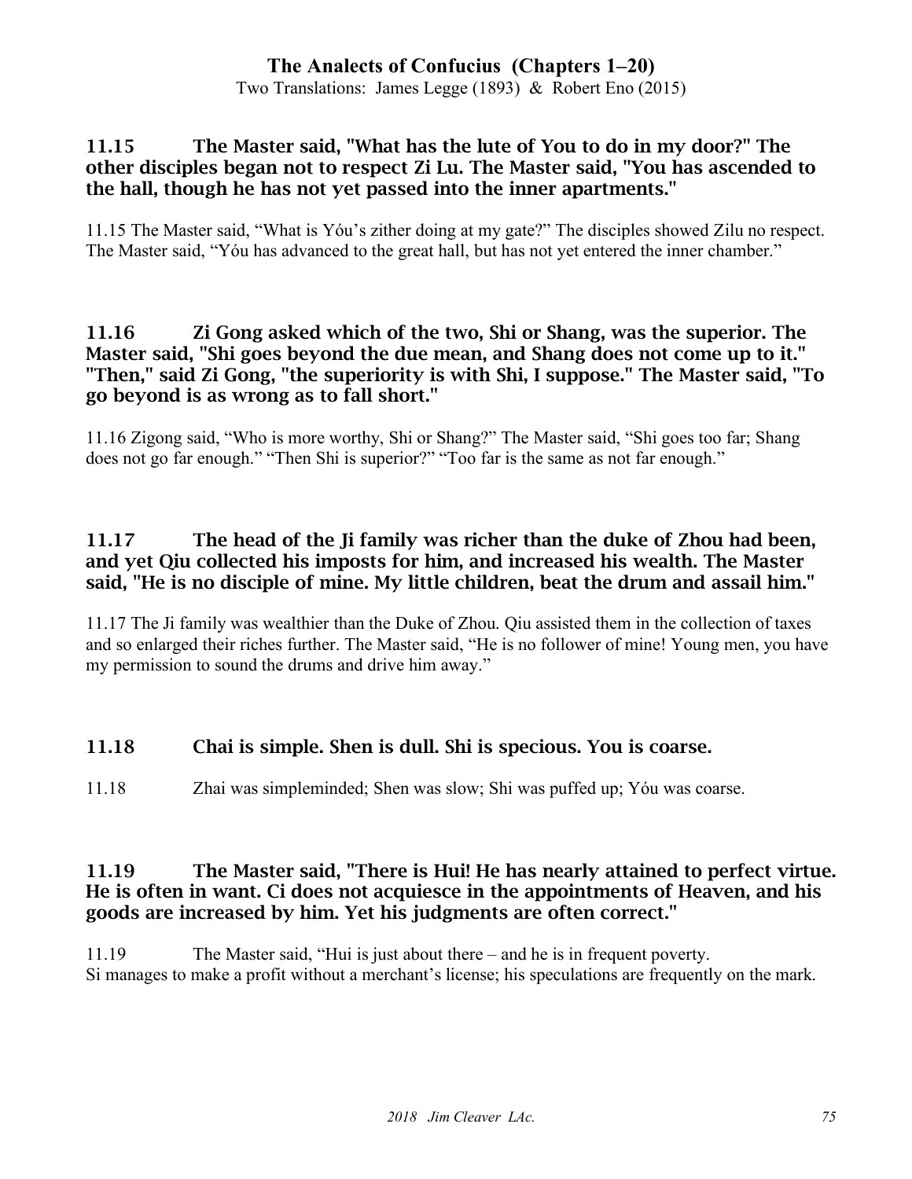### 11.15 The Master said, "What has the lute of You to do in my door?" The other disciples began not to respect Zi Lu. The Master said, "You has ascended to the hall, though he has not yet passed into the inner apartments."

11.15 The Master said, "What is Yóu's zither doing at my gate?" The disciples showed Zilu no respect. The Master said, "Yóu has advanced to the great hall, but has not yet entered the inner chamber."

### 11.16 Zi Gong asked which of the two, Shi or Shang, was the superior. The Master said, "Shi goes beyond the due mean, and Shang does not come up to it." "Then," said Zi Gong, "the superiority is with Shi, I suppose." The Master said, "To go beyond is as wrong as to fall short."

11.16 Zigong said, "Who is more worthy, Shi or Shang?" The Master said, "Shi goes too far; Shang does not go far enough." "Then Shi is superior?" "Too far is the same as not far enough."

### 11.17 The head of the Ji family was richer than the duke of Zhou had been, and yet Qiu collected his imposts for him, and increased his wealth. The Master said, "He is no disciple of mine. My little children, beat the drum and assail him."

11.17 The Ji family was wealthier than the Duke of Zhou. Qiu assisted them in the collection of taxes and so enlarged their riches further. The Master said, "He is no follower of mine! Young men, you have my permission to sound the drums and drive him away."

### 11.18 Chai is simple. Shen is dull. Shi is specious. You is coarse.

11.18 Zhai was simpleminded; Shen was slow; Shi was puffed up; Yóu was coarse.

### 11.19 The Master said, "There is Hui! He has nearly attained to perfect virtue. He is often in want. Ci does not acquiesce in the appointments of Heaven, and his goods are increased by him. Yet his judgments are often correct."

11.19 The Master said, "Hui is just about there – and he is in frequent poverty.
Si manages to make a profit without a merchant's license; his speculations are frequently on the mark.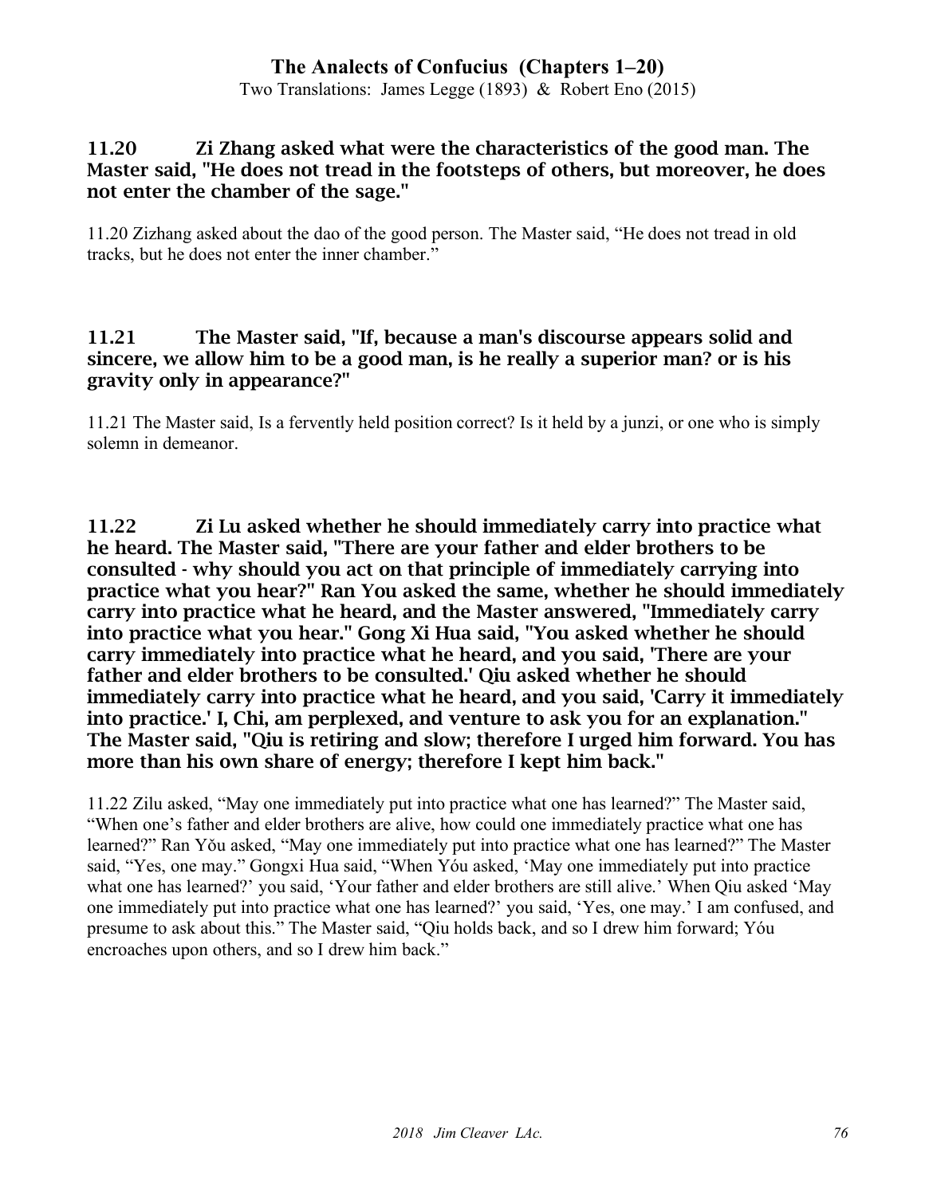**11.20 Zi Zhang asked what were the characteristics of the good man. The Master said, "He does not tread in the footsteps of others, but moreover, he does not enter the chamber of the sage."**

11.20 Zizhang asked about the dao of the good person. The Master said, "He does not tread in old tracks, but he does not enter the inner chamber."

**11.21 The Master said, "If, because a man's discourse appears solid and sincere, we allow him to be a good man, is he really a superior man? or is his gravity only in appearance?"**

11.21 The Master said, Is a fervently held position correct? Is it held by a junzi, or one who is simply solemn in demeanor.

**11.22 Zi Lu asked whether he should immediately carry into practice what he heard. The Master said, "There are your father and elder brothers to be consulted - why should you act on that principle of immediately carrying into practice what you hear?" Ran You asked the same, whether he should immediately carry into practice what he heard, and the Master answered, "Immediately carry into practice what you hear." Gong Xi Hua said, "You asked whether he should carry immediately into practice what he heard, and you said, 'There are your father and elder brothers to be consulted.' Qiu asked whether he should immediately carry into practice what he heard, and you said, 'Carry it immediately into practice.' I, Chi, am perplexed, and venture to ask you for an explanation." The Master said, "Qiu is retiring and slow; therefore I urged him forward. You has more than his own share of energy; therefore I kept him back."**

11.22 Zilu asked, "May one immediately put into practice what one has learned?" The Master said, "When one's father and elder brothers are alive, how could one immediately practice what one has learned?" Ran Yǒu asked, "May one immediately put into practice what one has learned?" The Master said, "Yes, one may." Gongxi Hua said, "When Yóu asked, 'May one immediately put into practice what one has learned?' you said, 'Your father and elder brothers are still alive.' When Qiu asked 'May one immediately put into practice what one has learned?' you said, 'Yes, one may.' I am confused, and presume to ask about this." The Master said, "Qiu holds back, and so I drew him forward; Yóu encroaches upon others, and so I drew him back."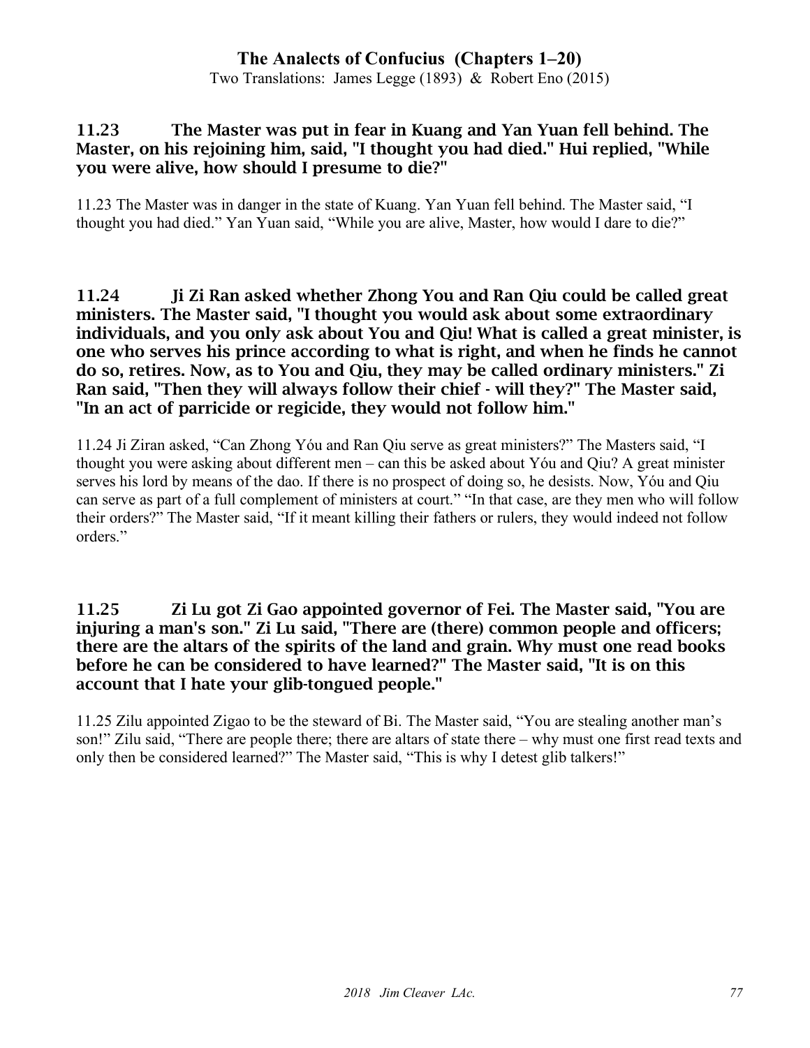### 11.23 The Master was put in fear in Kuang and Yan Yuan fell behind. The Master, on his rejoining him, said, "I thought you had died." Hui replied, "While you were alive, how should I presume to die?"

11.23 The Master was in danger in the state of Kuang. Yan Yuan fell behind. The Master said, “I thought you had died.” Yan Yuan said, “While you are alive, Master, how would I dare to die?”

### 11.24 Ji Zi Ran asked whether Zhong You and Ran Qiu could be called great ministers. The Master said, "I thought you would ask about some extraordinary individuals, and you only ask about You and Qiu! What is called a great minister, is one who serves his prince according to what is right, and when he finds he cannot do so, retires. Now, as to You and Qiu, they may be called ordinary ministers." Zi Ran said, "Then they will always follow their chief - will they?" The Master said, "In an act of parricide or regicide, they would not follow him."

11.24 Ji Ziran asked, “Can Zhong Yóu and Ran Qiu serve as great ministers?” The Masters said, “I thought you were asking about different men – can this be asked about Yóu and Qiu? A great minister serves his lord by means of the dao. If there is no prospect of doing so, he desists. Now, Yóu and Qiu can serve as part of a full complement of ministers at court.” “In that case, are they men who will follow their orders?” The Master said, “If it meant killing their fathers or rulers, they would indeed not follow orders.”

### 11.25 Zi Lu got Zi Gao appointed governor of Fei. The Master said, "You are injuring a man's son." Zi Lu said, "There are (there) common people and officers; there are the altars of the spirits of the land and grain. Why must one read books before he can be considered to have learned?" The Master said, "It is on this account that I hate your glib-tongued people."

11.25 Zilu appointed Zigao to be the steward of Bi. The Master said, “You are stealing another man’s son!” Zilu said, “There are people there; there are altars of state there – why must one first read texts and only then be considered learned?” The Master said, “This is why I detest glib talkers!”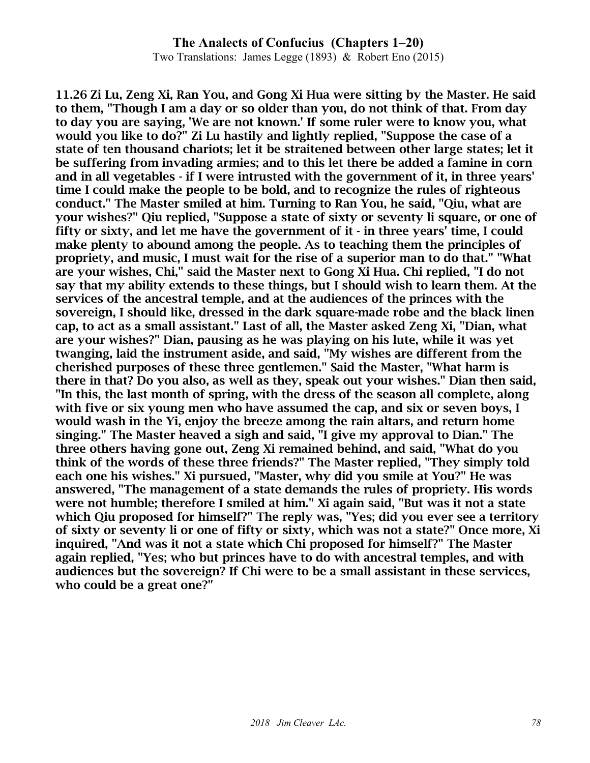**11.26 Zi Lu, Zeng Xi, Ran You, and Gong Xi Hua were sitting by the Master. He said to them, "Though I am a day or so older than you, do not think of that. From day to day you are saying, 'We are not known.' If some ruler were to know you, what would you like to do?" Zi Lu hastily and lightly replied, "Suppose the case of a state of ten thousand chariots; let it be straitened between other large states; let it be suffering from invading armies; and to this let there be added a famine in corn and in all vegetables - if I were intrusted with the government of it, in three years' time I could make the people to be bold, and to recognize the rules of righteous conduct." The Master smiled at him. Turning to Ran You, he said, "Qiu, what are your wishes?" Qiu replied, "Suppose a state of sixty or seventy li square, or one of fifty or sixty, and let me have the government of it - in three years' time, I could make plenty to abound among the people. As to teaching them the principles of propriety, and music, I must wait for the rise of a superior man to do that." "What are your wishes, Chi," said the Master next to Gong Xi Hua. Chi replied, "I do not say that my ability extends to these things, but I should wish to learn them. At the services of the ancestral temple, and at the audiences of the princes with the sovereign, I should like, dressed in the dark square-made robe and the black linen cap, to act as a small assistant." Last of all, the Master asked Zeng Xi, "Dian, what are your wishes?" Dian, pausing as he was playing on his lute, while it was yet twanging, laid the instrument aside, and said, "My wishes are different from the cherished purposes of these three gentlemen." Said the Master, "What harm is there in that? Do you also, as well as they, speak out your wishes." Dian then said, "In this, the last month of spring, with the dress of the season all complete, along with five or six young men who have assumed the cap, and six or seven boys, I would wash in the Yi, enjoy the breeze among the rain altars, and return home singing." The Master heaved a sigh and said, "I give my approval to Dian." The three others having gone out, Zeng Xi remained behind, and said, "What do you think of the words of these three friends?" The Master replied, "They simply told each one his wishes." Xi pursued, "Master, why did you smile at You?" He was answered, "The management of a state demands the rules of propriety. His words were not humble; therefore I smiled at him." Xi again said, "But was it not a state which Qiu proposed for himself?" The reply was, "Yes; did you ever see a territory of sixty or seventy li or one of fifty or sixty, which was not a state?" Once more, Xi inquired, "And was it not a state which Chi proposed for himself?" The Master again replied, "Yes; who but princes have to do with ancestral temples, and with audiences but the sovereign? If Chi were to be a small assistant in these services, who could be a great one?"**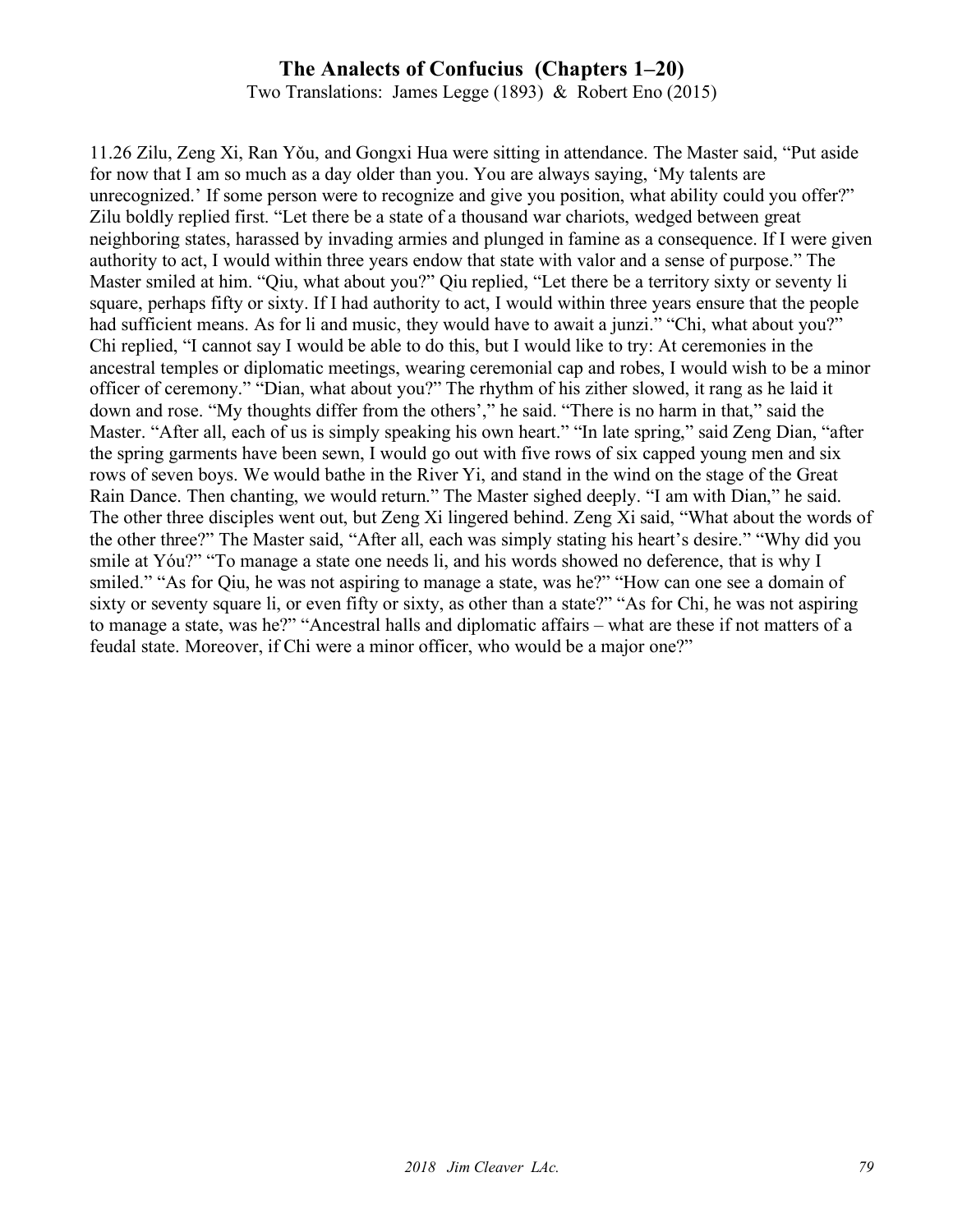11.26 Zilu, Zeng Xi, Ran Yǒu, and Gongxi Hua were sitting in attendance. The Master said, "Put aside for now that I am so much as a day older than you. You are always saying, 'My talents are unrecognized.' If some person were to recognize and give you position, what ability could you offer?" Zilu boldly replied first. "Let there be a state of a thousand war chariots, wedged between great neighboring states, harassed by invading armies and plunged in famine as a consequence. If I were given authority to act, I would within three years endow that state with valor and a sense of purpose." The Master smiled at him. "Qiu, what about you?" Qiu replied, "Let there be a territory sixty or seventy li square, perhaps fifty or sixty. If I had authority to act, I would within three years ensure that the people had sufficient means. As for li and music, they would have to await a junzi." "Chi, what about you?" Chi replied, "I cannot say I would be able to do this, but I would like to try: At ceremonies in the ancestral temples or diplomatic meetings, wearing ceremonial cap and robes, I would wish to be a minor officer of ceremony." "Dian, what about you?" The rhythm of his zither slowed, it rang as he laid it down and rose. "My thoughts differ from the others'," he said. "There is no harm in that," said the Master. "After all, each of us is simply speaking his own heart." "In late spring," said Zeng Dian, "after the spring garments have been sewn, I would go out with five rows of six capped young men and six rows of seven boys. We would bathe in the River Yi, and stand in the wind on the stage of the Great Rain Dance. Then chanting, we would return." The Master sighed deeply. "I am with Dian," he said. The other three disciples went out, but Zeng Xi lingered behind. Zeng Xi said, "What about the words of the other three?" The Master said, "After all, each was simply stating his heart's desire." "Why did you smile at Yóu?" "To manage a state one needs li, and his words showed no deference, that is why I smiled." "As for Qiu, he was not aspiring to manage a state, was he?" "How can one see a domain of sixty or seventy square li, or even fifty or sixty, as other than a state?" "As for Chi, he was not aspiring to manage a state, was he?" "Ancestral halls and diplomatic affairs – what are these if not matters of a feudal state. Moreover, if Chi were a minor officer, who would be a major one?"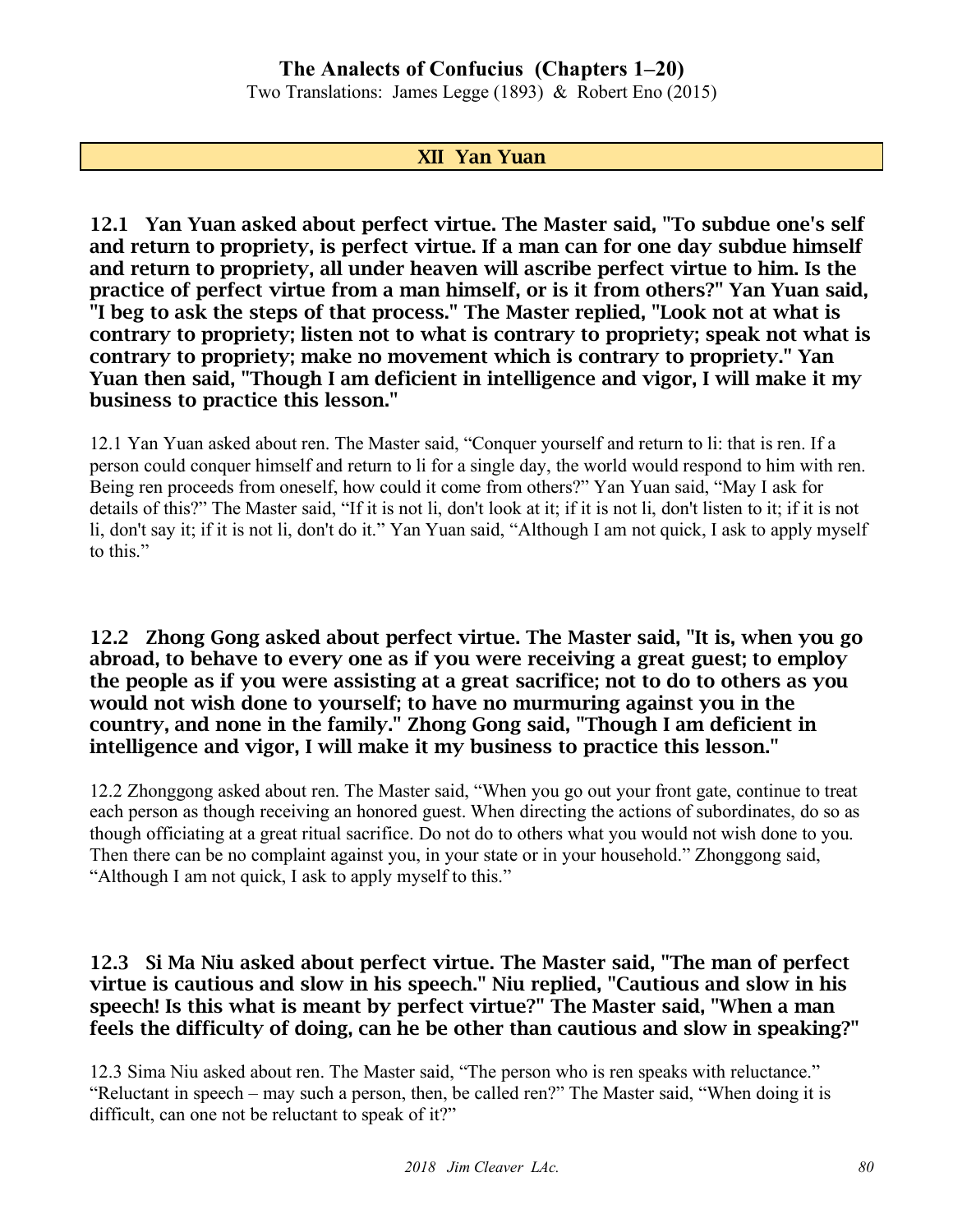## XII Yan Yuan

**12.1 Yan Yuan asked about perfect virtue. The Master said, "To subdue one's self and return to propriety, is perfect virtue. If a man can for one day subdue himself and return to propriety, all under heaven will ascribe perfect virtue to him. Is the practice of perfect virtue from a man himself, or is it from others?" Yan Yuan said, "I beg to ask the steps of that process." The Master replied, "Look not at what is contrary to propriety; listen not to what is contrary to propriety; speak not what is contrary to propriety; make no movement which is contrary to propriety." Yan Yuan then said, "Though I am deficient in intelligence and vigor, I will make it my business to practice this lesson."**

12.1 Yan Yuan asked about ren. The Master said, "Conquer yourself and return to li: that is ren. If a person could conquer himself and return to li for a single day, the world would respond to him with ren. Being ren proceeds from oneself, how could it come from others?" Yan Yuan said, "May I ask for details of this?" The Master said, "If it is not li, don't look at it; if it is not li, don't listen to it; if it is not li, don't say it; if it is not li, don't do it." Yan Yuan said, "Although I am not quick, I ask to apply myself to this."

**12.2 Zhong Gong asked about perfect virtue. The Master said, "It is, when you go abroad, to behave to every one as if you were receiving a great guest; to employ the people as if you were assisting at a great sacrifice; not to do to others as you would not wish done to yourself; to have no murmuring against you in the country, and none in the family." Zhong Gong said, "Though I am deficient in intelligence and vigor, I will make it my business to practice this lesson."**

12.2 Zhonggong asked about ren. The Master said, "When you go out your front gate, continue to treat each person as though receiving an honored guest. When directing the actions of subordinates, do so as though officiating at a great ritual sacrifice. Do not do to others what you would not wish done to you. Then there can be no complaint against you, in your state or in your household." Zhonggong said, "Although I am not quick, I ask to apply myself to this."

**12.3 Si Ma Niu asked about perfect virtue. The Master said, "The man of perfect virtue is cautious and slow in his speech." Niu replied, "Cautious and slow in his speech! Is this what is meant by perfect virtue?" The Master said, "When a man feels the difficulty of doing, can he be other than cautious and slow in speaking?"**

12.3 Sima Niu asked about ren. The Master said, "The person who is ren speaks with reluctance." "Reluctant in speech – may such a person, then, be called ren?" The Master said, "When doing it is difficult, can one not be reluctant to speak of it?"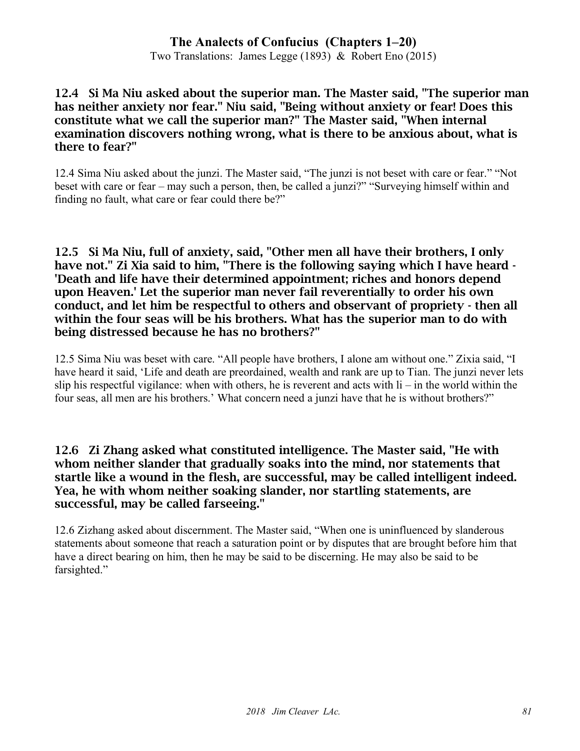**12.4 Si Ma Niu asked about the superior man. The Master said, "The superior man has neither anxiety nor fear." Niu said, "Being without anxiety or fear! Does this constitute what we call the superior man?" The Master said, "When internal examination discovers nothing wrong, what is there to be anxious about, what is there to fear?"**

12.4 Sima Niu asked about the junzi. The Master said, "The junzi is not beset with care or fear." "Not beset with care or fear – may such a person, then, be called a junzi?" "Surveying himself within and finding no fault, what care or fear could there be?"

**12.5 Si Ma Niu, full of anxiety, said, "Other men all have their brothers, I only have not." Zi Xia said to him, "There is the following saying which I have heard - 'Death and life have their determined appointment; riches and honors depend upon Heaven.' Let the superior man never fail reverentially to order his own conduct, and let him be respectful to others and observant of propriety - then all within the four seas will be his brothers. What has the superior man to do with being distressed because he has no brothers?"**

12.5 Sima Niu was beset with care. "All people have brothers, I alone am without one." Zixia said, "I have heard it said, 'Life and death are preordained, wealth and rank are up to Tian. The junzi never lets slip his respectful vigilance: when with others, he is reverent and acts with li – in the world within the four seas, all men are his brothers.' What concern need a junzi have that he is without brothers?"

**12.6 Zi Zhang asked what constituted intelligence. The Master said, "He with whom neither slander that gradually soaks into the mind, nor statements that startle like a wound in the flesh, are successful, may be called intelligent indeed. Yea, he with whom neither soaking slander, nor startling statements, are successful, may be called farseeing."**

12.6 Zizhang asked about discernment. The Master said, "When one is uninfluenced by slanderous statements about someone that reach a saturation point or by disputes that are brought before him that have a direct bearing on him, then he may be said to be discerning. He may also be said to be farsighted."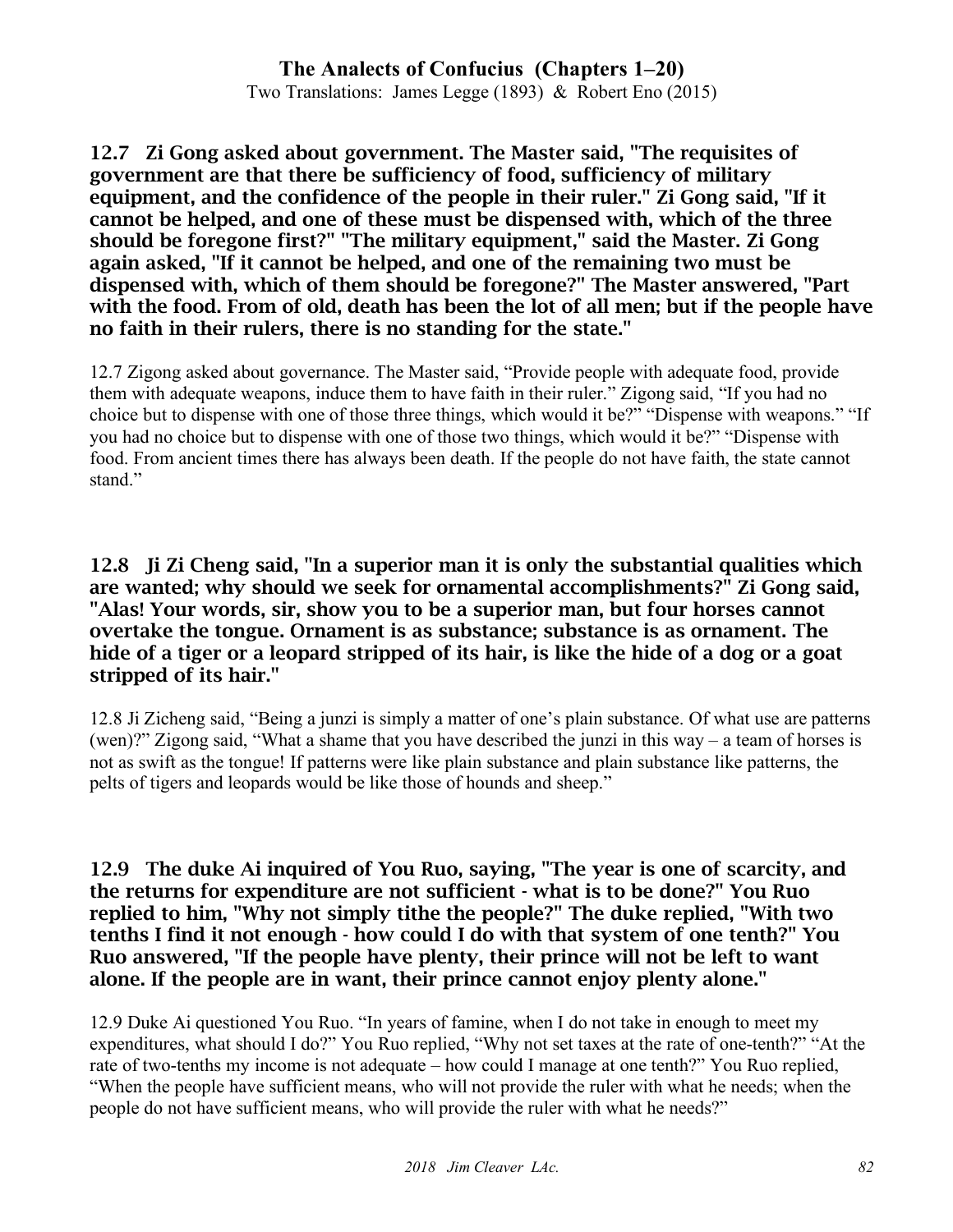**12.7 Zi Gong asked about government. The Master said, "The requisites of government are that there be sufficiency of food, sufficiency of military equipment, and the confidence of the people in their ruler." Zi Gong said, "If it cannot be helped, and one of these must be dispensed with, which of the three should be foregone first?" "The military equipment," said the Master. Zi Gong again asked, "If it cannot be helped, and one of the remaining two must be dispensed with, which of them should be foregone?" The Master answered, "Part with the food. From of old, death has been the lot of all men; but if the people have no faith in their rulers, there is no standing for the state."**

12.7 Zigong asked about governance. The Master said, "Provide people with adequate food, provide them with adequate weapons, induce them to have faith in their ruler." Zigong said, "If you had no choice but to dispense with one of those three things, which would it be?" "Dispense with weapons." "If you had no choice but to dispense with one of those two things, which would it be?" "Dispense with food. From ancient times there has always been death. If the people do not have faith, the state cannot stand."

**12.8 Ji Zi Cheng said, "In a superior man it is only the substantial qualities which are wanted; why should we seek for ornamental accomplishments?" Zi Gong said, "Alas! Your words, sir, show you to be a superior man, but four horses cannot overtake the tongue. Ornament is as substance; substance is as ornament. The hide of a tiger or a leopard stripped of its hair, is like the hide of a dog or a goat stripped of its hair."**

12.8 Ji Zicheng said, "Being a junzi is simply a matter of one's plain substance. Of what use are patterns (wen)?" Zigong said, "What a shame that you have described the junzi in this way – a team of horses is not as swift as the tongue! If patterns were like plain substance and plain substance like patterns, the pelts of tigers and leopards would be like those of hounds and sheep."

**12.9 The duke Ai inquired of You Ruo, saying, "The year is one of scarcity, and the returns for expenditure are not sufficient - what is to be done?" You Ruo replied to him, "Why not simply tithe the people?" The duke replied, "With two tenths I find it not enough - how could I do with that system of one tenth?" You Ruo answered, "If the people have plenty, their prince will not be left to want alone. If the people are in want, their prince cannot enjoy plenty alone."**

12.9 Duke Ai questioned You Ruo. "In years of famine, when I do not take in enough to meet my expenditures, what should I do?" You Ruo replied, "Why not set taxes at the rate of one-tenth?" "At the rate of two-tenths my income is not adequate – how could I manage at one tenth?" You Ruo replied, "When the people have sufficient means, who will not provide the ruler with what he needs; when the people do not have sufficient means, who will provide the ruler with what he needs?"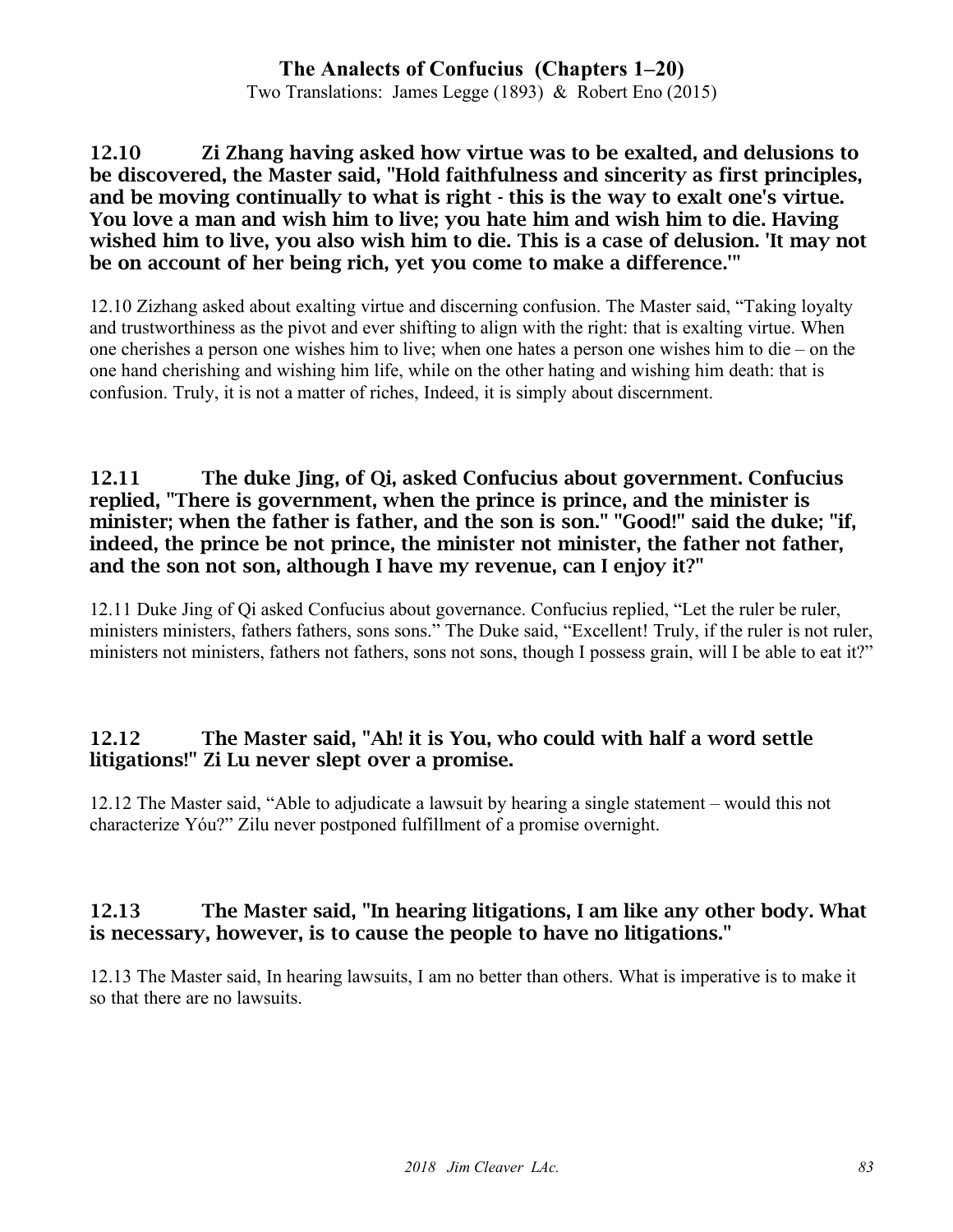**12.10 Zi Zhang having asked how virtue was to be exalted, and delusions to be discovered, the Master said, "Hold faithfulness and sincerity as first principles, and be moving continually to what is right - this is the way to exalt one's virtue. You love a man and wish him to live; you hate him and wish him to die. Having wished him to live, you also wish him to die. This is a case of delusion. 'It may not be on account of her being rich, yet you come to make a difference.'"**

12.10 Zizhang asked about exalting virtue and discerning confusion. The Master said, "Taking loyalty and trustworthiness as the pivot and ever shifting to align with the right: that is exalting virtue. When one cherishes a person one wishes him to live; when one hates a person one wishes him to die – on the one hand cherishing and wishing him life, while on the other hating and wishing him death: that is confusion. Truly, it is not a matter of riches, Indeed, it is simply about discernment.

**12.11 The duke Jing, of Qi, asked Confucius about government. Confucius replied, "There is government, when the prince is prince, and the minister is minister; when the father is father, and the son is son." "Good!" said the duke; "if, indeed, the prince be not prince, the minister not minister, the father not father, and the son not son, although I have my revenue, can I enjoy it?"**

12.11 Duke Jing of Qi asked Confucius about governance. Confucius replied, "Let the ruler be ruler, ministers ministers, fathers fathers, sons sons." The Duke said, "Excellent! Truly, if the ruler is not ruler, ministers not ministers, fathers not fathers, sons not sons, though I possess grain, will I be able to eat it?"

**12.12 The Master said, "Ah! it is You, who could with half a word settle litigations!" Zi Lu never slept over a promise.**

12.12 The Master said, "Able to adjudicate a lawsuit by hearing a single statement – would this not characterize Yóu?" Zilu never postponed fulfillment of a promise overnight.

**12.13 The Master said, "In hearing litigations, I am like any other body. What is necessary, however, is to cause the people to have no litigations."**

12.13 The Master said, In hearing lawsuits, I am no better than others. What is imperative is to make it so that there are no lawsuits.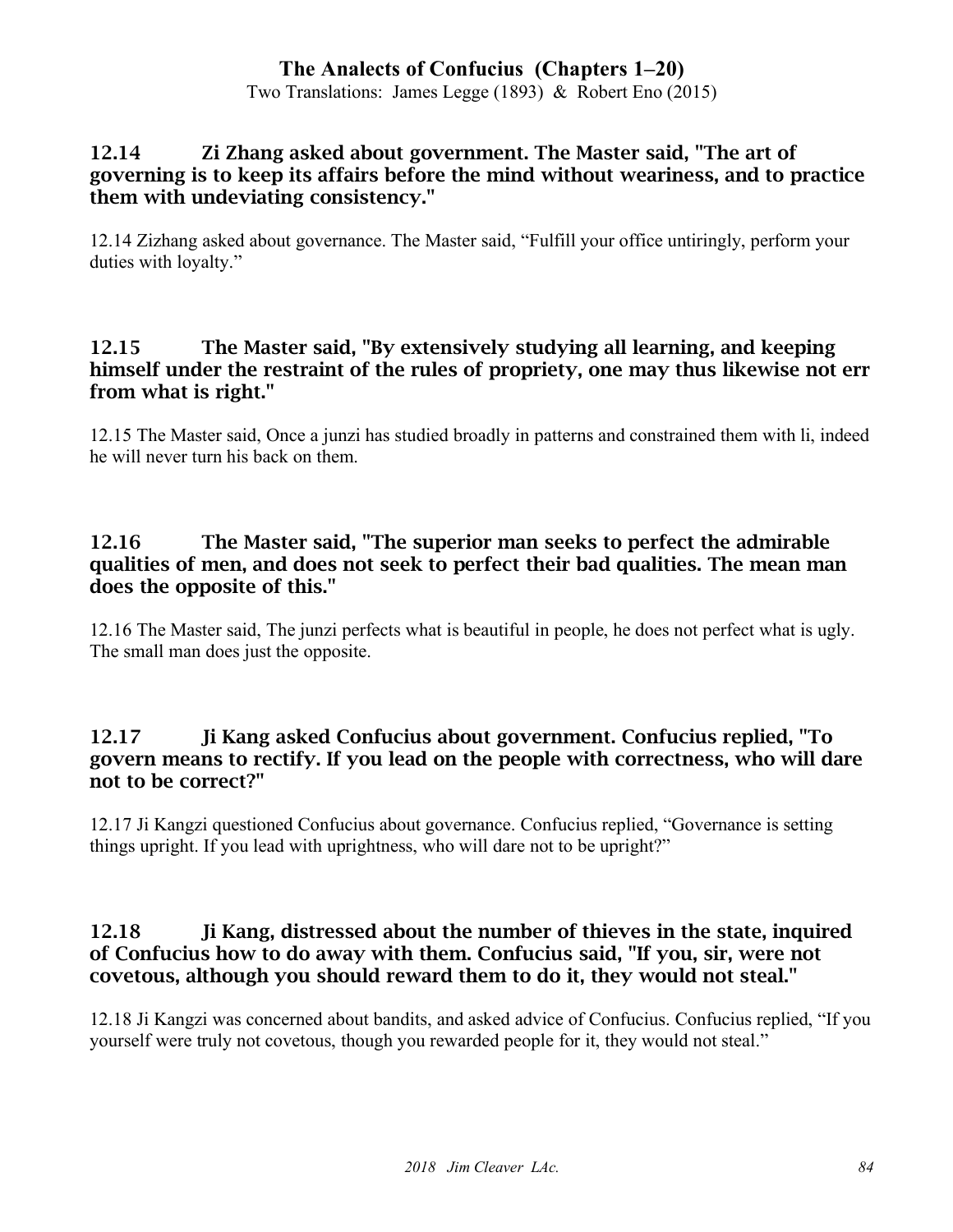### 12.14 Zi Zhang asked about government. The Master said, "The art of governing is to keep its affairs before the mind without weariness, and to practice them with undeviating consistency."

12.14 Zizhang asked about governance. The Master said, "Fulfill your office untiringly, perform your duties with loyalty."

### 12.15 The Master said, "By extensively studying all learning, and keeping himself under the restraint of the rules of propriety, one may thus likewise not err from what is right."

12.15 The Master said, Once a junzi has studied broadly in patterns and constrained them with li, indeed he will never turn his back on them.

### 12.16 The Master said, "The superior man seeks to perfect the admirable qualities of men, and does not seek to perfect their bad qualities. The mean man does the opposite of this."

12.16 The Master said, The junzi perfects what is beautiful in people, he does not perfect what is ugly. The small man does just the opposite.

### 12.17 Ji Kang asked Confucius about government. Confucius replied, "To govern means to rectify. If you lead on the people with correctness, who will dare not to be correct?"

12.17 Ji Kangzi questioned Confucius about governance. Confucius replied, "Governance is setting things upright. If you lead with uprightness, who will dare not to be upright?"

### 12.18 Ji Kang, distressed about the number of thieves in the state, inquired of Confucius how to do away with them. Confucius said, "If you, sir, were not covetous, although you should reward them to do it, they would not steal."

12.18 Ji Kangzi was concerned about bandits, and asked advice of Confucius. Confucius replied, "If you yourself were truly not covetous, though you rewarded people for it, they would not steal."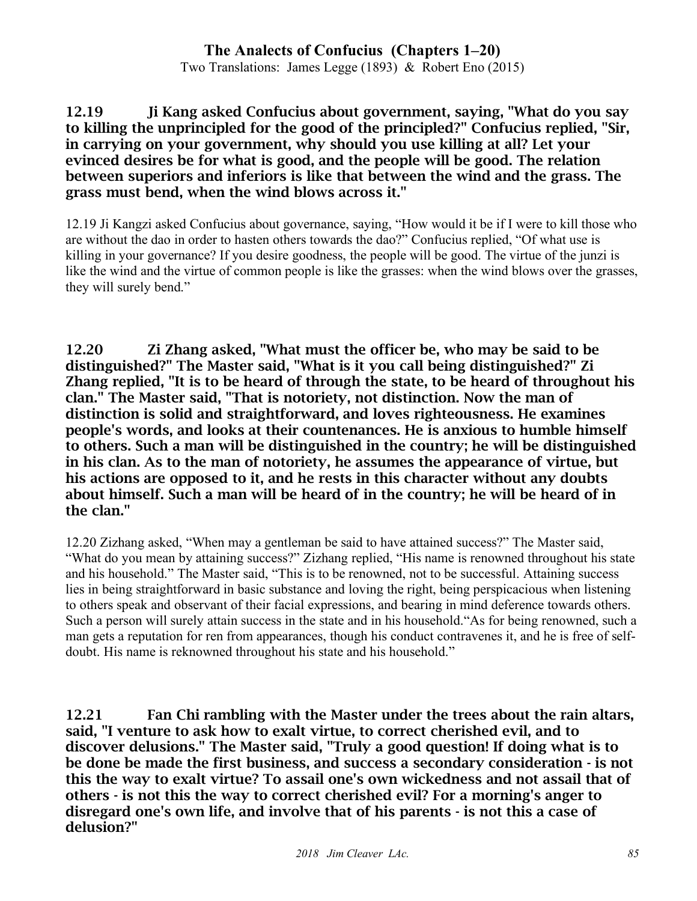**12.19 Ji Kang asked Confucius about government, saying, "What do you say to killing the unprincipled for the good of the principled?" Confucius replied, "Sir, in carrying on your government, why should you use killing at all? Let your evinced desires be for what is good, and the people will be good. The relation between superiors and inferiors is like that between the wind and the grass. The grass must bend, when the wind blows across it."**

12.19 Ji Kangzi asked Confucius about governance, saying, "How would it be if I were to kill those who are without the dao in order to hasten others towards the dao?" Confucius replied, "Of what use is killing in your governance? If you desire goodness, the people will be good. The virtue of the junzi is like the wind and the virtue of common people is like the grasses: when the wind blows over the grasses, they will surely bend."

**12.20 Zi Zhang asked, "What must the officer be, who may be said to be distinguished?" The Master said, "What is it you call being distinguished?" Zi Zhang replied, "It is to be heard of through the state, to be heard of throughout his clan." The Master said, "That is notoriety, not distinction. Now the man of distinction is solid and straightforward, and loves righteousness. He examines people's words, and looks at their countenances. He is anxious to humble himself to others. Such a man will be distinguished in the country; he will be distinguished in his clan. As to the man of notoriety, he assumes the appearance of virtue, but his actions are opposed to it, and he rests in this character without any doubts about himself. Such a man will be heard of in the country; he will be heard of in the clan."**

12.20 Zizhang asked, "When may a gentleman be said to have attained success?" The Master said, "What do you mean by attaining success?" Zizhang replied, "His name is renowned throughout his state and his household." The Master said, "This is to be renowned, not to be successful. Attaining success lies in being straightforward in basic substance and loving the right, being perspicacious when listening to others speak and observant of their facial expressions, and bearing in mind deference towards others. Such a person will surely attain success in the state and in his household."As for being renowned, such a man gets a reputation for ren from appearances, though his conduct contravenes it, and he is free of self-doubt. His name is reknowned throughout his state and his household."

**12.21 Fan Chi rambling with the Master under the trees about the rain altars, said, "I venture to ask how to exalt virtue, to correct cherished evil, and to discover delusions." The Master said, "Truly a good question! If doing what is to be done be made the first business, and success a secondary consideration - is not this the way to exalt virtue? To assail one's own wickedness and not assail that of others - is not this the way to correct cherished evil? For a morning's anger to disregard one's own life, and involve that of his parents - is not this a case of delusion?"**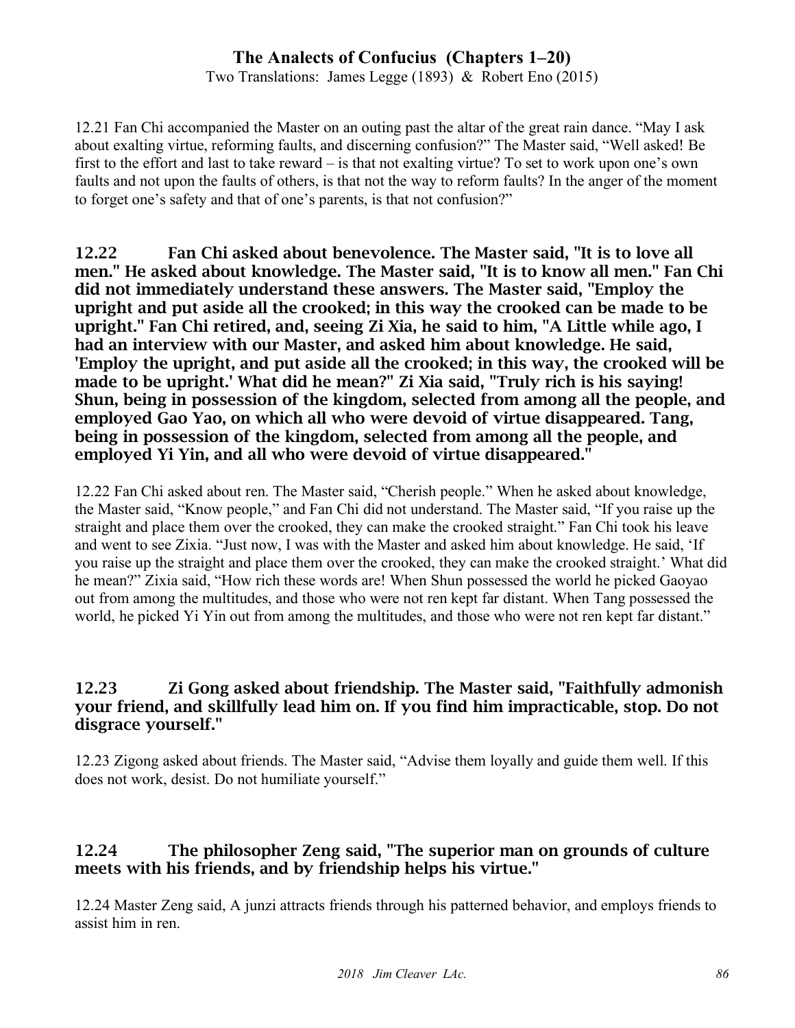12.21 Fan Chi accompanied the Master on an outing past the altar of the great rain dance. “May I ask about exalting virtue, reforming faults, and discerning confusion?” The Master said, “Well asked! Be first to the effort and last to take reward – is that not exalting virtue? To set to work upon one’s own faults and not upon the faults of others, is that not the way to reform faults? In the anger of the moment to forget one’s safety and that of one’s parents, is that not confusion?”

### 12.22 Fan Chi asked about benevolence. The Master said, "It is to love all men." He asked about knowledge. The Master said, "It is to know all men." Fan Chi did not immediately understand these answers. The Master said, "Employ the upright and put aside all the crooked; in this way the crooked can be made to be upright." Fan Chi retired, and, seeing Zi Xia, he said to him, "A Little while ago, I had an interview with our Master, and asked him about knowledge. He said, 'Employ the upright, and put aside all the crooked; in this way, the crooked will be made to be upright.' What did he mean?" Zi Xia said, "Truly rich is his saying! Shun, being in possession of the kingdom, selected from among all the people, and employed Gao Yao, on which all who were devoid of virtue disappeared. Tang, being in possession of the kingdom, selected from among all the people, and employed Yi Yin, and all who were devoid of virtue disappeared."

12.22 Fan Chi asked about ren. The Master said, “Cherish people.” When he asked about knowledge, the Master said, “Know people,” and Fan Chi did not understand. The Master said, “If you raise up the straight and place them over the crooked, they can make the crooked straight.” Fan Chi took his leave and went to see Zixia. “Just now, I was with the Master and asked him about knowledge. He said, ‘If you raise up the straight and place them over the crooked, they can make the crooked straight.’ What did he mean?” Zixia said, “How rich these words are! When Shun possessed the world he picked Gaoyao out from among the multitudes, and those who were not ren kept far distant. When Tang possessed the world, he picked Yi Yin out from among the multitudes, and those who were not ren kept far distant.”

### 12.23 Zi Gong asked about friendship. The Master said, "Faithfully admonish your friend, and skillfully lead him on. If you find him impracticable, stop. Do not disgrace yourself."

12.23 Zigong asked about friends. The Master said, “Advise them loyally and guide them well. If this does not work, desist. Do not humiliate yourself.”

### 12.24 The philosopher Zeng said, "The superior man on grounds of culture meets with his friends, and by friendship helps his virtue."

12.24 Master Zeng said, A junzi attracts friends through his patterned behavior, and employs friends to assist him in ren.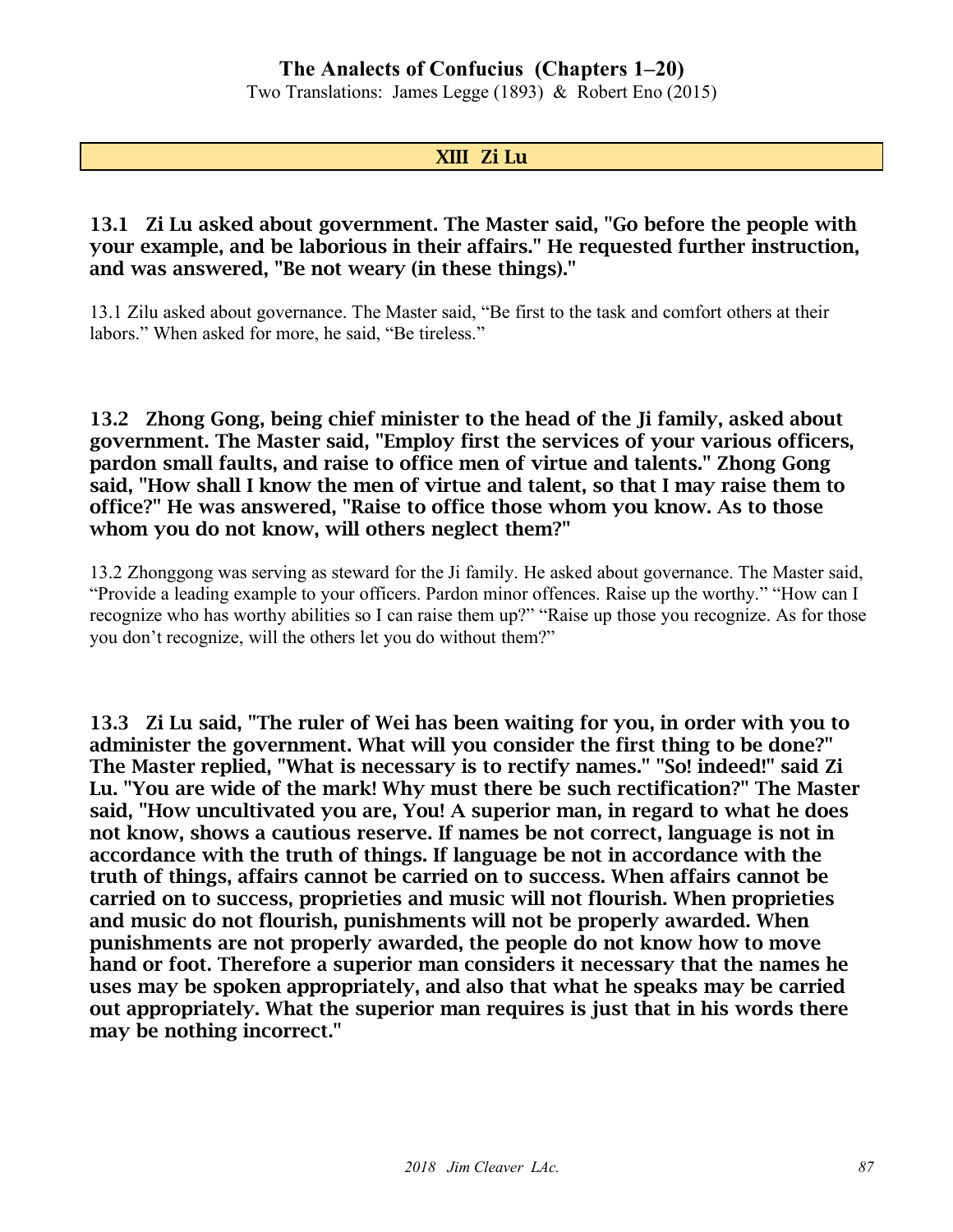## XIII Zi Lu

**13.1 Zi Lu asked about government. The Master said, "Go before the people with your example, and be laborious in their affairs." He requested further instruction, and was answered, "Be not weary (in these things)."**

13.1 Zilu asked about governance. The Master said, "Be first to the task and comfort others at their labors." When asked for more, he said, "Be tireless."

**13.2 Zhong Gong, being chief minister to the head of the Ji family, asked about government. The Master said, "Employ first the services of your various officers, pardon small faults, and raise to office men of virtue and talents." Zhong Gong said, "How shall I know the men of virtue and talent, so that I may raise them to office?" He was answered, "Raise to office those whom you know. As to those whom you do not know, will others neglect them?"**

13.2 Zhonggong was serving as steward for the Ji family. He asked about governance. The Master said, "Provide a leading example to your officers. Pardon minor offences. Raise up the worthy." "How can I recognize who has worthy abilities so I can raise them up?" "Raise up those you recognize. As for those you don't recognize, will the others let you do without them?"

**13.3 Zi Lu said, "The ruler of Wei has been waiting for you, in order with you to administer the government. What will you consider the first thing to be done?" The Master replied, "What is necessary is to rectify names." "So! indeed!" said Zi Lu. "You are wide of the mark! Why must there be such rectification?" The Master said, "How uncultivated you are, You! A superior man, in regard to what he does not know, shows a cautious reserve. If names be not correct, language is not in accordance with the truth of things. If language be not in accordance with the truth of things, affairs cannot be carried on to success. When affairs cannot be carried on to success, proprieties and music will not flourish. When proprieties and music do not flourish, punishments will not be properly awarded. When punishments are not properly awarded, the people do not know how to move hand or foot. Therefore a superior man considers it necessary that the names he uses may be spoken appropriately, and also that what he speaks may be carried out appropriately. What the superior man requires is just that in his words there may be nothing incorrect."**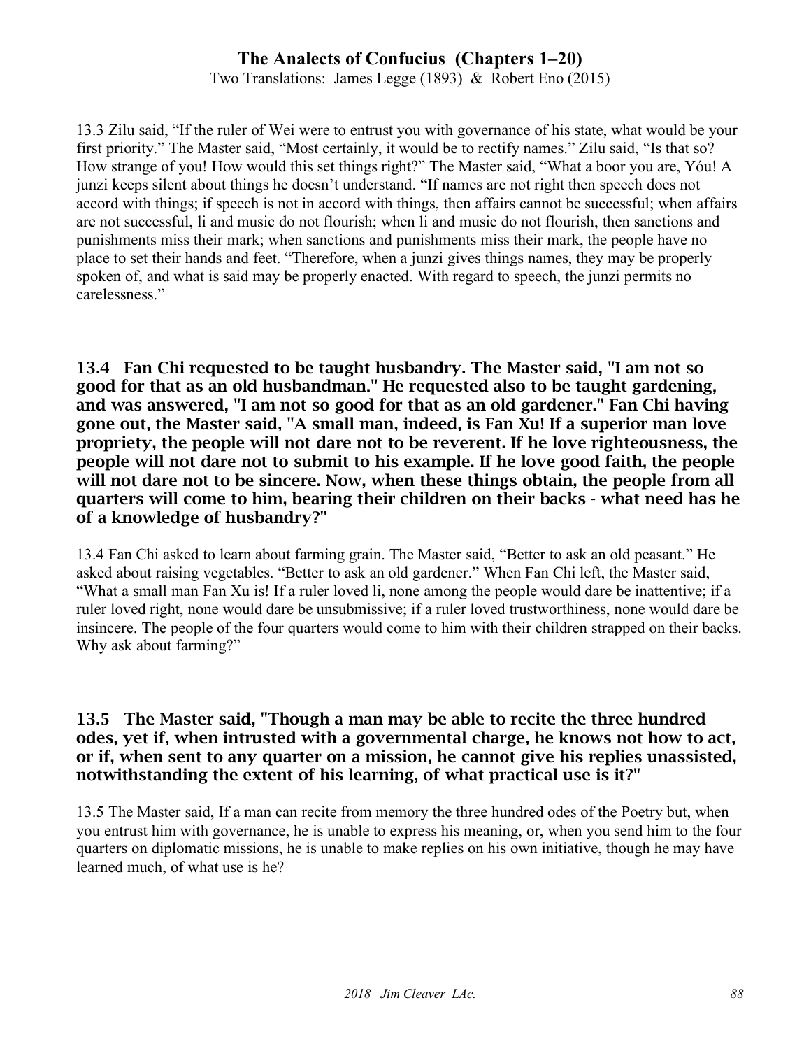13.3 Zilu said, "If the ruler of Wei were to entrust you with governance of his state, what would be your first priority." The Master said, "Most certainly, it would be to rectify names." Zilu said, "Is that so? How strange of you! How would this set things right?" The Master said, "What a boor you are, Yóu! A junzi keeps silent about things he doesn't understand. "If names are not right then speech does not accord with things; if speech is not in accord with things, then affairs cannot be successful; when affairs are not successful, li and music do not flourish; when li and music do not flourish, then sanctions and punishments miss their mark; when sanctions and punishments miss their mark, the people have no place to set their hands and feet. "Therefore, when a junzi gives things names, they may be properly spoken of, and what is said may be properly enacted. With regard to speech, the junzi permits no carelessness."

**13.4 Fan Chi requested to be taught husbandry. The Master said, "I am not so good for that as an old husbandman." He requested also to be taught gardening, and was answered, "I am not so good for that as an old gardener." Fan Chi having gone out, the Master said, "A small man, indeed, is Fan Xu! If a superior man love propriety, the people will not dare not to be reverent. If he love righteousness, the people will not dare not to submit to his example. If he love good faith, the people will not dare not to be sincere. Now, when these things obtain, the people from all quarters will come to him, bearing their children on their backs - what need has he of a knowledge of husbandry?"**

13.4 Fan Chi asked to learn about farming grain. The Master said, "Better to ask an old peasant." He asked about raising vegetables. "Better to ask an old gardener." When Fan Chi left, the Master said, "What a small man Fan Xu is! If a ruler loved li, none among the people would dare be inattentive; if a ruler loved right, none would dare be unsubmissive; if a ruler loved trustworthiness, none would dare be insincere. The people of the four quarters would come to him with their children strapped on their backs. Why ask about farming?"

**13.5 The Master said, "Though a man may be able to recite the three hundred odes, yet if, when intrusted with a governmental charge, he knows not how to act, or if, when sent to any quarter on a mission, he cannot give his replies unassisted, notwithstanding the extent of his learning, of what practical use is it?"**

13.5 The Master said, If a man can recite from memory the three hundred odes of the Poetry but, when you entrust him with governance, he is unable to express his meaning, or, when you send him to the four quarters on diplomatic missions, he is unable to make replies on his own initiative, though he may have learned much, of what use is he?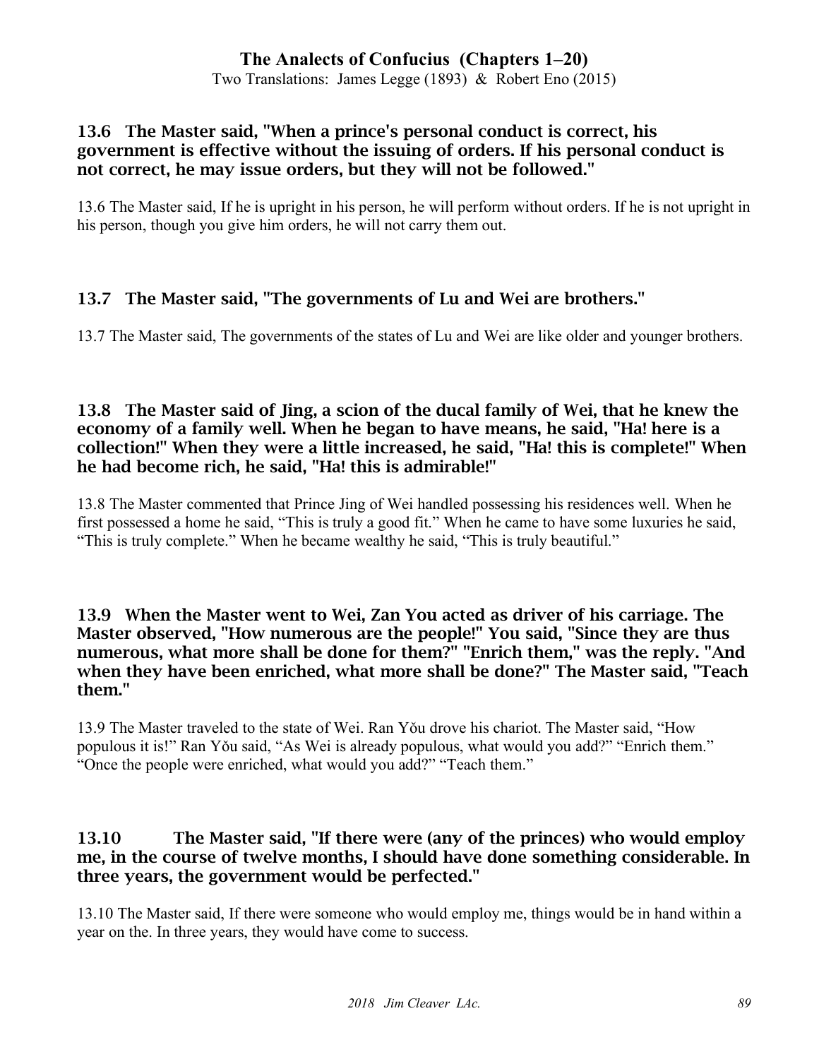### 13.6 The Master said, "When a prince's personal conduct is correct, his government is effective without the issuing of orders. If his personal conduct is not correct, he may issue orders, but they will not be followed."

13.6 The Master said, If he is upright in his person, he will perform without orders. If he is not upright in his person, though you give him orders, he will not carry them out.

### 13.7 The Master said, "The governments of Lu and Wei are brothers."

13.7 The Master said, The governments of the states of Lu and Wei are like older and younger brothers.

### 13.8 The Master said of Jing, a scion of the ducal family of Wei, that he knew the economy of a family well. When he began to have means, he said, "Ha! here is a collection!" When they were a little increased, he said, "Ha! this is complete!" When he had become rich, he said, "Ha! this is admirable!"

13.8 The Master commented that Prince Jing of Wei handled possessing his residences well. When he first possessed a home he said, "This is truly a good fit." When he came to have some luxuries he said, "This is truly complete." When he became wealthy he said, "This is truly beautiful."

### 13.9 When the Master went to Wei, Zan You acted as driver of his carriage. The Master observed, "How numerous are the people!" You said, "Since they are thus numerous, what more shall be done for them?" "Enrich them," was the reply. "And when they have been enriched, what more shall be done?" The Master said, "Teach them."

13.9 The Master traveled to the state of Wei. Ran Yǒu drove his chariot. The Master said, "How populous it is!" Ran Yǒu said, "As Wei is already populous, what would you add?" "Enrich them." "Once the people were enriched, what would you add?" "Teach them."

### 13.10 The Master said, "If there were (any of the princes) who would employ me, in the course of twelve months, I should have done something considerable. In three years, the government would be perfected."

13.10 The Master said, If there were someone who would employ me, things would be in hand within a year on the. In three years, they would have come to success.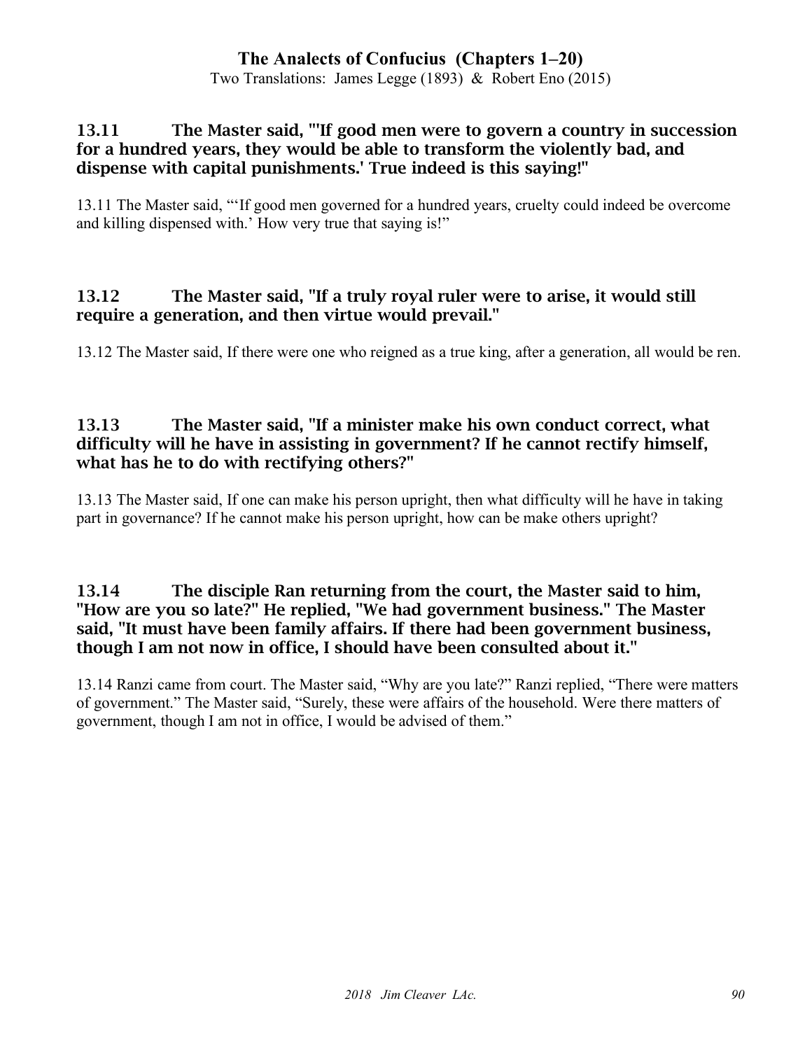### 13.11 The Master said, "'If good men were to govern a country in succession for a hundred years, they would be able to transform the violently bad, and dispense with capital punishments.' True indeed is this saying!"

13.11 The Master said, "'If good men governed for a hundred years, cruelty could indeed be overcome and killing dispensed with.' How very true that saying is!"

### 13.12 The Master said, "If a truly royal ruler were to arise, it would still require a generation, and then virtue would prevail."

13.12 The Master said, If there were one who reigned as a true king, after a generation, all would be ren.

### 13.13 The Master said, "If a minister make his own conduct correct, what difficulty will he have in assisting in government? If he cannot rectify himself, what has he to do with rectifying others?"

13.13 The Master said, If one can make his person upright, then what difficulty will he have in taking part in governance? If he cannot make his person upright, how can be make others upright?

### 13.14 The disciple Ran returning from the court, the Master said to him, "How are you so late?" He replied, "We had government business." The Master said, "It must have been family affairs. If there had been government business, though I am not now in office, I should have been consulted about it."

13.14 Ranzi came from court. The Master said, "Why are you late?" Ranzi replied, "There were matters of government." The Master said, "Surely, these were affairs of the household. Were there matters of government, though I am not in office, I would be advised of them."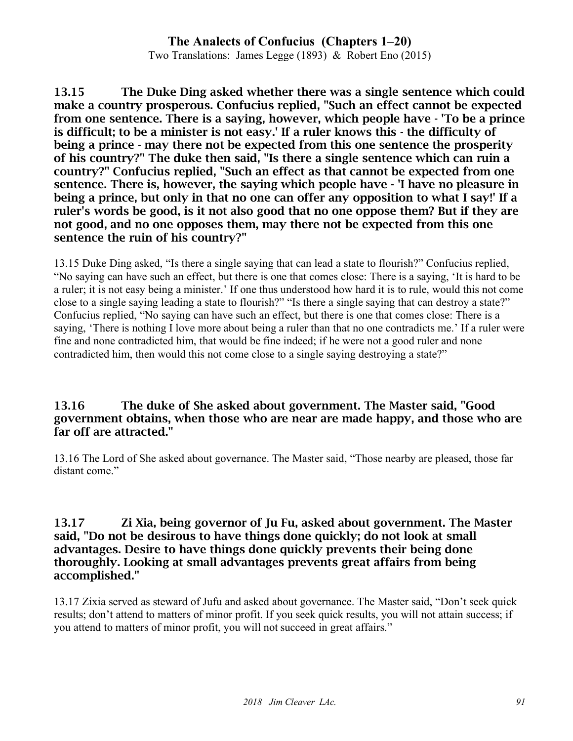**13.15 The Duke Ding asked whether there was a single sentence which could make a country prosperous. Confucius replied, "Such an effect cannot be expected from one sentence. There is a saying, however, which people have - 'To be a prince is difficult; to be a minister is not easy.' If a ruler knows this - the difficulty of being a prince - may there not be expected from this one sentence the prosperity of his country?" The duke then said, "Is there a single sentence which can ruin a country?" Confucius replied, "Such an effect as that cannot be expected from one sentence. There is, however, the saying which people have - 'I have no pleasure in being a prince, but only in that no one can offer any opposition to what I say!' If a ruler's words be good, is it not also good that no one oppose them? But if they are not good, and no one opposes them, may there not be expected from this one sentence the ruin of his country?"**

13.15 Duke Ding asked, "Is there a single saying that can lead a state to flourish?" Confucius replied, "No saying can have such an effect, but there is one that comes close: There is a saying, 'It is hard to be a ruler; it is not easy being a minister.' If one thus understood how hard it is to rule, would this not come close to a single saying leading a state to flourish?" "Is there a single saying that can destroy a state?" Confucius replied, "No saying can have such an effect, but there is one that comes close: There is a saying, 'There is nothing I love more about being a ruler than that no one contradicts me.' If a ruler were fine and none contradicted him, that would be fine indeed; if he were not a good ruler and none contradicted him, then would this not come close to a single saying destroying a state?"

**13.16 The duke of She asked about government. The Master said, "Good government obtains, when those who are near are made happy, and those who are far off are attracted."**

13.16 The Lord of She asked about governance. The Master said, "Those nearby are pleased, those far distant come."

**13.17 Zi Xia, being governor of Ju Fu, asked about government. The Master said, "Do not be desirous to have things done quickly; do not look at small advantages. Desire to have things done quickly prevents their being done thoroughly. Looking at small advantages prevents great affairs from being accomplished."**

13.17 Zixia served as steward of Jufu and asked about governance. The Master said, "Don't seek quick results; don't attend to matters of minor profit. If you seek quick results, you will not attain success; if you attend to matters of minor profit, you will not succeed in great affairs."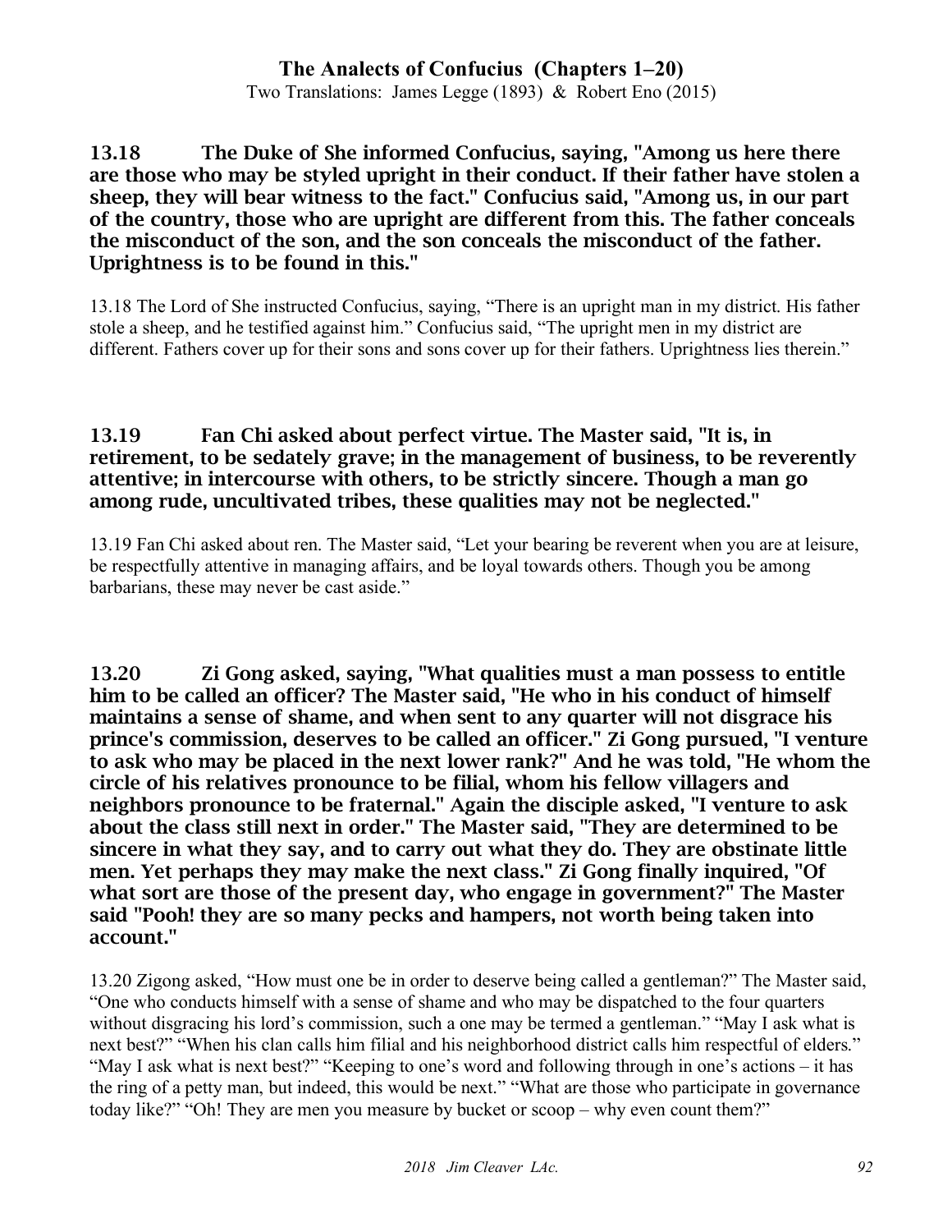**13.18 The Duke of She informed Confucius, saying, "Among us here there are those who may be styled upright in their conduct. If their father have stolen a sheep, they will bear witness to the fact." Confucius said, "Among us, in our part of the country, those who are upright are different from this. The father conceals the misconduct of the son, and the son conceals the misconduct of the father. Uprightness is to be found in this."**

13.18 The Lord of She instructed Confucius, saying, "There is an upright man in my district. His father stole a sheep, and he testified against him." Confucius said, "The upright men in my district are different. Fathers cover up for their sons and sons cover up for their fathers. Uprightness lies therein."

**13.19 Fan Chi asked about perfect virtue. The Master said, "It is, in retirement, to be sedately grave; in the management of business, to be reverently attentive; in intercourse with others, to be strictly sincere. Though a man go among rude, uncultivated tribes, these qualities may not be neglected."**

13.19 Fan Chi asked about ren. The Master said, "Let your bearing be reverent when you are at leisure, be respectfully attentive in managing affairs, and be loyal towards others. Though you be among barbarians, these may never be cast aside."

**13.20 Zi Gong asked, saying, "What qualities must a man possess to entitle him to be called an officer? The Master said, "He who in his conduct of himself maintains a sense of shame, and when sent to any quarter will not disgrace his prince's commission, deserves to be called an officer." Zi Gong pursued, "I venture to ask who may be placed in the next lower rank?" And he was told, "He whom the circle of his relatives pronounce to be filial, whom his fellow villagers and neighbors pronounce to be fraternal." Again the disciple asked, "I venture to ask about the class still next in order." The Master said, "They are determined to be sincere in what they say, and to carry out what they do. They are obstinate little men. Yet perhaps they may make the next class." Zi Gong finally inquired, "Of what sort are those of the present day, who engage in government?" The Master said "Pooh! they are so many pecks and hampers, not worth being taken into account."**

13.20 Zigong asked, "How must one be in order to deserve being called a gentleman?" The Master said, "One who conducts himself with a sense of shame and who may be dispatched to the four quarters without disgracing his lord's commission, such a one may be termed a gentleman." "May I ask what is next best?" "When his clan calls him filial and his neighborhood district calls him respectful of elders." "May I ask what is next best?" "Keeping to one's word and following through in one's actions – it has the ring of a petty man, but indeed, this would be next." "What are those who participate in governance today like?" "Oh! They are men you measure by bucket or scoop – why even count them?"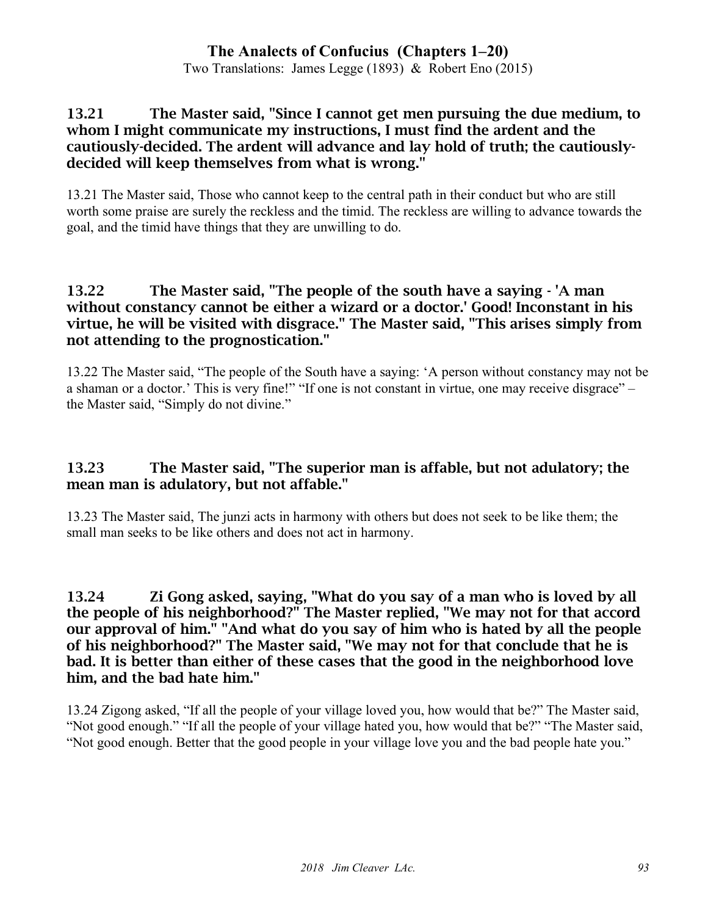### 13.21 The Master said, "Since I cannot get men pursuing the due medium, to whom I might communicate my instructions, I must find the ardent and the cautiously-decided. The ardent will advance and lay hold of truth; the cautiously-decided will keep themselves from what is wrong."

13.21 The Master said, Those who cannot keep to the central path in their conduct but who are still worth some praise are surely the reckless and the timid. The reckless are willing to advance towards the goal, and the timid have things that they are unwilling to do.

### 13.22 The Master said, "The people of the south have a saying - 'A man without constancy cannot be either a wizard or a doctor.' Good! Inconstant in his virtue, he will be visited with disgrace." The Master said, "This arises simply from not attending to the prognostication."

13.22 The Master said, "The people of the South have a saying: 'A person without constancy may not be a shaman or a doctor.' This is very fine!" "If one is not constant in virtue, one may receive disgrace" – the Master said, "Simply do not divine."

### 13.23 The Master said, "The superior man is affable, but not adulatory; the mean man is adulatory, but not affable."

13.23 The Master said, The junzi acts in harmony with others but does not seek to be like them; the small man seeks to be like others and does not act in harmony.

### 13.24 Zi Gong asked, saying, "What do you say of a man who is loved by all the people of his neighborhood?" The Master replied, "We may not for that accord our approval of him." "And what do you say of him who is hated by all the people of his neighborhood?" The Master said, "We may not for that conclude that he is bad. It is better than either of these cases that the good in the neighborhood love him, and the bad hate him."

13.24 Zigong asked, "If all the people of your village loved you, how would that be?" The Master said, "Not good enough." "If all the people of your village hated you, how would that be?" "The Master said, "Not good enough. Better that the good people in your village love you and the bad people hate you."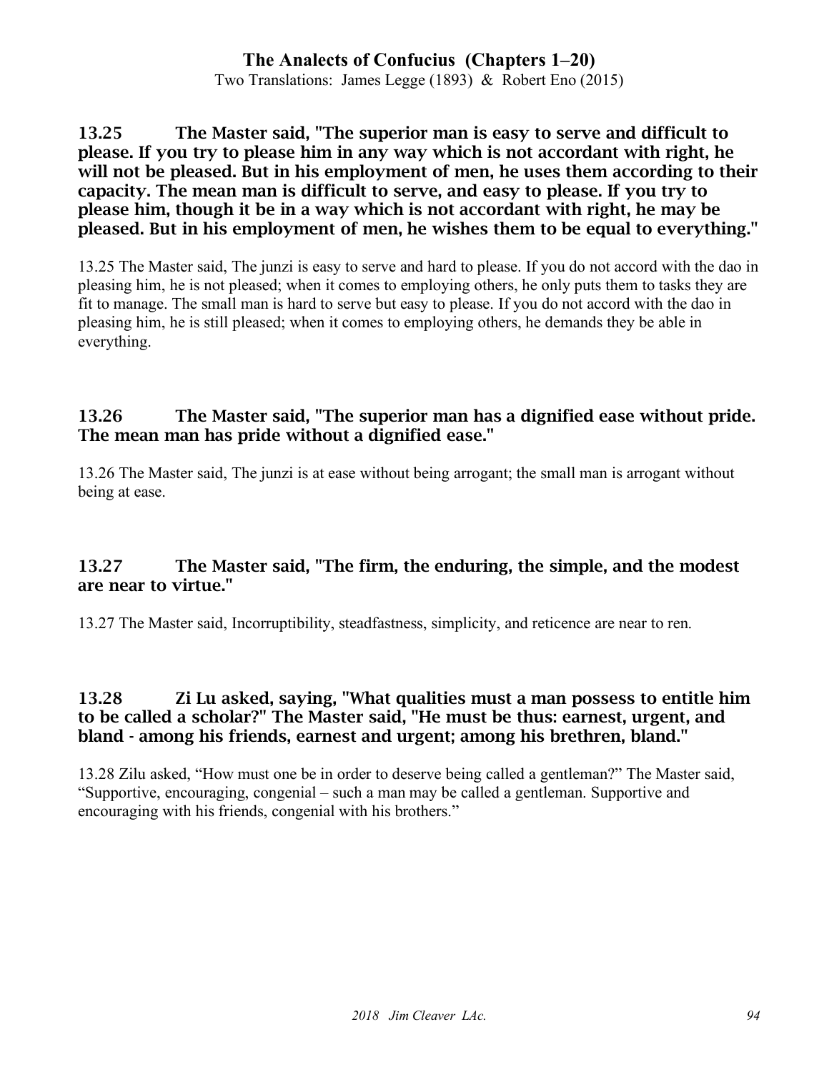**13.25 The Master said, "The superior man is easy to serve and difficult to please. If you try to please him in any way which is not accordant with right, he will not be pleased. But in his employment of men, he uses them according to their capacity. The mean man is difficult to serve, and easy to please. If you try to please him, though it be in a way which is not accordant with right, he may be pleased. But in his employment of men, he wishes them to be equal to everything."**

13.25 The Master said, The junzi is easy to serve and hard to please. If you do not accord with the dao in pleasing him, he is not pleased; when it comes to employing others, he only puts them to tasks they are fit to manage. The small man is hard to serve but easy to please. If you do not accord with the dao in pleasing him, he is still pleased; when it comes to employing others, he demands they be able in everything.

**13.26 The Master said, "The superior man has a dignified ease without pride. The mean man has pride without a dignified ease."**

13.26 The Master said, The junzi is at ease without being arrogant; the small man is arrogant without being at ease.

**13.27 The Master said, "The firm, the enduring, the simple, and the modest are near to virtue."**

13.27 The Master said, Incorruptibility, steadfastness, simplicity, and reticence are near to ren.

**13.28 Zi Lu asked, saying, "What qualities must a man possess to entitle him to be called a scholar?" The Master said, "He must be thus: earnest, urgent, and bland - among his friends, earnest and urgent; among his brethren, bland."**

13.28 Zilu asked, "How must one be in order to deserve being called a gentleman?" The Master said, "Supportive, encouraging, congenial – such a man may be called a gentleman. Supportive and encouraging with his friends, congenial with his brothers."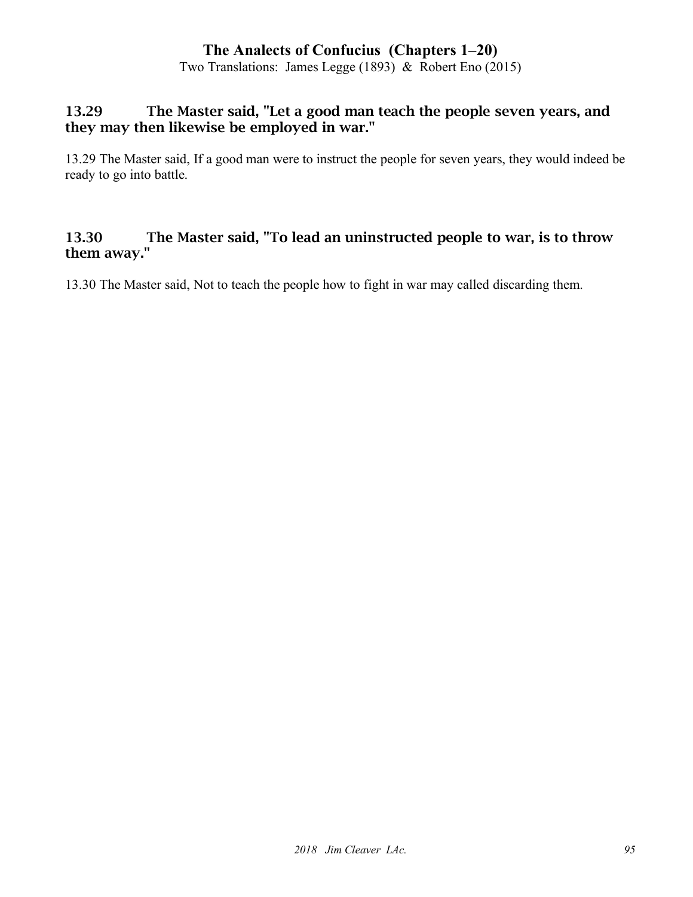### 13.29 The Master said, "Let a good man teach the people seven years, and they may then likewise be employed in war."

13.29 The Master said, If a good man were to instruct the people for seven years, they would indeed be ready to go into battle.

### 13.30 The Master said, "To lead an uninstructed people to war, is to throw them away."

13.30 The Master said, Not to teach the people how to fight in war may called discarding them.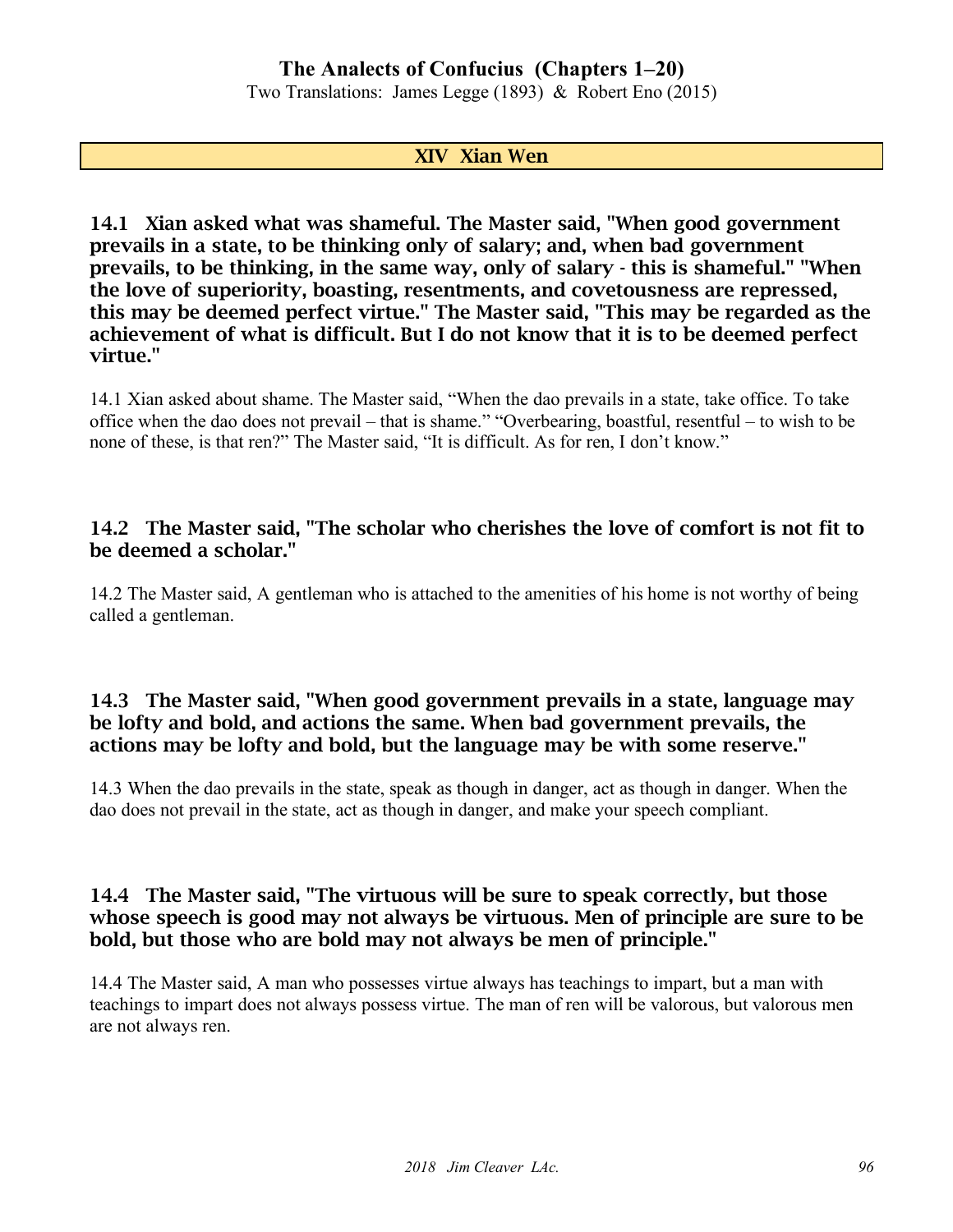## XIV Xian Wen

**14.1 Xian asked what was shameful. The Master said, "When good government prevails in a state, to be thinking only of salary; and, when bad government prevails, to be thinking, in the same way, only of salary - this is shameful." "When the love of superiority, boasting, resentments, and covetousness are repressed, this may be deemed perfect virtue." The Master said, "This may be regarded as the achievement of what is difficult. But I do not know that it is to be deemed perfect virtue."**

14.1 Xian asked about shame. The Master said, "When the dao prevails in a state, take office. To take office when the dao does not prevail – that is shame." "Overbearing, boastful, resentful – to wish to be none of these, is that ren?" The Master said, "It is difficult. As for ren, I don't know."

**14.2 The Master said, "The scholar who cherishes the love of comfort is not fit to be deemed a scholar."**

14.2 The Master said, A gentleman who is attached to the amenities of his home is not worthy of being called a gentleman.

**14.3 The Master said, "When good government prevails in a state, language may be lofty and bold, and actions the same. When bad government prevails, the actions may be lofty and bold, but the language may be with some reserve."**

14.3 When the dao prevails in the state, speak as though in danger, act as though in danger. When the dao does not prevail in the state, act as though in danger, and make your speech compliant.

**14.4 The Master said, "The virtuous will be sure to speak correctly, but those whose speech is good may not always be virtuous. Men of principle are sure to be bold, but those who are bold may not always be men of principle."**

14.4 The Master said, A man who possesses virtue always has teachings to impart, but a man with teachings to impart does not always possess virtue. The man of ren will be valorous, but valorous men are not always ren.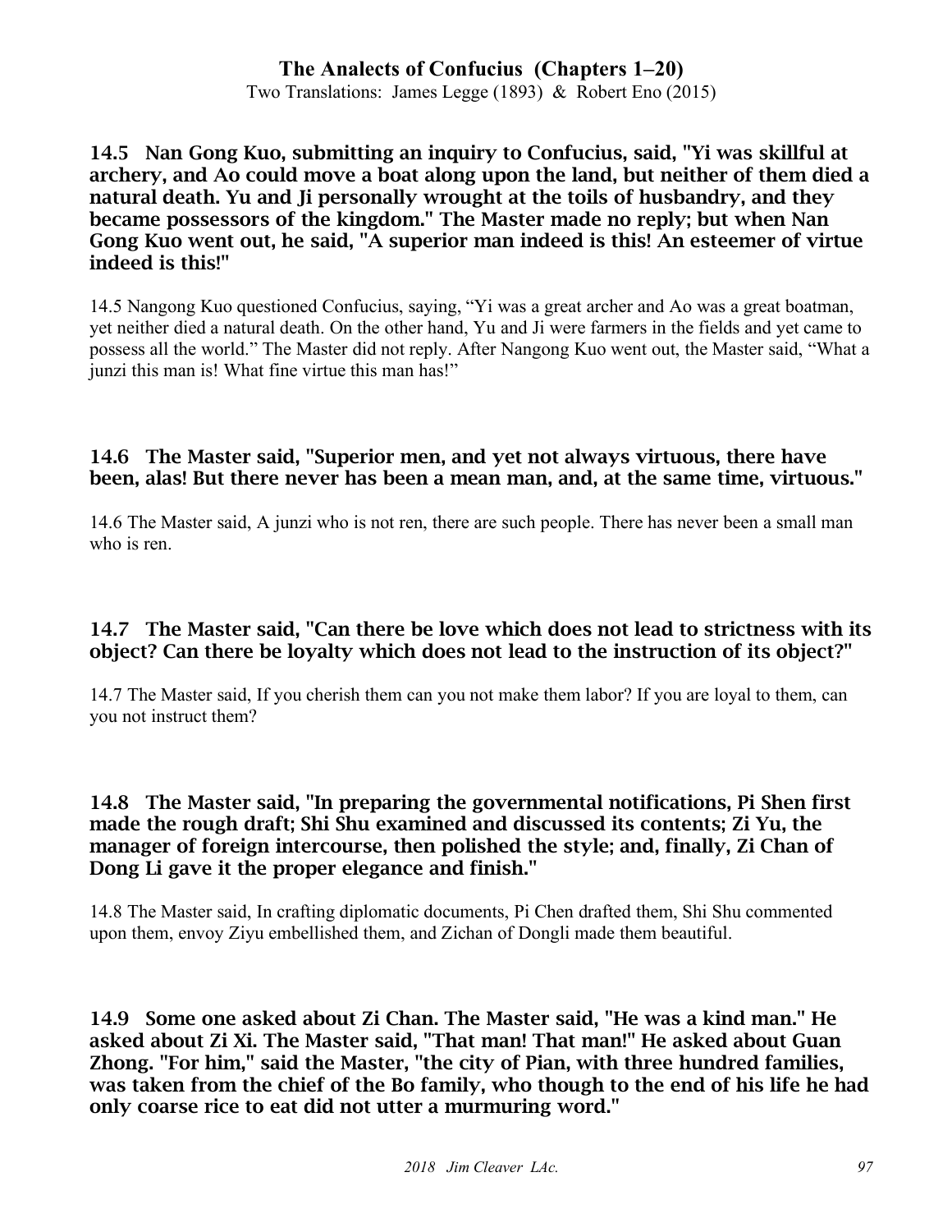**14.5 Nan Gong Kuo, submitting an inquiry to Confucius, said, "Yi was skillful at archery, and Ao could move a boat along upon the land, but neither of them died a natural death. Yu and Ji personally wrought at the toils of husbandry, and they became possessors of the kingdom." The Master made no reply; but when Nan Gong Kuo went out, he said, "A superior man indeed is this! An esteemer of virtue indeed is this!"**

14.5 Nangong Kuo questioned Confucius, saying, "Yi was a great archer and Ao was a great boatman, yet neither died a natural death. On the other hand, Yu and Ji were farmers in the fields and yet came to possess all the world." The Master did not reply. After Nangong Kuo went out, the Master said, "What a junzi this man is! What fine virtue this man has!"

**14.6 The Master said, "Superior men, and yet not always virtuous, there have been, alas! But there never has been a mean man, and, at the same time, virtuous."**

14.6 The Master said, A junzi who is not ren, there are such people. There has never been a small man who is ren.

**14.7 The Master said, "Can there be love which does not lead to strictness with its object? Can there be loyalty which does not lead to the instruction of its object?"**

14.7 The Master said, If you cherish them can you not make them labor? If you are loyal to them, can you not instruct them?

**14.8 The Master said, "In preparing the governmental notifications, Pi Shen first made the rough draft; Shi Shu examined and discussed its contents; Zi Yu, the manager of foreign intercourse, then polished the style; and, finally, Zi Chan of Dong Li gave it the proper elegance and finish."**

14.8 The Master said, In crafting diplomatic documents, Pi Chen drafted them, Shi Shu commented upon them, envoy Ziyu embellished them, and Zichan of Dongli made them beautiful.

**14.9 Some one asked about Zi Chan. The Master said, "He was a kind man." He asked about Zi Xi. The Master said, "That man! That man!" He asked about Guan Zhong. "For him," said the Master, "the city of Pian, with three hundred families, was taken from the chief of the Bo family, who though to the end of his life he had only coarse rice to eat did not utter a murmuring word."**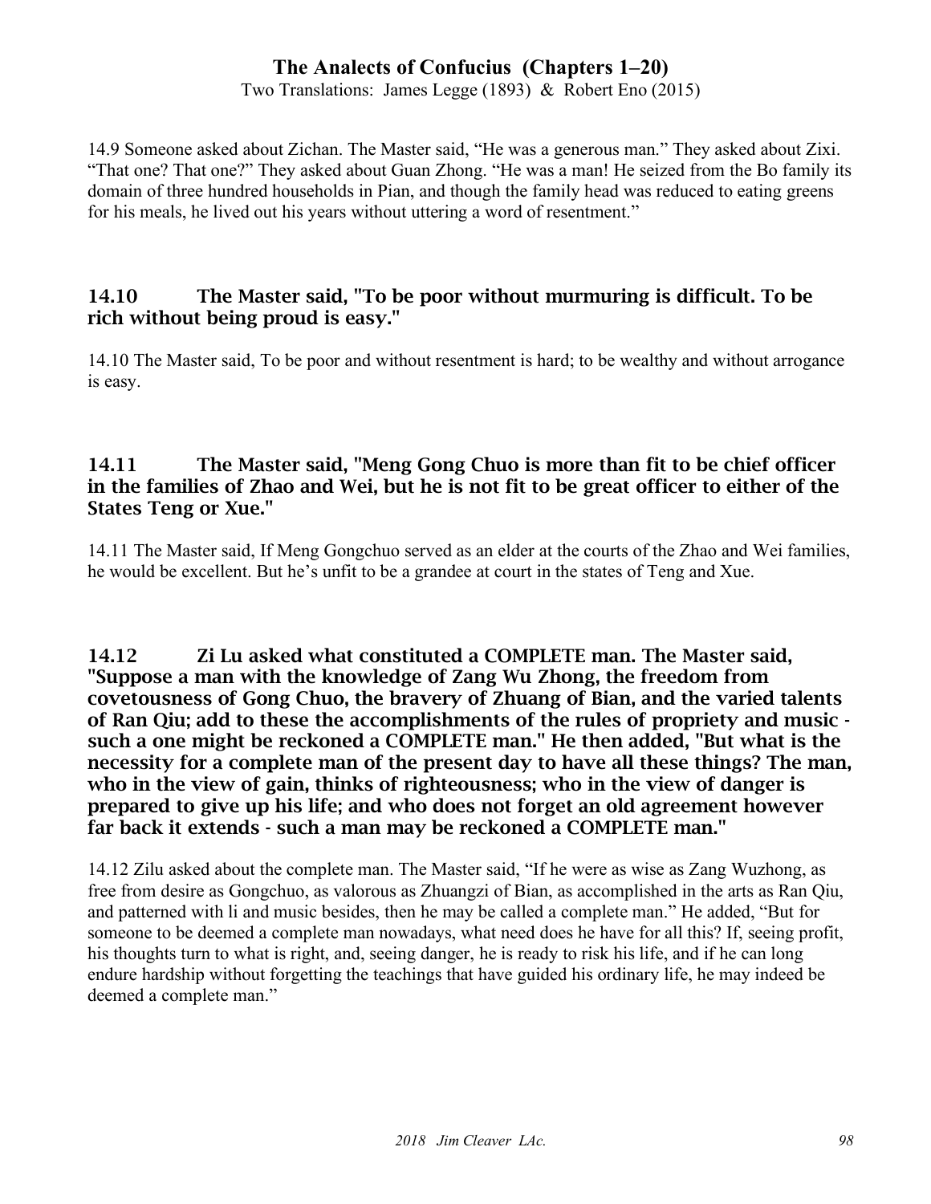14.9 Someone asked about Zichan. The Master said, “He was a generous man.” They asked about Zixi. “That one? That one?” They asked about Guan Zhong. “He was a man! He seized from the Bo family its domain of three hundred households in Pian, and though the family head was reduced to eating greens for his meals, he lived out his years without uttering a word of resentment.”

### 14.10 The Master said, "To be poor without murmuring is difficult. To be rich without being proud is easy."

14.10 The Master said, To be poor and without resentment is hard; to be wealthy and without arrogance is easy.

### 14.11 The Master said, "Meng Gong Chuo is more than fit to be chief officer in the families of Zhao and Wei, but he is not fit to be great officer to either of the States Teng or Xue."

14.11 The Master said, If Meng Gongchuo served as an elder at the courts of the Zhao and Wei families, he would be excellent. But he’s unfit to be a grandee at court in the states of Teng and Xue.

### 14.12 Zi Lu asked what constituted a COMPLETE man. The Master said, "Suppose a man with the knowledge of Zang Wu Zhong, the freedom from covetousness of Gong Chuo, the bravery of Zhuang of Bian, and the varied talents of Ran Qiu; add to these the accomplishments of the rules of propriety and music - such a one might be reckoned a COMPLETE man." He then added, "But what is the necessity for a complete man of the present day to have all these things? The man, who in the view of gain, thinks of righteousness; who in the view of danger is prepared to give up his life; and who does not forget an old agreement however far back it extends - such a man may be reckoned a COMPLETE man."

14.12 Zilu asked about the complete man. The Master said, “If he were as wise as Zang Wuzhong, as free from desire as Gongchuo, as valorous as Zhuangzi of Bian, as accomplished in the arts as Ran Qiu, and patterned with li and music besides, then he may be called a complete man.” He added, “But for someone to be deemed a complete man nowadays, what need does he have for all this? If, seeing profit, his thoughts turn to what is right, and, seeing danger, he is ready to risk his life, and if he can long endure hardship without forgetting the teachings that have guided his ordinary life, he may indeed be deemed a complete man.”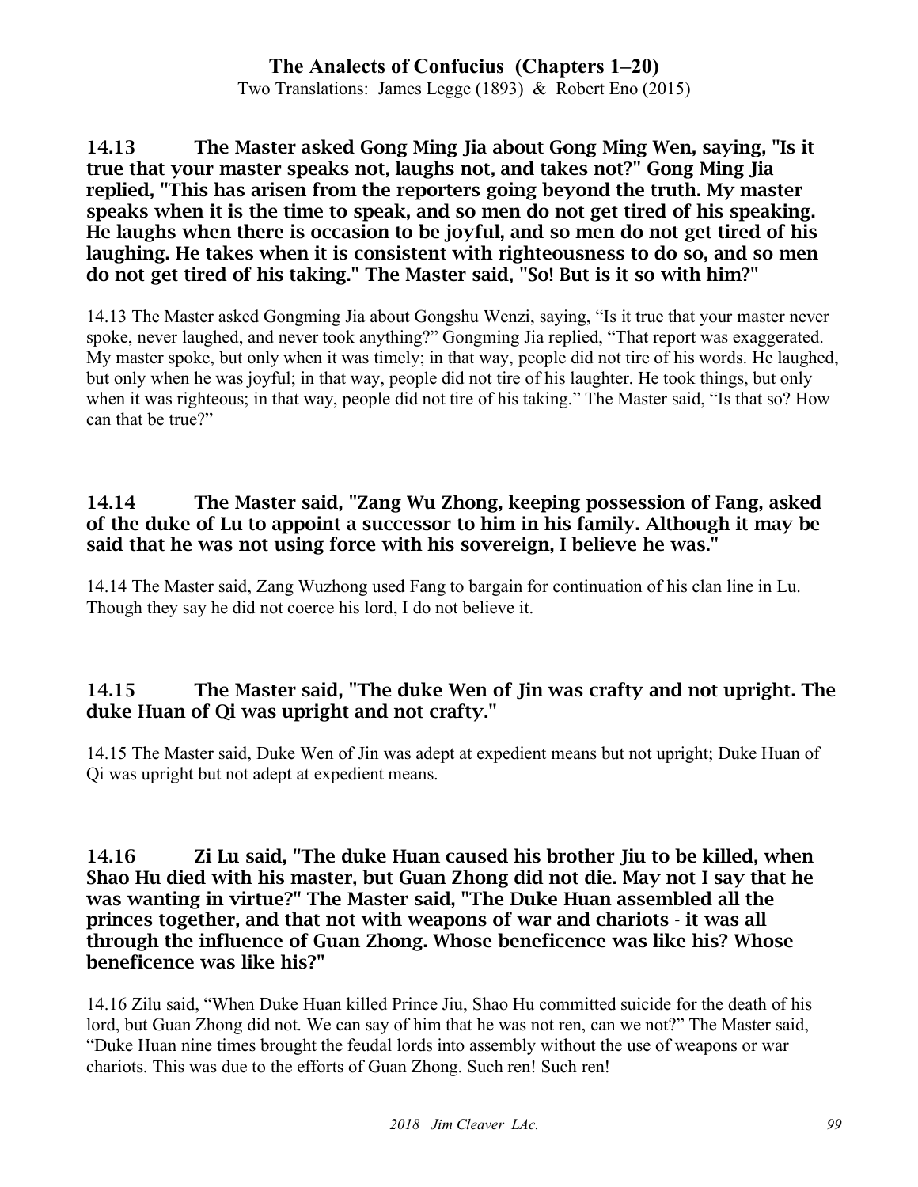**14.13 The Master asked Gong Ming Jia about Gong Ming Wen, saying, "Is it true that your master speaks not, laughs not, and takes not?" Gong Ming Jia replied, "This has arisen from the reporters going beyond the truth. My master speaks when it is the time to speak, and so men do not get tired of his speaking. He laughs when there is occasion to be joyful, and so men do not get tired of his laughing. He takes when it is consistent with righteousness to do so, and so men do not get tired of his taking." The Master said, "So! But is it so with him?"**

14.13 The Master asked Gongming Jia about Gongshu Wenzi, saying, "Is it true that your master never spoke, never laughed, and never took anything?" Gongming Jia replied, "That report was exaggerated. My master spoke, but only when it was timely; in that way, people did not tire of his words. He laughed, but only when he was joyful; in that way, people did not tire of his laughter. He took things, but only when it was righteous; in that way, people did not tire of his taking." The Master said, "Is that so? How can that be true?"

**14.14 The Master said, "Zang Wu Zhong, keeping possession of Fang, asked of the duke of Lu to appoint a successor to him in his family. Although it may be said that he was not using force with his sovereign, I believe he was."**

14.14 The Master said, Zang Wuzhong used Fang to bargain for continuation of his clan line in Lu. Though they say he did not coerce his lord, I do not believe it.

**14.15 The Master said, "The duke Wen of Jin was crafty and not upright. The duke Huan of Qi was upright and not crafty."**

14.15 The Master said, Duke Wen of Jin was adept at expedient means but not upright; Duke Huan of Qi was upright but not adept at expedient means.

**14.16 Zi Lu said, "The duke Huan caused his brother Jiu to be killed, when Shao Hu died with his master, but Guan Zhong did not die. May not I say that he was wanting in virtue?" The Master said, "The Duke Huan assembled all the princes together, and that not with weapons of war and chariots - it was all through the influence of Guan Zhong. Whose beneficence was like his? Whose beneficence was like his?"**

14.16 Zilu said, "When Duke Huan killed Prince Jiu, Shao Hu committed suicide for the death of his lord, but Guan Zhong did not. We can say of him that he was not ren, can we not?" The Master said, "Duke Huan nine times brought the feudal lords into assembly without the use of weapons or war chariots. This was due to the efforts of Guan Zhong. Such ren! Such ren!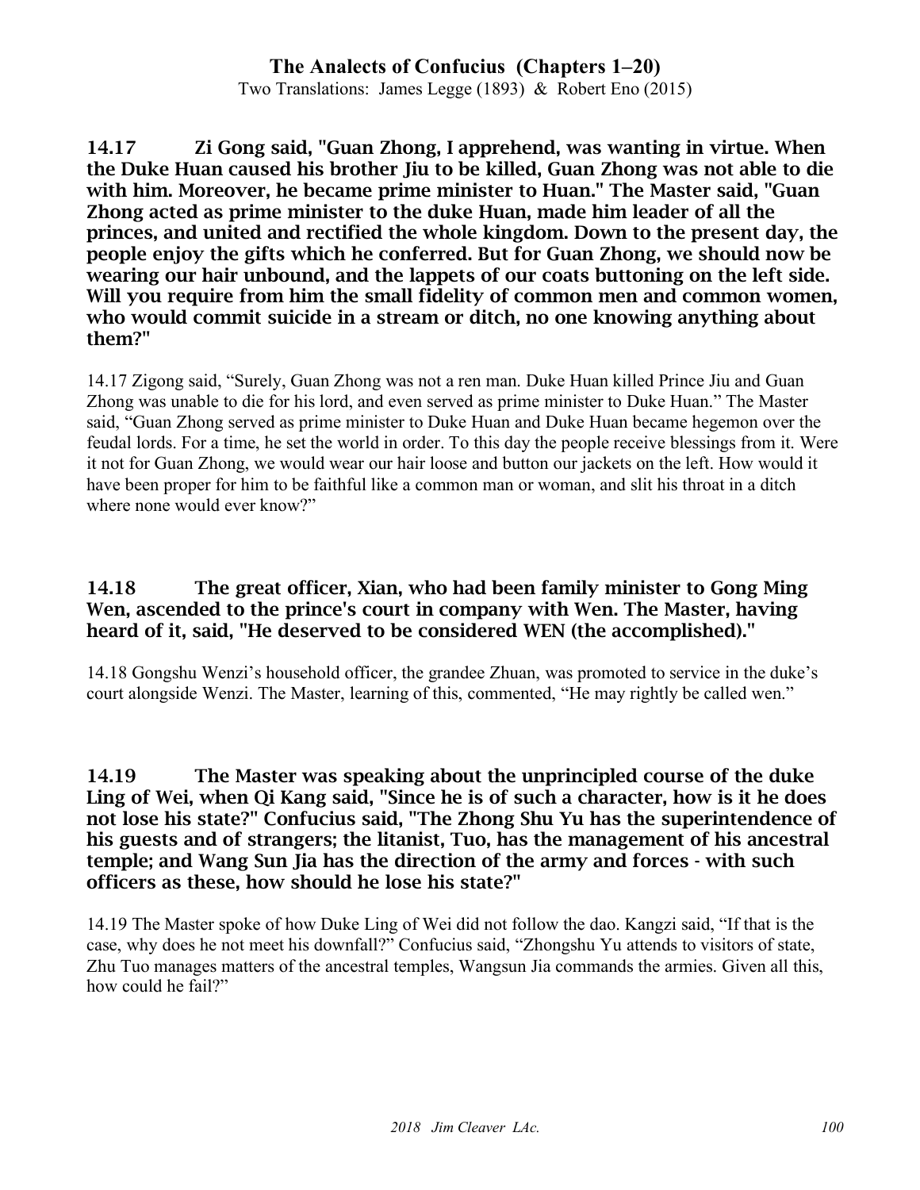**14.17 Zi Gong said, "Guan Zhong, I apprehend, was wanting in virtue. When the Duke Huan caused his brother Jiu to be killed, Guan Zhong was not able to die with him. Moreover, he became prime minister to Huan." The Master said, "Guan Zhong acted as prime minister to the duke Huan, made him leader of all the princes, and united and rectified the whole kingdom. Down to the present day, the people enjoy the gifts which he conferred. But for Guan Zhong, we should now be wearing our hair unbound, and the lappets of our coats buttoning on the left side. Will you require from him the small fidelity of common men and common women, who would commit suicide in a stream or ditch, no one knowing anything about them?"**

14.17 Zigong said, "Surely, Guan Zhong was not a ren man. Duke Huan killed Prince Jiu and Guan Zhong was unable to die for his lord, and even served as prime minister to Duke Huan." The Master said, "Guan Zhong served as prime minister to Duke Huan and Duke Huan became hegemon over the feudal lords. For a time, he set the world in order. To this day the people receive blessings from it. Were it not for Guan Zhong, we would wear our hair loose and button our jackets on the left. How would it have been proper for him to be faithful like a common man or woman, and slit his throat in a ditch where none would ever know?"

**14.18 The great officer, Xian, who had been family minister to Gong Ming Wen, ascended to the prince's court in company with Wen. The Master, having heard of it, said, "He deserved to be considered WEN (the accomplished)."**

14.18 Gongshu Wenzi's household officer, the grandee Zhuan, was promoted to service in the duke's court alongside Wenzi. The Master, learning of this, commented, "He may rightly be called wen."

**14.19 The Master was speaking about the unprincipled course of the duke Ling of Wei, when Qi Kang said, "Since he is of such a character, how is it he does not lose his state?" Confucius said, "The Zhong Shu Yu has the superintendence of his guests and of strangers; the litanist, Tuo, has the management of his ancestral temple; and Wang Sun Jia has the direction of the army and forces - with such officers as these, how should he lose his state?"**

14.19 The Master spoke of how Duke Ling of Wei did not follow the dao. Kangzi said, "If that is the case, why does he not meet his downfall?" Confucius said, "Zhongshu Yu attends to visitors of state, Zhu Tuo manages matters of the ancestral temples, Wangsun Jia commands the armies. Given all this, how could he fail?"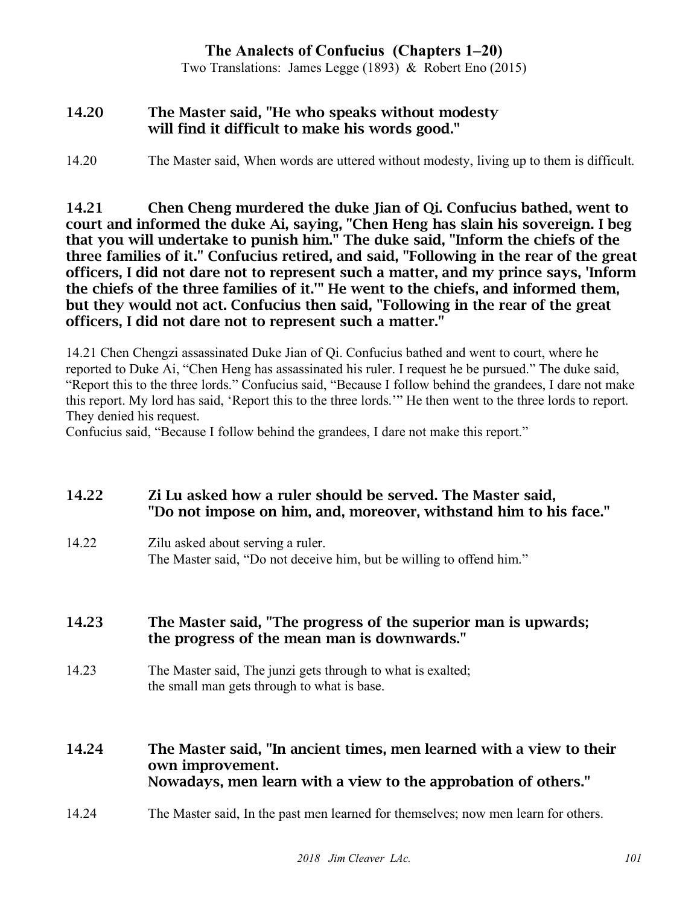**14.20 The Master said, "He who speaks without modesty will find it difficult to make his words good."**

14.20 The Master said, When words are uttered without modesty, living up to them is difficult.

**14.21 Chen Cheng murdered the duke Jian of Qi. Confucius bathed, went to court and informed the duke Ai, saying, "Chen Heng has slain his sovereign. I beg that you will undertake to punish him." The duke said, "Inform the chiefs of the three families of it." Confucius retired, and said, "Following in the rear of the great officers, I did not dare not to represent such a matter, and my prince says, 'Inform the chiefs of the three families of it.'" He went to the chiefs, and informed them, but they would not act. Confucius then said, "Following in the rear of the great officers, I did not dare not to represent such a matter."**

14.21 Chen Chengzi assassinated Duke Jian of Qi. Confucius bathed and went to court, where he reported to Duke Ai, "Chen Heng has assassinated his ruler. I request he be pursued." The duke said, "Report this to the three lords." Confucius said, "Because I follow behind the grandees, I dare not make this report. My lord has said, 'Report this to the three lords.'" He then went to the three lords to report. They denied his request.
Confucius said, "Because I follow behind the grandees, I dare not make this report."

**14.22 Zi Lu asked how a ruler should be served. The Master said, "Do not impose on him, and, moreover, withstand him to his face."**

14.22 Zilu asked about serving a ruler.
The Master said, "Do not deceive him, but be willing to offend him."

**14.23 The Master said, "The progress of the superior man is upwards; the progress of the mean man is downwards."**

14.23 The Master said, The junzi gets through to what is exalted;
the small man gets through to what is base.

**14.24 The Master said, "In ancient times, men learned with a view to their own improvement.
Nowadays, men learn with a view to the approbation of others."**

14.24 The Master said, In the past men learned for themselves; now men learn for others.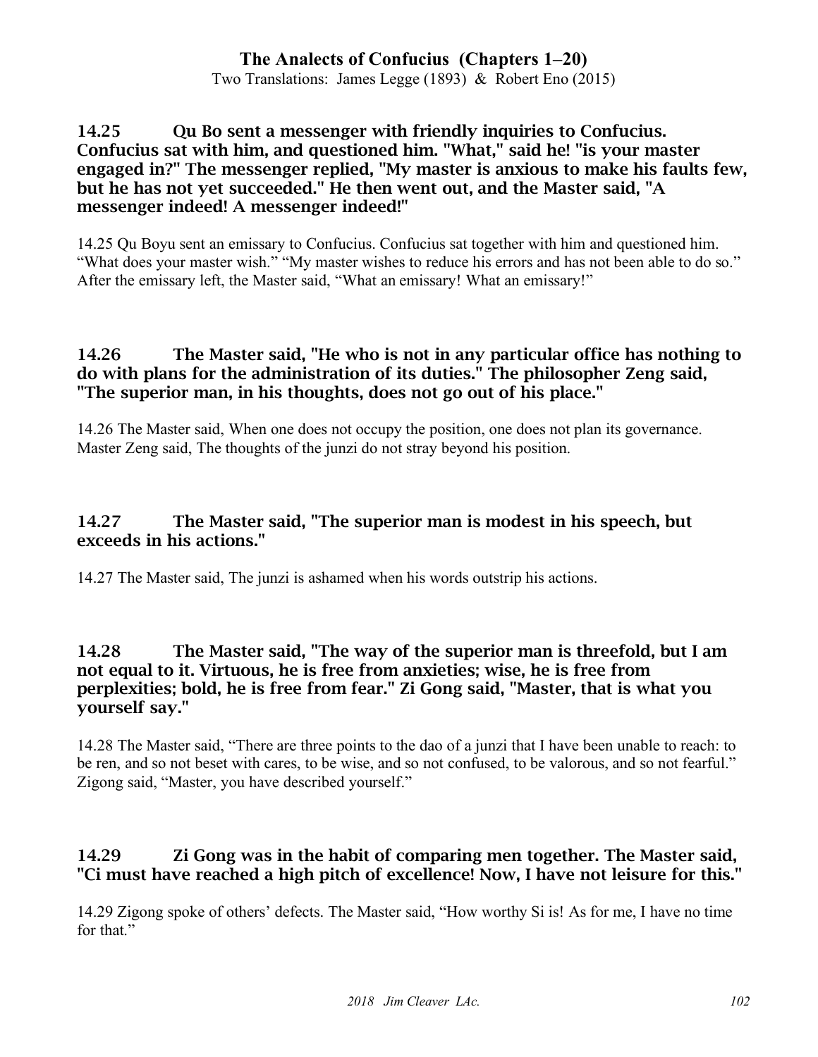### 14.25 Qu Bo sent a messenger with friendly inquiries to Confucius. Confucius sat with him, and questioned him. "What," said he! "is your master engaged in?" The messenger replied, "My master is anxious to make his faults few, but he has not yet succeeded." He then went out, and the Master said, "A messenger indeed! A messenger indeed!"

14.25 Qu Boyu sent an emissary to Confucius. Confucius sat together with him and questioned him. "What does your master wish." "My master wishes to reduce his errors and has not been able to do so." After the emissary left, the Master said, "What an emissary! What an emissary!"

### 14.26 The Master said, "He who is not in any particular office has nothing to do with plans for the administration of its duties." The philosopher Zeng said, "The superior man, in his thoughts, does not go out of his place."

14.26 The Master said, When one does not occupy the position, one does not plan its governance. Master Zeng said, The thoughts of the junzi do not stray beyond his position.

### 14.27 The Master said, "The superior man is modest in his speech, but exceeds in his actions."

14.27 The Master said, The junzi is ashamed when his words outstrip his actions.

### 14.28 The Master said, "The way of the superior man is threefold, but I am not equal to it. Virtuous, he is free from anxieties; wise, he is free from perplexities; bold, he is free from fear." Zi Gong said, "Master, that is what you yourself say."

14.28 The Master said, "There are three points to the dao of a junzi that I have been unable to reach: to be ren, and so not beset with cares, to be wise, and so not confused, to be valorous, and so not fearful." Zigong said, "Master, you have described yourself."

### 14.29 Zi Gong was in the habit of comparing men together. The Master said, "Ci must have reached a high pitch of excellence! Now, I have not leisure for this."

14.29 Zigong spoke of others' defects. The Master said, "How worthy Si is! As for me, I have no time for that."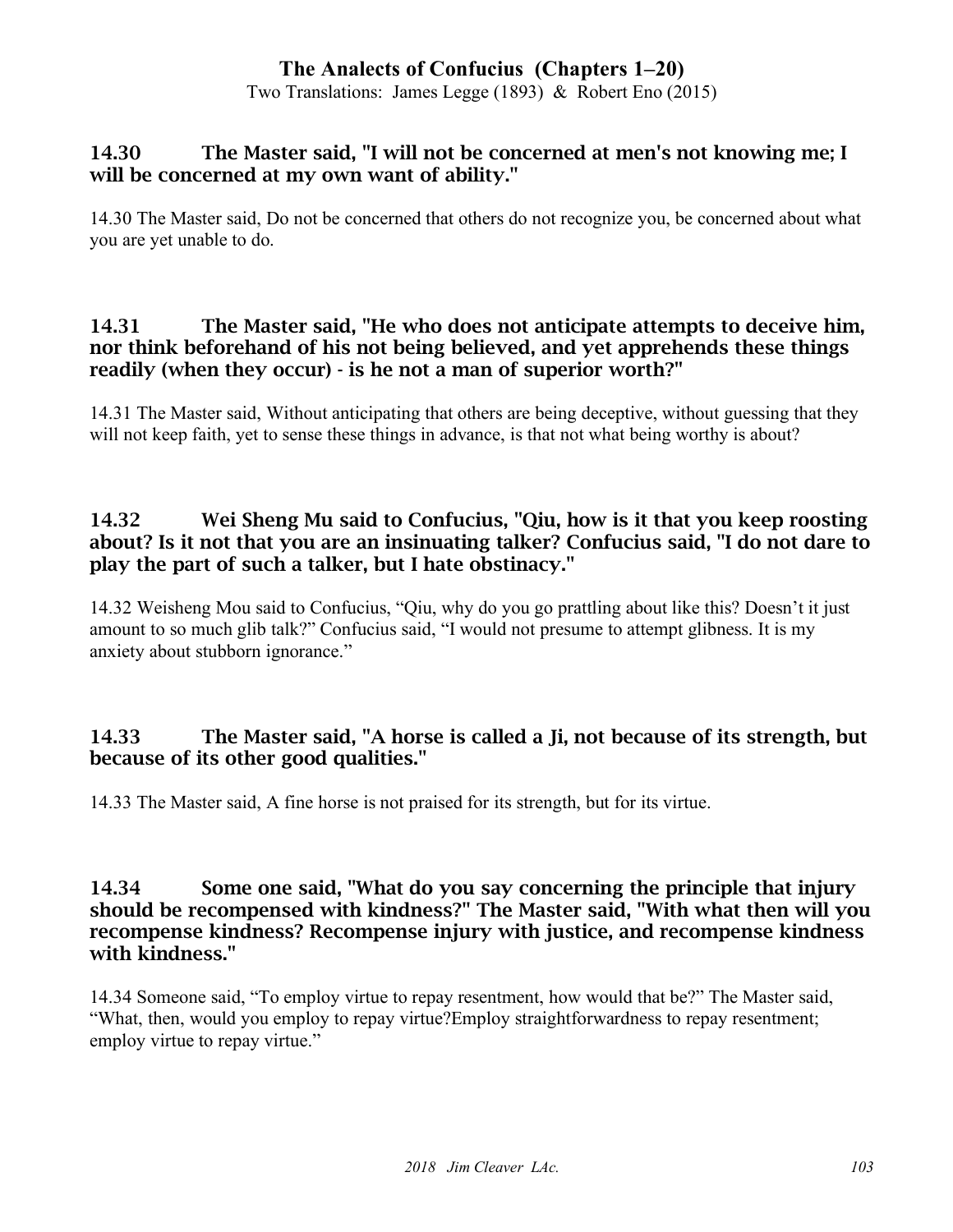### 14.30 The Master said, "I will not be concerned at men's not knowing me; I will be concerned at my own want of ability."

14.30 The Master said, Do not be concerned that others do not recognize you, be concerned about what you are yet unable to do.

### 14.31 The Master said, "He who does not anticipate attempts to deceive him, nor think beforehand of his not being believed, and yet apprehends these things readily (when they occur) - is he not a man of superior worth?"

14.31 The Master said, Without anticipating that others are being deceptive, without guessing that they will not keep faith, yet to sense these things in advance, is that not what being worthy is about?

### 14.32 Wei Sheng Mu said to Confucius, "Qiu, how is it that you keep roosting about? Is it not that you are an insinuating talker? Confucius said, "I do not dare to play the part of such a talker, but I hate obstinacy."

14.32 Weisheng Mou said to Confucius, "Qiu, why do you go prattling about like this? Doesn't it just amount to so much glib talk?" Confucius said, "I would not presume to attempt glibness. It is my anxiety about stubborn ignorance."

### 14.33 The Master said, "A horse is called a Ji, not because of its strength, but because of its other good qualities."

14.33 The Master said, A fine horse is not praised for its strength, but for its virtue.

### 14.34 Some one said, "What do you say concerning the principle that injury should be recompensed with kindness?" The Master said, "With what then will you recompense kindness? Recompense injury with justice, and recompense kindness with kindness."

14.34 Someone said, "To employ virtue to repay resentment, how would that be?" The Master said, "What, then, would you employ to repay virtue?Employ straightforwardness to repay resentment; employ virtue to repay virtue."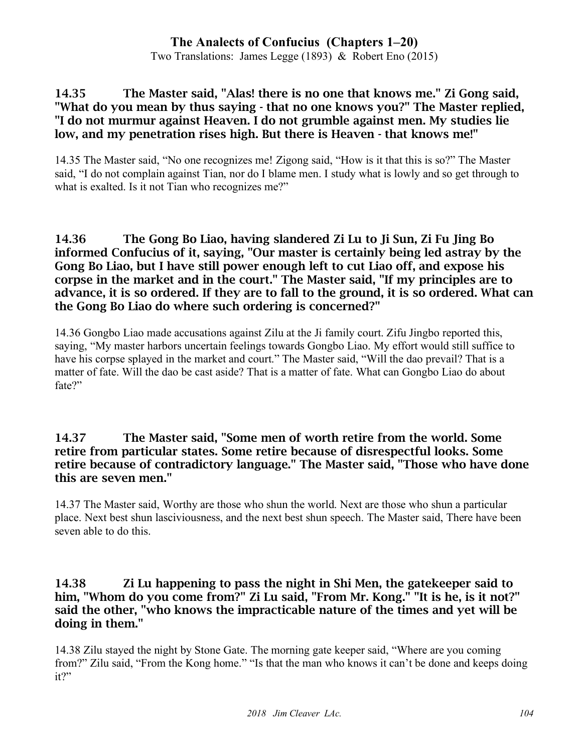**14.35 The Master said, "Alas! there is no one that knows me." Zi Gong said, "What do you mean by thus saying - that no one knows you?" The Master replied, "I do not murmur against Heaven. I do not grumble against men. My studies lie low, and my penetration rises high. But there is Heaven - that knows me!"**

14.35 The Master said, "No one recognizes me! Zigong said, "How is it that this is so?" The Master said, "I do not complain against Tian, nor do I blame men. I study what is lowly and so get through to what is exalted. Is it not Tian who recognizes me?"

**14.36 The Gong Bo Liao, having slandered Zi Lu to Ji Sun, Zi Fu Jing Bo informed Confucius of it, saying, "Our master is certainly being led astray by the Gong Bo Liao, but I have still power enough left to cut Liao off, and expose his corpse in the market and in the court." The Master said, "If my principles are to advance, it is so ordered. If they are to fall to the ground, it is so ordered. What can the Gong Bo Liao do where such ordering is concerned?"**

14.36 Gongbo Liao made accusations against Zilu at the Ji family court. Zifu Jingbo reported this, saying, "My master harbors uncertain feelings towards Gongbo Liao. My effort would still suffice to have his corpse splayed in the market and court." The Master said, "Will the dao prevail? That is a matter of fate. Will the dao be cast aside? That is a matter of fate. What can Gongbo Liao do about fate?"

**14.37 The Master said, "Some men of worth retire from the world. Some retire from particular states. Some retire because of disrespectful looks. Some retire because of contradictory language." The Master said, "Those who have done this are seven men."**

14.37 The Master said, Worthy are those who shun the world. Next are those who shun a particular place. Next best shun lasciviousness, and the next best shun speech. The Master said, There have been seven able to do this.

**14.38 Zi Lu happening to pass the night in Shi Men, the gatekeeper said to him, "Whom do you come from?" Zi Lu said, "From Mr. Kong." "It is he, is it not?" said the other, "who knows the impracticable nature of the times and yet will be doing in them."**

14.38 Zilu stayed the night by Stone Gate. The morning gate keeper said, "Where are you coming from?" Zilu said, "From the Kong home." "Is that the man who knows it can't be done and keeps doing it?"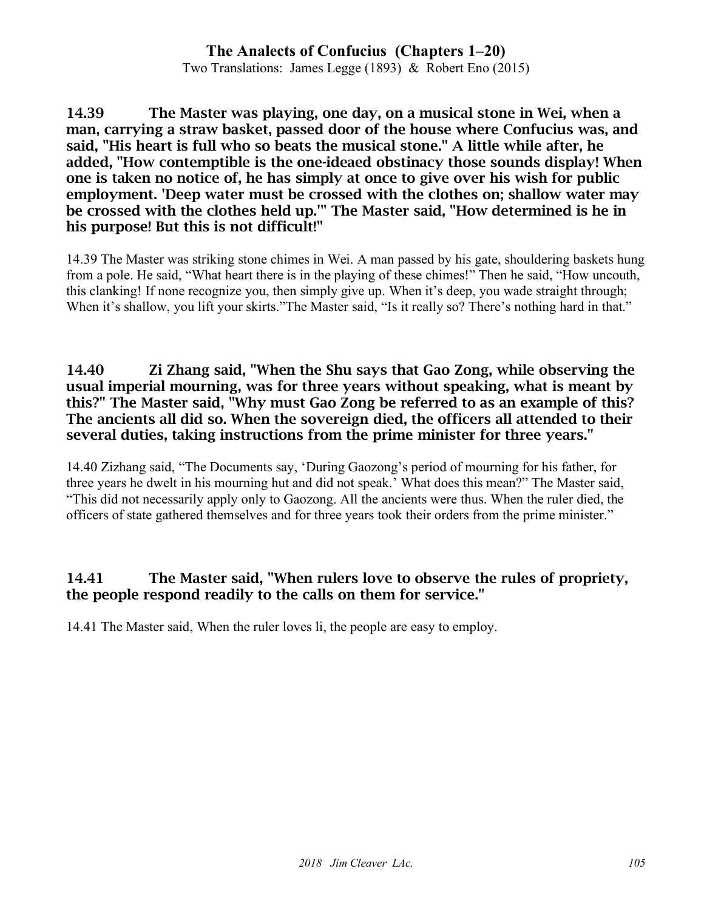**14.39 The Master was playing, one day, on a musical stone in Wei, when a man, carrying a straw basket, passed door of the house where Confucius was, and said, "His heart is full who so beats the musical stone." A little while after, he added, "How contemptible is the one-ideaed obstinacy those sounds display! When one is taken no notice of, he has simply at once to give over his wish for public employment. 'Deep water must be crossed with the clothes on; shallow water may be crossed with the clothes held up.'" The Master said, "How determined is he in his purpose! But this is not difficult!"**

14.39 The Master was striking stone chimes in Wei. A man passed by his gate, shouldering baskets hung from a pole. He said, "What heart there is in the playing of these chimes!" Then he said, "How uncouth, this clanking! If none recognize you, then simply give up. When it's deep, you wade straight through; When it's shallow, you lift your skirts."The Master said, "Is it really so? There's nothing hard in that."

**14.40 Zi Zhang said, "When the Shu says that Gao Zong, while observing the usual imperial mourning, was for three years without speaking, what is meant by this?" The Master said, "Why must Gao Zong be referred to as an example of this? The ancients all did so. When the sovereign died, the officers all attended to their several duties, taking instructions from the prime minister for three years."**

14.40 Zizhang said, "The Documents say, 'During Gaozong's period of mourning for his father, for three years he dwelt in his mourning hut and did not speak.' What does this mean?" The Master said, "This did not necessarily apply only to Gaozong. All the ancients were thus. When the ruler died, the officers of state gathered themselves and for three years took their orders from the prime minister."

**14.41 The Master said, "When rulers love to observe the rules of propriety, the people respond readily to the calls on them for service."**

14.41 The Master said, When the ruler loves li, the people are easy to employ.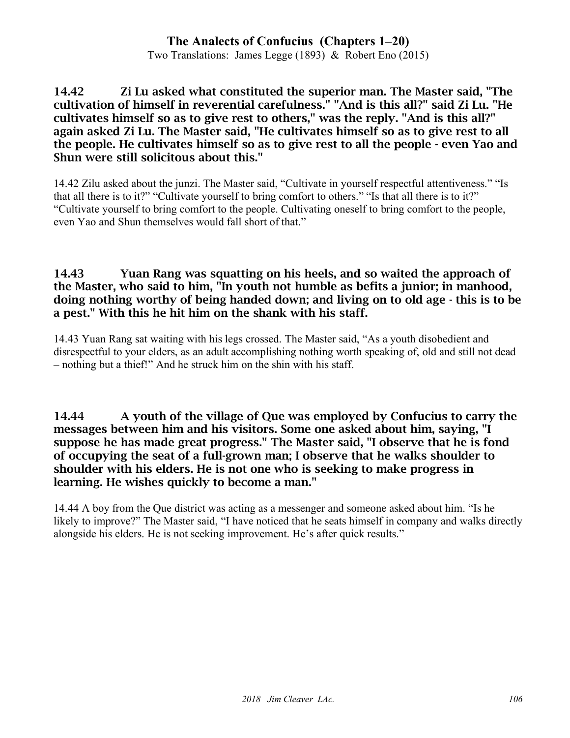**14.42 Zi Lu asked what constituted the superior man. The Master said, "The cultivation of himself in reverential carefulness." "And is this all?" said Zi Lu. "He cultivates himself so as to give rest to others," was the reply. "And is this all?" again asked Zi Lu. The Master said, "He cultivates himself so as to give rest to all the people. He cultivates himself so as to give rest to all the people - even Yao and Shun were still solicitous about this."**

14.42 Zilu asked about the junzi. The Master said, "Cultivate in yourself respectful attentiveness." "Is that all there is to it?" "Cultivate yourself to bring comfort to others." "Is that all there is to it?" "Cultivate yourself to bring comfort to the people. Cultivating oneself to bring comfort to the people, even Yao and Shun themselves would fall short of that."

**14.43 Yuan Rang was squatting on his heels, and so waited the approach of the Master, who said to him, "In youth not humble as befits a junior; in manhood, doing nothing worthy of being handed down; and living on to old age - this is to be a pest." With this he hit him on the shank with his staff.**

14.43 Yuan Rang sat waiting with his legs crossed. The Master said, "As a youth disobedient and disrespectful to your elders, as an adult accomplishing nothing worth speaking of, old and still not dead – nothing but a thief!" And he struck him on the shin with his staff.

**14.44 A youth of the village of Que was employed by Confucius to carry the messages between him and his visitors. Some one asked about him, saying, "I suppose he has made great progress." The Master said, "I observe that he is fond of occupying the seat of a full-grown man; I observe that he walks shoulder to shoulder with his elders. He is not one who is seeking to make progress in learning. He wishes quickly to become a man."**

14.44 A boy from the Que district was acting as a messenger and someone asked about him. "Is he likely to improve?" The Master said, "I have noticed that he seats himself in company and walks directly alongside his elders. He is not seeking improvement. He's after quick results."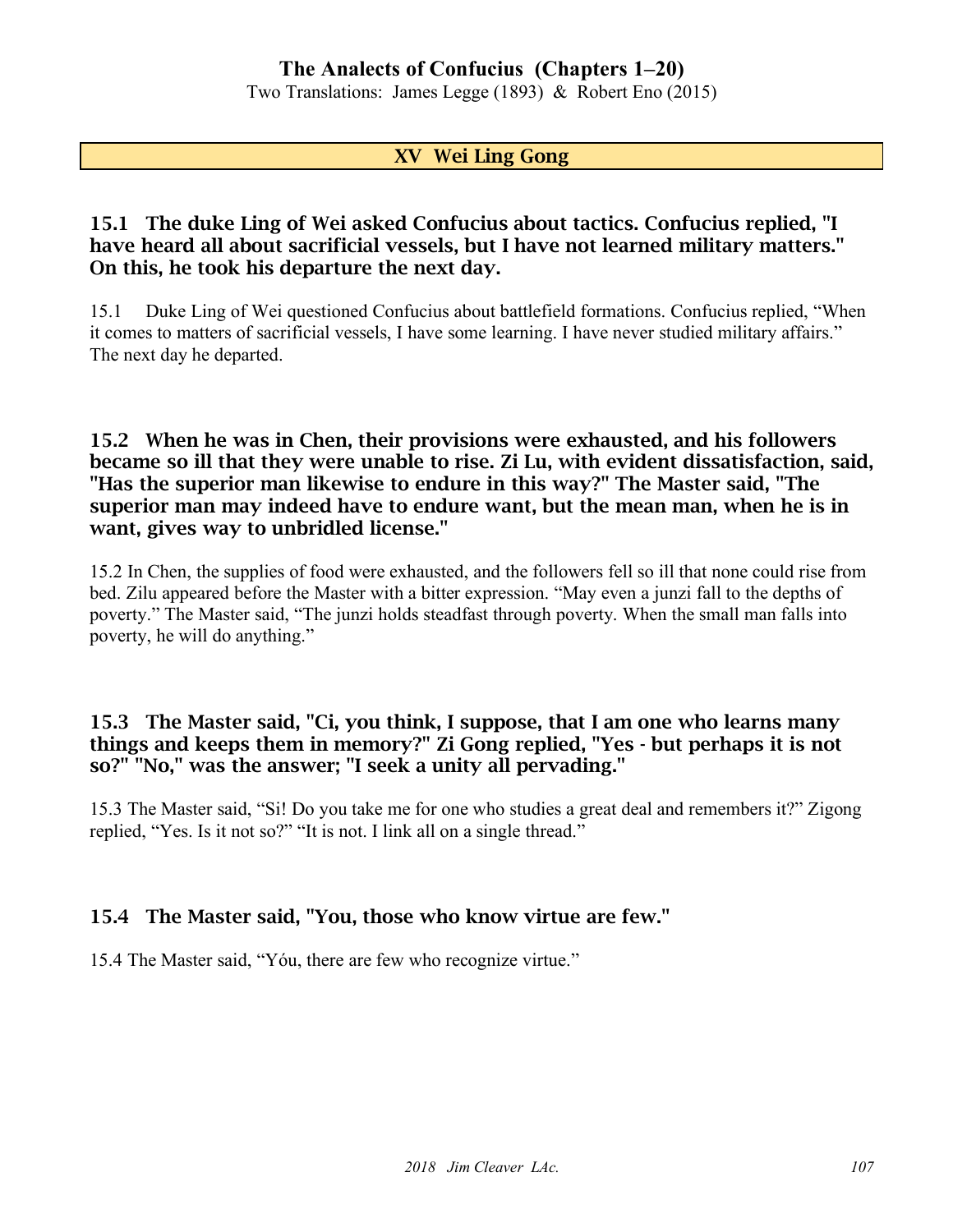## XV Wei Ling Gong

### 15.1 The duke Ling of Wei asked Confucius about tactics. Confucius replied, "I have heard all about sacrificial vessels, but I have not learned military matters." On this, he took his departure the next day.

15.1 Duke Ling of Wei questioned Confucius about battlefield formations. Confucius replied, "When it comes to matters of sacrificial vessels, I have some learning. I have never studied military affairs." The next day he departed.

### 15.2 When he was in Chen, their provisions were exhausted, and his followers became so ill that they were unable to rise. Zi Lu, with evident dissatisfaction, said, "Has the superior man likewise to endure in this way?" The Master said, "The superior man may indeed have to endure want, but the mean man, when he is in want, gives way to unbridled license."

15.2 In Chen, the supplies of food were exhausted, and the followers fell so ill that none could rise from bed. Zilu appeared before the Master with a bitter expression. "May even a junzi fall to the depths of poverty." The Master said, "The junzi holds steadfast through poverty. When the small man falls into poverty, he will do anything."

### 15.3 The Master said, "Ci, you think, I suppose, that I am one who learns many things and keeps them in memory?" Zi Gong replied, "Yes - but perhaps it is not so?" "No," was the answer; "I seek a unity all pervading."

15.3 The Master said, "Si! Do you take me for one who studies a great deal and remembers it?" Zigong replied, "Yes. Is it not so?" "It is not. I link all on a single thread."

### 15.4 The Master said, "You, those who know virtue are few."

15.4 The Master said, "Yóu, there are few who recognize virtue."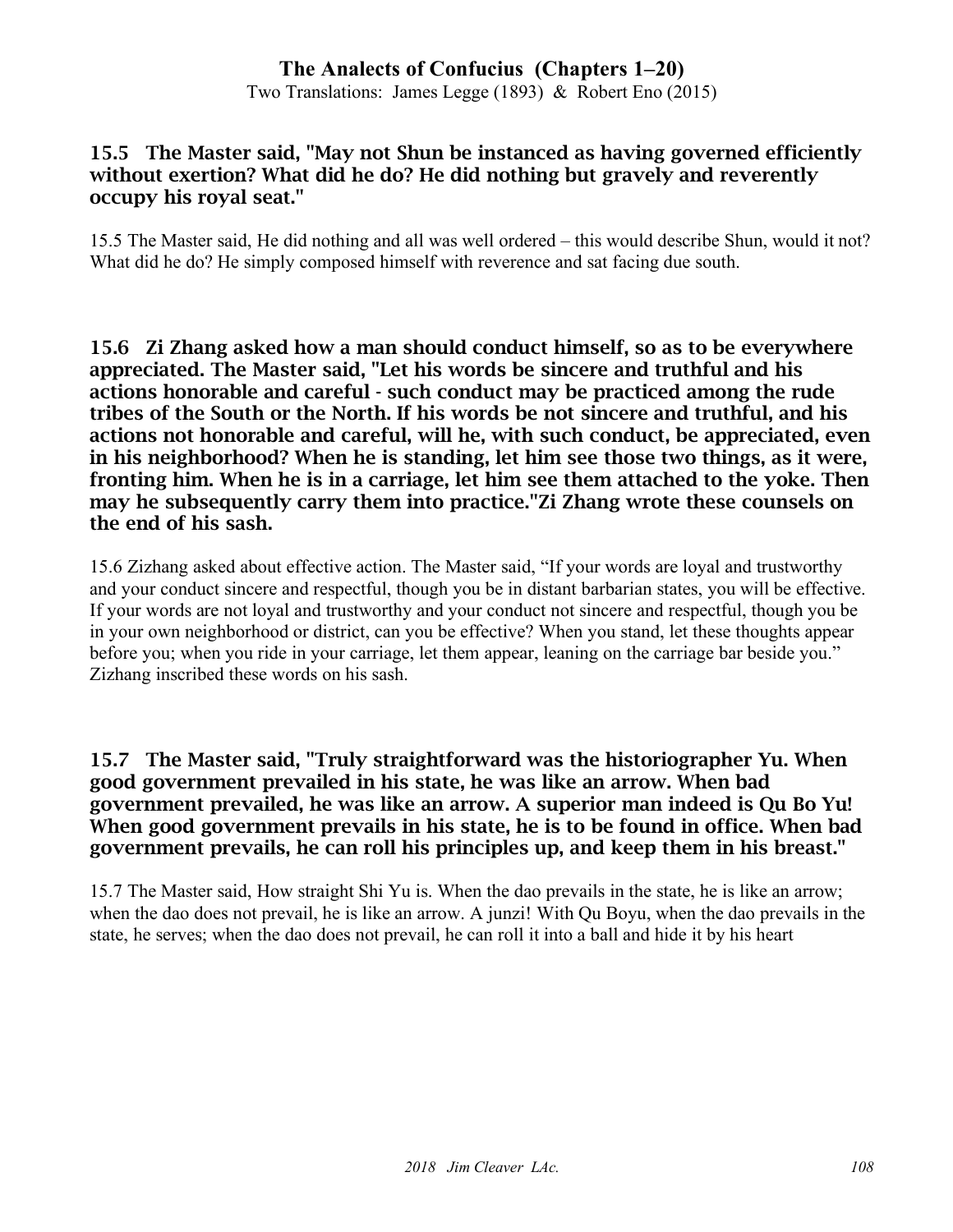### 15.5 The Master said, "May not Shun be instanced as having governed efficiently without exertion? What did he do? He did nothing but gravely and reverently occupy his royal seat."

15.5 The Master said, He did nothing and all was well ordered – this would describe Shun, would it not? What did he do? He simply composed himself with reverence and sat facing due south.

### 15.6 Zi Zhang asked how a man should conduct himself, so as to be everywhere appreciated. The Master said, "Let his words be sincere and truthful and his actions honorable and careful - such conduct may be practiced among the rude tribes of the South or the North. If his words be not sincere and truthful, and his actions not honorable and careful, will he, with such conduct, be appreciated, even in his neighborhood? When he is standing, let him see those two things, as it were, fronting him. When he is in a carriage, let him see them attached to the yoke. Then may he subsequently carry them into practice."Zi Zhang wrote these counsels on the end of his sash.

15.6 Zizhang asked about effective action. The Master said, "If your words are loyal and trustworthy and your conduct sincere and respectful, though you be in distant barbarian states, you will be effective. If your words are not loyal and trustworthy and your conduct not sincere and respectful, though you be in your own neighborhood or district, can you be effective? When you stand, let these thoughts appear before you; when you ride in your carriage, let them appear, leaning on the carriage bar beside you." Zizhang inscribed these words on his sash.

### 15.7 The Master said, "Truly straightforward was the historiographer Yu. When good government prevailed in his state, he was like an arrow. When bad government prevailed, he was like an arrow. A superior man indeed is Qu Bo Yu! When good government prevails in his state, he is to be found in office. When bad government prevails, he can roll his principles up, and keep them in his breast."

15.7 The Master said, How straight Shi Yu is. When the dao prevails in the state, he is like an arrow; when the dao does not prevail, he is like an arrow. A junzi! With Qu Boyu, when the dao prevails in the state, he serves; when the dao does not prevail, he can roll it into a ball and hide it by his heart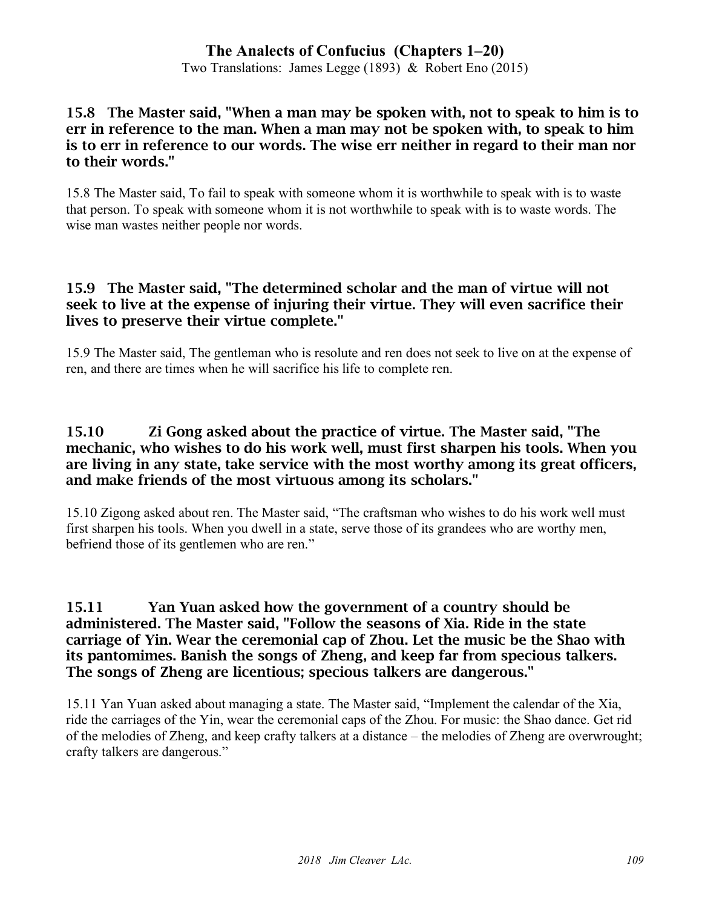### 15.8 The Master said, "When a man may be spoken with, not to speak to him is to err in reference to the man. When a man may not be spoken with, to speak to him is to err in reference to our words. The wise err neither in regard to their man nor to their words."

15.8 The Master said, To fail to speak with someone whom it is worthwhile to speak with is to waste that person. To speak with someone whom it is not worthwhile to speak with is to waste words. The wise man wastes neither people nor words.

### 15.9 The Master said, "The determined scholar and the man of virtue will not seek to live at the expense of injuring their virtue. They will even sacrifice their lives to preserve their virtue complete."

15.9 The Master said, The gentleman who is resolute and ren does not seek to live on at the expense of ren, and there are times when he will sacrifice his life to complete ren.

### 15.10 Zi Gong asked about the practice of virtue. The Master said, "The mechanic, who wishes to do his work well, must first sharpen his tools. When you are living in any state, take service with the most worthy among its great officers, and make friends of the most virtuous among its scholars."

15.10 Zigong asked about ren. The Master said, "The craftsman who wishes to do his work well must first sharpen his tools. When you dwell in a state, serve those of its grandees who are worthy men, befriend those of its gentlemen who are ren."

### 15.11 Yan Yuan asked how the government of a country should be administered. The Master said, "Follow the seasons of Xia. Ride in the state carriage of Yin. Wear the ceremonial cap of Zhou. Let the music be the Shao with its pantomimes. Banish the songs of Zheng, and keep far from specious talkers. The songs of Zheng are licentious; specious talkers are dangerous."

15.11 Yan Yuan asked about managing a state. The Master said, "Implement the calendar of the Xia, ride the carriages of the Yin, wear the ceremonial caps of the Zhou. For music: the Shao dance. Get rid of the melodies of Zheng, and keep crafty talkers at a distance – the melodies of Zheng are overwrought; crafty talkers are dangerous."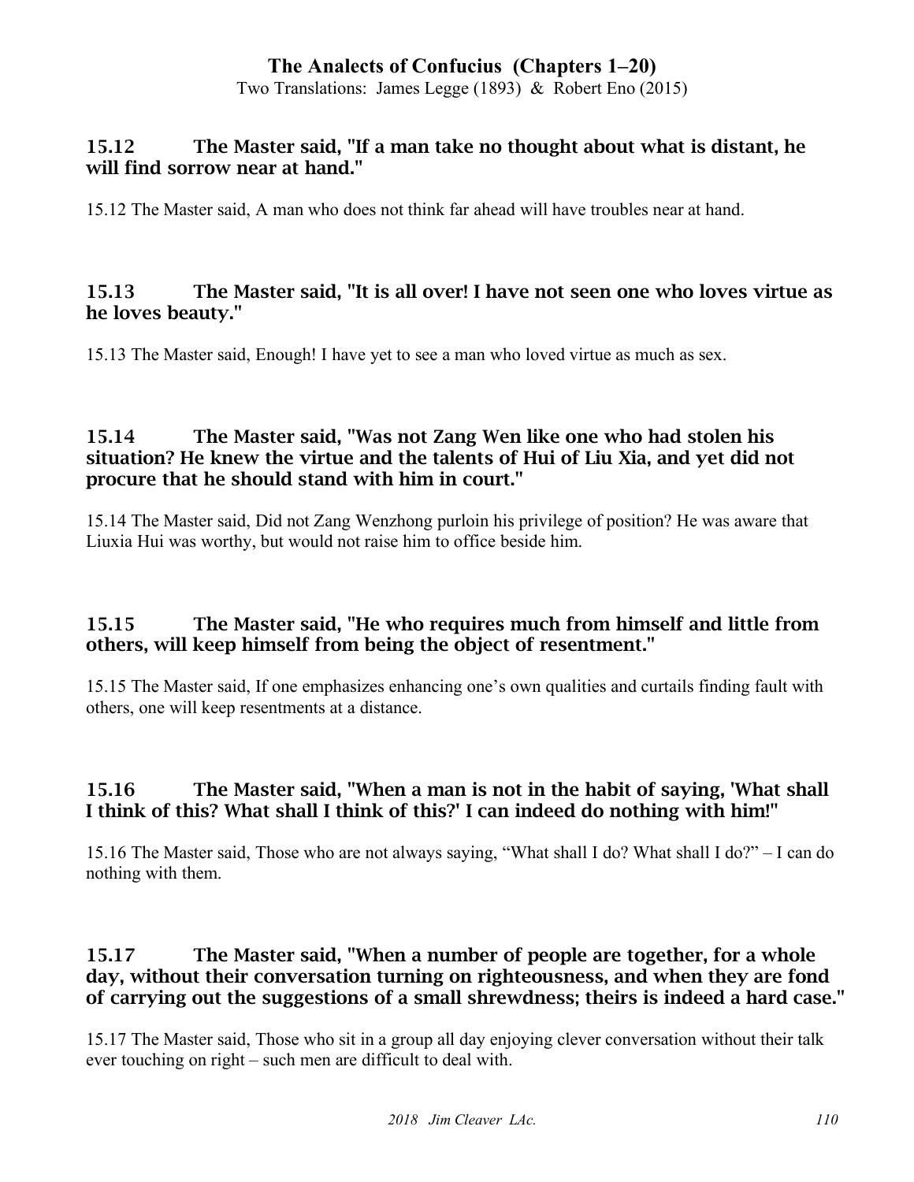### 15.12 The Master said, "If a man take no thought about what is distant, he will find sorrow near at hand."

15.12 The Master said, A man who does not think far ahead will have troubles near at hand.

### 15.13 The Master said, "It is all over! I have not seen one who loves virtue as he loves beauty."

15.13 The Master said, Enough! I have yet to see a man who loved virtue as much as sex.

### 15.14 The Master said, "Was not Zang Wen like one who had stolen his situation? He knew the virtue and the talents of Hui of Liu Xia, and yet did not procure that he should stand with him in court."

15.14 The Master said, Did not Zang Wenzhong purloin his privilege of position? He was aware that Liuxia Hui was worthy, but would not raise him to office beside him.

### 15.15 The Master said, "He who requires much from himself and little from others, will keep himself from being the object of resentment."

15.15 The Master said, If one emphasizes enhancing one's own qualities and curtails finding fault with others, one will keep resentments at a distance.

### 15.16 The Master said, "When a man is not in the habit of saying, 'What shall I think of this? What shall I think of this?' I can indeed do nothing with him!"

15.16 The Master said, Those who are not always saying, "What shall I do? What shall I do?" – I can do nothing with them.

### 15.17 The Master said, "When a number of people are together, for a whole day, without their conversation turning on righteousness, and when they are fond of carrying out the suggestions of a small shrewdness; theirs is indeed a hard case."

15.17 The Master said, Those who sit in a group all day enjoying clever conversation without their talk ever touching on right – such men are difficult to deal with.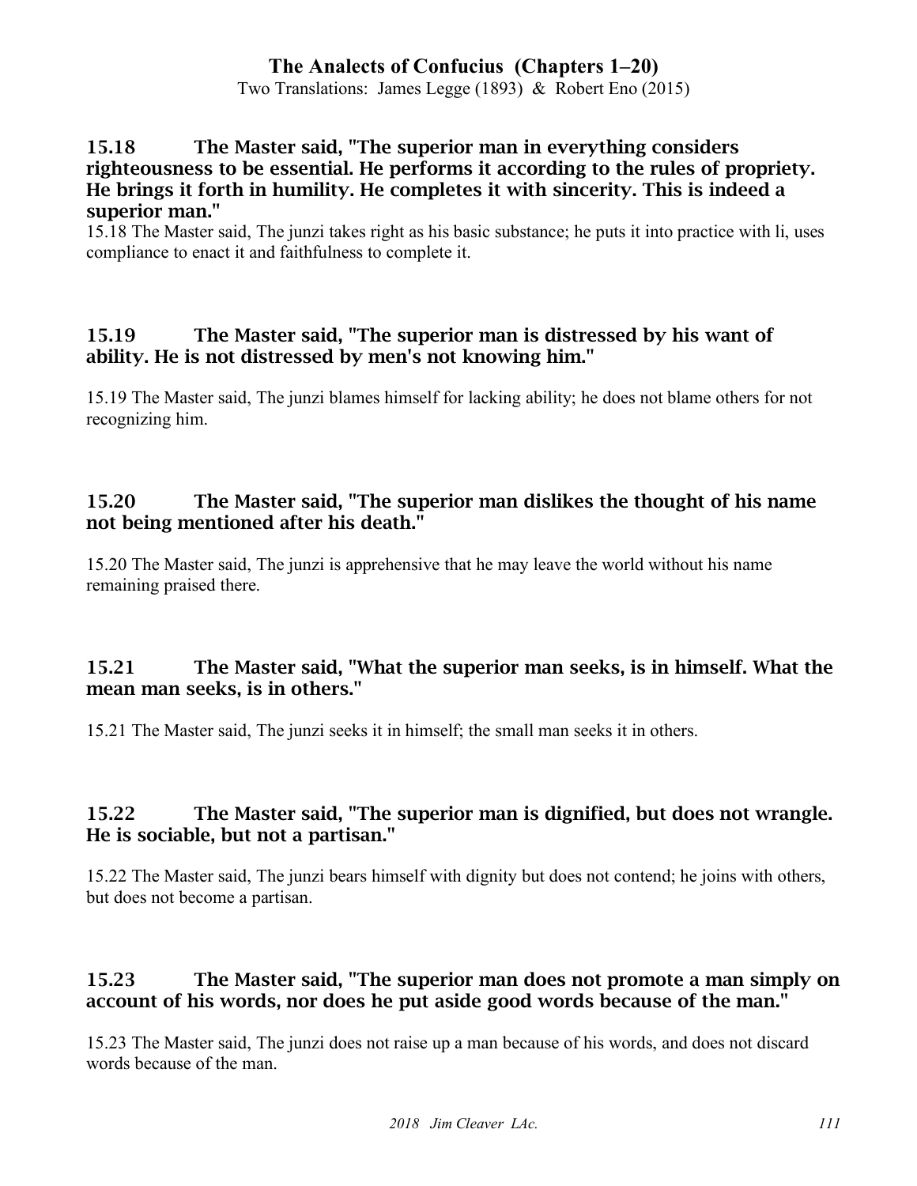### 15.18 The Master said, "The superior man in everything considers righteousness to be essential. He performs it according to the rules of propriety. He brings it forth in humility. He completes it with sincerity. This is indeed a superior man."

15.18 The Master said, The junzi takes right as his basic substance; he puts it into practice with li, uses compliance to enact it and faithfulness to complete it.

### 15.19 The Master said, "The superior man is distressed by his want of ability. He is not distressed by men's not knowing him."

15.19 The Master said, The junzi blames himself for lacking ability; he does not blame others for not recognizing him.

### 15.20 The Master said, "The superior man dislikes the thought of his name not being mentioned after his death."

15.20 The Master said, The junzi is apprehensive that he may leave the world without his name remaining praised there.

### 15.21 The Master said, "What the superior man seeks, is in himself. What the mean man seeks, is in others."

15.21 The Master said, The junzi seeks it in himself; the small man seeks it in others.

### 15.22 The Master said, "The superior man is dignified, but does not wrangle. He is sociable, but not a partisan."

15.22 The Master said, The junzi bears himself with dignity but does not contend; he joins with others, but does not become a partisan.

### 15.23 The Master said, "The superior man does not promote a man simply on account of his words, nor does he put aside good words because of the man."

15.23 The Master said, The junzi does not raise up a man because of his words, and does not discard words because of the man.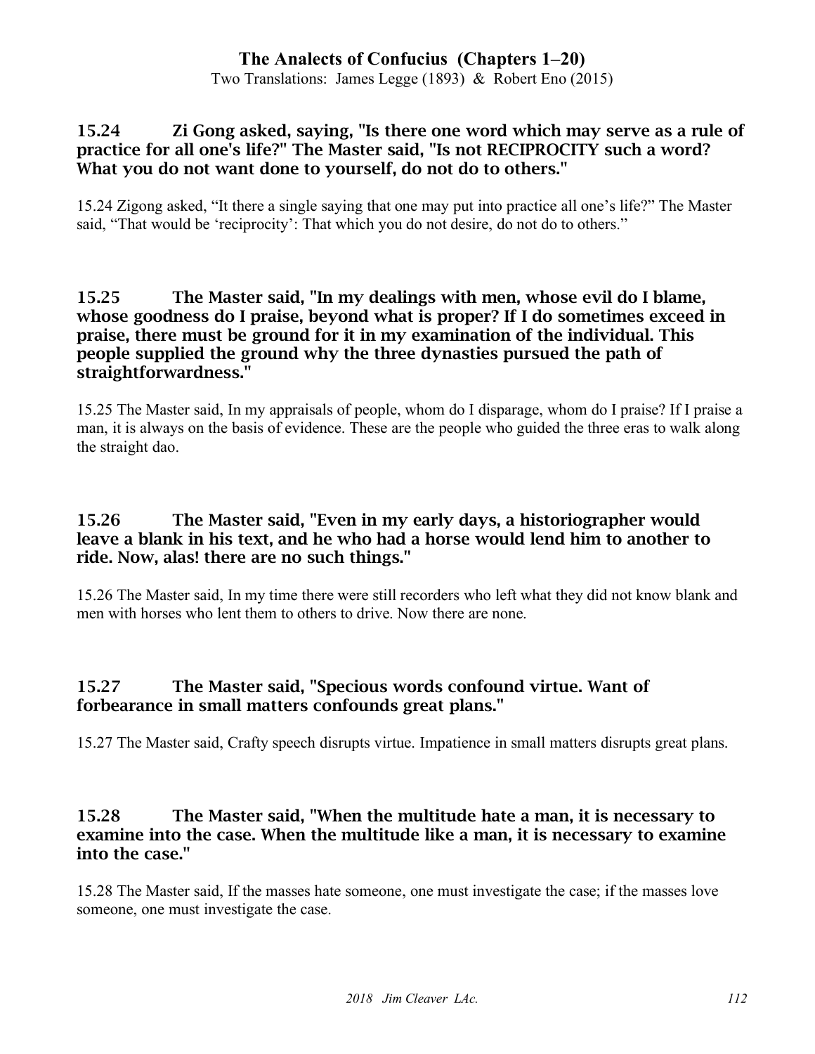### 15.24 Zi Gong asked, saying, "Is there one word which may serve as a rule of practice for all one's life?" The Master said, "Is not RECIPROCITY such a word? What you do not want done to yourself, do not do to others."

15.24 Zigong asked, “It there a single saying that one may put into practice all one’s life?” The Master said, “That would be ‘reciprocity’: That which you do not desire, do not do to others.”

### 15.25 The Master said, "In my dealings with men, whose evil do I blame, whose goodness do I praise, beyond what is proper? If I do sometimes exceed in praise, there must be ground for it in my examination of the individual. This people supplied the ground why the three dynasties pursued the path of straightforwardness."

15.25 The Master said, In my appraisals of people, whom do I disparage, whom do I praise? If I praise a man, it is always on the basis of evidence. These are the people who guided the three eras to walk along the straight dao.

### 15.26 The Master said, "Even in my early days, a historiographer would leave a blank in his text, and he who had a horse would lend him to another to ride. Now, alas! there are no such things."

15.26 The Master said, In my time there were still recorders who left what they did not know blank and men with horses who lent them to others to drive. Now there are none.

### 15.27 The Master said, "Specious words confound virtue. Want of forbearance in small matters confounds great plans."

15.27 The Master said, Crafty speech disrupts virtue. Impatience in small matters disrupts great plans.

### 15.28 The Master said, "When the multitude hate a man, it is necessary to examine into the case. When the multitude like a man, it is necessary to examine into the case."

15.28 The Master said, If the masses hate someone, one must investigate the case; if the masses love someone, one must investigate the case.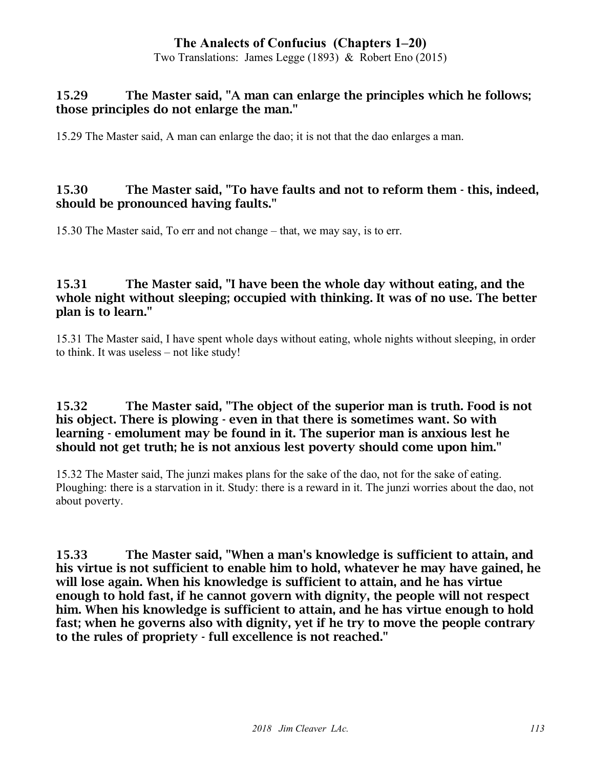### 15.29 The Master said, "A man can enlarge the principles which he follows; those principles do not enlarge the man."

15.29 The Master said, A man can enlarge the dao; it is not that the dao enlarges a man.

### 15.30 The Master said, "To have faults and not to reform them - this, indeed, should be pronounced having faults."

15.30 The Master said, To err and not change – that, we may say, is to err.

### 15.31 The Master said, "I have been the whole day without eating, and the whole night without sleeping; occupied with thinking. It was of no use. The better plan is to learn."

15.31 The Master said, I have spent whole days without eating, whole nights without sleeping, in order to think. It was useless – not like study!

### 15.32 The Master said, "The object of the superior man is truth. Food is not his object. There is plowing - even in that there is sometimes want. So with learning - emolument may be found in it. The superior man is anxious lest he should not get truth; he is not anxious lest poverty should come upon him."

15.32 The Master said, The junzi makes plans for the sake of the dao, not for the sake of eating. Ploughing: there is a starvation in it. Study: there is a reward in it. The junzi worries about the dao, not about poverty.

### 15.33 The Master said, "When a man's knowledge is sufficient to attain, and his virtue is not sufficient to enable him to hold, whatever he may have gained, he will lose again. When his knowledge is sufficient to attain, and he has virtue enough to hold fast, if he cannot govern with dignity, the people will not respect him. When his knowledge is sufficient to attain, and he has virtue enough to hold fast; when he governs also with dignity, yet if he try to move the people contrary to the rules of propriety - full excellence is not reached."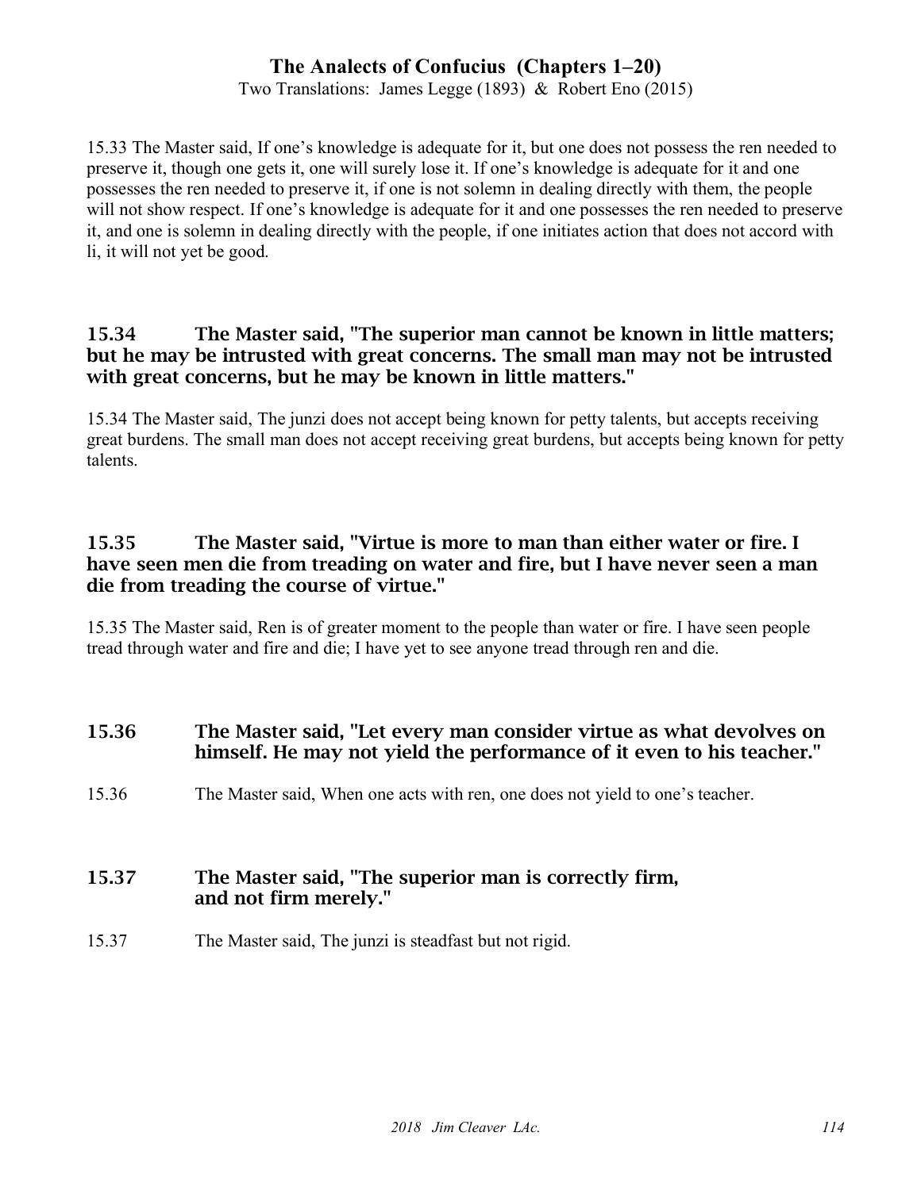15.33 The Master said, If one's knowledge is adequate for it, but one does not possess the ren needed to preserve it, though one gets it, one will surely lose it. If one's knowledge is adequate for it and one possesses the ren needed to preserve it, if one is not solemn in dealing directly with them, the people will not show respect. If one's knowledge is adequate for it and one possesses the ren needed to preserve it, and one is solemn in dealing directly with the people, if one initiates action that does not accord with li, it will not yet be good.

### 15.34 The Master said, "The superior man cannot be known in little matters; but he may be intrusted with great concerns. The small man may not be intrusted with great concerns, but he may be known in little matters."

15.34 The Master said, The junzi does not accept being known for petty talents, but accepts receiving great burdens. The small man does not accept receiving great burdens, but accepts being known for petty talents.

### 15.35 The Master said, "Virtue is more to man than either water or fire. I have seen men die from treading on water and fire, but I have never seen a man die from treading the course of virtue."

15.35 The Master said, Ren is of greater moment to the people than water or fire. I have seen people tread through water and fire and die; I have yet to see anyone tread through ren and die.

### 15.36 The Master said, "Let every man consider virtue as what devolves on himself. He may not yield the performance of it even to his teacher."

15.36 The Master said, When one acts with ren, one does not yield to one's teacher.

### 15.37 The Master said, "The superior man is correctly firm, and not firm merely."

15.37 The Master said, The junzi is steadfast but not rigid.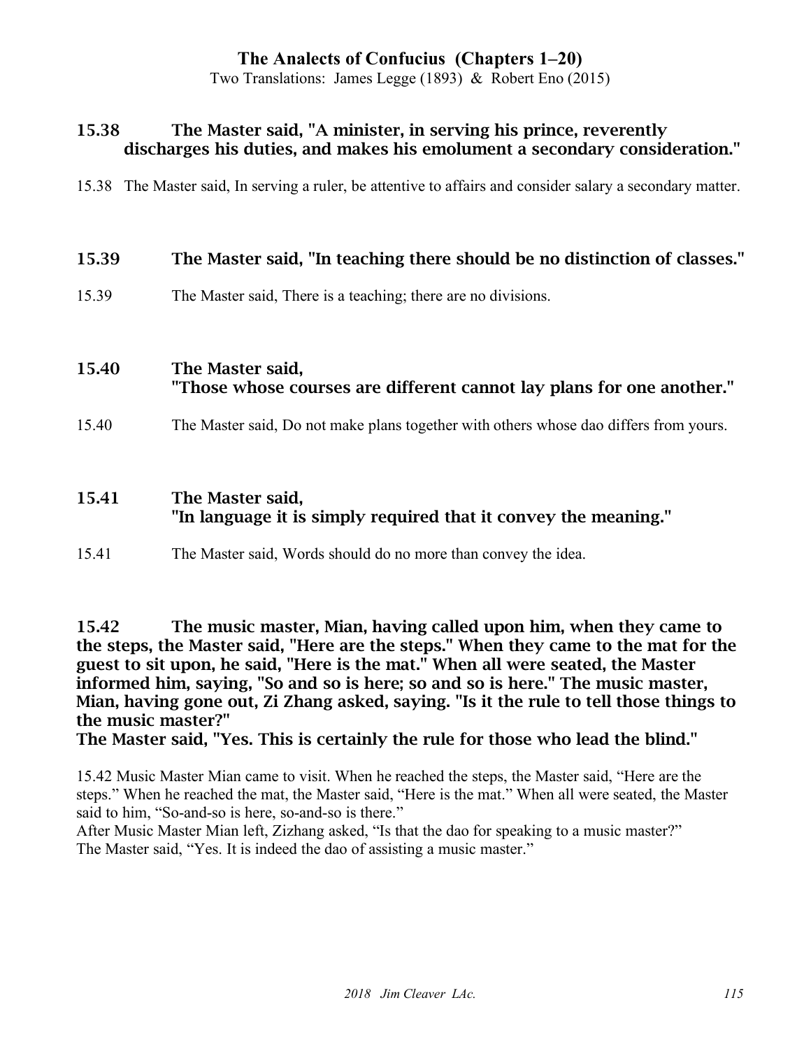**15.38 The Master said, "A minister, in serving his prince, reverently discharges his duties, and makes his emolument a secondary consideration."**

15.38 The Master said, In serving a ruler, be attentive to affairs and consider salary a secondary matter.

**15.39 The Master said, "In teaching there should be no distinction of classes."**

15.39 The Master said, There is a teaching; there are no divisions.

**15.40 The Master said, "Those whose courses are different cannot lay plans for one another."**

15.40 The Master said, Do not make plans together with others whose dao differs from yours.

**15.41 The Master said, "In language it is simply required that it convey the meaning."**

15.41 The Master said, Words should do no more than convey the idea.

**15.42 The music master, Mian, having called upon him, when they came to the steps, the Master said, "Here are the steps." When they came to the mat for the guest to sit upon, he said, "Here is the mat." When all were seated, the Master informed him, saying, "So and so is here; so and so is here." The music master, Mian, having gone out, Zi Zhang asked, saying. "Is it the rule to tell those things to the music master?"**
**The Master said, "Yes. This is certainly the rule for those who lead the blind."**

15.42 Music Master Mian came to visit. When he reached the steps, the Master said, "Here are the steps." When he reached the mat, the Master said, "Here is the mat." When all were seated, the Master said to him, "So-and-so is here, so-and-so is there."
After Music Master Mian left, Zizhang asked, "Is that the dao for speaking to a music master?"
The Master said, "Yes. It is indeed the dao of assisting a music master."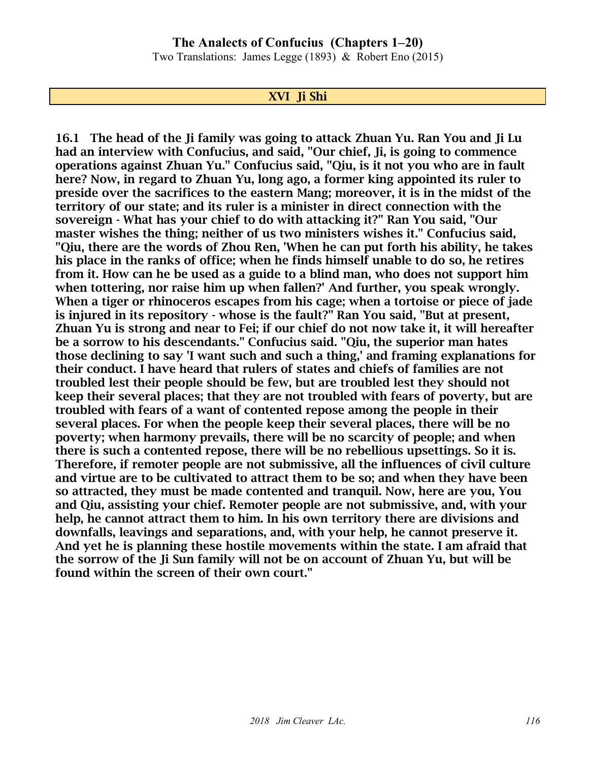## XVI Ji Shi

**16.1 The head of the Ji family was going to attack Zhuan Yu. Ran You and Ji Lu had an interview with Confucius, and said, "Our chief, Ji, is going to commence operations against Zhuan Yu." Confucius said, "Qiu, is it not you who are in fault here? Now, in regard to Zhuan Yu, long ago, a former king appointed its ruler to preside over the sacrifices to the eastern Mang; moreover, it is in the midst of the territory of our state; and its ruler is a minister in direct connection with the sovereign - What has your chief to do with attacking it?" Ran You said, "Our master wishes the thing; neither of us two ministers wishes it." Confucius said, "Qiu, there are the words of Zhou Ren, 'When he can put forth his ability, he takes his place in the ranks of office; when he finds himself unable to do so, he retires from it. How can he be used as a guide to a blind man, who does not support him when tottering, nor raise him up when fallen?' And further, you speak wrongly. When a tiger or rhinoceros escapes from his cage; when a tortoise or piece of jade is injured in its repository - whose is the fault?" Ran You said, "But at present, Zhuan Yu is strong and near to Fei; if our chief do not now take it, it will hereafter be a sorrow to his descendants." Confucius said. "Qiu, the superior man hates those declining to say 'I want such and such a thing,' and framing explanations for their conduct. I have heard that rulers of states and chiefs of families are not troubled lest their people should be few, but are troubled lest they should not keep their several places; that they are not troubled with fears of poverty, but are troubled with fears of a want of contented repose among the people in their several places. For when the people keep their several places, there will be no poverty; when harmony prevails, there will be no scarcity of people; and when there is such a contented repose, there will be no rebellious upsettings. So it is. Therefore, if remoter people are not submissive, all the influences of civil culture and virtue are to be cultivated to attract them to be so; and when they have been so attracted, they must be made contented and tranquil. Now, here are you, You and Qiu, assisting your chief. Remoter people are not submissive, and, with your help, he cannot attract them to him. In his own territory there are divisions and downfalls, leavings and separations, and, with your help, he cannot preserve it. And yet he is planning these hostile movements within the state. I am afraid that the sorrow of the Ji Sun family will not be on account of Zhuan Yu, but will be found within the screen of their own court."**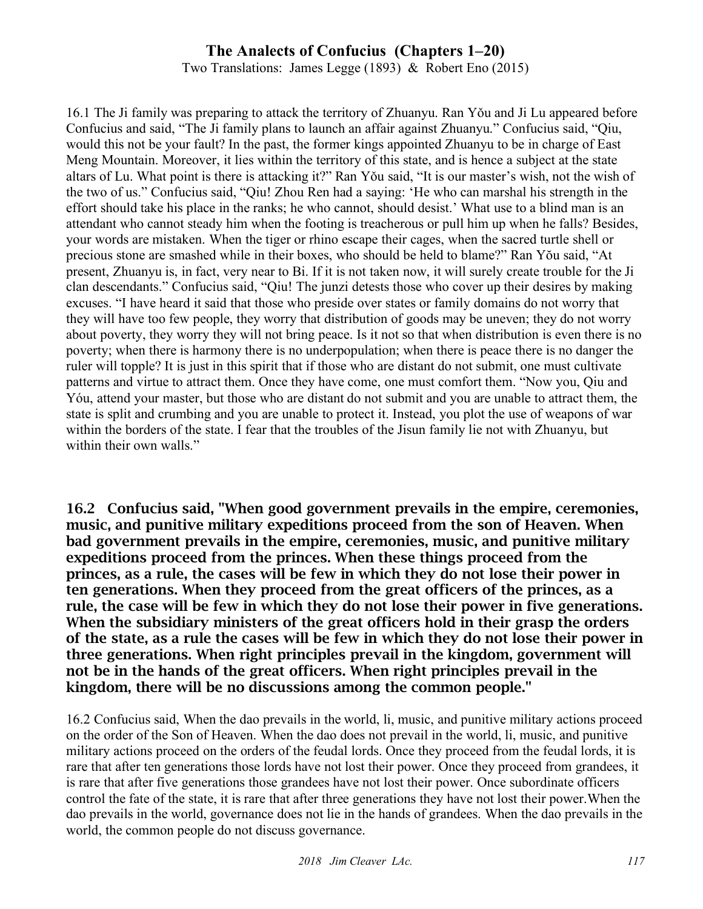16.1 The Ji family was preparing to attack the territory of Zhuanyu. Ran Yǒu and Ji Lu appeared before Confucius and said, "The Ji family plans to launch an affair against Zhuanyu." Confucius said, "Qiu, would this not be your fault? In the past, the former kings appointed Zhuanyu to be in charge of East Meng Mountain. Moreover, it lies within the territory of this state, and is hence a subject at the state altars of Lu. What point is there is attacking it?" Ran Yǒu said, "It is our master's wish, not the wish of the two of us." Confucius said, "Qiu! Zhou Ren had a saying: 'He who can marshal his strength in the effort should take his place in the ranks; he who cannot, should desist.' What use to a blind man is an attendant who cannot steady him when the footing is treacherous or pull him up when he falls? Besides, your words are mistaken. When the tiger or rhino escape their cages, when the sacred turtle shell or precious stone are smashed while in their boxes, who should be held to blame?" Ran Yǒu said, "At present, Zhuanyu is, in fact, very near to Bi. If it is not taken now, it will surely create trouble for the Ji clan descendants." Confucius said, "Qiu! The junzi detests those who cover up their desires by making excuses. "I have heard it said that those who preside over states or family domains do not worry that they will have too few people, they worry that distribution of goods may be uneven; they do not worry about poverty, they worry they will not bring peace. Is it not so that when distribution is even there is no poverty; when there is harmony there is no underpopulation; when there is peace there is no danger the ruler will topple? It is just in this spirit that if those who are distant do not submit, one must cultivate patterns and virtue to attract them. Once they have come, one must comfort them. "Now you, Qiu and Yóu, attend your master, but those who are distant do not submit and you are unable to attract them, the state is split and crumbing and you are unable to protect it. Instead, you plot the use of weapons of war within the borders of the state. I fear that the troubles of the Jisun family lie not with Zhuanyu, but within their own walls."

**16.2 Confucius said, "When good government prevails in the empire, ceremonies, music, and punitive military expeditions proceed from the son of Heaven. When bad government prevails in the empire, ceremonies, music, and punitive military expeditions proceed from the princes. When these things proceed from the princes, as a rule, the cases will be few in which they do not lose their power in ten generations. When they proceed from the great officers of the princes, as a rule, the case will be few in which they do not lose their power in five generations. When the subsidiary ministers of the great officers hold in their grasp the orders of the state, as a rule the cases will be few in which they do not lose their power in three generations. When right principles prevail in the kingdom, government will not be in the hands of the great officers. When right principles prevail in the kingdom, there will be no discussions among the common people."**

16.2 Confucius said, When the dao prevails in the world, li, music, and punitive military actions proceed on the order of the Son of Heaven. When the dao does not prevail in the world, li, music, and punitive military actions proceed on the orders of the feudal lords. Once they proceed from the feudal lords, it is rare that after ten generations those lords have not lost their power. Once they proceed from grandees, it is rare that after five generations those grandees have not lost their power. Once subordinate officers control the fate of the state, it is rare that after three generations they have not lost their power.When the dao prevails in the world, governance does not lie in the hands of grandees. When the dao prevails in the world, the common people do not discuss governance.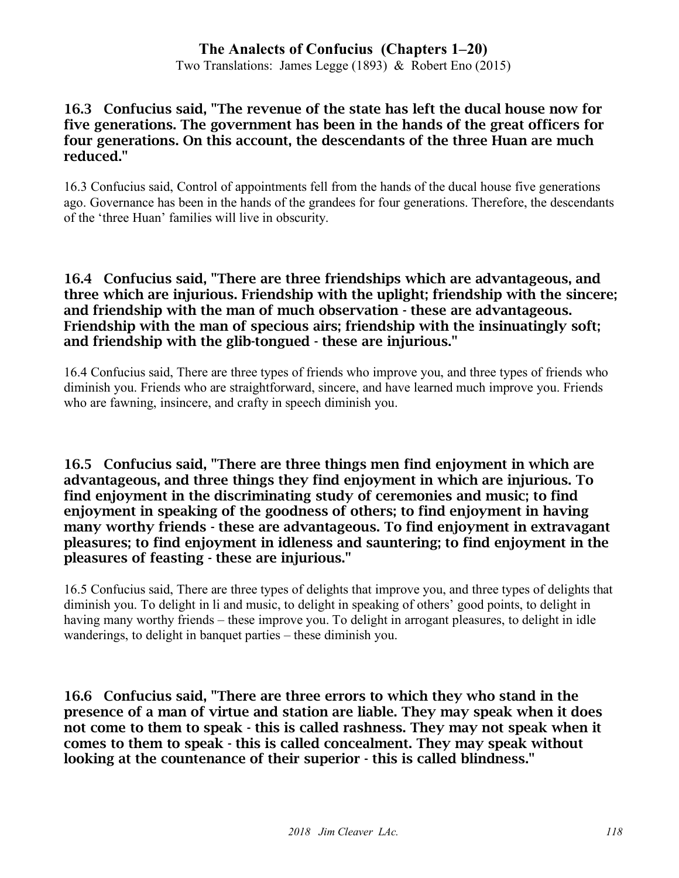**16.3 Confucius said, "The revenue of the state has left the ducal house now for five generations. The government has been in the hands of the great officers for four generations. On this account, the descendants of the three Huan are much reduced."**

16.3 Confucius said, Control of appointments fell from the hands of the ducal house five generations ago. Governance has been in the hands of the grandees for four generations. Therefore, the descendants of the 'three Huan' families will live in obscurity.

**16.4 Confucius said, "There are three friendships which are advantageous, and three which are injurious. Friendship with the uplight; friendship with the sincere; and friendship with the man of much observation - these are advantageous. Friendship with the man of specious airs; friendship with the insinuatingly soft; and friendship with the glib-tongued - these are injurious."**

16.4 Confucius said, There are three types of friends who improve you, and three types of friends who diminish you. Friends who are straightforward, sincere, and have learned much improve you. Friends who are fawning, insincere, and crafty in speech diminish you.

**16.5 Confucius said, "There are three things men find enjoyment in which are advantageous, and three things they find enjoyment in which are injurious. To find enjoyment in the discriminating study of ceremonies and music; to find enjoyment in speaking of the goodness of others; to find enjoyment in having many worthy friends - these are advantageous. To find enjoyment in extravagant pleasures; to find enjoyment in idleness and sauntering; to find enjoyment in the pleasures of feasting - these are injurious."**

16.5 Confucius said, There are three types of delights that improve you, and three types of delights that diminish you. To delight in li and music, to delight in speaking of others' good points, to delight in having many worthy friends – these improve you. To delight in arrogant pleasures, to delight in idle wanderings, to delight in banquet parties – these diminish you.

**16.6 Confucius said, "There are three errors to which they who stand in the presence of a man of virtue and station are liable. They may speak when it does not come to them to speak - this is called rashness. They may not speak when it comes to them to speak - this is called concealment. They may speak without looking at the countenance of their superior - this is called blindness."**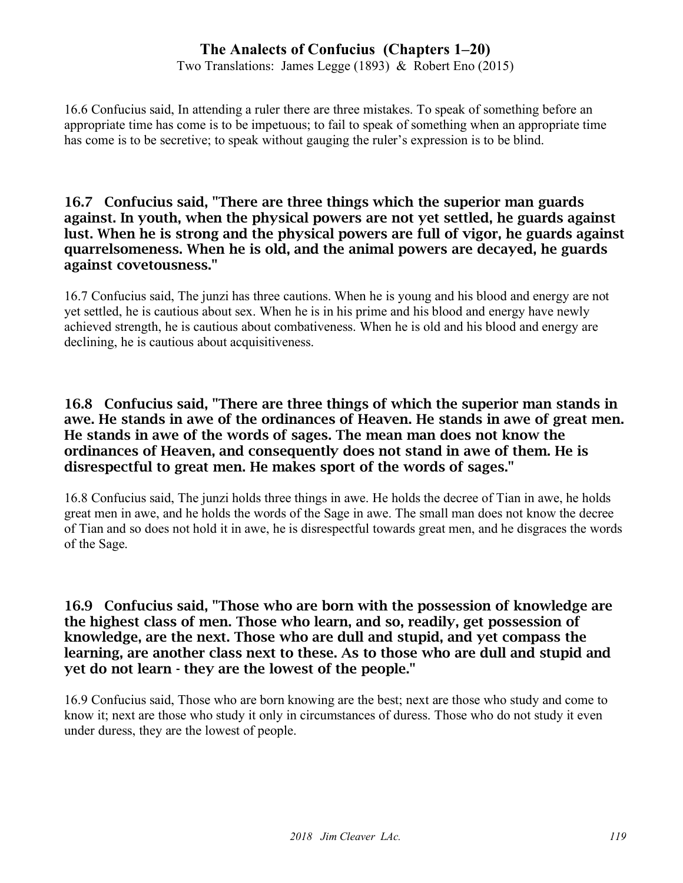16.6 Confucius said, In attending a ruler there are three mistakes. To speak of something before an appropriate time has come is to be impetuous; to fail to speak of something when an appropriate time has come is to be secretive; to speak without gauging the ruler's expression is to be blind.

### 16.7 Confucius said, "There are three things which the superior man guards against. In youth, when the physical powers are not yet settled, he guards against lust. When he is strong and the physical powers are full of vigor, he guards against quarrelsomeness. When he is old, and the animal powers are decayed, he guards against covetousness."

16.7 Confucius said, The junzi has three cautions. When he is young and his blood and energy are not yet settled, he is cautious about sex. When he is in his prime and his blood and energy have newly achieved strength, he is cautious about combativeness. When he is old and his blood and energy are declining, he is cautious about acquisitiveness.

### 16.8 Confucius said, "There are three things of which the superior man stands in awe. He stands in awe of the ordinances of Heaven. He stands in awe of great men. He stands in awe of the words of sages. The mean man does not know the ordinances of Heaven, and consequently does not stand in awe of them. He is disrespectful to great men. He makes sport of the words of sages."

16.8 Confucius said, The junzi holds three things in awe. He holds the decree of Tian in awe, he holds great men in awe, and he holds the words of the Sage in awe. The small man does not know the decree of Tian and so does not hold it in awe, he is disrespectful towards great men, and he disgraces the words of the Sage.

### 16.9 Confucius said, "Those who are born with the possession of knowledge are the highest class of men. Those who learn, and so, readily, get possession of knowledge, are the next. Those who are dull and stupid, and yet compass the learning, are another class next to these. As to those who are dull and stupid and yet do not learn - they are the lowest of the people."

16.9 Confucius said, Those who are born knowing are the best; next are those who study and come to know it; next are those who study it only in circumstances of duress. Those who do not study it even under duress, they are the lowest of people.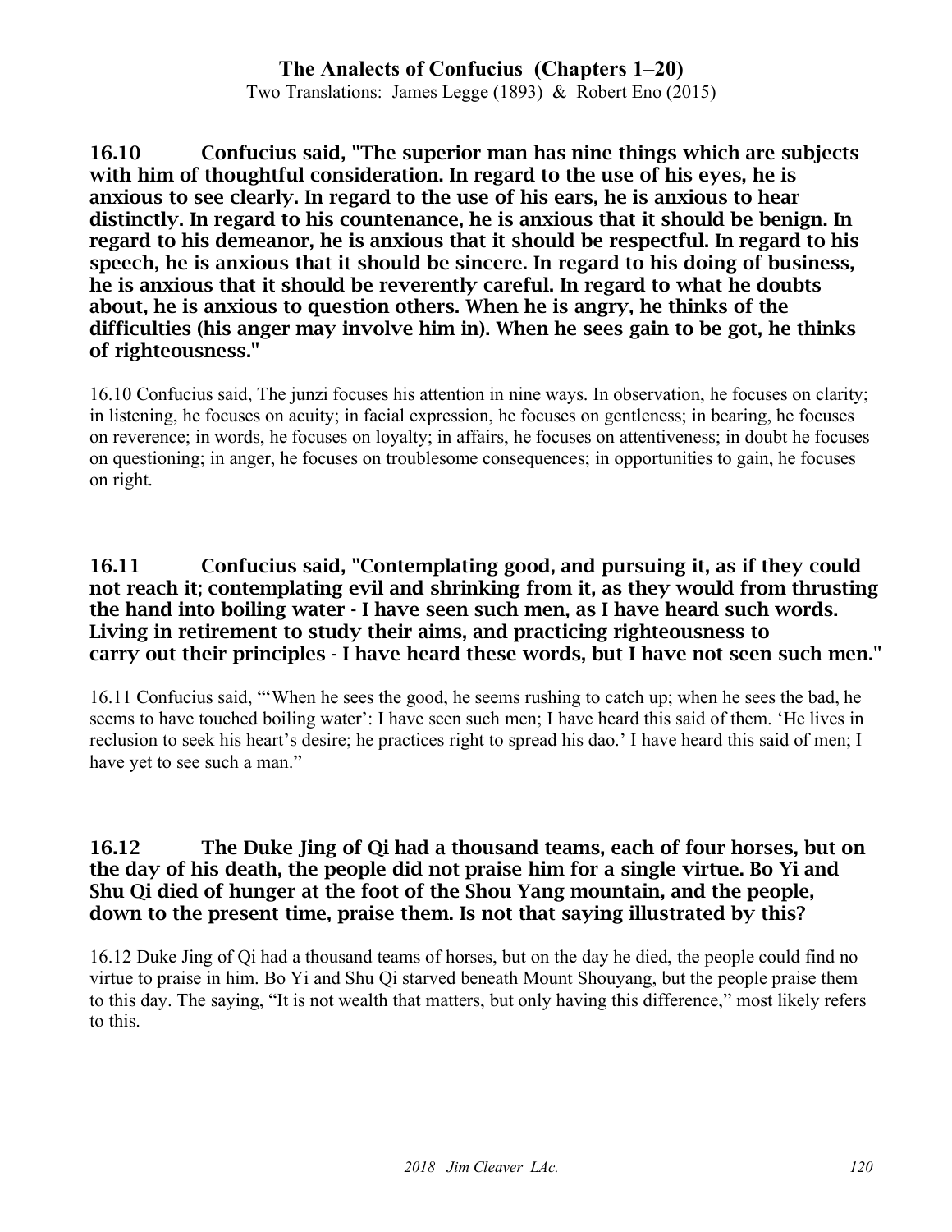**16.10 Confucius said, "The superior man has nine things which are subjects with him of thoughtful consideration. In regard to the use of his eyes, he is anxious to see clearly. In regard to the use of his ears, he is anxious to hear distinctly. In regard to his countenance, he is anxious that it should be benign. In regard to his demeanor, he is anxious that it should be respectful. In regard to his speech, he is anxious that it should be sincere. In regard to his doing of business, he is anxious that it should be reverently careful. In regard to what he doubts about, he is anxious to question others. When he is angry, he thinks of the difficulties (his anger may involve him in). When he sees gain to be got, he thinks of righteousness."**

16.10 Confucius said, The junzi focuses his attention in nine ways. In observation, he focuses on clarity; in listening, he focuses on acuity; in facial expression, he focuses on gentleness; in bearing, he focuses on reverence; in words, he focuses on loyalty; in affairs, he focuses on attentiveness; in doubt he focuses on questioning; in anger, he focuses on troublesome consequences; in opportunities to gain, he focuses on right.

**16.11 Confucius said, "Contemplating good, and pursuing it, as if they could not reach it; contemplating evil and shrinking from it, as they would from thrusting the hand into boiling water - I have seen such men, as I have heard such words. Living in retirement to study their aims, and practicing righteousness to carry out their principles - I have heard these words, but I have not seen such men."**

16.11 Confucius said, "'When he sees the good, he seems rushing to catch up; when he sees the bad, he seems to have touched boiling water': I have seen such men; I have heard this said of them. 'He lives in reclusion to seek his heart's desire; he practices right to spread his dao.' I have heard this said of men; I have yet to see such a man."

**16.12 The Duke Jing of Qi had a thousand teams, each of four horses, but on the day of his death, the people did not praise him for a single virtue. Bo Yi and Shu Qi died of hunger at the foot of the Shou Yang mountain, and the people, down to the present time, praise them. Is not that saying illustrated by this?**

16.12 Duke Jing of Qi had a thousand teams of horses, but on the day he died, the people could find no virtue to praise in him. Bo Yi and Shu Qi starved beneath Mount Shouyang, but the people praise them to this day. The saying, "It is not wealth that matters, but only having this difference," most likely refers to this.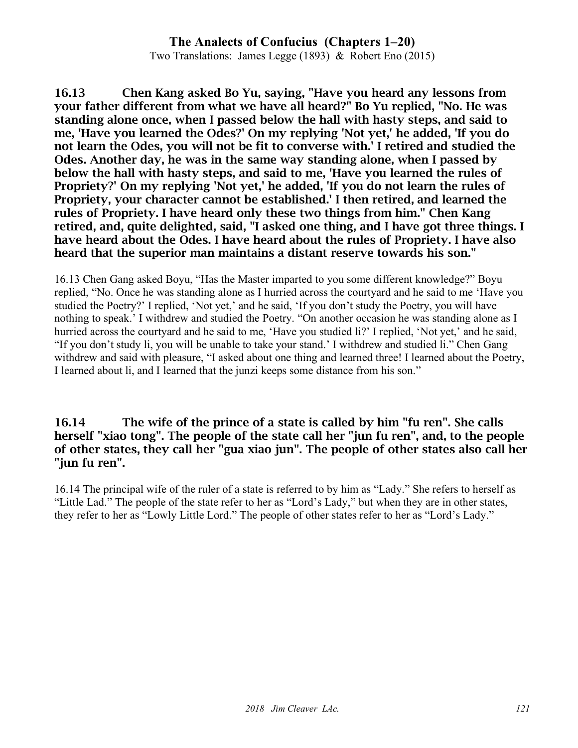**16.13 Chen Kang asked Bo Yu, saying, "Have you heard any lessons from your father different from what we have all heard?" Bo Yu replied, "No. He was standing alone once, when I passed below the hall with hasty steps, and said to me, 'Have you learned the Odes?' On my replying 'Not yet,' he added, 'If you do not learn the Odes, you will not be fit to converse with.' I retired and studied the Odes. Another day, he was in the same way standing alone, when I passed by below the hall with hasty steps, and said to me, 'Have you learned the rules of Propriety?' On my replying 'Not yet,' he added, 'If you do not learn the rules of Propriety, your character cannot be established.' I then retired, and learned the rules of Propriety. I have heard only these two things from him." Chen Kang retired, and, quite delighted, said, "I asked one thing, and I have got three things. I have heard about the Odes. I have heard about the rules of Propriety. I have also heard that the superior man maintains a distant reserve towards his son."**

16.13 Chen Gang asked Boyu, "Has the Master imparted to you some different knowledge?" Boyu replied, "No. Once he was standing alone as I hurried across the courtyard and he said to me 'Have you studied the Poetry?' I replied, 'Not yet,' and he said, 'If you don't study the Poetry, you will have nothing to speak.' I withdrew and studied the Poetry. "On another occasion he was standing alone as I hurried across the courtyard and he said to me, 'Have you studied li?' I replied, 'Not yet,' and he said, "If you don't study li, you will be unable to take your stand.' I withdrew and studied li." Chen Gang withdrew and said with pleasure, "I asked about one thing and learned three! I learned about the Poetry, I learned about li, and I learned that the junzi keeps some distance from his son."

**16.14 The wife of the prince of a state is called by him "fu ren". She calls herself "xiao tong". The people of the state call her "jun fu ren", and, to the people of other states, they call her "gua xiao jun". The people of other states also call her "jun fu ren".**

16.14 The principal wife of the ruler of a state is referred to by him as "Lady." She refers to herself as "Little Lad." The people of the state refer to her as "Lord's Lady," but when they are in other states, they refer to her as "Lowly Little Lord." The people of other states refer to her as "Lord's Lady."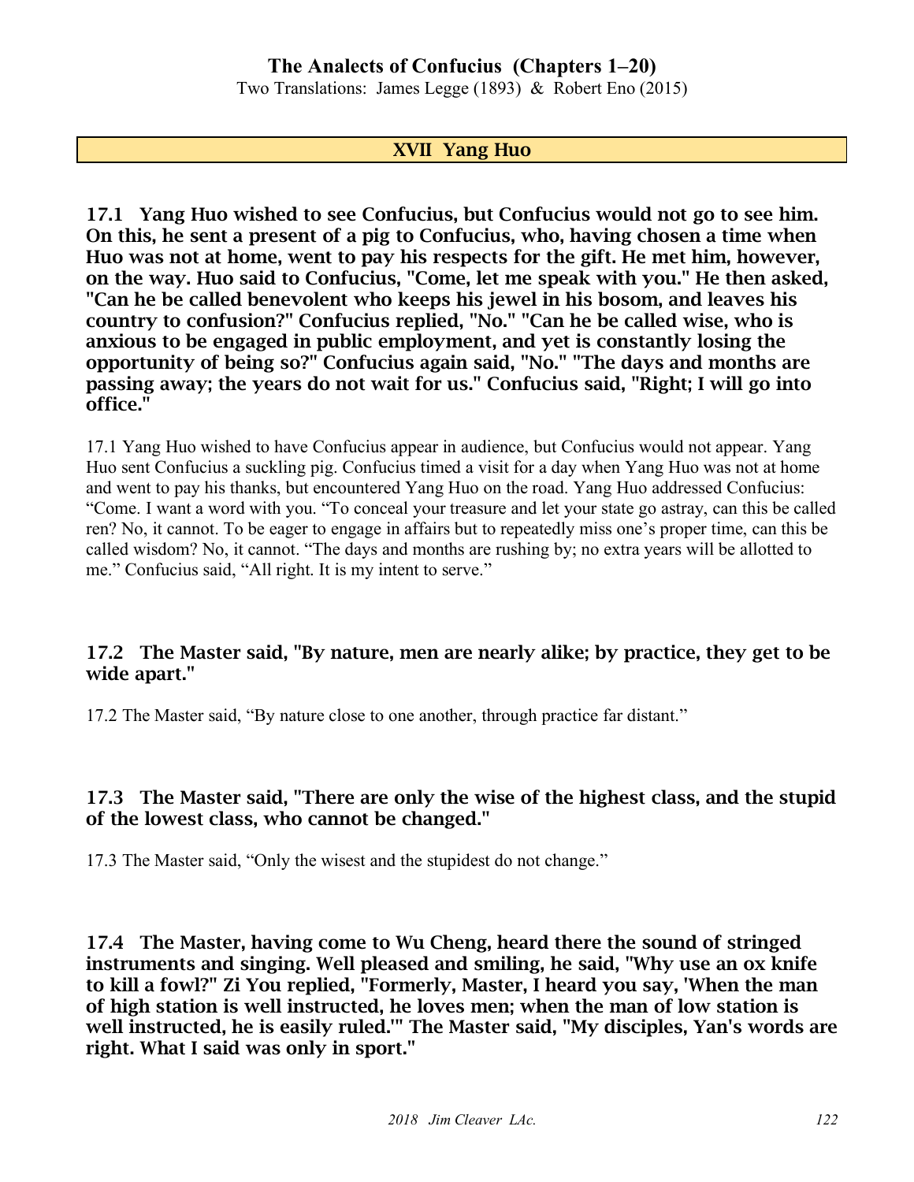# XVII Yang Huo

**17.1 Yang Huo wished to see Confucius, but Confucius would not go to see him. On this, he sent a present of a pig to Confucius, who, having chosen a time when Huo was not at home, went to pay his respects for the gift. He met him, however, on the way. Huo said to Confucius, "Come, let me speak with you." He then asked, "Can he be called benevolent who keeps his jewel in his bosom, and leaves his country to confusion?" Confucius replied, "No." "Can he be called wise, who is anxious to be engaged in public employment, and yet is constantly losing the opportunity of being so?" Confucius again said, "No." "The days and months are passing away; the years do not wait for us." Confucius said, "Right; I will go into office."**

17.1 Yang Huo wished to have Confucius appear in audience, but Confucius would not appear. Yang Huo sent Confucius a suckling pig. Confucius timed a visit for a day when Yang Huo was not at home and went to pay his thanks, but encountered Yang Huo on the road. Yang Huo addressed Confucius: "Come. I want a word with you. "To conceal your treasure and let your state go astray, can this be called ren? No, it cannot. To be eager to engage in affairs but to repeatedly miss one's proper time, can this be called wisdom? No, it cannot. "The days and months are rushing by; no extra years will be allotted to me." Confucius said, "All right. It is my intent to serve."

**17.2 The Master said, "By nature, men are nearly alike; by practice, they get to be wide apart."**

17.2 The Master said, "By nature close to one another, through practice far distant."

**17.3 The Master said, "There are only the wise of the highest class, and the stupid of the lowest class, who cannot be changed."**

17.3 The Master said, "Only the wisest and the stupidest do not change."

**17.4 The Master, having come to Wu Cheng, heard there the sound of stringed instruments and singing. Well pleased and smiling, he said, "Why use an ox knife to kill a fowl?" Zi You replied, "Formerly, Master, I heard you say, 'When the man of high station is well instructed, he loves men; when the man of low station is well instructed, he is easily ruled.'" The Master said, "My disciples, Yan's words are right. What I said was only in sport."**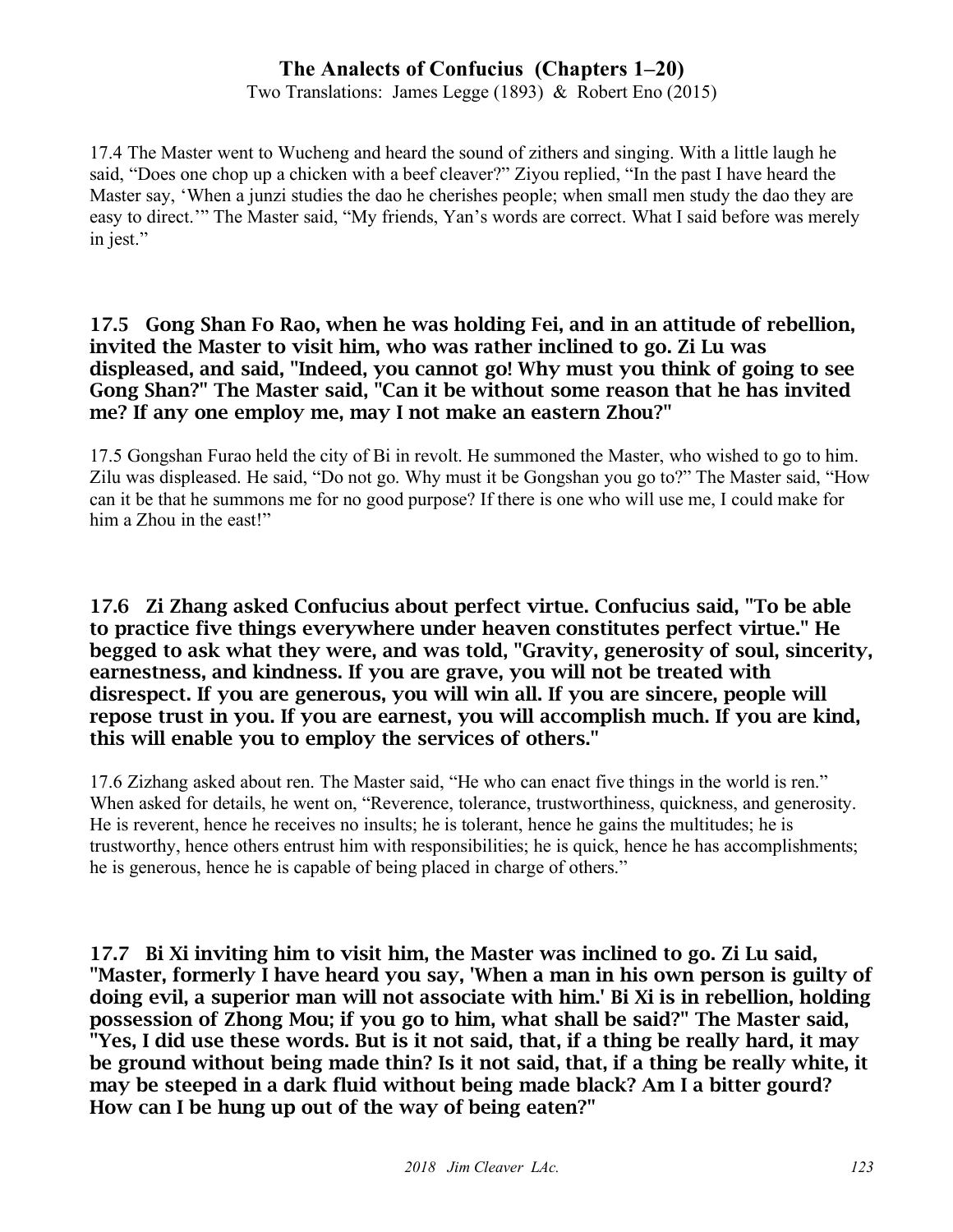17.4 The Master went to Wucheng and heard the sound of zithers and singing. With a little laugh he said, "Does one chop up a chicken with a beef cleaver?" Ziyou replied, "In the past I have heard the Master say, 'When a junzi studies the dao he cherishes people; when small men study the dao they are easy to direct.'" The Master said, "My friends, Yan's words are correct. What I said before was merely in jest."

### 17.5 Gong Shan Fo Rao, when he was holding Fei, and in an attitude of rebellion, invited the Master to visit him, who was rather inclined to go. Zi Lu was displeased, and said, "Indeed, you cannot go! Why must you think of going to see Gong Shan?" The Master said, "Can it be without some reason that he has invited me? If any one employ me, may I not make an eastern Zhou?"

17.5 Gongshan Furao held the city of Bi in revolt. He summoned the Master, who wished to go to him. Zilu was displeased. He said, "Do not go. Why must it be Gongshan you go to?" The Master said, "How can it be that he summons me for no good purpose? If there is one who will use me, I could make for him a Zhou in the east!"

### 17.6 Zi Zhang asked Confucius about perfect virtue. Confucius said, "To be able to practice five things everywhere under heaven constitutes perfect virtue." He begged to ask what they were, and was told, "Gravity, generosity of soul, sincerity, earnestness, and kindness. If you are grave, you will not be treated with disrespect. If you are generous, you will win all. If you are sincere, people will repose trust in you. If you are earnest, you will accomplish much. If you are kind, this will enable you to employ the services of others."

17.6 Zizhang asked about ren. The Master said, "He who can enact five things in the world is ren." When asked for details, he went on, "Reverence, tolerance, trustworthiness, quickness, and generosity. He is reverent, hence he receives no insults; he is tolerant, hence he gains the multitudes; he is trustworthy, hence others entrust him with responsibilities; he is quick, hence he has accomplishments; he is generous, hence he is capable of being placed in charge of others."

### 17.7 Bi Xi inviting him to visit him, the Master was inclined to go. Zi Lu said, "Master, formerly I have heard you say, 'When a man in his own person is guilty of doing evil, a superior man will not associate with him.' Bi Xi is in rebellion, holding possession of Zhong Mou; if you go to him, what shall be said?" The Master said, "Yes, I did use these words. But is it not said, that, if a thing be really hard, it may be ground without being made thin? Is it not said, that, if a thing be really white, it may be steeped in a dark fluid without being made black? Am I a bitter gourd? How can I be hung up out of the way of being eaten?"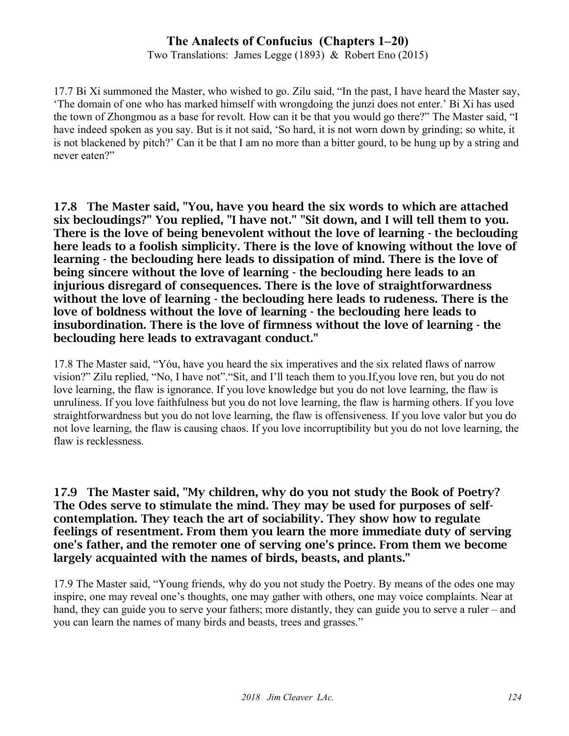17.7 Bi Xi summoned the Master, who wished to go. Zilu said, “In the past, I have heard the Master say, ‘The domain of one who has marked himself with wrongdoing the junzi does not enter.’ Bi Xi has used the town of Zhongmou as a base for revolt. How can it be that you would go there?” The Master said, “I have indeed spoken as you say. But is it not said, ‘So hard, it is not worn down by grinding; so white, it is not blackened by pitch?’ Can it be that I am no more than a bitter gourd, to be hung up by a string and never eaten?”

**17.8 The Master said, "You, have you heard the six words to which are attached six becloudings?" You replied, "I have not." "Sit down, and I will tell them to you. There is the love of being benevolent without the love of learning - the beclouding here leads to a foolish simplicity. There is the love of knowing without the love of learning - the beclouding here leads to dissipation of mind. There is the love of being sincere without the love of learning - the beclouding here leads to an injurious disregard of consequences. There is the love of straightforwardness without the love of learning - the beclouding here leads to rudeness. There is the love of boldness without the love of learning - the beclouding here leads to insubordination. There is the love of firmness without the love of learning - the beclouding here leads to extravagant conduct."**

17.8 The Master said, “Yóu, have you heard the six imperatives and the six related flaws of narrow vision?” Zilu replied, “No, I have not”.“Sit, and I’ll teach them to you.If,you love ren, but you do not love learning, the flaw is ignorance. If you love knowledge but you do not love learning, the flaw is unruliness. If you love faithfulness but you do not love learning, the flaw is harming others. If you love straightforwardness but you do not love learning, the flaw is offensiveness. If you love valor but you do not love learning, the flaw is causing chaos. If you love incorruptibility but you do not love learning, the flaw is recklessness.

**17.9 The Master said, "My children, why do you not study the Book of Poetry? The Odes serve to stimulate the mind. They may be used for purposes of self-contemplation. They teach the art of sociability. They show how to regulate feelings of resentment. From them you learn the more immediate duty of serving one's father, and the remoter one of serving one's prince. From them we become largely acquainted with the names of birds, beasts, and plants."**

17.9 The Master said, “Young friends, why do you not study the Poetry. By means of the odes one may inspire, one may reveal one’s thoughts, one may gather with others, one may voice complaints. Near at hand, they can guide you to serve your fathers; more distantly, they can guide you to serve a ruler – and you can learn the names of many birds and beasts, trees and grasses.”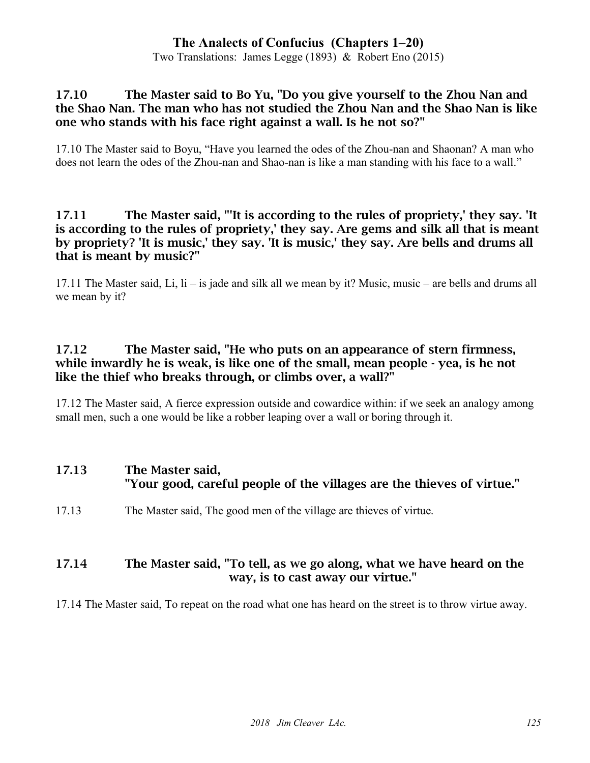### 17.10 The Master said to Bo Yu, "Do you give yourself to the Zhou Nan and the Shao Nan. The man who has not studied the Zhou Nan and the Shao Nan is like one who stands with his face right against a wall. Is he not so?"

17.10 The Master said to Boyu, "Have you learned the odes of the Zhou-nan and Shaonan? A man who does not learn the odes of the Zhou-nan and Shao-nan is like a man standing with his face to a wall."

### 17.11 The Master said, "'It is according to the rules of propriety,' they say. 'It is according to the rules of propriety,' they say. Are gems and silk all that is meant by propriety? 'It is music,' they say. 'It is music,' they say. Are bells and drums all that is meant by music?"

17.11 The Master said, Li, li – is jade and silk all we mean by it? Music, music – are bells and drums all we mean by it?

### 17.12 The Master said, "He who puts on an appearance of stern firmness, while inwardly he is weak, is like one of the small, mean people - yea, is he not like the thief who breaks through, or climbs over, a wall?"

17.12 The Master said, A fierce expression outside and cowardice within: if we seek an analogy among small men, such a one would be like a robber leaping over a wall or boring through it.

### 17.13 The Master said, "Your good, careful people of the villages are the thieves of virtue."

17.13 The Master said, The good men of the village are thieves of virtue.

### 17.14 The Master said, "To tell, as we go along, what we have heard on the way, is to cast away our virtue."

17.14 The Master said, To repeat on the road what one has heard on the street is to throw virtue away.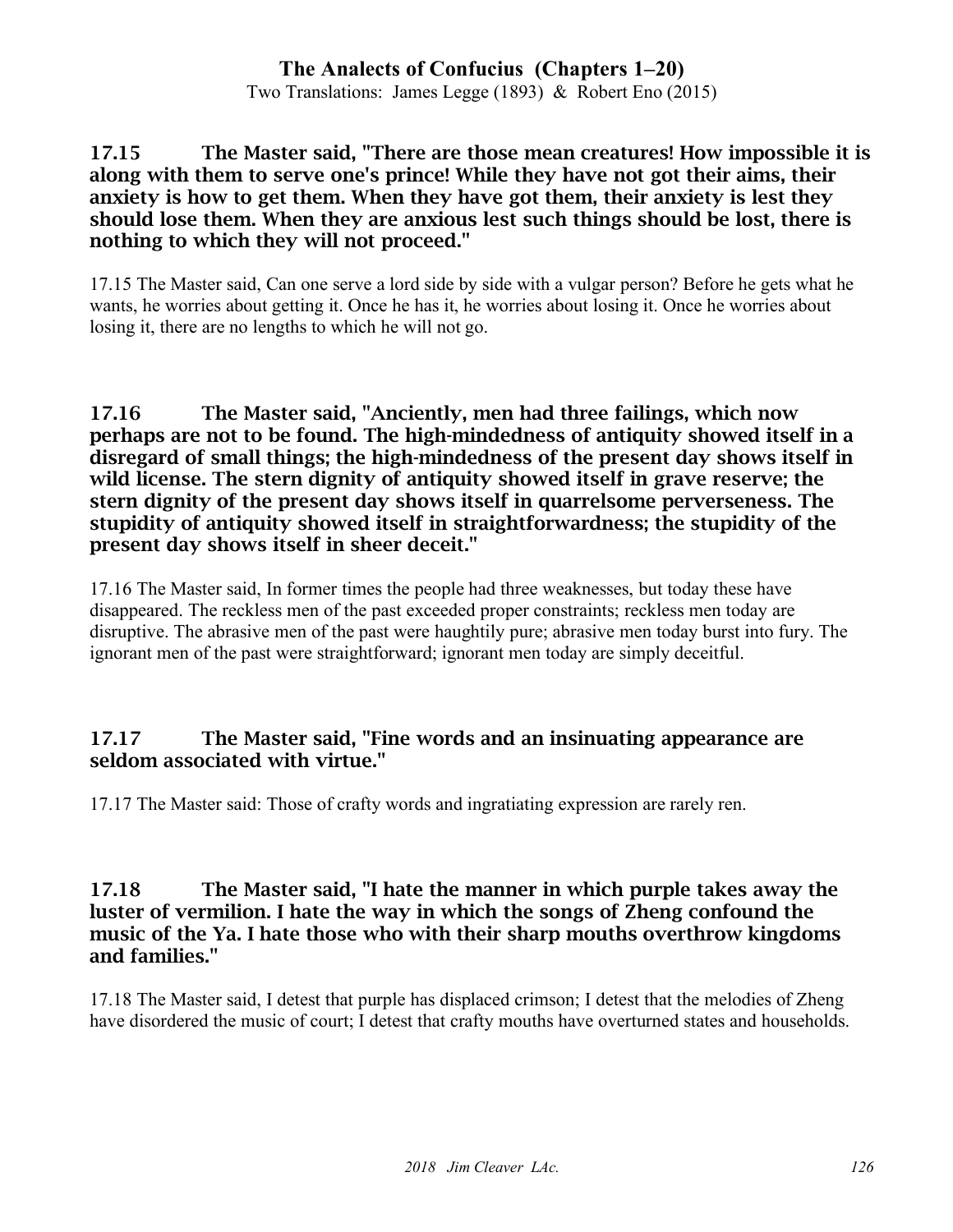### 17.15 The Master said, "There are those mean creatures! How impossible it is along with them to serve one's prince! While they have not got their aims, their anxiety is how to get them. When they have got them, their anxiety is lest they should lose them. When they are anxious lest such things should be lost, there is nothing to which they will not proceed."

17.15 The Master said, Can one serve a lord side by side with a vulgar person? Before he gets what he wants, he worries about getting it. Once he has it, he worries about losing it. Once he worries about losing it, there are no lengths to which he will not go.

### 17.16 The Master said, "Anciently, men had three failings, which now perhaps are not to be found. The high-mindedness of antiquity showed itself in a disregard of small things; the high-mindedness of the present day shows itself in wild license. The stern dignity of antiquity showed itself in grave reserve; the stern dignity of the present day shows itself in quarrelsome perverseness. The stupidity of antiquity showed itself in straightforwardness; the stupidity of the present day shows itself in sheer deceit."

17.16 The Master said, In former times the people had three weaknesses, but today these have disappeared. The reckless men of the past exceeded proper constraints; reckless men today are disruptive. The abrasive men of the past were haughtily pure; abrasive men today burst into fury. The ignorant men of the past were straightforward; ignorant men today are simply deceitful.

### 17.17 The Master said, "Fine words and an insinuating appearance are seldom associated with virtue."

17.17 The Master said: Those of crafty words and ingratiating expression are rarely ren.

### 17.18 The Master said, "I hate the manner in which purple takes away the luster of vermilion. I hate the way in which the songs of Zheng confound the music of the Ya. I hate those who with their sharp mouths overthrow kingdoms and families."

17.18 The Master said, I detest that purple has displaced crimson; I detest that the melodies of Zheng have disordered the music of court; I detest that crafty mouths have overturned states and households.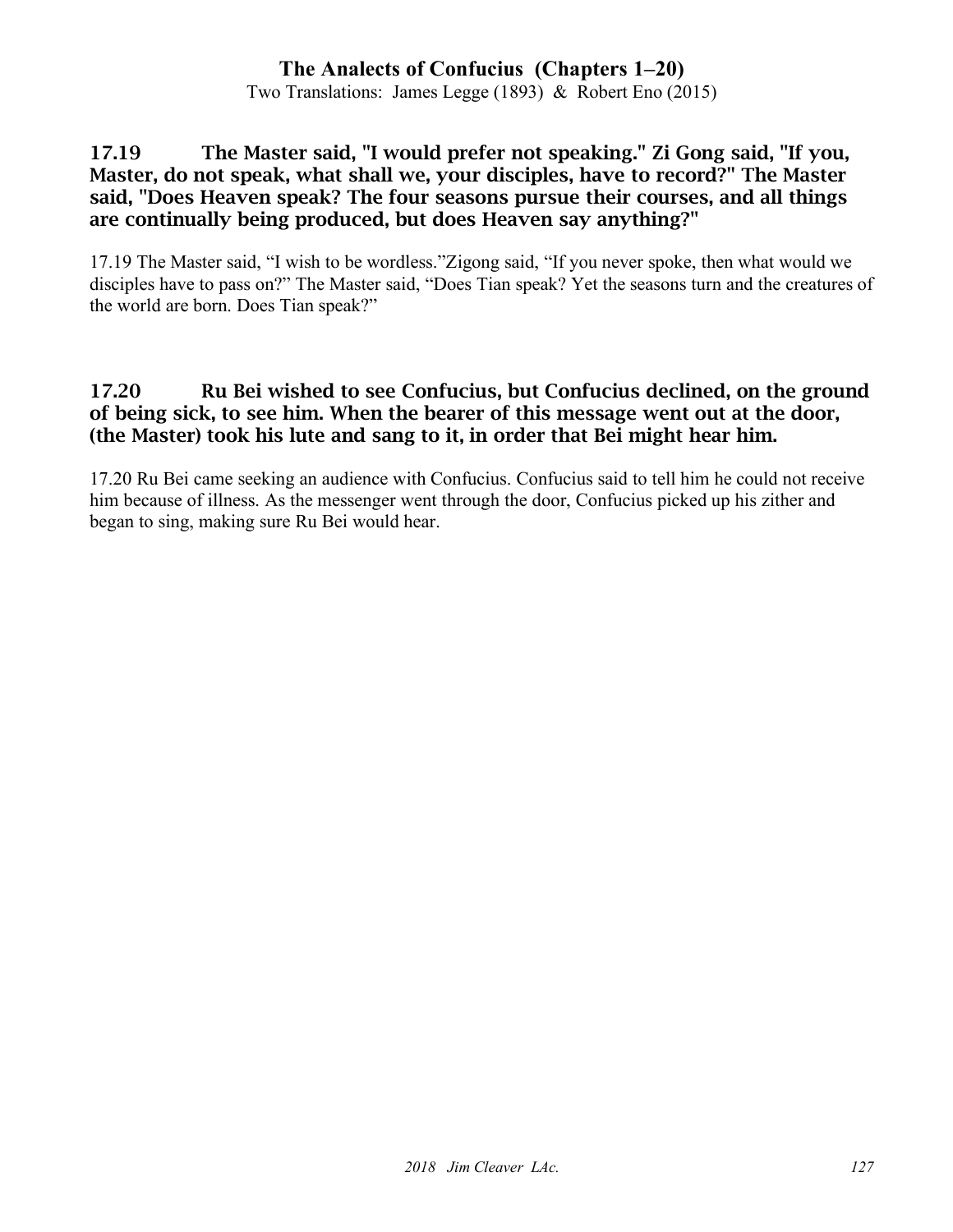### 17.19 The Master said, "I would prefer not speaking." Zi Gong said, "If you, Master, do not speak, what shall we, your disciples, have to record?" The Master said, "Does Heaven speak? The four seasons pursue their courses, and all things are continually being produced, but does Heaven say anything?"

17.19 The Master said, "I wish to be wordless."Zigong said, "If you never spoke, then what would we disciples have to pass on?" The Master said, "Does Tian speak? Yet the seasons turn and the creatures of the world are born. Does Tian speak?"

### 17.20 Ru Bei wished to see Confucius, but Confucius declined, on the ground of being sick, to see him. When the bearer of this message went out at the door, (the Master) took his lute and sang to it, in order that Bei might hear him.

17.20 Ru Bei came seeking an audience with Confucius. Confucius said to tell him he could not receive him because of illness. As the messenger went through the door, Confucius picked up his zither and began to sing, making sure Ru Bei would hear.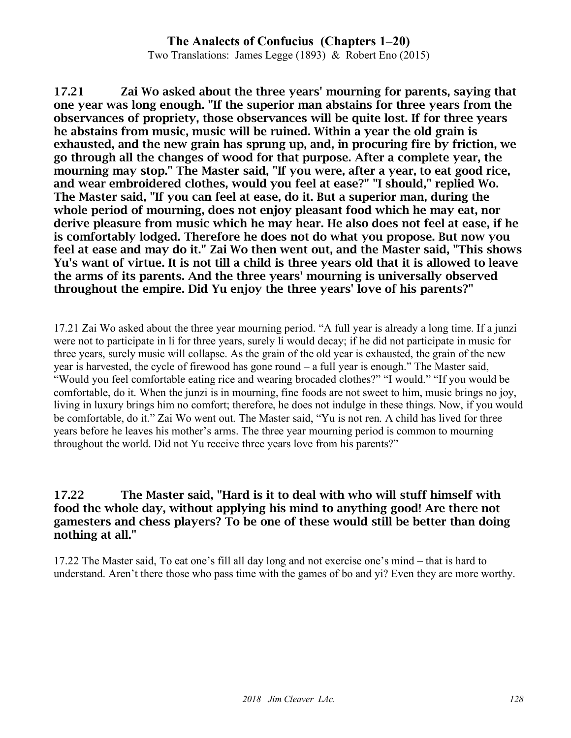**17.21 Zai Wo asked about the three years' mourning for parents, saying that one year was long enough. "If the superior man abstains for three years from the observances of propriety, those observances will be quite lost. If for three years he abstains from music, music will be ruined. Within a year the old grain is exhausted, and the new grain has sprung up, and, in procuring fire by friction, we go through all the changes of wood for that purpose. After a complete year, the mourning may stop." The Master said, "If you were, after a year, to eat good rice, and wear embroidered clothes, would you feel at ease?" "I should," replied Wo. The Master said, "If you can feel at ease, do it. But a superior man, during the whole period of mourning, does not enjoy pleasant food which he may eat, nor derive pleasure from music which he may hear. He also does not feel at ease, if he is comfortably lodged. Therefore he does not do what you propose. But now you feel at ease and may do it." Zai Wo then went out, and the Master said, "This shows Yu's want of virtue. It is not till a child is three years old that it is allowed to leave the arms of its parents. And the three years' mourning is universally observed throughout the empire. Did Yu enjoy the three years' love of his parents?"**

17.21 Zai Wo asked about the three year mourning period. "A full year is already a long time. If a junzi were not to participate in li for three years, surely li would decay; if he did not participate in music for three years, surely music will collapse. As the grain of the old year is exhausted, the grain of the new year is harvested, the cycle of firewood has gone round – a full year is enough." The Master said, "Would you feel comfortable eating rice and wearing brocaded clothes?" "I would." "If you would be comfortable, do it. When the junzi is in mourning, fine foods are not sweet to him, music brings no joy, living in luxury brings him no comfort; therefore, he does not indulge in these things. Now, if you would be comfortable, do it." Zai Wo went out. The Master said, "Yu is not ren. A child has lived for three years before he leaves his mother's arms. The three year mourning period is common to mourning throughout the world. Did not Yu receive three years love from his parents?"

**17.22 The Master said, "Hard is it to deal with who will stuff himself with food the whole day, without applying his mind to anything good! Are there not gamesters and chess players? To be one of these would still be better than doing nothing at all."**

17.22 The Master said, To eat one's fill all day long and not exercise one's mind – that is hard to understand. Aren't there those who pass time with the games of bo and yi? Even they are more worthy.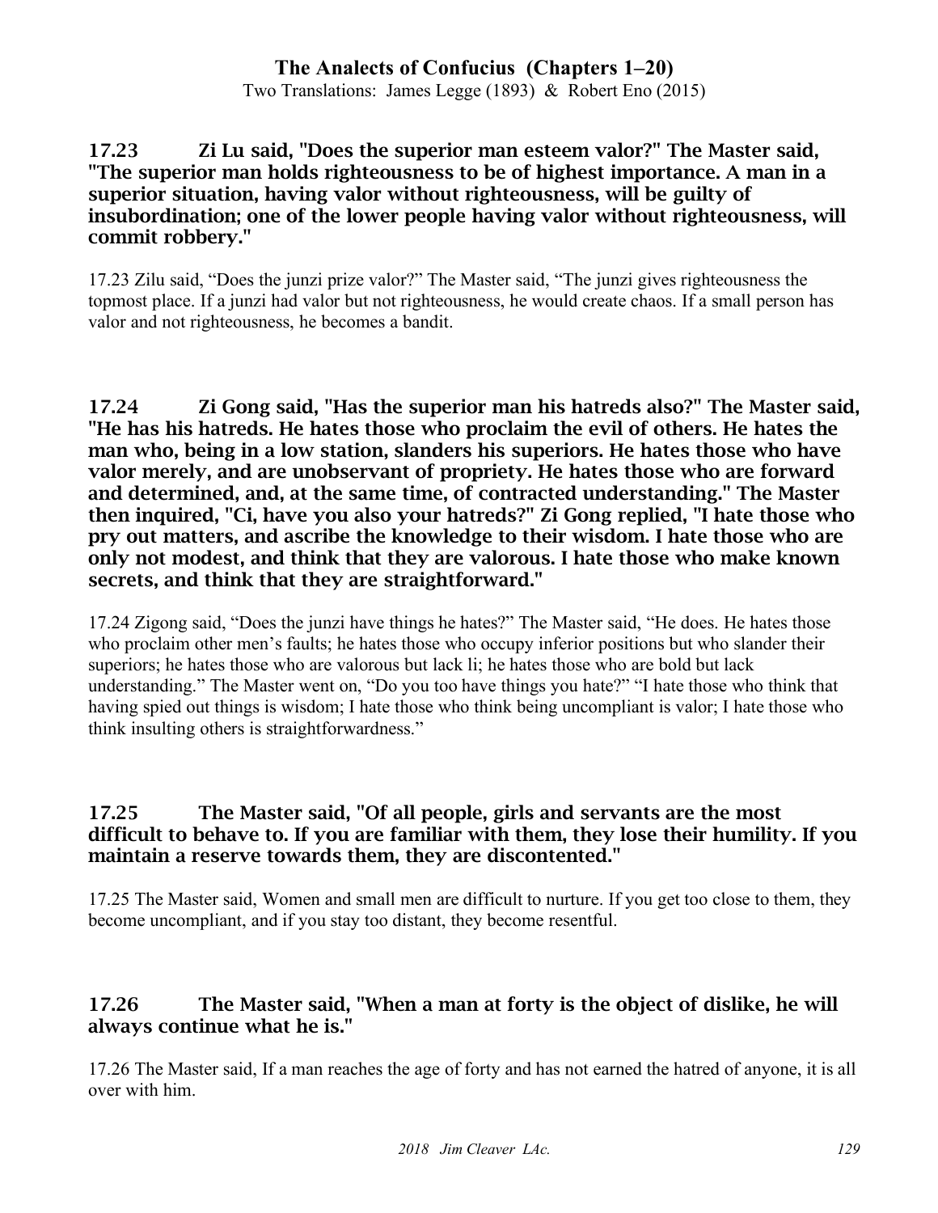### 17.23 Zi Lu said, "Does the superior man esteem valor?" The Master said, "The superior man holds righteousness to be of highest importance. A man in a superior situation, having valor without righteousness, will be guilty of insubordination; one of the lower people having valor without righteousness, will commit robbery."

17.23 Zilu said, "Does the junzi prize valor?" The Master said, "The junzi gives righteousness the topmost place. If a junzi had valor but not righteousness, he would create chaos. If a small person has valor and not righteousness, he becomes a bandit.

### 17.24 Zi Gong said, "Has the superior man his hatreds also?" The Master said, "He has his hatreds. He hates those who proclaim the evil of others. He hates the man who, being in a low station, slanders his superiors. He hates those who have valor merely, and are unobservant of propriety. He hates those who are forward and determined, and, at the same time, of contracted understanding." The Master then inquired, "Ci, have you also your hatreds?" Zi Gong replied, "I hate those who pry out matters, and ascribe the knowledge to their wisdom. I hate those who are only not modest, and think that they are valorous. I hate those who make known secrets, and think that they are straightforward."

17.24 Zigong said, "Does the junzi have things he hates?" The Master said, "He does. He hates those who proclaim other men's faults; he hates those who occupy inferior positions but who slander their superiors; he hates those who are valorous but lack li; he hates those who are bold but lack understanding." The Master went on, "Do you too have things you hate?" "I hate those who think that having spied out things is wisdom; I hate those who think being uncompliant is valor; I hate those who think insulting others is straightforwardness."

### 17.25 The Master said, "Of all people, girls and servants are the most difficult to behave to. If you are familiar with them, they lose their humility. If you maintain a reserve towards them, they are discontented."

17.25 The Master said, Women and small men are difficult to nurture. If you get too close to them, they become uncompliant, and if you stay too distant, they become resentful.

### 17.26 The Master said, "When a man at forty is the object of dislike, he will always continue what he is."

17.26 The Master said, If a man reaches the age of forty and has not earned the hatred of anyone, it is all over with him.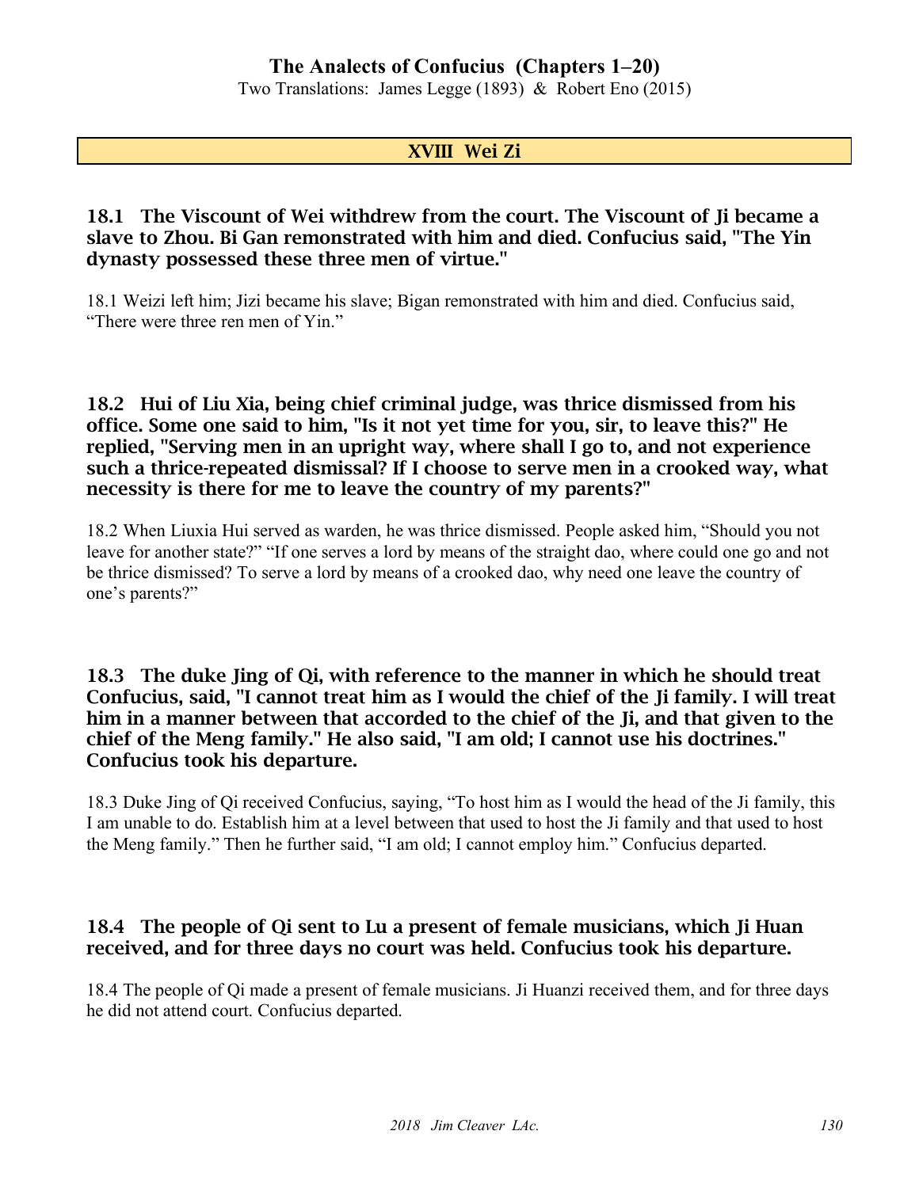## XVIII Wei Zi

### 18.1 The Viscount of Wei withdrew from the court. The Viscount of Ji became a slave to Zhou. Bi Gan remonstrated with him and died. Confucius said, "The Yin dynasty possessed these three men of virtue."

18.1 Weizi left him; Jizi became his slave; Bigan remonstrated with him and died. Confucius said, "There were three ren men of Yin."

### 18.2 Hui of Liu Xia, being chief criminal judge, was thrice dismissed from his office. Some one said to him, "Is it not yet time for you, sir, to leave this?" He replied, "Serving men in an upright way, where shall I go to, and not experience such a thrice-repeated dismissal? If I choose to serve men in a crooked way, what necessity is there for me to leave the country of my parents?"

18.2 When Liuxia Hui served as warden, he was thrice dismissed. People asked him, "Should you not leave for another state?" "If one serves a lord by means of the straight dao, where could one go and not be thrice dismissed? To serve a lord by means of a crooked dao, why need one leave the country of one's parents?"

### 18.3 The duke Jing of Qi, with reference to the manner in which he should treat Confucius, said, "I cannot treat him as I would the chief of the Ji family. I will treat him in a manner between that accorded to the chief of the Ji, and that given to the chief of the Meng family." He also said, "I am old; I cannot use his doctrines." Confucius took his departure.

18.3 Duke Jing of Qi received Confucius, saying, "To host him as I would the head of the Ji family, this I am unable to do. Establish him at a level between that used to host the Ji family and that used to host the Meng family." Then he further said, "I am old; I cannot employ him." Confucius departed.

### 18.4 The people of Qi sent to Lu a present of female musicians, which Ji Huan received, and for three days no court was held. Confucius took his departure.

18.4 The people of Qi made a present of female musicians. Ji Huanzi received them, and for three days he did not attend court. Confucius departed.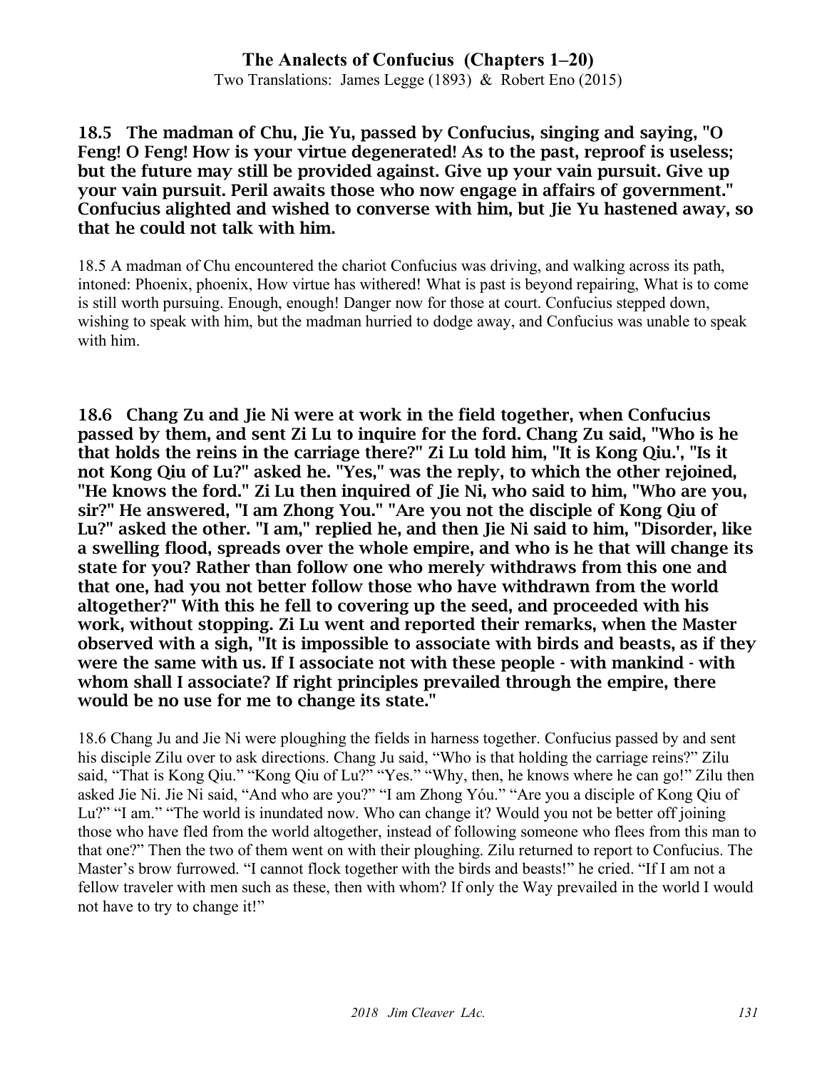**18.5 The madman of Chu, Jie Yu, passed by Confucius, singing and saying, "O Feng! O Feng! How is your virtue degenerated! As to the past, reproof is useless; but the future may still be provided against. Give up your vain pursuit. Give up your vain pursuit. Peril awaits those who now engage in affairs of government." Confucius alighted and wished to converse with him, but Jie Yu hastened away, so that he could not talk with him.**

18.5 A madman of Chu encountered the chariot Confucius was driving, and walking across its path, intoned: Phoenix, phoenix, How virtue has withered! What is past is beyond repairing, What is to come is still worth pursuing. Enough, enough! Danger now for those at court. Confucius stepped down, wishing to speak with him, but the madman hurried to dodge away, and Confucius was unable to speak with him.

**18.6 Chang Zu and Jie Ni were at work in the field together, when Confucius passed by them, and sent Zi Lu to inquire for the ford. Chang Zu said, "Who is he that holds the reins in the carriage there?" Zi Lu told him, "It is Kong Qiu.', "Is it not Kong Qiu of Lu?" asked he. "Yes," was the reply, to which the other rejoined, "He knows the ford." Zi Lu then inquired of Jie Ni, who said to him, "Who are you, sir?" He answered, "I am Zhong You." "Are you not the disciple of Kong Qiu of Lu?" asked the other. "I am," replied he, and then Jie Ni said to him, "Disorder, like a swelling flood, spreads over the whole empire, and who is he that will change its state for you? Rather than follow one who merely withdraws from this one and that one, had you not better follow those who have withdrawn from the world altogether?" With this he fell to covering up the seed, and proceeded with his work, without stopping. Zi Lu went and reported their remarks, when the Master observed with a sigh, "It is impossible to associate with birds and beasts, as if they were the same with us. If I associate not with these people - with mankind - with whom shall I associate? If right principles prevailed through the empire, there would be no use for me to change its state."**

18.6 Chang Ju and Jie Ni were ploughing the fields in harness together. Confucius passed by and sent his disciple Zilu over to ask directions. Chang Ju said, "Who is that holding the carriage reins?" Zilu said, "That is Kong Qiu." "Kong Qiu of Lu?" "Yes." "Why, then, he knows where he can go!" Zilu then asked Jie Ni. Jie Ni said, "And who are you?" "I am Zhong Yóu." "Are you a disciple of Kong Qiu of Lu?" "I am." "The world is inundated now. Who can change it? Would you not be better off joining those who have fled from the world altogether, instead of following someone who flees from this man to that one?" Then the two of them went on with their ploughing. Zilu returned to report to Confucius. The Master's brow furrowed. "I cannot flock together with the birds and beasts!" he cried. "If I am not a fellow traveler with men such as these, then with whom? If only the Way prevailed in the world I would not have to try to change it!"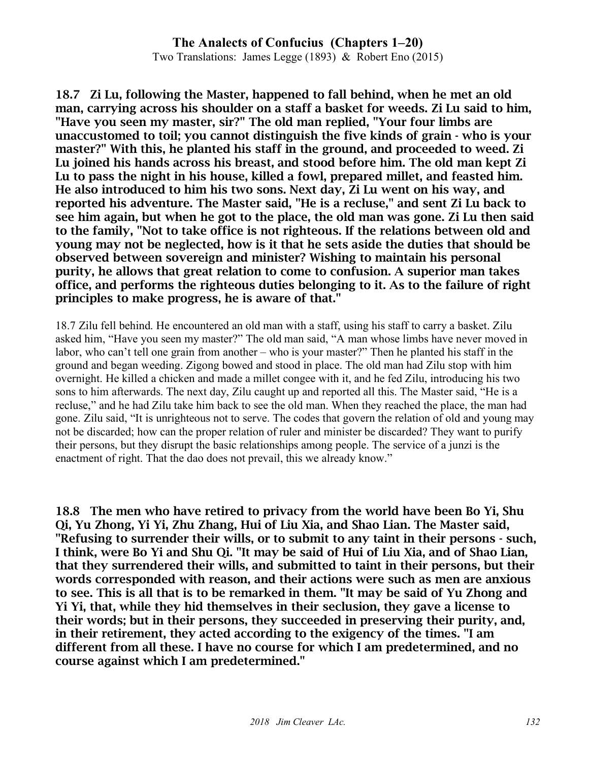**18.7 Zi Lu, following the Master, happened to fall behind, when he met an old man, carrying across his shoulder on a staff a basket for weeds. Zi Lu said to him, "Have you seen my master, sir?" The old man replied, "Your four limbs are unaccustomed to toil; you cannot distinguish the five kinds of grain - who is your master?" With this, he planted his staff in the ground, and proceeded to weed. Zi Lu joined his hands across his breast, and stood before him. The old man kept Zi Lu to pass the night in his house, killed a fowl, prepared millet, and feasted him. He also introduced to him his two sons. Next day, Zi Lu went on his way, and reported his adventure. The Master said, "He is a recluse," and sent Zi Lu back to see him again, but when he got to the place, the old man was gone. Zi Lu then said to the family, "Not to take office is not righteous. If the relations between old and young may not be neglected, how is it that he sets aside the duties that should be observed between sovereign and minister? Wishing to maintain his personal purity, he allows that great relation to come to confusion. A superior man takes office, and performs the righteous duties belonging to it. As to the failure of right principles to make progress, he is aware of that."**

18.7 Zilu fell behind. He encountered an old man with a staff, using his staff to carry a basket. Zilu asked him, "Have you seen my master?" The old man said, "A man whose limbs have never moved in labor, who can't tell one grain from another – who is your master?" Then he planted his staff in the ground and began weeding. Zigong bowed and stood in place. The old man had Zilu stop with him overnight. He killed a chicken and made a millet congee with it, and he fed Zilu, introducing his two sons to him afterwards. The next day, Zilu caught up and reported all this. The Master said, "He is a recluse," and he had Zilu take him back to see the old man. When they reached the place, the man had gone. Zilu said, "It is unrighteous not to serve. The codes that govern the relation of old and young may not be discarded; how can the proper relation of ruler and minister be discarded? They want to purify their persons, but they disrupt the basic relationships among people. The service of a junzi is the enactment of right. That the dao does not prevail, this we already know."

**18.8 The men who have retired to privacy from the world have been Bo Yi, Shu Qi, Yu Zhong, Yi Yi, Zhu Zhang, Hui of Liu Xia, and Shao Lian. The Master said, "Refusing to surrender their wills, or to submit to any taint in their persons - such, I think, were Bo Yi and Shu Qi. "It may be said of Hui of Liu Xia, and of Shao Lian, that they surrendered their wills, and submitted to taint in their persons, but their words corresponded with reason, and their actions were such as men are anxious to see. This is all that is to be remarked in them. "It may be said of Yu Zhong and Yi Yi, that, while they hid themselves in their seclusion, they gave a license to their words; but in their persons, they succeeded in preserving their purity, and, in their retirement, they acted according to the exigency of the times. "I am different from all these. I have no course for which I am predetermined, and no course against which I am predetermined."**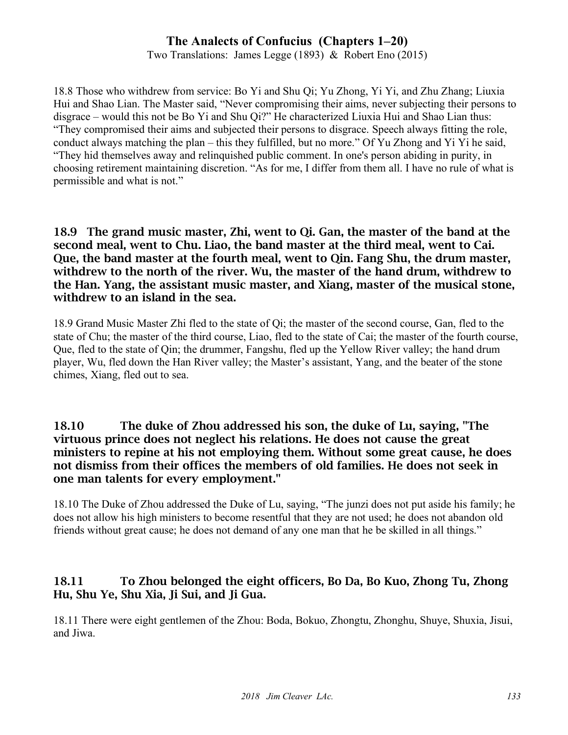18.8 Those who withdrew from service: Bo Yi and Shu Qi; Yu Zhong, Yi Yi, and Zhu Zhang; Liuxia Hui and Shao Lian. The Master said, “Never compromising their aims, never subjecting their persons to disgrace – would this not be Bo Yi and Shu Qi?” He characterized Liuxia Hui and Shao Lian thus: “They compromised their aims and subjected their persons to disgrace. Speech always fitting the role, conduct always matching the plan – this they fulfilled, but no more.” Of Yu Zhong and Yi Yi he said, “They hid themselves away and relinquished public comment. In one's person abiding in purity, in choosing retirement maintaining discretion. “As for me, I differ from them all. I have no rule of what is permissible and what is not.”

### 18.9 The grand music master, Zhi, went to Qi. Gan, the master of the band at the second meal, went to Chu. Liao, the band master at the third meal, went to Cai. Que, the band master at the fourth meal, went to Qin. Fang Shu, the drum master, withdrew to the north of the river. Wu, the master of the hand drum, withdrew to the Han. Yang, the assistant music master, and Xiang, master of the musical stone, withdrew to an island in the sea.

18.9 Grand Music Master Zhi fled to the state of Qi; the master of the second course, Gan, fled to the state of Chu; the master of the third course, Liao, fled to the state of Cai; the master of the fourth course, Que, fled to the state of Qin; the drummer, Fangshu, fled up the Yellow River valley; the hand drum player, Wu, fled down the Han River valley; the Master’s assistant, Yang, and the beater of the stone chimes, Xiang, fled out to sea.

### 18.10 The duke of Zhou addressed his son, the duke of Lu, saying, "The virtuous prince does not neglect his relations. He does not cause the great ministers to repine at his not employing them. Without some great cause, he does not dismiss from their offices the members of old families. He does not seek in one man talents for every employment."

18.10 The Duke of Zhou addressed the Duke of Lu, saying, “The junzi does not put aside his family; he does not allow his high ministers to become resentful that they are not used; he does not abandon old friends without great cause; he does not demand of any one man that he be skilled in all things.”

### 18.11 To Zhou belonged the eight officers, Bo Da, Bo Kuo, Zhong Tu, Zhong Hu, Shu Ye, Shu Xia, Ji Sui, and Ji Gua.

18.11 There were eight gentlemen of the Zhou: Boda, Bokuo, Zhongtu, Zhonghu, Shuye, Shuxia, Jisui, and Jiwa.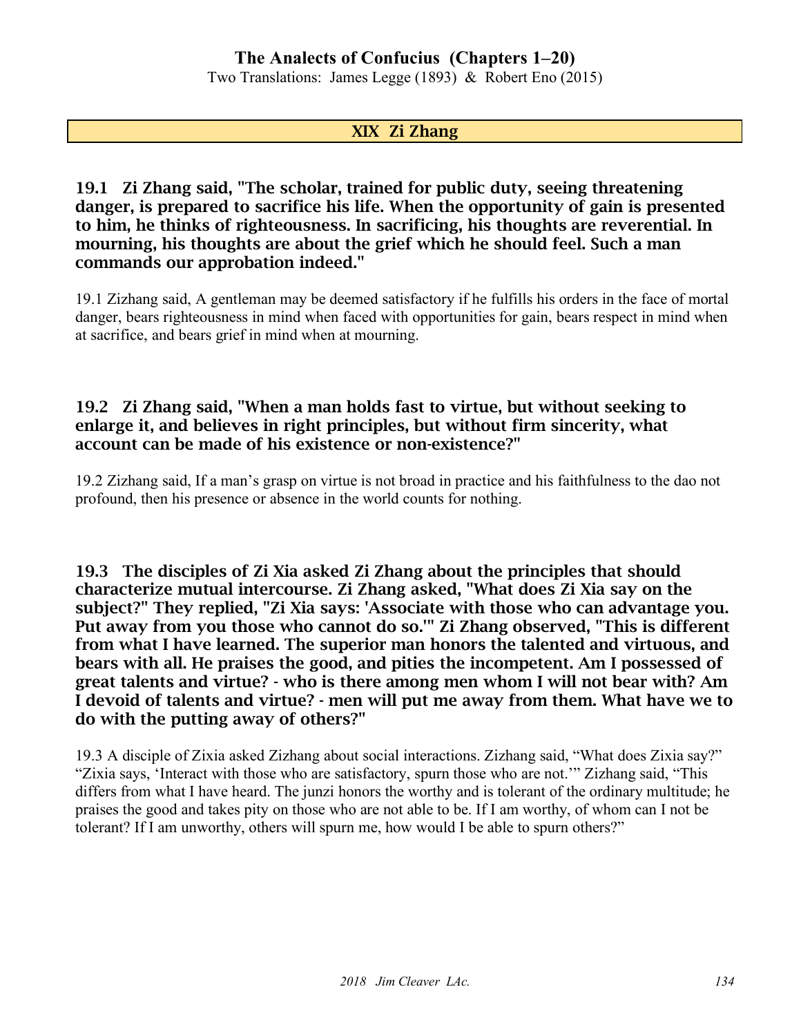## XIX Zi Zhang

**19.1 Zi Zhang said, "The scholar, trained for public duty, seeing threatening danger, is prepared to sacrifice his life. When the opportunity of gain is presented to him, he thinks of righteousness. In sacrificing, his thoughts are reverential. In mourning, his thoughts are about the grief which he should feel. Such a man commands our approbation indeed."**

19.1 Zizhang said, A gentleman may be deemed satisfactory if he fulfills his orders in the face of mortal danger, bears righteousness in mind when faced with opportunities for gain, bears respect in mind when at sacrifice, and bears grief in mind when at mourning.

**19.2 Zi Zhang said, "When a man holds fast to virtue, but without seeking to enlarge it, and believes in right principles, but without firm sincerity, what account can be made of his existence or non-existence?"**

19.2 Zizhang said, If a man's grasp on virtue is not broad in practice and his faithfulness to the dao not profound, then his presence or absence in the world counts for nothing.

**19.3 The disciples of Zi Xia asked Zi Zhang about the principles that should characterize mutual intercourse. Zi Zhang asked, "What does Zi Xia say on the subject?" They replied, "Zi Xia says: 'Associate with those who can advantage you. Put away from you those who cannot do so.'" Zi Zhang observed, "This is different from what I have learned. The superior man honors the talented and virtuous, and bears with all. He praises the good, and pities the incompetent. Am I possessed of great talents and virtue? - who is there among men whom I will not bear with? Am I devoid of talents and virtue? - men will put me away from them. What have we to do with the putting away of others?"**

19.3 A disciple of Zixia asked Zizhang about social interactions. Zizhang said, "What does Zixia say?" "Zixia says, 'Interact with those who are satisfactory, spurn those who are not.'" Zizhang said, "This differs from what I have heard. The junzi honors the worthy and is tolerant of the ordinary multitude; he praises the good and takes pity on those who are not able to be. If I am worthy, of whom can I not be tolerant? If I am unworthy, others will spurn me, how would I be able to spurn others?"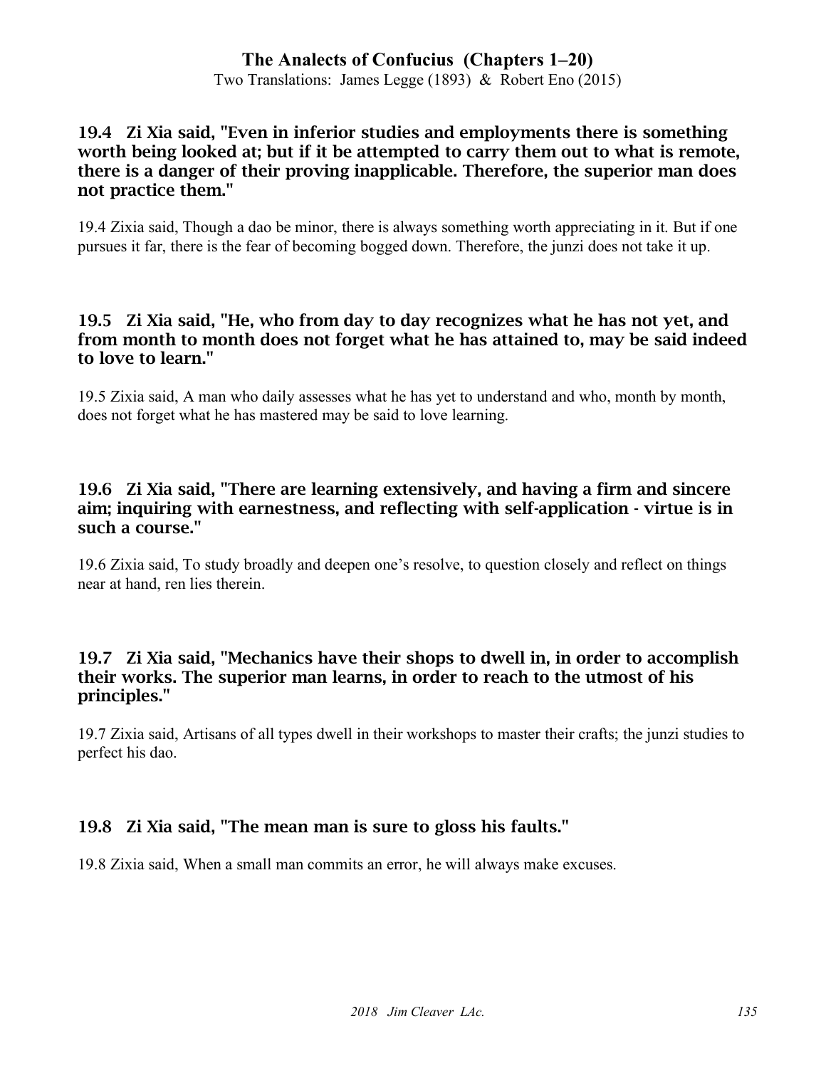### 19.4 Zi Xia said, "Even in inferior studies and employments there is something worth being looked at; but if it be attempted to carry them out to what is remote, there is a danger of their proving inapplicable. Therefore, the superior man does not practice them."

19.4 Zixia said, Though a dao be minor, there is always something worth appreciating in it. But if one pursues it far, there is the fear of becoming bogged down. Therefore, the junzi does not take it up.

### 19.5 Zi Xia said, "He, who from day to day recognizes what he has not yet, and from month to month does not forget what he has attained to, may be said indeed to love to learn."

19.5 Zixia said, A man who daily assesses what he has yet to understand and who, month by month, does not forget what he has mastered may be said to love learning.

### 19.6 Zi Xia said, "There are learning extensively, and having a firm and sincere aim; inquiring with earnestness, and reflecting with self-application - virtue is in such a course."

19.6 Zixia said, To study broadly and deepen one's resolve, to question closely and reflect on things near at hand, ren lies therein.

### 19.7 Zi Xia said, "Mechanics have their shops to dwell in, in order to accomplish their works. The superior man learns, in order to reach to the utmost of his principles."

19.7 Zixia said, Artisans of all types dwell in their workshops to master their crafts; the junzi studies to perfect his dao.

### 19.8 Zi Xia said, "The mean man is sure to gloss his faults."

19.8 Zixia said, When a small man commits an error, he will always make excuses.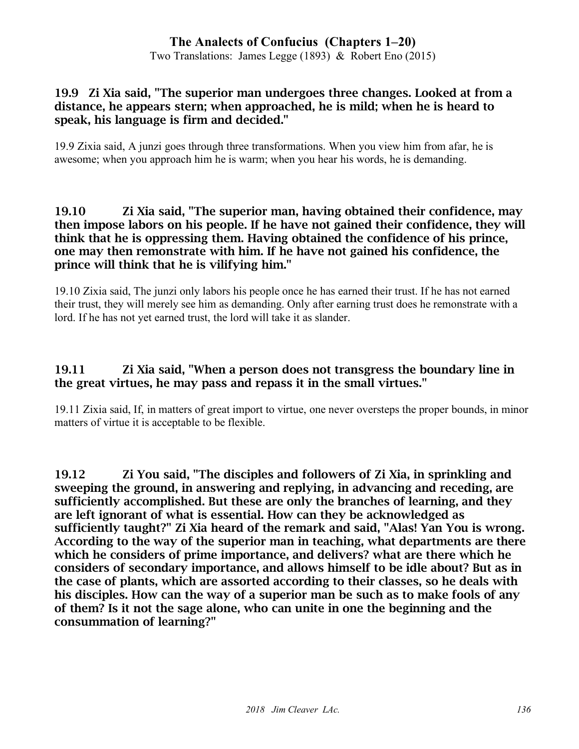**19.9 Zi Xia said, "The superior man undergoes three changes. Looked at from a distance, he appears stern; when approached, he is mild; when he is heard to speak, his language is firm and decided."**

19.9 Zixia said, A junzi goes through three transformations. When you view him from afar, he is awesome; when you approach him he is warm; when you hear his words, he is demanding.

**19.10 Zi Xia said, "The superior man, having obtained their confidence, may then impose labors on his people. If he have not gained their confidence, they will think that he is oppressing them. Having obtained the confidence of his prince, one may then remonstrate with him. If he have not gained his confidence, the prince will think that he is vilifying him."**

19.10 Zixia said, The junzi only labors his people once he has earned their trust. If he has not earned their trust, they will merely see him as demanding. Only after earning trust does he remonstrate with a lord. If he has not yet earned trust, the lord will take it as slander.

**19.11 Zi Xia said, "When a person does not transgress the boundary line in the great virtues, he may pass and repass it in the small virtues."**

19.11 Zixia said, If, in matters of great import to virtue, one never oversteps the proper bounds, in minor matters of virtue it is acceptable to be flexible.

**19.12 Zi You said, "The disciples and followers of Zi Xia, in sprinkling and sweeping the ground, in answering and replying, in advancing and receding, are sufficiently accomplished. But these are only the branches of learning, and they are left ignorant of what is essential. How can they be acknowledged as sufficiently taught?" Zi Xia heard of the remark and said, "Alas! Yan You is wrong. According to the way of the superior man in teaching, what departments are there which he considers of prime importance, and delivers? what are there which he considers of secondary importance, and allows himself to be idle about? But as in the case of plants, which are assorted according to their classes, so he deals with his disciples. How can the way of a superior man be such as to make fools of any of them? Is it not the sage alone, who can unite in one the beginning and the consummation of learning?"**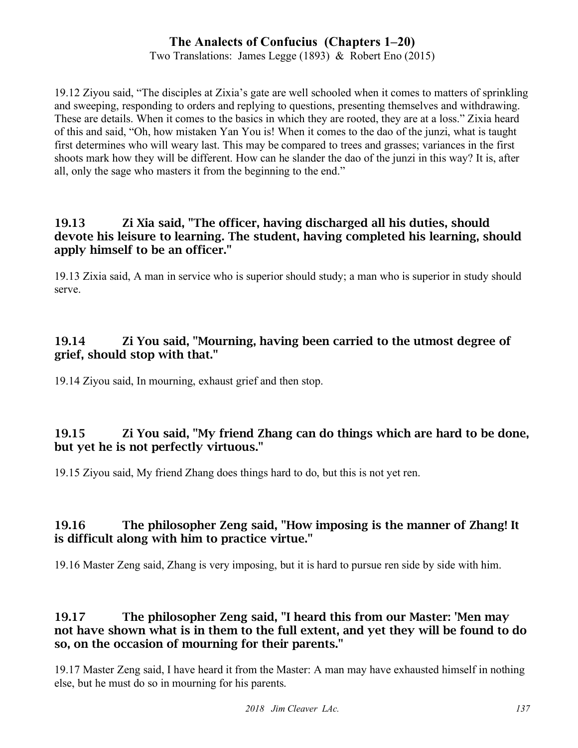19.12 Ziyou said, "The disciples at Zixia's gate are well schooled when it comes to matters of sprinkling and sweeping, responding to orders and replying to questions, presenting themselves and withdrawing. These are details. When it comes to the basics in which they are rooted, they are at a loss." Zixia heard of this and said, "Oh, how mistaken Yan You is! When it comes to the dao of the junzi, what is taught first determines who will weary last. This may be compared to trees and grasses; variances in the first shoots mark how they will be different. How can he slander the dao of the junzi in this way? It is, after all, only the sage who masters it from the beginning to the end."

### 19.13 Zi Xia said, "The officer, having discharged all his duties, should devote his leisure to learning. The student, having completed his learning, should apply himself to be an officer."

19.13 Zixia said, A man in service who is superior should study; a man who is superior in study should serve.

### 19.14 Zi You said, "Mourning, having been carried to the utmost degree of grief, should stop with that."

19.14 Ziyou said, In mourning, exhaust grief and then stop.

### 19.15 Zi You said, "My friend Zhang can do things which are hard to be done, but yet he is not perfectly virtuous."

19.15 Ziyou said, My friend Zhang does things hard to do, but this is not yet ren.

### 19.16 The philosopher Zeng said, "How imposing is the manner of Zhang! It is difficult along with him to practice virtue."

19.16 Master Zeng said, Zhang is very imposing, but it is hard to pursue ren side by side with him.

### 19.17 The philosopher Zeng said, "I heard this from our Master: 'Men may not have shown what is in them to the full extent, and yet they will be found to do so, on the occasion of mourning for their parents."

19.17 Master Zeng said, I have heard it from the Master: A man may have exhausted himself in nothing else, but he must do so in mourning for his parents.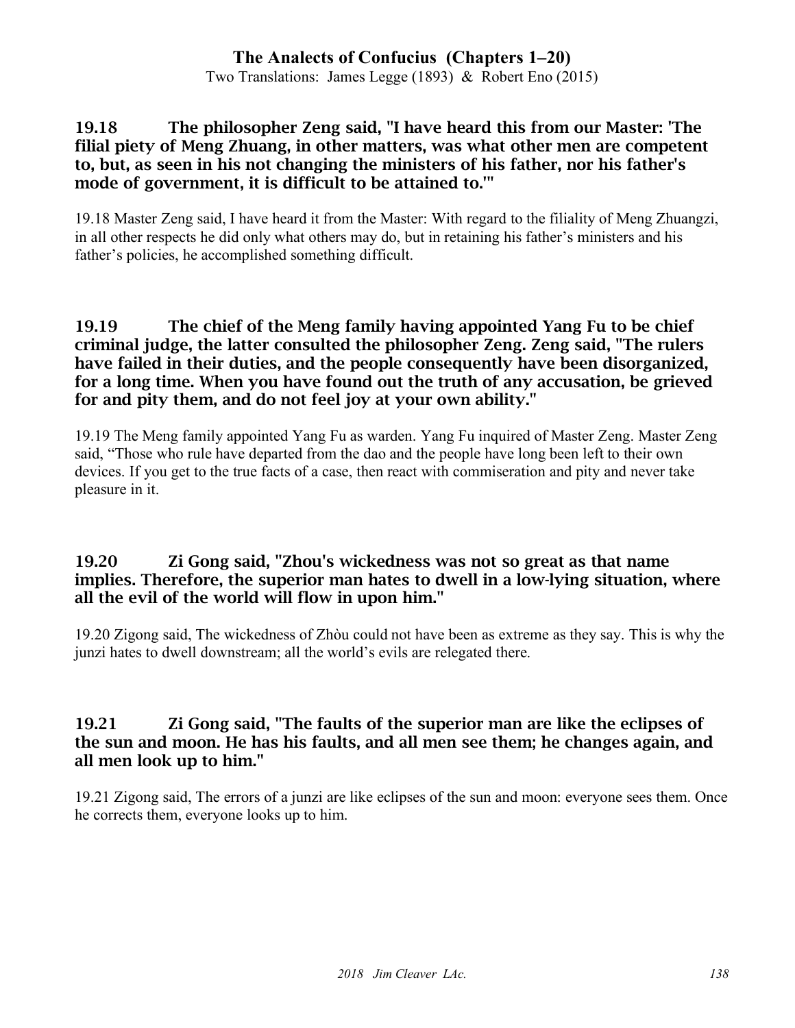### 19.18 The philosopher Zeng said, "I have heard this from our Master: 'The filial piety of Meng Zhuang, in other matters, was what other men are competent to, but, as seen in his not changing the ministers of his father, nor his father's mode of government, it is difficult to be attained to.'"

19.18 Master Zeng said, I have heard it from the Master: With regard to the filiality of Meng Zhuangzi, in all other respects he did only what others may do, but in retaining his father's ministers and his father's policies, he accomplished something difficult.

### 19.19 The chief of the Meng family having appointed Yang Fu to be chief criminal judge, the latter consulted the philosopher Zeng. Zeng said, "The rulers have failed in their duties, and the people consequently have been disorganized, for a long time. When you have found out the truth of any accusation, be grieved for and pity them, and do not feel joy at your own ability."

19.19 The Meng family appointed Yang Fu as warden. Yang Fu inquired of Master Zeng. Master Zeng said, "Those who rule have departed from the dao and the people have long been left to their own devices. If you get to the true facts of a case, then react with commiseration and pity and never take pleasure in it.

### 19.20 Zi Gong said, "Zhou's wickedness was not so great as that name implies. Therefore, the superior man hates to dwell in a low-lying situation, where all the evil of the world will flow in upon him."

19.20 Zigong said, The wickedness of Zhòu could not have been as extreme as they say. This is why the junzi hates to dwell downstream; all the world's evils are relegated there.

### 19.21 Zi Gong said, "The faults of the superior man are like the eclipses of the sun and moon. He has his faults, and all men see them; he changes again, and all men look up to him."

19.21 Zigong said, The errors of a junzi are like eclipses of the sun and moon: everyone sees them. Once he corrects them, everyone looks up to him.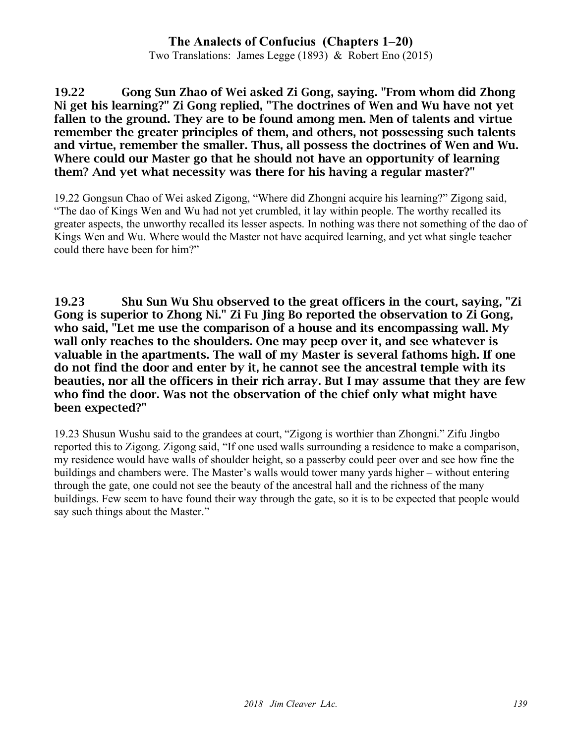**19.22 Gong Sun Zhao of Wei asked Zi Gong, saying. "From whom did Zhong Ni get his learning?" Zi Gong replied, "The doctrines of Wen and Wu have not yet fallen to the ground. They are to be found among men. Men of talents and virtue remember the greater principles of them, and others, not possessing such talents and virtue, remember the smaller. Thus, all possess the doctrines of Wen and Wu. Where could our Master go that he should not have an opportunity of learning them? And yet what necessity was there for his having a regular master?"**

19.22 Gongsun Chao of Wei asked Zigong, "Where did Zhongni acquire his learning?" Zigong said, "The dao of Kings Wen and Wu had not yet crumbled, it lay within people. The worthy recalled its greater aspects, the unworthy recalled its lesser aspects. In nothing was there not something of the dao of Kings Wen and Wu. Where would the Master not have acquired learning, and yet what single teacher could there have been for him?"

**19.23 Shu Sun Wu Shu observed to the great officers in the court, saying, "Zi Gong is superior to Zhong Ni." Zi Fu Jing Bo reported the observation to Zi Gong, who said, "Let me use the comparison of a house and its encompassing wall. My wall only reaches to the shoulders. One may peep over it, and see whatever is valuable in the apartments. The wall of my Master is several fathoms high. If one do not find the door and enter by it, he cannot see the ancestral temple with its beauties, nor all the officers in their rich array. But I may assume that they are few who find the door. Was not the observation of the chief only what might have been expected?"**

19.23 Shusun Wushu said to the grandees at court, "Zigong is worthier than Zhongni." Zifu Jingbo reported this to Zigong. Zigong said, "If one used walls surrounding a residence to make a comparison, my residence would have walls of shoulder height, so a passerby could peer over and see how fine the buildings and chambers were. The Master's walls would tower many yards higher – without entering through the gate, one could not see the beauty of the ancestral hall and the richness of the many buildings. Few seem to have found their way through the gate, so it is to be expected that people would say such things about the Master."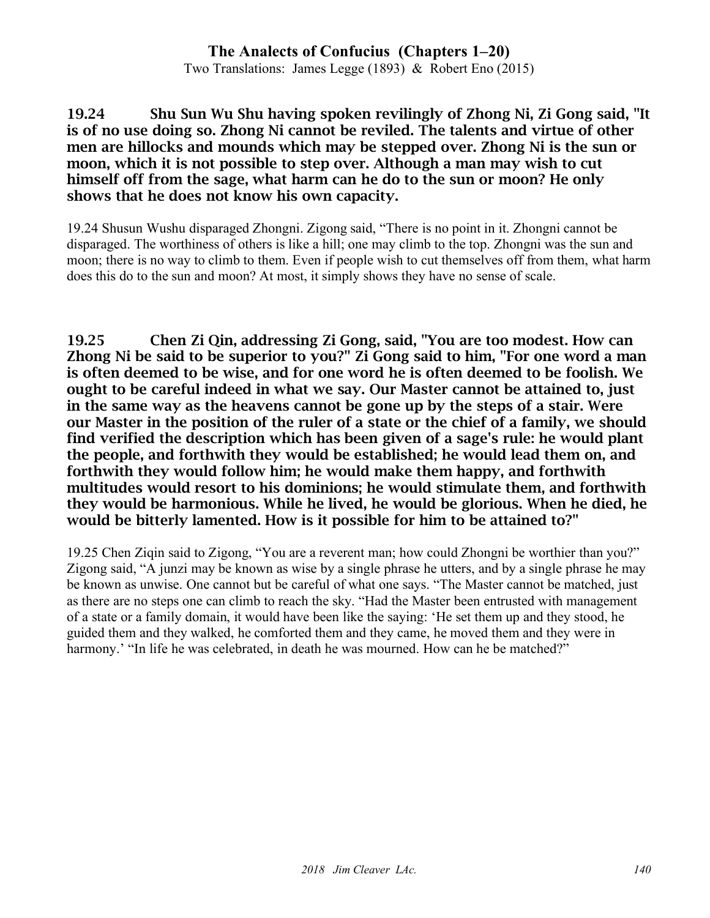**19.24 Shu Sun Wu Shu having spoken revilingly of Zhong Ni, Zi Gong said, "It is of no use doing so. Zhong Ni cannot be reviled. The talents and virtue of other men are hillocks and mounds which may be stepped over. Zhong Ni is the sun or moon, which it is not possible to step over. Although a man may wish to cut himself off from the sage, what harm can he do to the sun or moon? He only shows that he does not know his own capacity.**

19.24 Shusun Wushu disparaged Zhongni. Zigong said, "There is no point in it. Zhongni cannot be disparaged. The worthiness of others is like a hill; one may climb to the top. Zhongni was the sun and moon; there is no way to climb to them. Even if people wish to cut themselves off from them, what harm does this do to the sun and moon? At most, it simply shows they have no sense of scale.

**19.25 Chen Zi Qin, addressing Zi Gong, said, "You are too modest. How can Zhong Ni be said to be superior to you?" Zi Gong said to him, "For one word a man is often deemed to be wise, and for one word he is often deemed to be foolish. We ought to be careful indeed in what we say. Our Master cannot be attained to, just in the same way as the heavens cannot be gone up by the steps of a stair. Were our Master in the position of the ruler of a state or the chief of a family, we should find verified the description which has been given of a sage's rule: he would plant the people, and forthwith they would be established; he would lead them on, and forthwith they would follow him; he would make them happy, and forthwith multitudes would resort to his dominions; he would stimulate them, and forthwith they would be harmonious. While he lived, he would be glorious. When he died, he would be bitterly lamented. How is it possible for him to be attained to?"**

19.25 Chen Ziqin said to Zigong, "You are a reverent man; how could Zhongni be worthier than you?" Zigong said, "A junzi may be known as wise by a single phrase he utters, and by a single phrase he may be known as unwise. One cannot but be careful of what one says. "The Master cannot be matched, just as there are no steps one can climb to reach the sky. "Had the Master been entrusted with management of a state or a family domain, it would have been like the saying: 'He set them up and they stood, he guided them and they walked, he comforted them and they came, he moved them and they were in harmony.' "In life he was celebrated, in death he was mourned. How can he be matched?"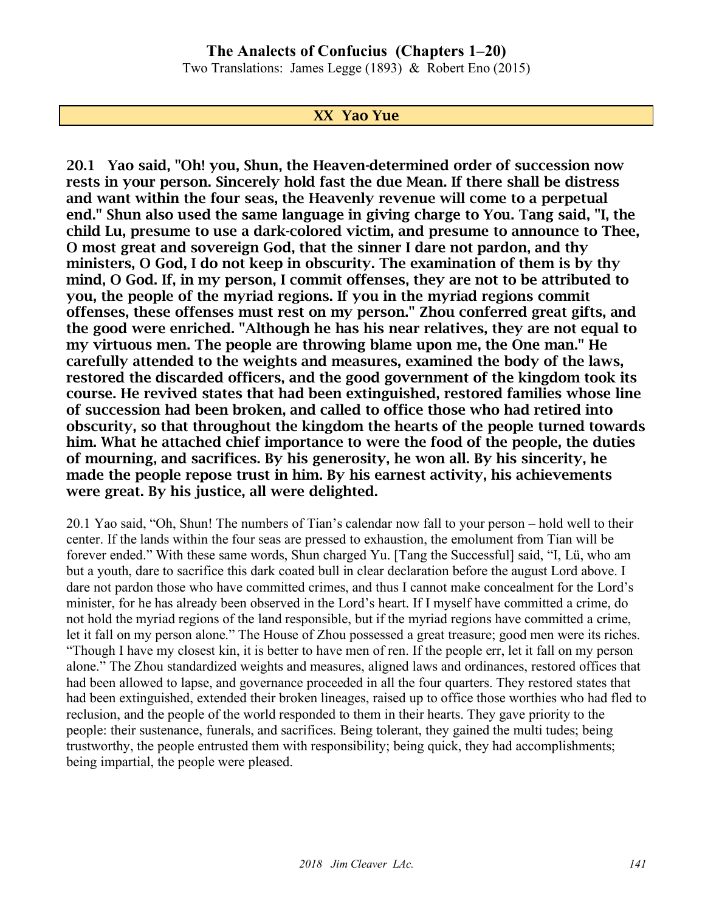## XX Yao Yue

**20.1 Yao said, "Oh! you, Shun, the Heaven-determined order of succession now rests in your person. Sincerely hold fast the due Mean. If there shall be distress and want within the four seas, the Heavenly revenue will come to a perpetual end." Shun also used the same language in giving charge to You. Tang said, "I, the child Lu, presume to use a dark-colored victim, and presume to announce to Thee, O most great and sovereign God, that the sinner I dare not pardon, and thy ministers, O God, I do not keep in obscurity. The examination of them is by thy mind, O God. If, in my person, I commit offenses, they are not to be attributed to you, the people of the myriad regions. If you in the myriad regions commit offenses, these offenses must rest on my person." Zhou conferred great gifts, and the good were enriched. "Although he has his near relatives, they are not equal to my virtuous men. The people are throwing blame upon me, the One man." He carefully attended to the weights and measures, examined the body of the laws, restored the discarded officers, and the good government of the kingdom took its course. He revived states that had been extinguished, restored families whose line of succession had been broken, and called to office those who had retired into obscurity, so that throughout the kingdom the hearts of the people turned towards him. What he attached chief importance to were the food of the people, the duties of mourning, and sacrifices. By his generosity, he won all. By his sincerity, he made the people repose trust in him. By his earnest activity, his achievements were great. By his justice, all were delighted.**

20.1 Yao said, "Oh, Shun! The numbers of Tian's calendar now fall to your person – hold well to their center. If the lands within the four seas are pressed to exhaustion, the emolument from Tian will be forever ended." With these same words, Shun charged Yu. [Tang the Successful] said, "I, Lü, who am but a youth, dare to sacrifice this dark coated bull in clear declaration before the august Lord above. I dare not pardon those who have committed crimes, and thus I cannot make concealment for the Lord's minister, for he has already been observed in the Lord's heart. If I myself have committed a crime, do not hold the myriad regions of the land responsible, but if the myriad regions have committed a crime, let it fall on my person alone." The House of Zhou possessed a great treasure; good men were its riches. "Though I have my closest kin, it is better to have men of ren. If the people err, let it fall on my person alone." The Zhou standardized weights and measures, aligned laws and ordinances, restored offices that had been allowed to lapse, and governance proceeded in all the four quarters. They restored states that had been extinguished, extended their broken lineages, raised up to office those worthies who had fled to reclusion, and the people of the world responded to them in their hearts. They gave priority to the people: their sustenance, funerals, and sacrifices. Being tolerant, they gained the multi tudes; being trustworthy, the people entrusted them with responsibility; being quick, they had accomplishments; being impartial, the people were pleased.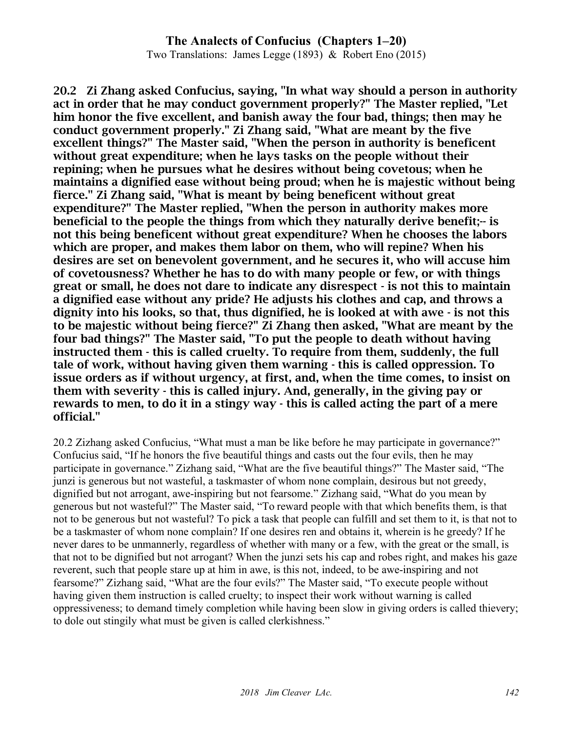**20.2 Zi Zhang asked Confucius, saying, "In what way should a person in authority act in order that he may conduct government properly?" The Master replied, "Let him honor the five excellent, and banish away the four bad, things; then may he conduct government properly." Zi Zhang said, "What are meant by the five excellent things?" The Master said, "When the person in authority is beneficent without great expenditure; when he lays tasks on the people without their repining; when he pursues what he desires without being covetous; when he maintains a dignified ease without being proud; when he is majestic without being fierce." Zi Zhang said, "What is meant by being beneficent without great expenditure?" The Master replied, "When the person in authority makes more beneficial to the people the things from which they naturally derive benefit;-- is not this being beneficent without great expenditure? When he chooses the labors which are proper, and makes them labor on them, who will repine? When his desires are set on benevolent government, and he secures it, who will accuse him of covetousness? Whether he has to do with many people or few, or with things great or small, he does not dare to indicate any disrespect - is not this to maintain a dignified ease without any pride? He adjusts his clothes and cap, and throws a dignity into his looks, so that, thus dignified, he is looked at with awe - is not this to be majestic without being fierce?" Zi Zhang then asked, "What are meant by the four bad things?" The Master said, "To put the people to death without having instructed them - this is called cruelty. To require from them, suddenly, the full tale of work, without having given them warning - this is called oppression. To issue orders as if without urgency, at first, and, when the time comes, to insist on them with severity - this is called injury. And, generally, in the giving pay or rewards to men, to do it in a stingy way - this is called acting the part of a mere official."**

20.2 Zizhang asked Confucius, "What must a man be like before he may participate in governance?" Confucius said, "If he honors the five beautiful things and casts out the four evils, then he may participate in governance." Zizhang said, "What are the five beautiful things?" The Master said, "The junzi is generous but not wasteful, a taskmaster of whom none complain, desirous but not greedy, dignified but not arrogant, awe-inspiring but not fearsome." Zizhang said, "What do you mean by generous but not wasteful?" The Master said, "To reward people with that which benefits them, is that not to be generous but not wasteful? To pick a task that people can fulfill and set them to it, is that not to be a taskmaster of whom none complain? If one desires ren and obtains it, wherein is he greedy? If he never dares to be unmannerly, regardless of whether with many or a few, with the great or the small, is that not to be dignified but not arrogant? When the junzi sets his cap and robes right, and makes his gaze reverent, such that people stare up at him in awe, is this not, indeed, to be awe-inspiring and not fearsome?" Zizhang said, "What are the four evils?" The Master said, "To execute people without having given them instruction is called cruelty; to inspect their work without warning is called oppressiveness; to demand timely completion while having been slow in giving orders is called thievery; to dole out stingily what must be given is called clerkishness."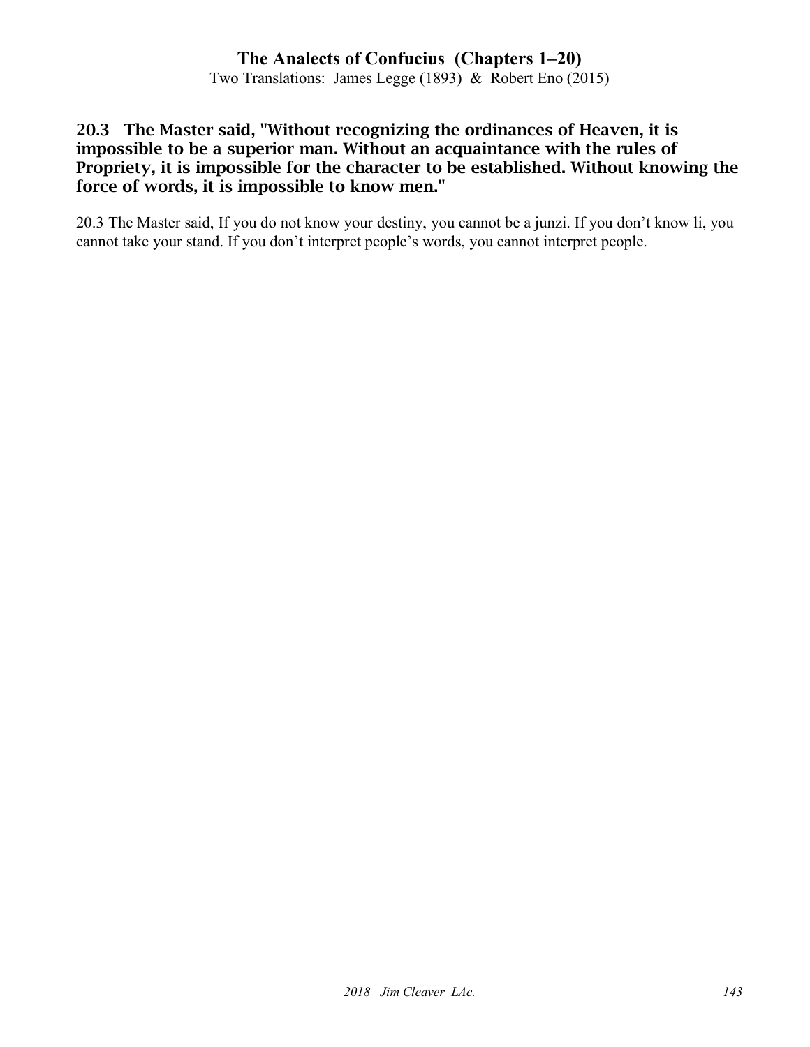### 20.3 The Master said, "Without recognizing the ordinances of Heaven, it is impossible to be a superior man. Without an acquaintance with the rules of Propriety, it is impossible for the character to be established. Without knowing the force of words, it is impossible to know men."

20.3 The Master said, If you do not know your destiny, you cannot be a junzi. If you don't know li, you cannot take your stand. If you don't interpret people's words, you cannot interpret people.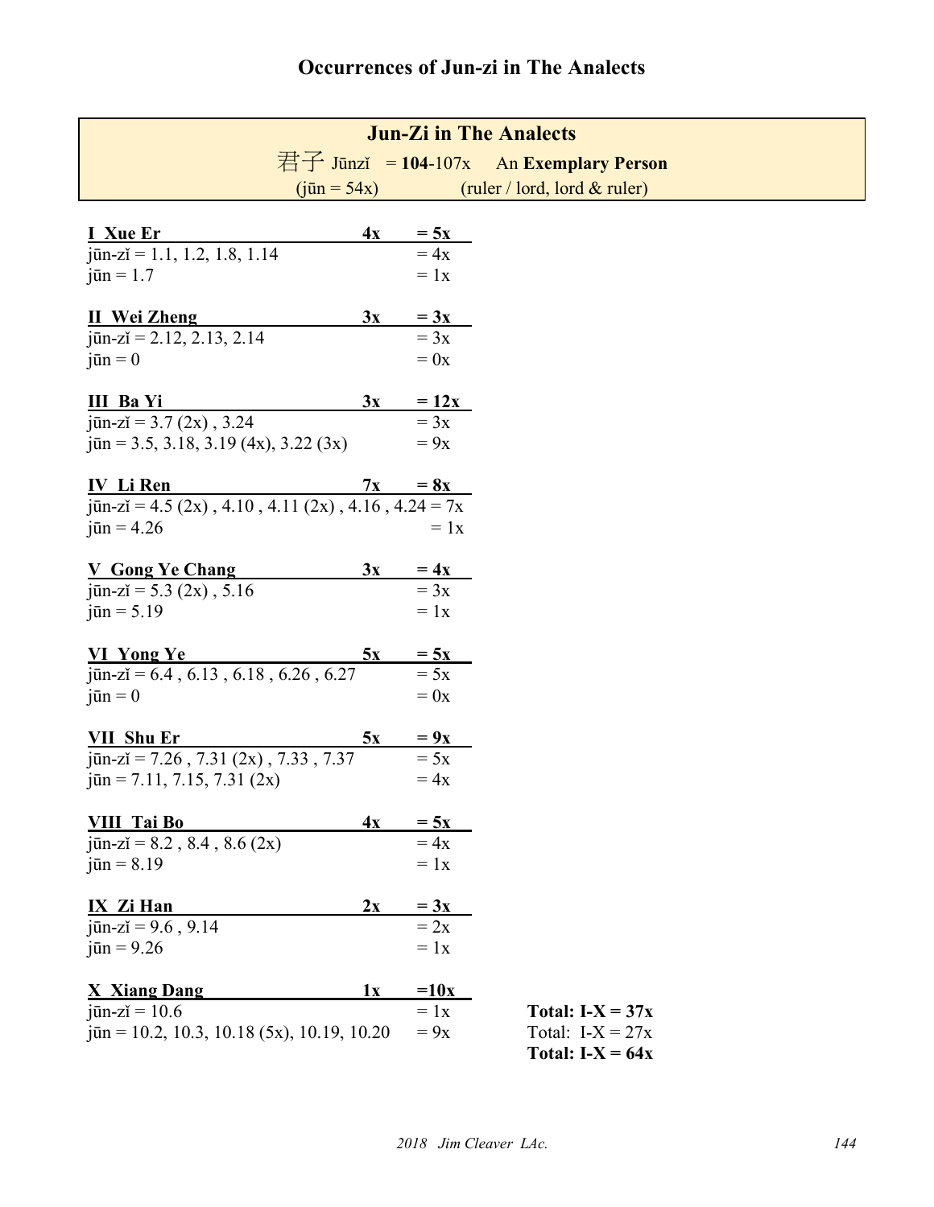# Occurrences of Jun-zi in The Analects

**Jun-Zi in The Analects**

君子 Jūnzǐ = **104**-107x An **Exemplary Person**

(jūn = 54x) (ruler / lord, lord & ruler)

**I Xue Er** **4x** **= 5x**

jūn-zǐ = 1.1, 1.2, 1.8, 1.14 = 4x

jūn = 1.7 = 1x

**II Wei Zheng** **3x** **= 3x**

jūn-zǐ = 2.12, 2.13, 2.14 = 3x

jūn = 0 = 0x

**III Ba Yi** **3x** **= 12x**

jūn-zǐ = 3.7 (2x) , 3.24 = 3x

jūn = 3.5, 3.18, 3.19 (4x), 3.22 (3x) = 9x

**IV Li Ren** **7x** **= 8x**

jūn-zǐ = 4.5 (2x) , 4.10 , 4.11 (2x) , 4.16 , 4.24 = 7x

jūn = 4.26 = 1x

**V Gong Ye Chang** **3x** **= 4x**

jūn-zǐ = 5.3 (2x) , 5.16 = 3x

jūn = 5.19 = 1x

**VI Yong Ye** **5x** **= 5x**

jūn-zǐ = 6.4 , 6.13 , 6.18 , 6.26 , 6.27 = 5x

jūn = 0 = 0x

**VII Shu Er** **5x** **= 9x**

jūn-zǐ = 7.26 , 7.31 (2x) , 7.33 , 7.37 = 5x

jūn = 7.11, 7.15, 7.31 (2x) = 4x

**VIII Tai Bo** **4x** **= 5x**

jūn-zǐ = 8.2 , 8.4 , 8.6 (2x) = 4x

jūn = 8.19 = 1x

**IX Zi Han** **2x** **= 3x**

jūn-zǐ = 9.6 , 9.14 = 2x

jūn = 9.26 = 1x

**X Xiang Dang** **1x** **=10x**

jūn-zǐ = 10.6 = 1x

jūn = 10.2, 10.3, 10.18 (5x), 10.19, 10.20 = 9x

**Total: I-X = 37x**

Total: I-X = 27x

**Total: I-X = 64x**

*2018 Jim Cleaver LAc.*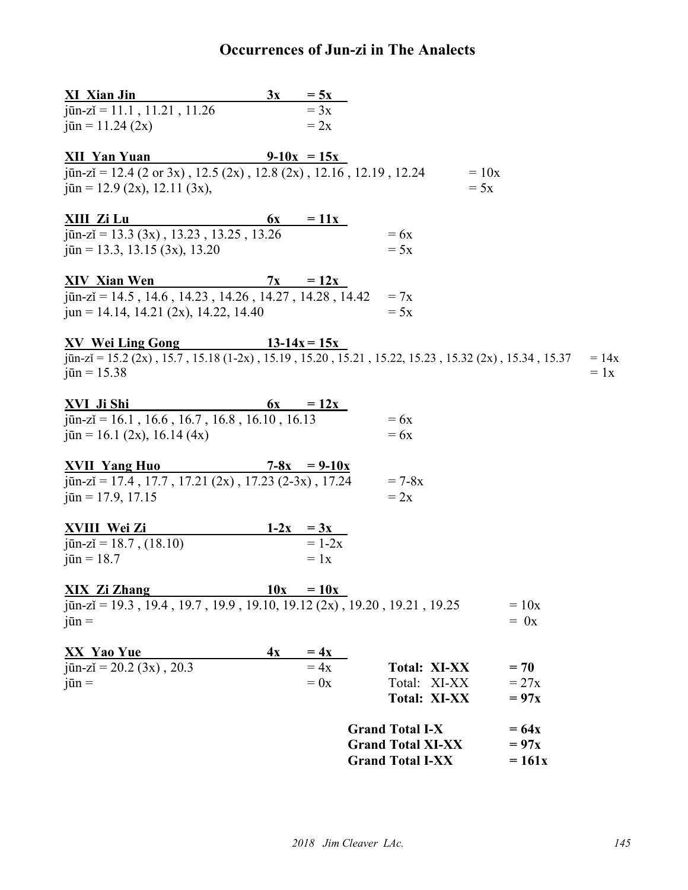# Occurrences of Jun-zi in The Analects

**XI Xian Jin 3x = 5x**

jūn-zǐ = 11.1 , 11.21 , 11.26 = 3x
jūn = 11.24 (2x) = 2x

**XII Yan Yuan 9-10x = 15x**

jūn-zǐ = 12.4 (2 or 3x) , 12.5 (2x) , 12.8 (2x) , 12.16 , 12.19 , 12.24 = 10x
jūn = 12.9 (2x), 12.11 (3x), = 5x

**XIII Zi Lu 6x = 11x**

jūn-zǐ = 13.3 (3x) , 13.23 , 13.25 , 13.26 = 6x
jūn = 13.3, 13.15 (3x), 13.20 = 5x

**XIV Xian Wen 7x = 12x**

jūn-zǐ = 14.5 , 14.6 , 14.23 , 14.26 , 14.27 , 14.28 , 14.42 = 7x
jun = 14.14, 14.21 (2x), 14.22, 14.40 = 5x

**XV Wei Ling Gong 13-14x = 15x**

jūn-zǐ = 15.2 (2x) , 15.7 , 15.18 (1-2x) , 15.19 , 15.20 , 15.21 , 15.22, 15.23 , 15.32 (2x) , 15.34 , 15.37 = 14x
jūn = 15.38 = 1x

**XVI Ji Shi 6x = 12x**

jūn-zǐ = 16.1 , 16.6 , 16.7 , 16.8 , 16.10 , 16.13 = 6x
jūn = 16.1 (2x), 16.14 (4x) = 6x

**XVII Yang Huo 7-8x = 9-10x**

jūn-zǐ = 17.4 , 17.7 , 17.21 (2x) , 17.23 (2-3x) , 17.24 = 7-8x
jūn = 17.9, 17.15 = 2x

**XVIII Wei Zi 1-2x = 3x**

jūn-zǐ = 18.7 , (18.10) = 1-2x
jūn = 18.7 = 1x

**XIX Zi Zhang 10x = 10x**

jūn-zǐ = 19.3 , 19.4 , 19.7 , 19.9 , 19.10, 19.12 (2x) , 19.20 , 19.21 , 19.25 = 10x
jūn = = 0x

**XX Yao Yue 4x = 4x**

jūn-zǐ = 20.2 (3x) , 20.3 = 4x
jūn = = 0x

**Total: XI-XX = 70**
Total: XI-XX = 27x
**Total: XI-XX = 97x**

**Grand Total I-X = 64x**
**Grand Total XI-XX = 97x**
**Grand Total I-XX = 161x**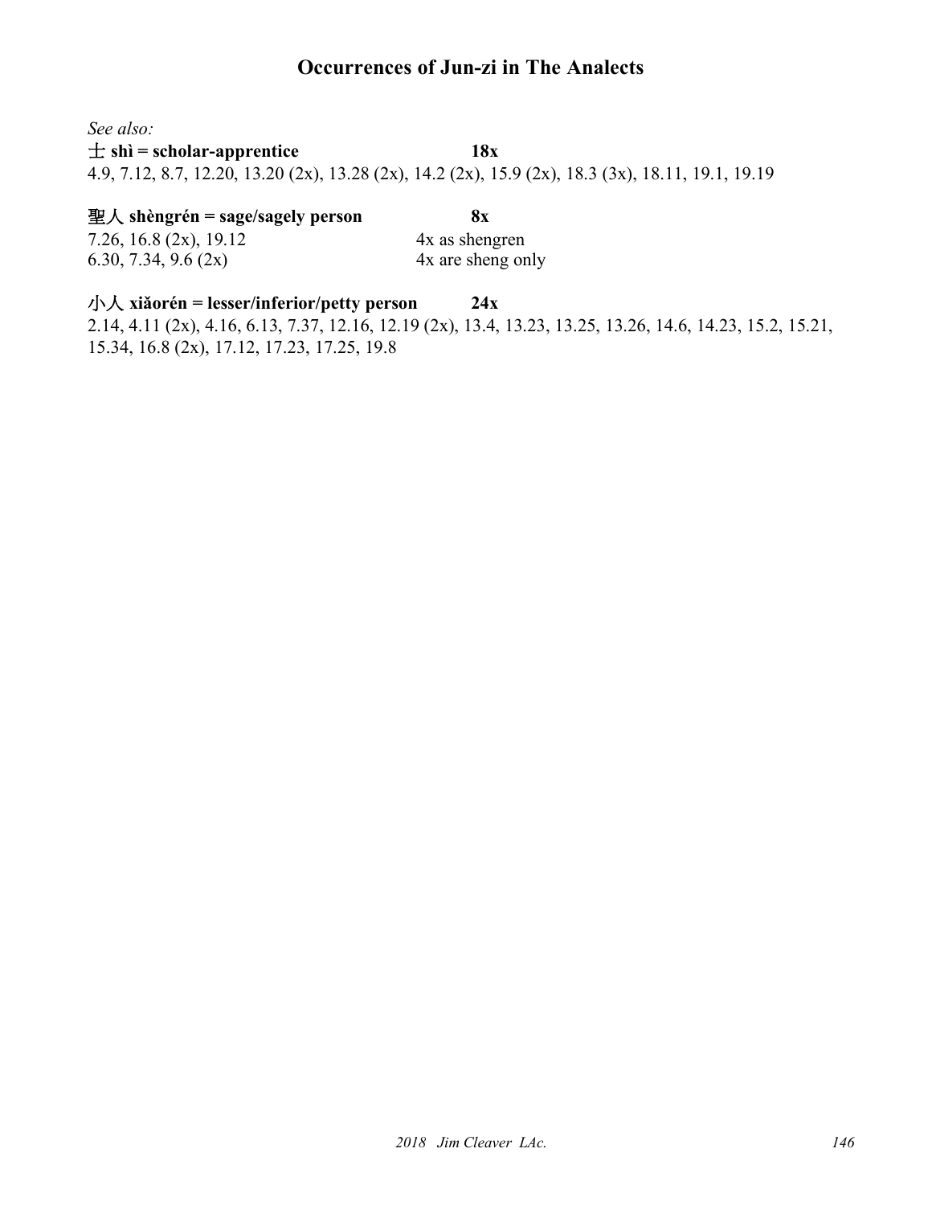# Occurrences of Jun-zi in The Analects

*See also:*

**士 shì = scholar-apprentice 18x**

4.9, 7.12, 8.7, 12.20, 13.20 (2x), 13.28 (2x), 14.2 (2x), 15.9 (2x), 18.3 (3x), 18.11, 19.1, 19.19

**聖人 shèngrén = sage/sagely person 8x**

7.26, 16.8 (2x), 19.12 4x as shengren

6.30, 7.34, 9.6 (2x) 4x are sheng only

**小人 xiǎorén = lesser/inferior/petty person 24x**

2.14, 4.11 (2x), 4.16, 6.13, 7.37, 12.16, 12.19 (2x), 13.4, 13.23, 13.25, 13.26, 14.6, 14.23, 15.2, 15.21, 15.34, 16.8 (2x), 17.12, 17.23, 17.25, 19.8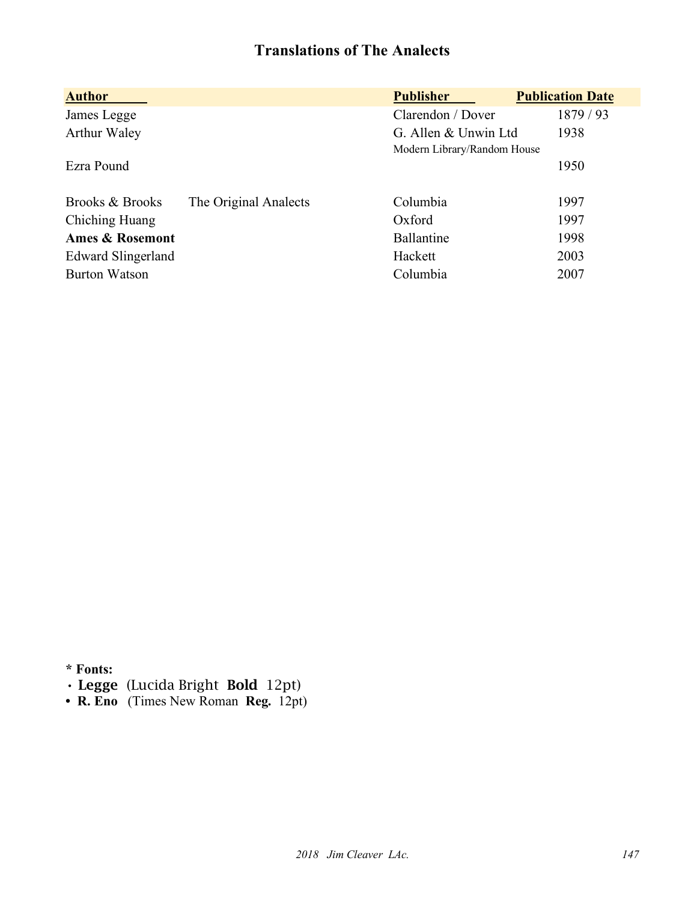## Translations of The Analects

| Author | | Publisher | Publication Date |
|---|---|---|---|
| James Legge | | Clarendon / Dover | 1879 / 93 |
| Arthur Waley | | G. Allen & Unwin Ltd | 1938 |
| | | Modern Library/Random House | |
| Ezra Pound | | | 1950 |
| Brooks & Brooks | The Original Analects | Columbia | 1997 |
| Chiching Huang | | Oxford | 1997 |
| **Ames & Rosemont** | | Ballantine | 1998 |
| Edward Slingerland | | Hackett | 2003 |
| Burton Watson | | Columbia | 2007 |

**\* Fonts:**

- **Legge** (Lucida Bright **Bold** 12pt)
- **R. Eno** (Times New Roman **Reg.** 12pt)

*2018 Jim Cleaver LAc.*